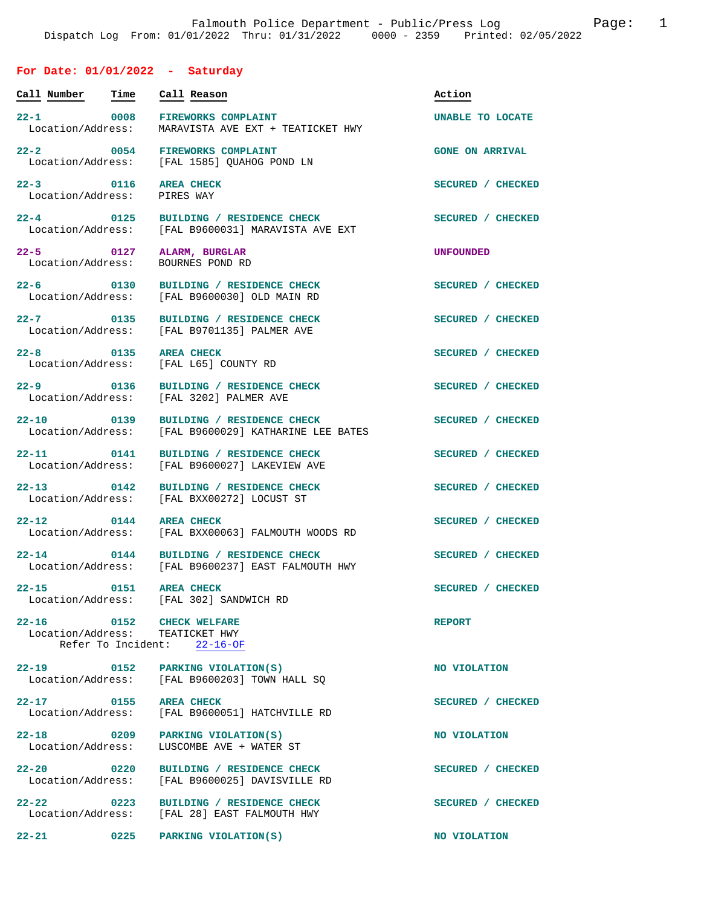Falmouth Police Department - Public/Press Log
Dispatch Log From: 01/01/2022 Thru: 01/31/2022 0000 - 2359 Printed: 02/05/2022

## For Date: 01/01/2022 - Saturday

| Call Number | Time | Call Reason | Action |
|---|---|---|---|
| 22-1 | 0008 | FIREWORKS COMPLAINT<br>Location/Address: MARAVISTA AVE EXT + TEATICKET HWY | UNABLE TO LOCATE |
| 22-2 | 0054 | FIREWORKS COMPLAINT<br>Location/Address: [FAL 1585] QUAHOG POND LN | GONE ON ARRIVAL |
| 22-3 | 0116 | AREA CHECK<br>Location/Address: PIRES WAY | SECURED / CHECKED |
| 22-4 | 0125 | BUILDING / RESIDENCE CHECK<br>Location/Address: [FAL B9600031] MARAVISTA AVE EXT | SECURED / CHECKED |
| 22-5 | 0127 | ALARM, BURGLAR<br>Location/Address: BOURNES POND RD | UNFOUNDED |
| 22-6 | 0130 | BUILDING / RESIDENCE CHECK<br>Location/Address: [FAL B9600030] OLD MAIN RD | SECURED / CHECKED |
| 22-7 | 0135 | BUILDING / RESIDENCE CHECK<br>Location/Address: [FAL B9701135] PALMER AVE | SECURED / CHECKED |
| 22-8 | 0135 | AREA CHECK<br>Location/Address: [FAL L65] COUNTY RD | SECURED / CHECKED |
| 22-9 | 0136 | BUILDING / RESIDENCE CHECK<br>Location/Address: [FAL 3202] PALMER AVE | SECURED / CHECKED |
| 22-10 | 0139 | BUILDING / RESIDENCE CHECK<br>Location/Address: [FAL B9600029] KATHARINE LEE BATES | SECURED / CHECKED |
| 22-11 | 0141 | BUILDING / RESIDENCE CHECK<br>Location/Address: [FAL B9600027] LAKEVIEW AVE | SECURED / CHECKED |
| 22-13 | 0142 | BUILDING / RESIDENCE CHECK<br>Location/Address: [FAL BXX00272] LOCUST ST | SECURED / CHECKED |
| 22-12 | 0144 | AREA CHECK<br>Location/Address: [FAL BXX00063] FALMOUTH WOODS RD | SECURED / CHECKED |
| 22-14 | 0144 | BUILDING / RESIDENCE CHECK<br>Location/Address: [FAL B9600237] EAST FALMOUTH HWY | SECURED / CHECKED |
| 22-15 | 0151 | AREA CHECK<br>Location/Address: [FAL 302] SANDWICH RD | SECURED / CHECKED |
| 22-16 | 0152 | CHECK WELFARE<br>Location/Address: TEATICKET HWY<br>Refer To Incident: 22-16-OF | REPORT |
| 22-19 | 0152 | PARKING VIOLATION(S)<br>Location/Address: [FAL B9600203] TOWN HALL SQ | NO VIOLATION |
| 22-17 | 0155 | AREA CHECK<br>Location/Address: [FAL B9600051] HATCHVILLE RD | SECURED / CHECKED |
| 22-18 | 0209 | PARKING VIOLATION(S)<br>Location/Address: LUSCOMBE AVE + WATER ST | NO VIOLATION |
| 22-20 | 0220 | BUILDING / RESIDENCE CHECK<br>Location/Address: [FAL B9600025] DAVISVILLE RD | SECURED / CHECKED |
| 22-22 | 0223 | BUILDING / RESIDENCE CHECK<br>Location/Address: [FAL 28] EAST FALMOUTH HWY | SECURED / CHECKED |
| 22-21 | 0225 | PARKING VIOLATION(S) | NO VIOLATION |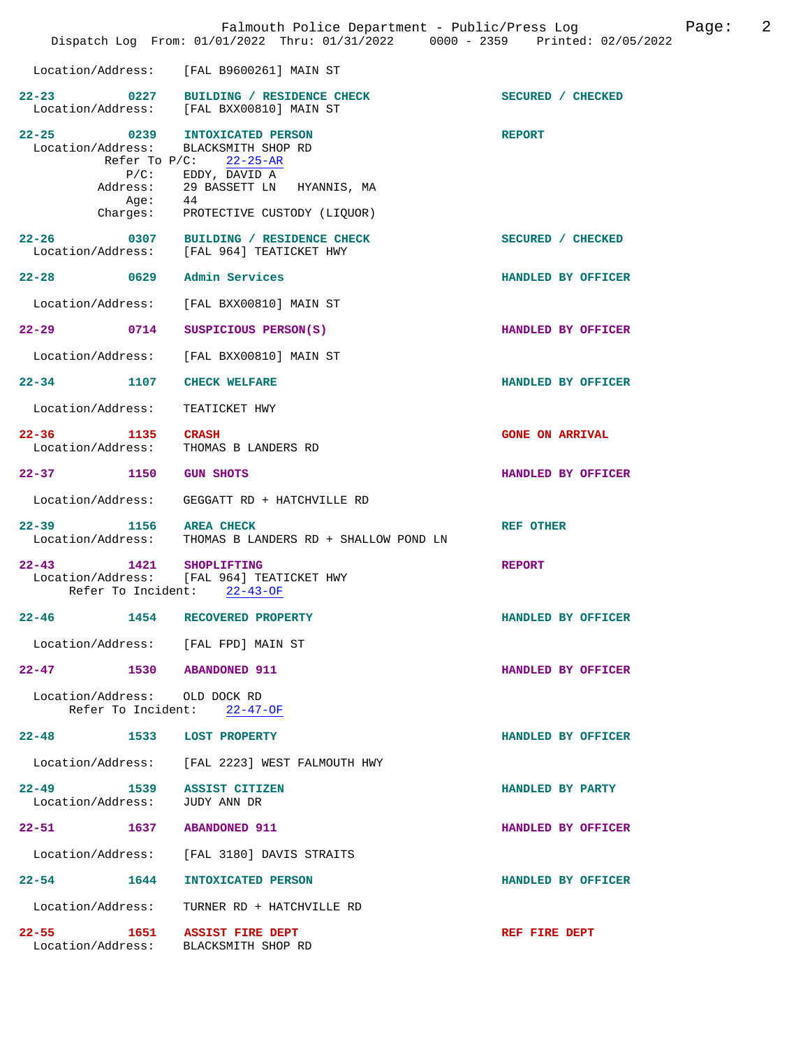Location/Address: [FAL B9600261] MAIN ST

**22-23** 0227 **BUILDING / RESIDENCE CHECK** — SECURED / CHECKED
Location/Address: [FAL BXX00810] MAIN ST

**22-25** 0239 **INTOXICATED PERSON** — REPORT
Location/Address: BLACKSMITH SHOP RD
Refer To P/C: 22-25-AR
P/C: EDDY, DAVID A
Address: 29 BASSETT LN HYANNIS, MA
Age: 44
Charges: PROTECTIVE CUSTODY (LIQUOR)

**22-26** 0307 **BUILDING / RESIDENCE CHECK** — SECURED / CHECKED
Location/Address: [FAL 964] TEATICKET HWY

**22-28** 0629 **Admin Services** — HANDLED BY OFFICER
Location/Address: [FAL BXX00810] MAIN ST

**22-29** 0714 **SUSPICIOUS PERSON(S)** — HANDLED BY OFFICER
Location/Address: [FAL BXX00810] MAIN ST

**22-34** 1107 **CHECK WELFARE** — HANDLED BY OFFICER
Location/Address: TEATICKET HWY

**22-36** 1135 **CRASH** — GONE ON ARRIVAL
Location/Address: THOMAS B LANDERS RD

**22-37** 1150 **GUN SHOTS** — HANDLED BY OFFICER
Location/Address: GEGGATT RD + HATCHVILLE RD

**22-39** 1156 **AREA CHECK** — REF OTHER
Location/Address: THOMAS B LANDERS RD + SHALLOW POND LN

**22-43** 1421 **SHOPLIFTING** — REPORT
Location/Address: [FAL 964] TEATICKET HWY
Refer To Incident: 22-43-OF

**22-46** 1454 **RECOVERED PROPERTY** — HANDLED BY OFFICER
Location/Address: [FAL FPD] MAIN ST

**22-47** 1530 **ABANDONED 911** — HANDLED BY OFFICER
Location/Address: OLD DOCK RD
Refer To Incident: 22-47-OF

**22-48** 1533 **LOST PROPERTY** — HANDLED BY OFFICER
Location/Address: [FAL 2223] WEST FALMOUTH HWY

**22-49** 1539 **ASSIST CITIZEN** — HANDLED BY PARTY
Location/Address: JUDY ANN DR

**22-51** 1637 **ABANDONED 911** — HANDLED BY OFFICER
Location/Address: [FAL 3180] DAVIS STRAITS

**22-54** 1644 **INTOXICATED PERSON** — HANDLED BY OFFICER
Location/Address: TURNER RD + HATCHVILLE RD

**22-55** 1651 **ASSIST FIRE DEPT** — REF FIRE DEPT
Location/Address: BLACKSMITH SHOP RD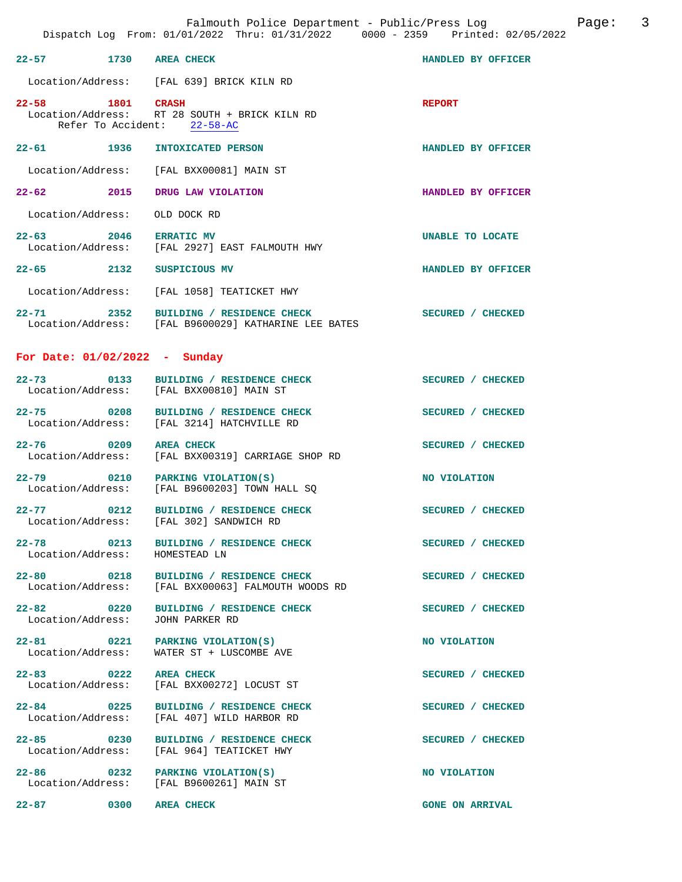**22-57** 1730 **AREA CHECK** **HANDLED BY OFFICER**

Location/Address: [FAL 639] BRICK KILN RD

**22-58** 1801 **CRASH** **REPORT**
Location/Address: RT 28 SOUTH + BRICK KILN RD
Refer To Accident: 22-58-AC

**22-61** 1936 **INTOXICATED PERSON** **HANDLED BY OFFICER**

Location/Address: [FAL BXX00081] MAIN ST

**22-62** 2015 **DRUG LAW VIOLATION** **HANDLED BY OFFICER**

Location/Address: OLD DOCK RD

**22-63** 2046 **ERRATIC MV** **UNABLE TO LOCATE**
Location/Address: [FAL 2927] EAST FALMOUTH HWY

**22-65** 2132 **SUSPICIOUS MV** **HANDLED BY OFFICER**

Location/Address: [FAL 1058] TEATICKET HWY

**22-71** 2352 **BUILDING / RESIDENCE CHECK** **SECURED / CHECKED**
Location/Address: [FAL B9600029] KATHARINE LEE BATES

## For Date: 01/02/2022 - Sunday

**22-73** 0133 **BUILDING / RESIDENCE CHECK** **SECURED / CHECKED**
Location/Address: [FAL BXX00810] MAIN ST

**22-75** 0208 **BUILDING / RESIDENCE CHECK** **SECURED / CHECKED**
Location/Address: [FAL 3214] HATCHVILLE RD

**22-76** 0209 **AREA CHECK** **SECURED / CHECKED**
Location/Address: [FAL BXX00319] CARRIAGE SHOP RD

**22-79** 0210 **PARKING VIOLATION(S)** **NO VIOLATION**
Location/Address: [FAL B9600203] TOWN HALL SQ

**22-77** 0212 **BUILDING / RESIDENCE CHECK** **SECURED / CHECKED**
Location/Address: [FAL 302] SANDWICH RD

**22-78** 0213 **BUILDING / RESIDENCE CHECK** **SECURED / CHECKED**
Location/Address: HOMESTEAD LN

**22-80** 0218 **BUILDING / RESIDENCE CHECK** **SECURED / CHECKED**
Location/Address: [FAL BXX00063] FALMOUTH WOODS RD

**22-82** 0220 **BUILDING / RESIDENCE CHECK** **SECURED / CHECKED**
Location/Address: JOHN PARKER RD

**22-81** 0221 **PARKING VIOLATION(S)** **NO VIOLATION**
Location/Address: WATER ST + LUSCOMBE AVE

**22-83** 0222 **AREA CHECK** **SECURED / CHECKED**
Location/Address: [FAL BXX00272] LOCUST ST

**22-84** 0225 **BUILDING / RESIDENCE CHECK** **SECURED / CHECKED**
Location/Address: [FAL 407] WILD HARBOR RD

**22-85** 0230 **BUILDING / RESIDENCE CHECK** **SECURED / CHECKED**
Location/Address: [FAL 964] TEATICKET HWY

**22-86** 0232 **PARKING VIOLATION(S)** **NO VIOLATION**
Location/Address: [FAL B9600261] MAIN ST

**22-87** 0300 **AREA CHECK** **GONE ON ARRIVAL**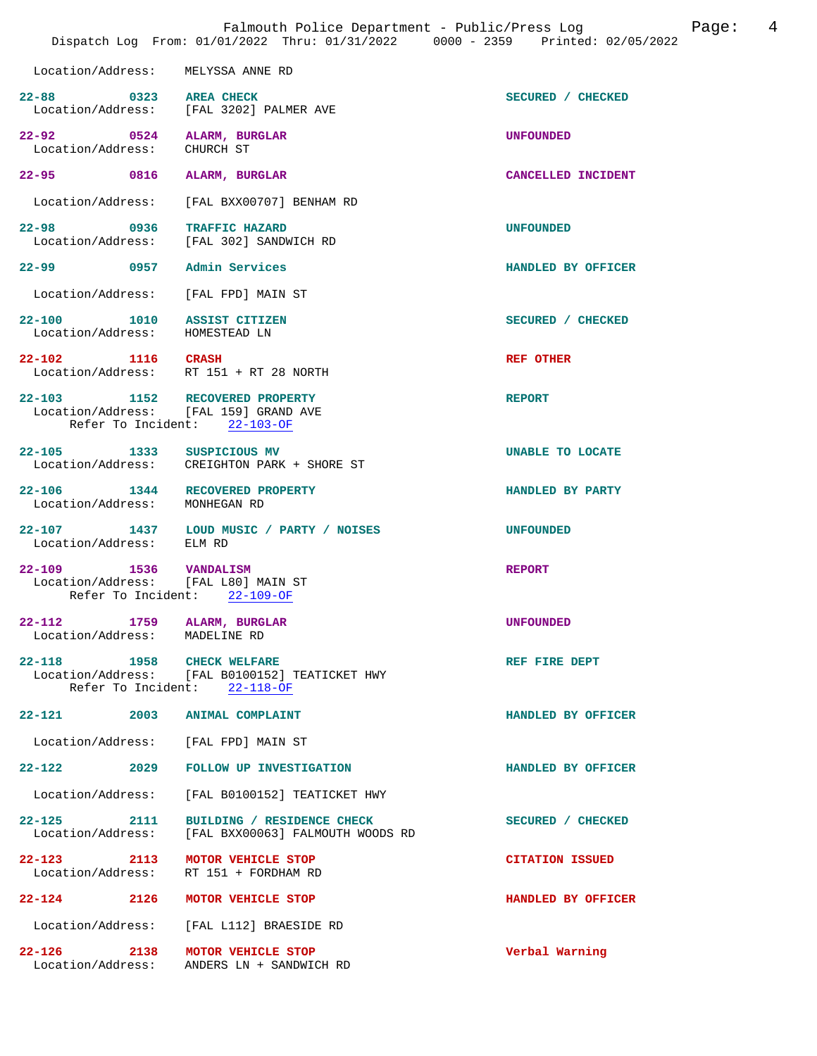Location/Address: MELYSSA ANNE RD

| Call # | Time | Call Reason | Action |
| --- | --- | --- | --- |
| 22-88 | 0323 | AREA CHECK | SECURED / CHECKED |
| | | Location/Address: [FAL 3202] PALMER AVE | |
| 22-92 | 0524 | ALARM, BURGLAR | UNFOUNDED |
| | | Location/Address: CHURCH ST | |
| 22-95 | 0816 | ALARM, BURGLAR | CANCELLED INCIDENT |
| | | Location/Address: [FAL BXX00707] BENHAM RD | |
| 22-98 | 0936 | TRAFFIC HAZARD | UNFOUNDED |
| | | Location/Address: [FAL 302] SANDWICH RD | |
| 22-99 | 0957 | Admin Services | HANDLED BY OFFICER |
| | | Location/Address: [FAL FPD] MAIN ST | |
| 22-100 | 1010 | ASSIST CITIZEN | SECURED / CHECKED |
| | | Location/Address: HOMESTEAD LN | |
| 22-102 | 1116 | CRASH | REF OTHER |
| | | Location/Address: RT 151 + RT 28 NORTH | |
| 22-103 | 1152 | RECOVERED PROPERTY | REPORT |
| | | Location/Address: [FAL 159] GRAND AVE; Refer To Incident: 22-103-OF | |
| 22-105 | 1333 | SUSPICIOUS MV | UNABLE TO LOCATE |
| | | Location/Address: CREIGHTON PARK + SHORE ST | |
| 22-106 | 1344 | RECOVERED PROPERTY | HANDLED BY PARTY |
| | | Location/Address: MONHEGAN RD | |
| 22-107 | 1437 | LOUD MUSIC / PARTY / NOISES | UNFOUNDED |
| | | Location/Address: ELM RD | |
| 22-109 | 1536 | VANDALISM | REPORT |
| | | Location/Address: [FAL L80] MAIN ST; Refer To Incident: 22-109-OF | |
| 22-112 | 1759 | ALARM, BURGLAR | UNFOUNDED |
| | | Location/Address: MADELINE RD | |
| 22-118 | 1958 | CHECK WELFARE | REF FIRE DEPT |
| | | Location/Address: [FAL B0100152] TEATICKET HWY; Refer To Incident: 22-118-OF | |
| 22-121 | 2003 | ANIMAL COMPLAINT | HANDLED BY OFFICER |
| | | Location/Address: [FAL FPD] MAIN ST | |
| 22-122 | 2029 | FOLLOW UP INVESTIGATION | HANDLED BY OFFICER |
| | | Location/Address: [FAL B0100152] TEATICKET HWY | |
| 22-125 | 2111 | BUILDING / RESIDENCE CHECK | SECURED / CHECKED |
| | | Location/Address: [FAL BXX00063] FALMOUTH WOODS RD | |
| 22-123 | 2113 | MOTOR VEHICLE STOP | CITATION ISSUED |
| | | Location/Address: RT 151 + FORDHAM RD | |
| 22-124 | 2126 | MOTOR VEHICLE STOP | HANDLED BY OFFICER |
| | | Location/Address: [FAL L112] BRAESIDE RD | |
| 22-126 | 2138 | MOTOR VEHICLE STOP | Verbal Warning |
| | | Location/Address: ANDERS LN + SANDWICH RD | |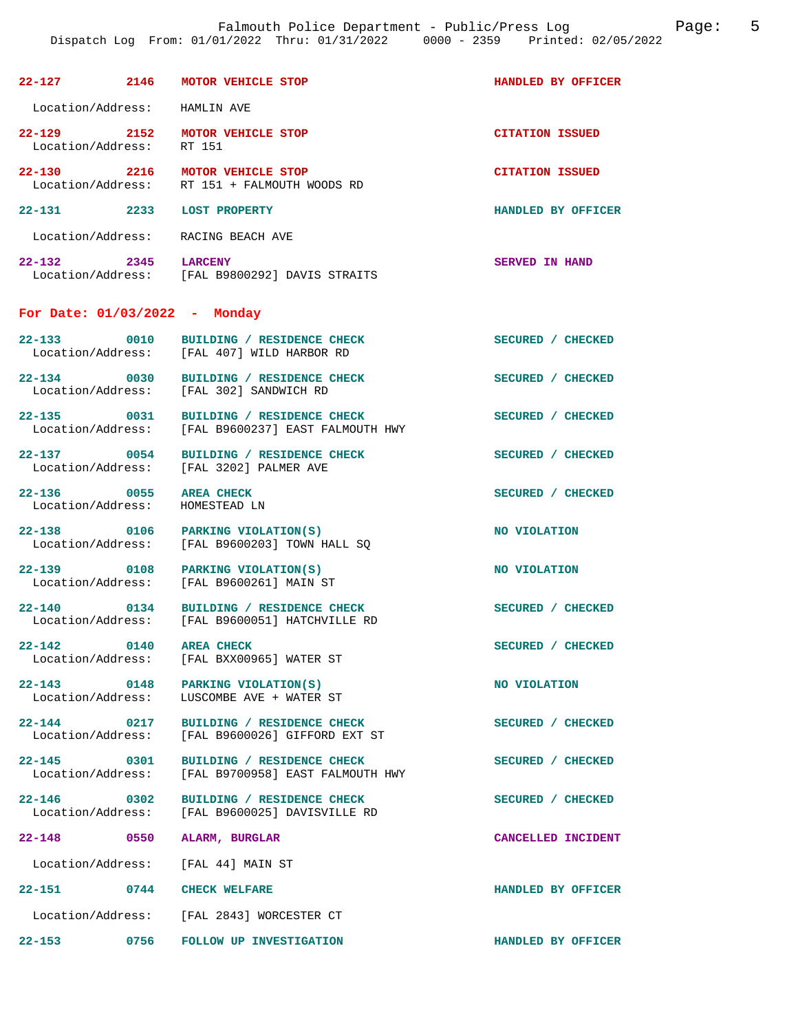| Incident | Time | Call Type | Disposition |
|---|---|---|---|
| 22-127 | 2146 | MOTOR VEHICLE STOP | HANDLED BY OFFICER |
| Location/Address: | | HAMLIN AVE | |
| 22-129 | 2152 | MOTOR VEHICLE STOP | CITATION ISSUED |
| Location/Address: | | RT 151 | |
| 22-130 | 2216 | MOTOR VEHICLE STOP | CITATION ISSUED |
| Location/Address: | | RT 151 + FALMOUTH WOODS RD | |
| 22-131 | 2233 | LOST PROPERTY | HANDLED BY OFFICER |
| Location/Address: | | RACING BEACH AVE | |
| 22-132 | 2345 | LARCENY | SERVED IN HAND |
| Location/Address: | | [FAL B9800292] DAVIS STRAITS | |

## For Date: 01/03/2022 - Monday

| Incident | Time | Call Type | Disposition |
|---|---|---|---|
| 22-133 | 0010 | BUILDING / RESIDENCE CHECK | SECURED / CHECKED |
| Location/Address: | | [FAL 407] WILD HARBOR RD | |
| 22-134 | 0030 | BUILDING / RESIDENCE CHECK | SECURED / CHECKED |
| Location/Address: | | [FAL 302] SANDWICH RD | |
| 22-135 | 0031 | BUILDING / RESIDENCE CHECK | SECURED / CHECKED |
| Location/Address: | | [FAL B9600237] EAST FALMOUTH HWY | |
| 22-137 | 0054 | BUILDING / RESIDENCE CHECK | SECURED / CHECKED |
| Location/Address: | | [FAL 3202] PALMER AVE | |
| 22-136 | 0055 | AREA CHECK | SECURED / CHECKED |
| Location/Address: | | HOMESTEAD LN | |
| 22-138 | 0106 | PARKING VIOLATION(S) | NO VIOLATION |
| Location/Address: | | [FAL B9600203] TOWN HALL SQ | |
| 22-139 | 0108 | PARKING VIOLATION(S) | NO VIOLATION |
| Location/Address: | | [FAL B9600261] MAIN ST | |
| 22-140 | 0134 | BUILDING / RESIDENCE CHECK | SECURED / CHECKED |
| Location/Address: | | [FAL B9600051] HATCHVILLE RD | |
| 22-142 | 0140 | AREA CHECK | SECURED / CHECKED |
| Location/Address: | | [FAL BXX00965] WATER ST | |
| 22-143 | 0148 | PARKING VIOLATION(S) | NO VIOLATION |
| Location/Address: | | LUSCOMBE AVE + WATER ST | |
| 22-144 | 0217 | BUILDING / RESIDENCE CHECK | SECURED / CHECKED |
| Location/Address: | | [FAL B9600026] GIFFORD EXT ST | |
| 22-145 | 0301 | BUILDING / RESIDENCE CHECK | SECURED / CHECKED |
| Location/Address: | | [FAL B9700958] EAST FALMOUTH HWY | |
| 22-146 | 0302 | BUILDING / RESIDENCE CHECK | SECURED / CHECKED |
| Location/Address: | | [FAL B9600025] DAVISVILLE RD | |
| 22-148 | 0550 | ALARM, BURGLAR | CANCELLED INCIDENT |
| Location/Address: | | [FAL 44] MAIN ST | |
| 22-151 | 0744 | CHECK WELFARE | HANDLED BY OFFICER |
| Location/Address: | | [FAL 2843] WORCESTER CT | |
| 22-153 | 0756 | FOLLOW UP INVESTIGATION | HANDLED BY OFFICER |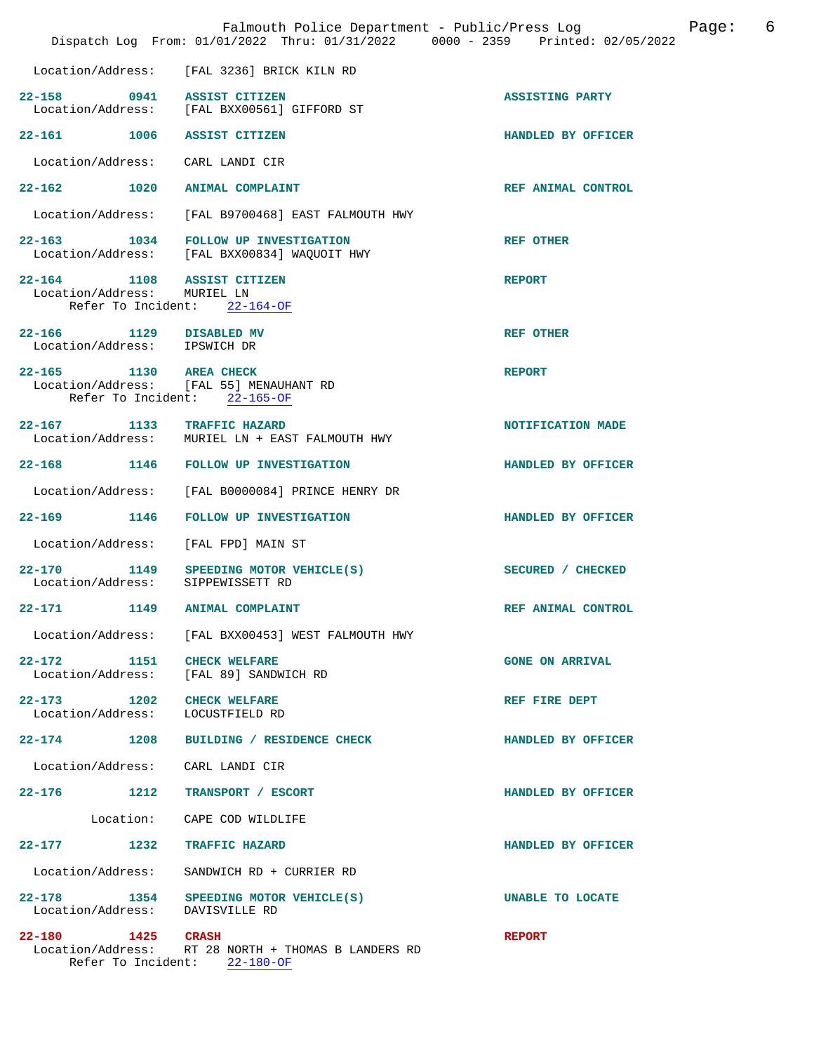Location/Address: [FAL 3236] BRICK KILN RD

**22-158** **0941** **ASSIST CITIZEN** **ASSISTING PARTY**
Location/Address: [FAL BXX00561] GIFFORD ST

**22-161** **1006** **ASSIST CITIZEN** **HANDLED BY OFFICER**
Location/Address: CARL LANDI CIR

**22-162** **1020** **ANIMAL COMPLAINT** **REF ANIMAL CONTROL**
Location/Address: [FAL B9700468] EAST FALMOUTH HWY

**22-163** **1034** **FOLLOW UP INVESTIGATION** **REF OTHER**
Location/Address: [FAL BXX00834] WAQUOIT HWY

**22-164** **1108** **ASSIST CITIZEN** **REPORT**
Location/Address: MURIEL LN
Refer To Incident: 22-164-OF

**22-166** **1129** **DISABLED MV** **REF OTHER**
Location/Address: IPSWICH DR

**22-165** **1130** **AREA CHECK** **REPORT**
Location/Address: [FAL 55] MENAUHANT RD
Refer To Incident: 22-165-OF

**22-167** **1133** **TRAFFIC HAZARD** **NOTIFICATION MADE**
Location/Address: MURIEL LN + EAST FALMOUTH HWY

**22-168** **1146** **FOLLOW UP INVESTIGATION** **HANDLED BY OFFICER**
Location/Address: [FAL B0000084] PRINCE HENRY DR

**22-169** **1146** **FOLLOW UP INVESTIGATION** **HANDLED BY OFFICER**
Location/Address: [FAL FPD] MAIN ST

**22-170** **1149** **SPEEDING MOTOR VEHICLE(S)** **SECURED / CHECKED**
Location/Address: SIPPEWISSETT RD

**22-171** **1149** **ANIMAL COMPLAINT** **REF ANIMAL CONTROL**
Location/Address: [FAL BXX00453] WEST FALMOUTH HWY

**22-172** **1151** **CHECK WELFARE** **GONE ON ARRIVAL**
Location/Address: [FAL 89] SANDWICH RD

**22-173** **1202** **CHECK WELFARE** **REF FIRE DEPT**
Location/Address: LOCUSTFIELD RD

**22-174** **1208** **BUILDING / RESIDENCE CHECK** **HANDLED BY OFFICER**
Location/Address: CARL LANDI CIR

**22-176** **1212** **TRANSPORT / ESCORT** **HANDLED BY OFFICER**
Location: CAPE COD WILDLIFE

**22-177** **1232** **TRAFFIC HAZARD** **HANDLED BY OFFICER**
Location/Address: SANDWICH RD + CURRIER RD

**22-178** **1354** **SPEEDING MOTOR VEHICLE(S)** **UNABLE TO LOCATE**
Location/Address: DAVISVILLE RD

**22-180** **1425** **CRASH** **REPORT**
Location/Address: RT 28 NORTH + THOMAS B LANDERS RD
Refer To Incident: 22-180-OF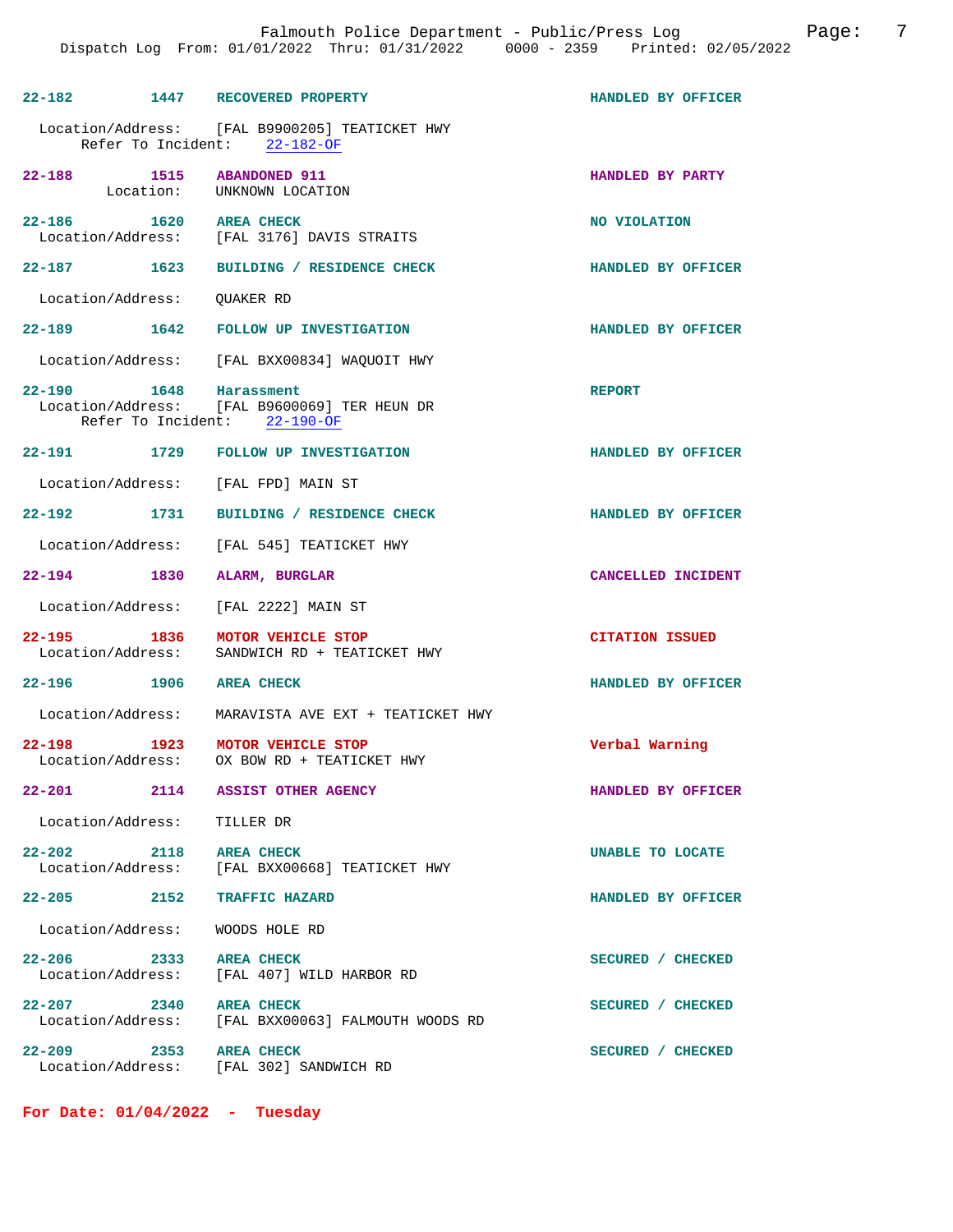**22-182** 1447 **RECOVERED PROPERTY** — **HANDLED BY OFFICER**
Location/Address: [FAL B9900205] TEATICKET HWY
Refer To Incident: 22-182-OF

**22-188** 1515 **ABANDONED 911** — **HANDLED BY PARTY**
Location: UNKNOWN LOCATION

**22-186** 1620 **AREA CHECK** — **NO VIOLATION**
Location/Address: [FAL 3176] DAVIS STRAITS

**22-187** 1623 **BUILDING / RESIDENCE CHECK** — **HANDLED BY OFFICER**
Location/Address: QUAKER RD

**22-189** 1642 **FOLLOW UP INVESTIGATION** — **HANDLED BY OFFICER**
Location/Address: [FAL BXX00834] WAQUOIT HWY

**22-190** 1648 **Harassment** — **REPORT**
Location/Address: [FAL B9600069] TER HEUN DR
Refer To Incident: 22-190-OF

**22-191** 1729 **FOLLOW UP INVESTIGATION** — **HANDLED BY OFFICER**
Location/Address: [FAL FPD] MAIN ST

**22-192** 1731 **BUILDING / RESIDENCE CHECK** — **HANDLED BY OFFICER**
Location/Address: [FAL 545] TEATICKET HWY

**22-194** 1830 **ALARM, BURGLAR** — **CANCELLED INCIDENT**
Location/Address: [FAL 2222] MAIN ST

**22-195** 1836 **MOTOR VEHICLE STOP** — **CITATION ISSUED**
Location/Address: SANDWICH RD + TEATICKET HWY

**22-196** 1906 **AREA CHECK** — **HANDLED BY OFFICER**
Location/Address: MARAVISTA AVE EXT + TEATICKET HWY

**22-198** 1923 **MOTOR VEHICLE STOP** — **Verbal Warning**
Location/Address: OX BOW RD + TEATICKET HWY

**22-201** 2114 **ASSIST OTHER AGENCY** — **HANDLED BY OFFICER**
Location/Address: TILLER DR

**22-202** 2118 **AREA CHECK** — **UNABLE TO LOCATE**
Location/Address: [FAL BXX00668] TEATICKET HWY

**22-205** 2152 **TRAFFIC HAZARD** — **HANDLED BY OFFICER**
Location/Address: WOODS HOLE RD

**22-206** 2333 **AREA CHECK** — **SECURED / CHECKED**
Location/Address: [FAL 407] WILD HARBOR RD

**22-207** 2340 **AREA CHECK** — **SECURED / CHECKED**
Location/Address: [FAL BXX00063] FALMOUTH WOODS RD

**22-209** 2353 **AREA CHECK** — **SECURED / CHECKED**
Location/Address: [FAL 302] SANDWICH RD

## For Date: 01/04/2022 - Tuesday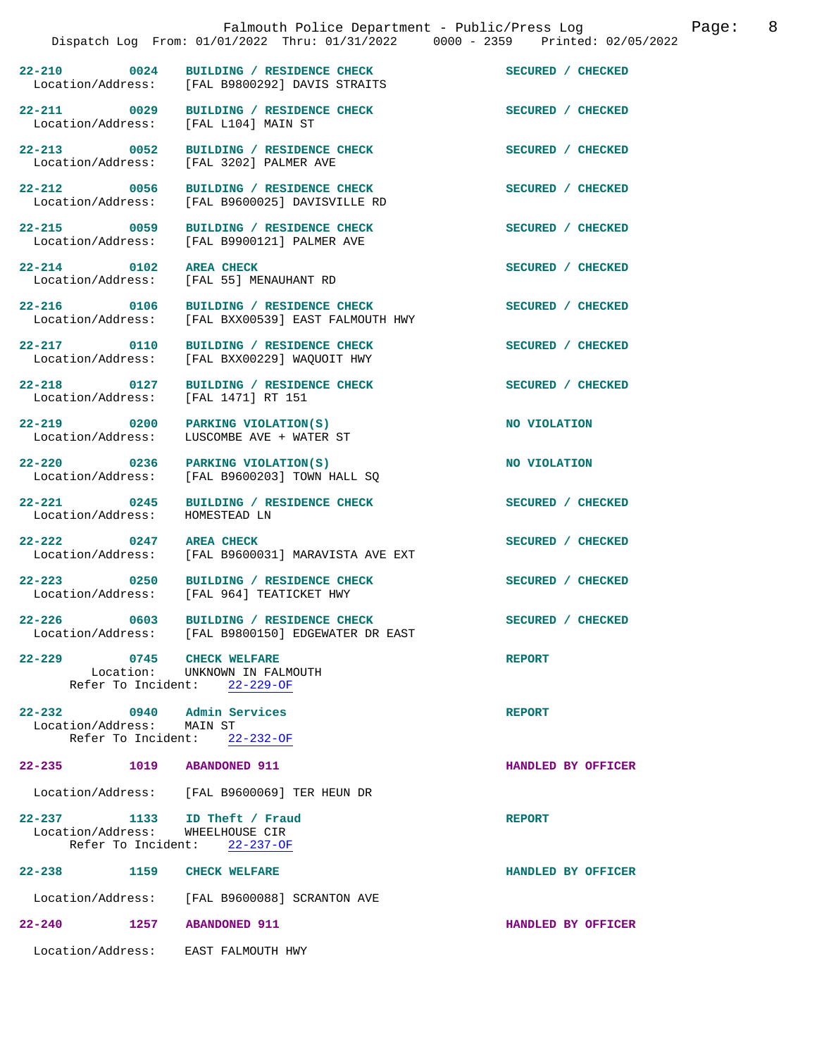22-210 0024 BUILDING / RESIDENCE CHECK SECURED / CHECKED
Location/Address: [FAL B9800292] DAVIS STRAITS

22-211 0029 BUILDING / RESIDENCE CHECK SECURED / CHECKED
Location/Address: [FAL L104] MAIN ST

22-213 0052 BUILDING / RESIDENCE CHECK SECURED / CHECKED
Location/Address: [FAL 3202] PALMER AVE

22-212 0056 BUILDING / RESIDENCE CHECK SECURED / CHECKED
Location/Address: [FAL B9600025] DAVISVILLE RD

22-215 0059 BUILDING / RESIDENCE CHECK SECURED / CHECKED
Location/Address: [FAL B9900121] PALMER AVE

22-214 0102 AREA CHECK SECURED / CHECKED
Location/Address: [FAL 55] MENAUHANT RD

22-216 0106 BUILDING / RESIDENCE CHECK SECURED / CHECKED
Location/Address: [FAL BXX00539] EAST FALMOUTH HWY

22-217 0110 BUILDING / RESIDENCE CHECK SECURED / CHECKED
Location/Address: [FAL BXX00229] WAQUOIT HWY

22-218 0127 BUILDING / RESIDENCE CHECK SECURED / CHECKED
Location/Address: [FAL 1471] RT 151

22-219 0200 PARKING VIOLATION(S) NO VIOLATION
Location/Address: LUSCOMBE AVE + WATER ST

22-220 0236 PARKING VIOLATION(S) NO VIOLATION
Location/Address: [FAL B9600203] TOWN HALL SQ

22-221 0245 BUILDING / RESIDENCE CHECK SECURED / CHECKED
Location/Address: HOMESTEAD LN

22-222 0247 AREA CHECK SECURED / CHECKED
Location/Address: [FAL B9600031] MARAVISTA AVE EXT

22-223 0250 BUILDING / RESIDENCE CHECK SECURED / CHECKED
Location/Address: [FAL 964] TEATICKET HWY

22-226 0603 BUILDING / RESIDENCE CHECK SECURED / CHECKED
Location/Address: [FAL B9800150] EDGEWATER DR EAST

22-229 0745 CHECK WELFARE REPORT
Location: UNKNOWN IN FALMOUTH
Refer To Incident: 22-229-OF

22-232 0940 Admin Services REPORT
Location/Address: MAIN ST
Refer To Incident: 22-232-OF

22-235 1019 ABANDONED 911 HANDLED BY OFFICER
Location/Address: [FAL B9600069] TER HEUN DR

22-237 1133 ID Theft / Fraud REPORT
Location/Address: WHEELHOUSE CIR
Refer To Incident: 22-237-OF

22-238 1159 CHECK WELFARE HANDLED BY OFFICER
Location/Address: [FAL B9600088] SCRANTON AVE

22-240 1257 ABANDONED 911 HANDLED BY OFFICER
Location/Address: EAST FALMOUTH HWY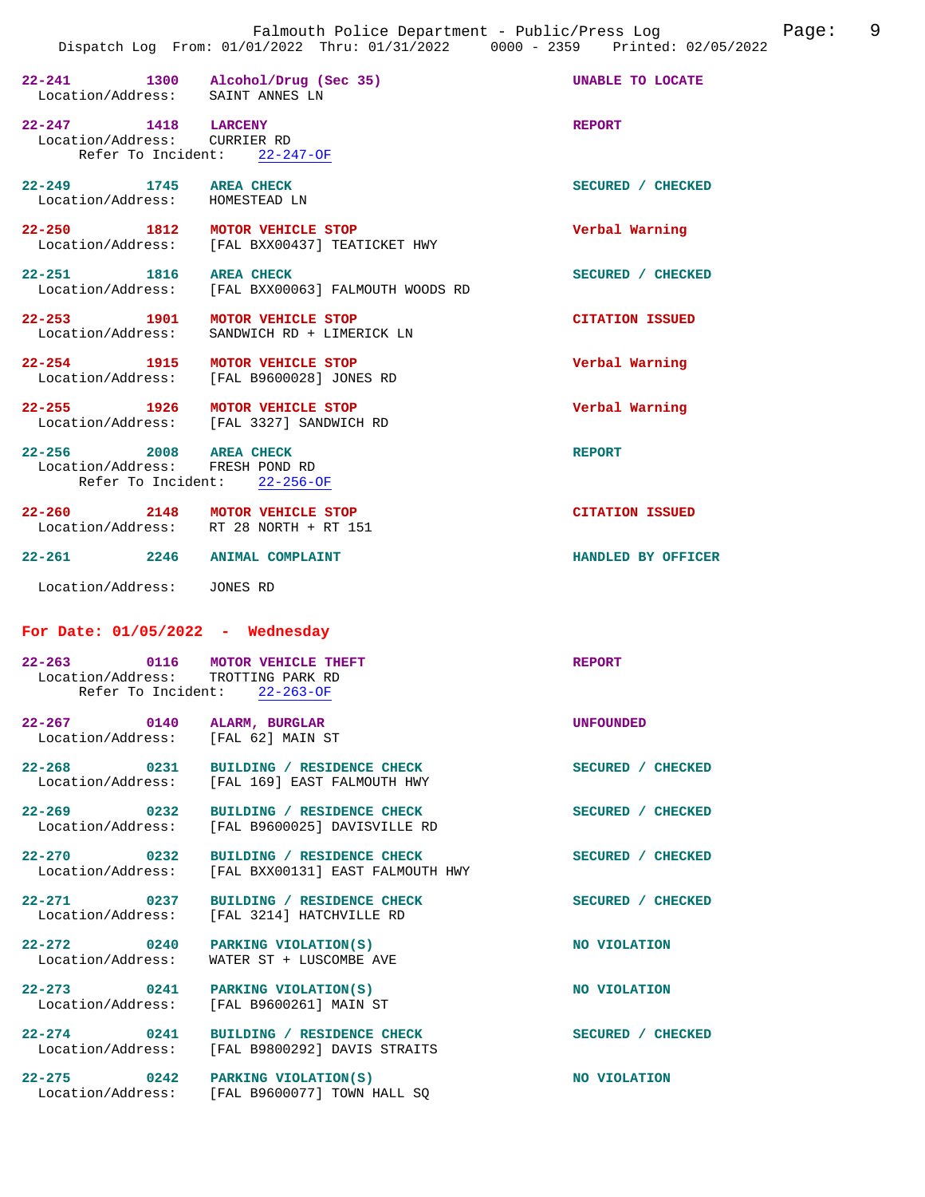**22-241** 1300 **Alcohol/Drug (Sec 35)** UNABLE TO LOCATE
Location/Address: SAINT ANNES LN

**22-247** 1418 **LARCENY** REPORT
Location/Address: CURRIER RD
Refer To Incident: 22-247-OF

**22-249** 1745 **AREA CHECK** SECURED / CHECKED
Location/Address: HOMESTEAD LN

**22-250** 1812 **MOTOR VEHICLE STOP** Verbal Warning
Location/Address: [FAL BXX00437] TEATICKET HWY

**22-251** 1816 **AREA CHECK** SECURED / CHECKED
Location/Address: [FAL BXX00063] FALMOUTH WOODS RD

**22-253** 1901 **MOTOR VEHICLE STOP** CITATION ISSUED
Location/Address: SANDWICH RD + LIMERICK LN

**22-254** 1915 **MOTOR VEHICLE STOP** Verbal Warning
Location/Address: [FAL B9600028] JONES RD

**22-255** 1926 **MOTOR VEHICLE STOP** Verbal Warning
Location/Address: [FAL 3327] SANDWICH RD

**22-256** 2008 **AREA CHECK** REPORT
Location/Address: FRESH POND RD
Refer To Incident: 22-256-OF

**22-260** 2148 **MOTOR VEHICLE STOP** CITATION ISSUED
Location/Address: RT 28 NORTH + RT 151

**22-261** 2246 **ANIMAL COMPLAINT** HANDLED BY OFFICER
Location/Address: JONES RD

## For Date: 01/05/2022 - Wednesday

**22-263** 0116 **MOTOR VEHICLE THEFT** REPORT
Location/Address: TROTTING PARK RD
Refer To Incident: 22-263-OF

**22-267** 0140 **ALARM, BURGLAR** UNFOUNDED
Location/Address: [FAL 62] MAIN ST

**22-268** 0231 **BUILDING / RESIDENCE CHECK** SECURED / CHECKED
Location/Address: [FAL 169] EAST FALMOUTH HWY

**22-269** 0232 **BUILDING / RESIDENCE CHECK** SECURED / CHECKED
Location/Address: [FAL B9600025] DAVISVILLE RD

**22-270** 0232 **BUILDING / RESIDENCE CHECK** SECURED / CHECKED
Location/Address: [FAL BXX00131] EAST FALMOUTH HWY

**22-271** 0237 **BUILDING / RESIDENCE CHECK** SECURED / CHECKED
Location/Address: [FAL 3214] HATCHVILLE RD

**22-272** 0240 **PARKING VIOLATION(S)** NO VIOLATION
Location/Address: WATER ST + LUSCOMBE AVE

**22-273** 0241 **PARKING VIOLATION(S)** NO VIOLATION
Location/Address: [FAL B9600261] MAIN ST

**22-274** 0241 **BUILDING / RESIDENCE CHECK** SECURED / CHECKED
Location/Address: [FAL B9800292] DAVIS STRAITS

**22-275** 0242 **PARKING VIOLATION(S)** NO VIOLATION
Location/Address: [FAL B9600077] TOWN HALL SQ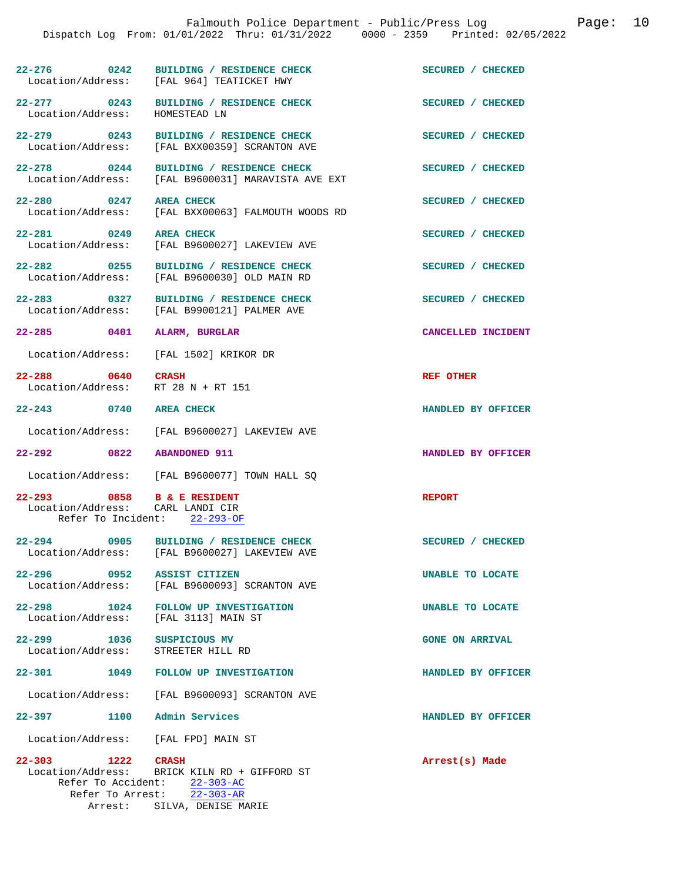22-276 0242 BUILDING / RESIDENCE CHECK SECURED / CHECKED
Location/Address: [FAL 964] TEATICKET HWY

22-277 0243 BUILDING / RESIDENCE CHECK SECURED / CHECKED
Location/Address: HOMESTEAD LN

22-279 0243 BUILDING / RESIDENCE CHECK SECURED / CHECKED
Location/Address: [FAL BXX00359] SCRANTON AVE

22-278 0244 BUILDING / RESIDENCE CHECK SECURED / CHECKED
Location/Address: [FAL B9600031] MARAVISTA AVE EXT

22-280 0247 AREA CHECK SECURED / CHECKED
Location/Address: [FAL BXX00063] FALMOUTH WOODS RD

22-281 0249 AREA CHECK SECURED / CHECKED
Location/Address: [FAL B9600027] LAKEVIEW AVE

22-282 0255 BUILDING / RESIDENCE CHECK SECURED / CHECKED
Location/Address: [FAL B9600030] OLD MAIN RD

22-283 0327 BUILDING / RESIDENCE CHECK SECURED / CHECKED
Location/Address: [FAL B9900121] PALMER AVE

22-285 0401 ALARM, BURGLAR CANCELLED INCIDENT
Location/Address: [FAL 1502] KRIKOR DR

22-288 0640 CRASH REF OTHER
Location/Address: RT 28 N + RT 151

22-243 0740 AREA CHECK HANDLED BY OFFICER
Location/Address: [FAL B9600027] LAKEVIEW AVE

22-292 0822 ABANDONED 911 HANDLED BY OFFICER
Location/Address: [FAL B9600077] TOWN HALL SQ

22-293 0858 B & E RESIDENT REPORT
Location/Address: CARL LANDI CIR
Refer To Incident: 22-293-OF

22-294 0905 BUILDING / RESIDENCE CHECK SECURED / CHECKED
Location/Address: [FAL B9600027] LAKEVIEW AVE

22-296 0952 ASSIST CITIZEN UNABLE TO LOCATE
Location/Address: [FAL B9600093] SCRANTON AVE

22-298 1024 FOLLOW UP INVESTIGATION UNABLE TO LOCATE
Location/Address: [FAL 3113] MAIN ST

22-299 1036 SUSPICIOUS MV GONE ON ARRIVAL
Location/Address: STREETER HILL RD

22-301 1049 FOLLOW UP INVESTIGATION HANDLED BY OFFICER
Location/Address: [FAL B9600093] SCRANTON AVE

22-397 1100 Admin Services HANDLED BY OFFICER
Location/Address: [FAL FPD] MAIN ST

22-303 1222 CRASH Arrest(s) Made
Location/Address: BRICK KILN RD + GIFFORD ST
Refer To Accident: 22-303-AC
Refer To Arrest: 22-303-AR
Arrest: SILVA, DENISE MARIE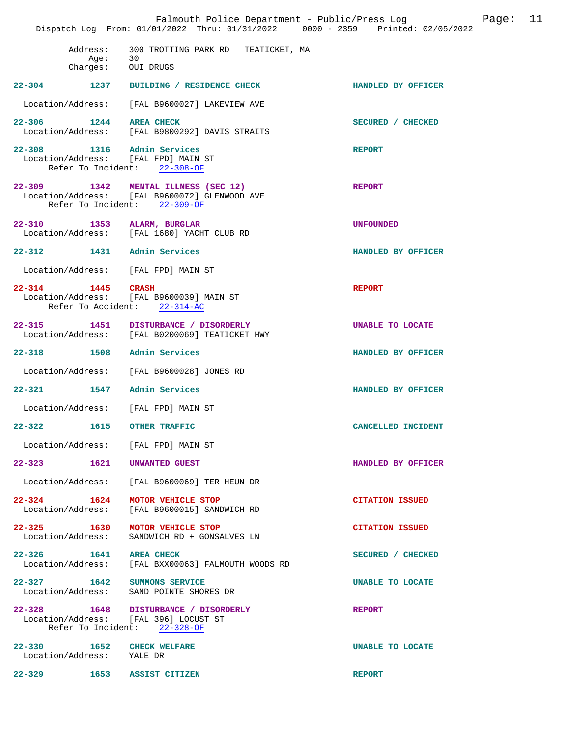Address: 300 TROTTING PARK RD TEATICKET, MA
Age: 30
Charges: OUI DRUGS

**22-304** 1237 **BUILDING / RESIDENCE CHECK** **HANDLED BY OFFICER**
Location/Address: [FAL B9600027] LAKEVIEW AVE

**22-306** 1244 **AREA CHECK** **SECURED / CHECKED**
Location/Address: [FAL B9800292] DAVIS STRAITS

**22-308** 1316 **Admin Services** **REPORT**
Location/Address: [FAL FPD] MAIN ST
Refer To Incident: 22-308-OF

**22-309** 1342 **MENTAL ILLNESS (SEC 12)** **REPORT**
Location/Address: [FAL B9600072] GLENWOOD AVE
Refer To Incident: 22-309-OF

**22-310** 1353 **ALARM, BURGLAR** **UNFOUNDED**
Location/Address: [FAL 1680] YACHT CLUB RD

**22-312** 1431 **Admin Services** **HANDLED BY OFFICER**
Location/Address: [FAL FPD] MAIN ST

**22-314** 1445 **CRASH** **REPORT**
Location/Address: [FAL B9600039] MAIN ST
Refer To Accident: 22-314-AC

**22-315** 1451 **DISTURBANCE / DISORDERLY** **UNABLE TO LOCATE**
Location/Address: [FAL B0200069] TEATICKET HWY

**22-318** 1508 **Admin Services** **HANDLED BY OFFICER**
Location/Address: [FAL B9600028] JONES RD

**22-321** 1547 **Admin Services** **HANDLED BY OFFICER**
Location/Address: [FAL FPD] MAIN ST

**22-322** 1615 **OTHER TRAFFIC** **CANCELLED INCIDENT**
Location/Address: [FAL FPD] MAIN ST

**22-323** 1621 **UNWANTED GUEST** **HANDLED BY OFFICER**
Location/Address: [FAL B9600069] TER HEUN DR

**22-324** 1624 **MOTOR VEHICLE STOP** **CITATION ISSUED**
Location/Address: [FAL B9600015] SANDWICH RD

**22-325** 1630 **MOTOR VEHICLE STOP** **CITATION ISSUED**
Location/Address: SANDWICH RD + GONSALVES LN

**22-326** 1641 **AREA CHECK** **SECURED / CHECKED**
Location/Address: [FAL BXX00063] FALMOUTH WOODS RD

**22-327** 1642 **SUMMONS SERVICE** **UNABLE TO LOCATE**
Location/Address: SAND POINTE SHORES DR

**22-328** 1648 **DISTURBANCE / DISORDERLY** **REPORT**
Location/Address: [FAL 396] LOCUST ST
Refer To Incident: 22-328-OF

**22-330** 1652 **CHECK WELFARE** **UNABLE TO LOCATE**
Location/Address: YALE DR

**22-329** 1653 **ASSIST CITIZEN** **REPORT**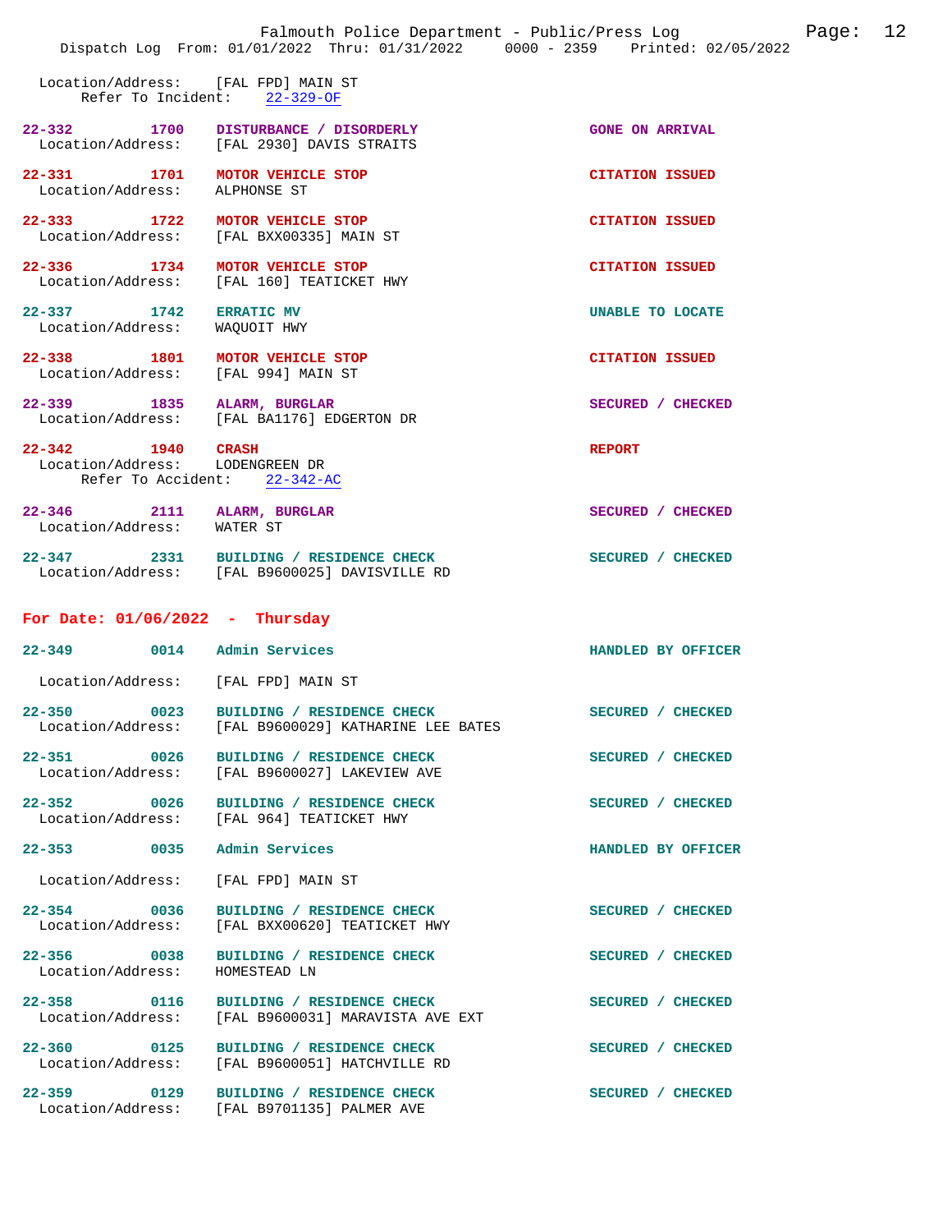Location/Address: [FAL FPD] MAIN ST
Refer To Incident: 22-329-OF

**22-332** 1700 DISTURBANCE / DISORDERLY — GONE ON ARRIVAL
Location/Address: [FAL 2930] DAVIS STRAITS

**22-331** 1701 MOTOR VEHICLE STOP — CITATION ISSUED
Location/Address: ALPHONSE ST

**22-333** 1722 MOTOR VEHICLE STOP — CITATION ISSUED
Location/Address: [FAL BXX00335] MAIN ST

**22-336** 1734 MOTOR VEHICLE STOP — CITATION ISSUED
Location/Address: [FAL 160] TEATICKET HWY

**22-337** 1742 ERRATIC MV — UNABLE TO LOCATE
Location/Address: WAQUOIT HWY

**22-338** 1801 MOTOR VEHICLE STOP — CITATION ISSUED
Location/Address: [FAL 994] MAIN ST

**22-339** 1835 ALARM, BURGLAR — SECURED / CHECKED
Location/Address: [FAL BA1176] EDGERTON DR

**22-342** 1940 CRASH — REPORT
Location/Address: LODENGREEN DR
Refer To Accident: 22-342-AC

**22-346** 2111 ALARM, BURGLAR — SECURED / CHECKED
Location/Address: WATER ST

**22-347** 2331 BUILDING / RESIDENCE CHECK — SECURED / CHECKED
Location/Address: [FAL B9600025] DAVISVILLE RD

## For Date: 01/06/2022 - Thursday

**22-349** 0014 Admin Services — HANDLED BY OFFICER
Location/Address: [FAL FPD] MAIN ST

**22-350** 0023 BUILDING / RESIDENCE CHECK — SECURED / CHECKED
Location/Address: [FAL B9600029] KATHARINE LEE BATES

**22-351** 0026 BUILDING / RESIDENCE CHECK — SECURED / CHECKED
Location/Address: [FAL B9600027] LAKEVIEW AVE

**22-352** 0026 BUILDING / RESIDENCE CHECK — SECURED / CHECKED
Location/Address: [FAL 964] TEATICKET HWY

**22-353** 0035 Admin Services — HANDLED BY OFFICER
Location/Address: [FAL FPD] MAIN ST

**22-354** 0036 BUILDING / RESIDENCE CHECK — SECURED / CHECKED
Location/Address: [FAL BXX00620] TEATICKET HWY

**22-356** 0038 BUILDING / RESIDENCE CHECK — SECURED / CHECKED
Location/Address: HOMESTEAD LN

**22-358** 0116 BUILDING / RESIDENCE CHECK — SECURED / CHECKED
Location/Address: [FAL B9600031] MARAVISTA AVE EXT

**22-360** 0125 BUILDING / RESIDENCE CHECK — SECURED / CHECKED
Location/Address: [FAL B9600051] HATCHVILLE RD

**22-359** 0129 BUILDING / RESIDENCE CHECK — SECURED / CHECKED
Location/Address: [FAL B9701135] PALMER AVE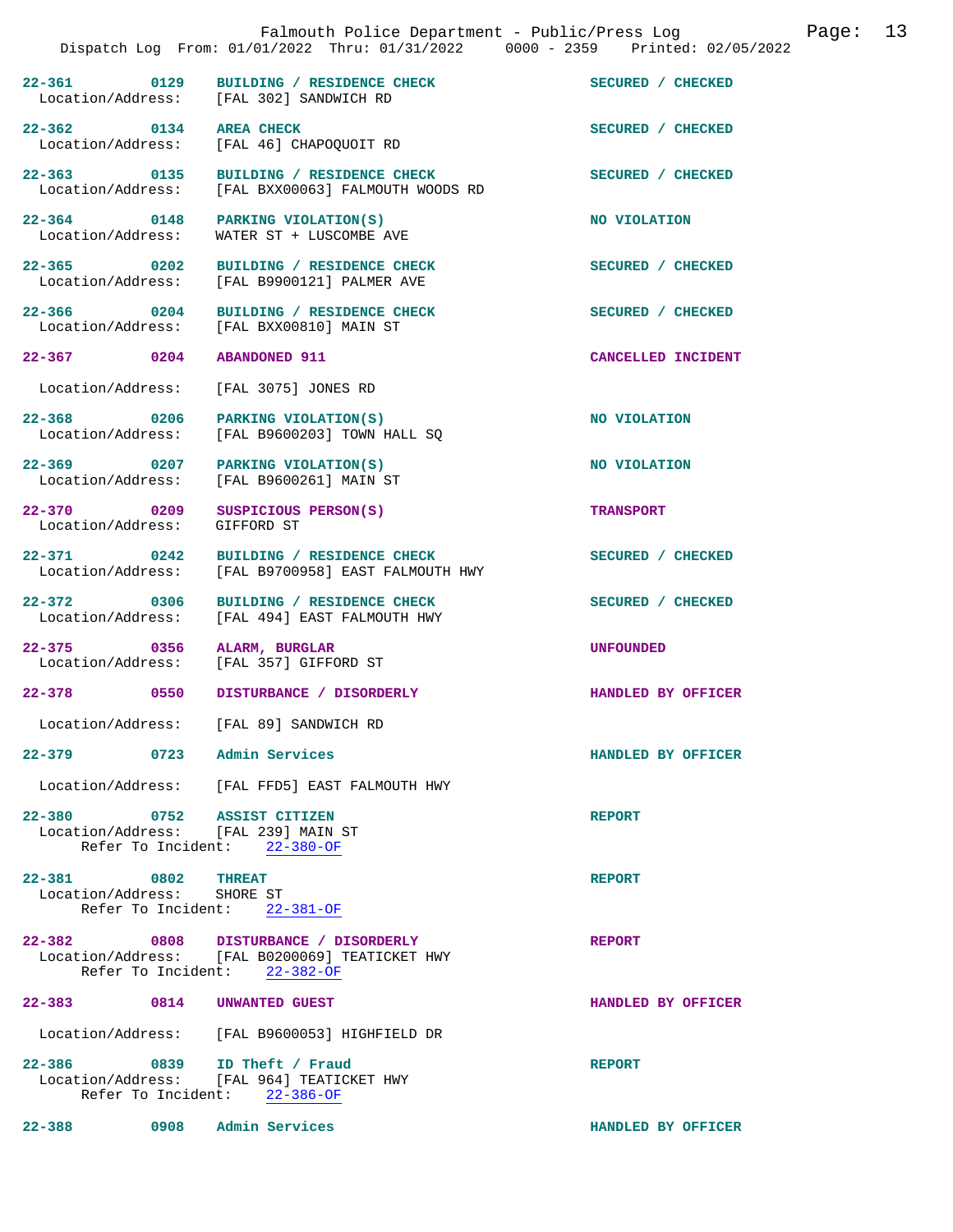22-361 0129 BUILDING / RESIDENCE CHECK SECURED / CHECKED
Location/Address: [FAL 302] SANDWICH RD

22-362 0134 AREA CHECK SECURED / CHECKED
Location/Address: [FAL 46] CHAPOQUOIT RD

22-363 0135 BUILDING / RESIDENCE CHECK SECURED / CHECKED
Location/Address: [FAL BXX00063] FALMOUTH WOODS RD

22-364 0148 PARKING VIOLATION(S) NO VIOLATION
Location/Address: WATER ST + LUSCOMBE AVE

22-365 0202 BUILDING / RESIDENCE CHECK SECURED / CHECKED
Location/Address: [FAL B9900121] PALMER AVE

22-366 0204 BUILDING / RESIDENCE CHECK SECURED / CHECKED
Location/Address: [FAL BXX00810] MAIN ST

22-367 0204 ABANDONED 911 CANCELLED INCIDENT

Location/Address: [FAL 3075] JONES RD

22-368 0206 PARKING VIOLATION(S) NO VIOLATION
Location/Address: [FAL B9600203] TOWN HALL SQ

22-369 0207 PARKING VIOLATION(S) NO VIOLATION
Location/Address: [FAL B9600261] MAIN ST

22-370 0209 SUSPICIOUS PERSON(S) TRANSPORT
Location/Address: GIFFORD ST

22-371 0242 BUILDING / RESIDENCE CHECK SECURED / CHECKED
Location/Address: [FAL B9700958] EAST FALMOUTH HWY

22-372 0306 BUILDING / RESIDENCE CHECK SECURED / CHECKED
Location/Address: [FAL 494] EAST FALMOUTH HWY

22-375 0356 ALARM, BURGLAR UNFOUNDED
Location/Address: [FAL 357] GIFFORD ST

22-378 0550 DISTURBANCE / DISORDERLY HANDLED BY OFFICER

Location/Address: [FAL 89] SANDWICH RD

22-379 0723 Admin Services HANDLED BY OFFICER

Location/Address: [FAL FFD5] EAST FALMOUTH HWY

22-380 0752 ASSIST CITIZEN REPORT
Location/Address: [FAL 239] MAIN ST
Refer To Incident: 22-380-OF

22-381 0802 THREAT REPORT
Location/Address: SHORE ST
Refer To Incident: 22-381-OF

22-382 0808 DISTURBANCE / DISORDERLY REPORT
Location/Address: [FAL B0200069] TEATICKET HWY
Refer To Incident: 22-382-OF

22-383 0814 UNWANTED GUEST HANDLED BY OFFICER

Location/Address: [FAL B9600053] HIGHFIELD DR

22-386 0839 ID Theft / Fraud REPORT
Location/Address: [FAL 964] TEATICKET HWY
Refer To Incident: 22-386-OF

22-388 0908 Admin Services HANDLED BY OFFICER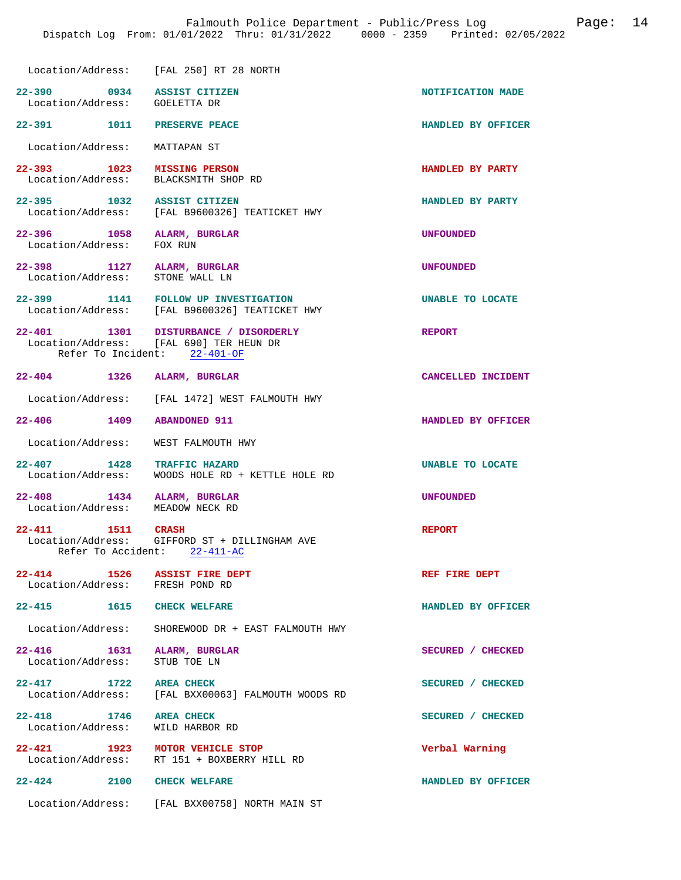Location/Address: [FAL 250] RT 28 NORTH

**22-390** 0934 **ASSIST CITIZEN** — NOTIFICATION MADE
Location/Address: GOELETTA DR

**22-391** 1011 **PRESERVE PEACE** — HANDLED BY OFFICER
Location/Address: MATTAPAN ST

**22-393** 1023 **MISSING PERSON** — HANDLED BY PARTY
Location/Address: BLACKSMITH SHOP RD

**22-395** 1032 **ASSIST CITIZEN** — HANDLED BY PARTY
Location/Address: [FAL B9600326] TEATICKET HWY

**22-396** 1058 **ALARM, BURGLAR** — UNFOUNDED
Location/Address: FOX RUN

**22-398** 1127 **ALARM, BURGLAR** — UNFOUNDED
Location/Address: STONE WALL LN

**22-399** 1141 **FOLLOW UP INVESTIGATION** — UNABLE TO LOCATE
Location/Address: [FAL B9600326] TEATICKET HWY

**22-401** 1301 **DISTURBANCE / DISORDERLY** — REPORT
Location/Address: [FAL 690] TER HEUN DR
Refer To Incident: 22-401-OF

**22-404** 1326 **ALARM, BURGLAR** — CANCELLED INCIDENT
Location/Address: [FAL 1472] WEST FALMOUTH HWY

**22-406** 1409 **ABANDONED 911** — HANDLED BY OFFICER
Location/Address: WEST FALMOUTH HWY

**22-407** 1428 **TRAFFIC HAZARD** — UNABLE TO LOCATE
Location/Address: WOODS HOLE RD + KETTLE HOLE RD

**22-408** 1434 **ALARM, BURGLAR** — UNFOUNDED
Location/Address: MEADOW NECK RD

**22-411** 1511 **CRASH** — REPORT
Location/Address: GIFFORD ST + DILLINGHAM AVE
Refer To Accident: 22-411-AC

**22-414** 1526 **ASSIST FIRE DEPT** — REF FIRE DEPT
Location/Address: FRESH POND RD

**22-415** 1615 **CHECK WELFARE** — HANDLED BY OFFICER
Location/Address: SHOREWOOD DR + EAST FALMOUTH HWY

**22-416** 1631 **ALARM, BURGLAR** — SECURED / CHECKED
Location/Address: STUB TOE LN

**22-417** 1722 **AREA CHECK** — SECURED / CHECKED
Location/Address: [FAL BXX00063] FALMOUTH WOODS RD

**22-418** 1746 **AREA CHECK** — SECURED / CHECKED
Location/Address: WILD HARBOR RD

**22-421** 1923 **MOTOR VEHICLE STOP** — Verbal Warning
Location/Address: RT 151 + BOXBERRY HILL RD

**22-424** 2100 **CHECK WELFARE** — HANDLED BY OFFICER
Location/Address: [FAL BXX00758] NORTH MAIN ST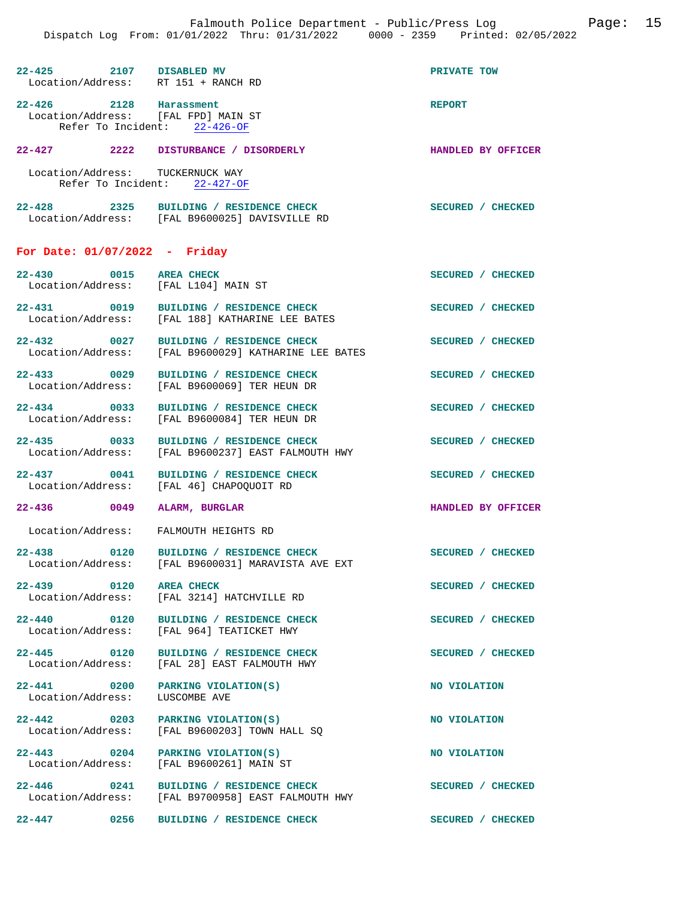22-425 2107 DISABLED MV PRIVATE TOW
Location/Address: RT 151 + RANCH RD

22-426 2128 Harassment REPORT
Location/Address: [FAL FPD] MAIN ST
Refer To Incident: 22-426-OF

22-427 2222 DISTURBANCE / DISORDERLY HANDLED BY OFFICER

Location/Address: TUCKERNUCK WAY
Refer To Incident: 22-427-OF

22-428 2325 BUILDING / RESIDENCE CHECK SECURED / CHECKED
Location/Address: [FAL B9600025] DAVISVILLE RD

**For Date: 01/07/2022 - Friday**

22-430 0015 AREA CHECK SECURED / CHECKED
Location/Address: [FAL L104] MAIN ST

22-431 0019 BUILDING / RESIDENCE CHECK SECURED / CHECKED
Location/Address: [FAL 188] KATHARINE LEE BATES

22-432 0027 BUILDING / RESIDENCE CHECK SECURED / CHECKED
Location/Address: [FAL B9600029] KATHARINE LEE BATES

22-433 0029 BUILDING / RESIDENCE CHECK SECURED / CHECKED
Location/Address: [FAL B9600069] TER HEUN DR

22-434 0033 BUILDING / RESIDENCE CHECK SECURED / CHECKED
Location/Address: [FAL B9600084] TER HEUN DR

22-435 0033 BUILDING / RESIDENCE CHECK SECURED / CHECKED
Location/Address: [FAL B9600237] EAST FALMOUTH HWY

22-437 0041 BUILDING / RESIDENCE CHECK SECURED / CHECKED
Location/Address: [FAL 46] CHAPOQUOIT RD

22-436 0049 ALARM, BURGLAR HANDLED BY OFFICER

Location/Address: FALMOUTH HEIGHTS RD

22-438 0120 BUILDING / RESIDENCE CHECK SECURED / CHECKED
Location/Address: [FAL B9600031] MARAVISTA AVE EXT

22-439 0120 AREA CHECK SECURED / CHECKED
Location/Address: [FAL 3214] HATCHVILLE RD

22-440 0120 BUILDING / RESIDENCE CHECK SECURED / CHECKED
Location/Address: [FAL 964] TEATICKET HWY

22-445 0120 BUILDING / RESIDENCE CHECK SECURED / CHECKED
Location/Address: [FAL 28] EAST FALMOUTH HWY

22-441 0200 PARKING VIOLATION(S) NO VIOLATION
Location/Address: LUSCOMBE AVE

22-442 0203 PARKING VIOLATION(S) NO VIOLATION
Location/Address: [FAL B9600203] TOWN HALL SQ

22-443 0204 PARKING VIOLATION(S) NO VIOLATION
Location/Address: [FAL B9600261] MAIN ST

22-446 0241 BUILDING / RESIDENCE CHECK SECURED / CHECKED
Location/Address: [FAL B9700958] EAST FALMOUTH HWY

22-447 0256 BUILDING / RESIDENCE CHECK SECURED / CHECKED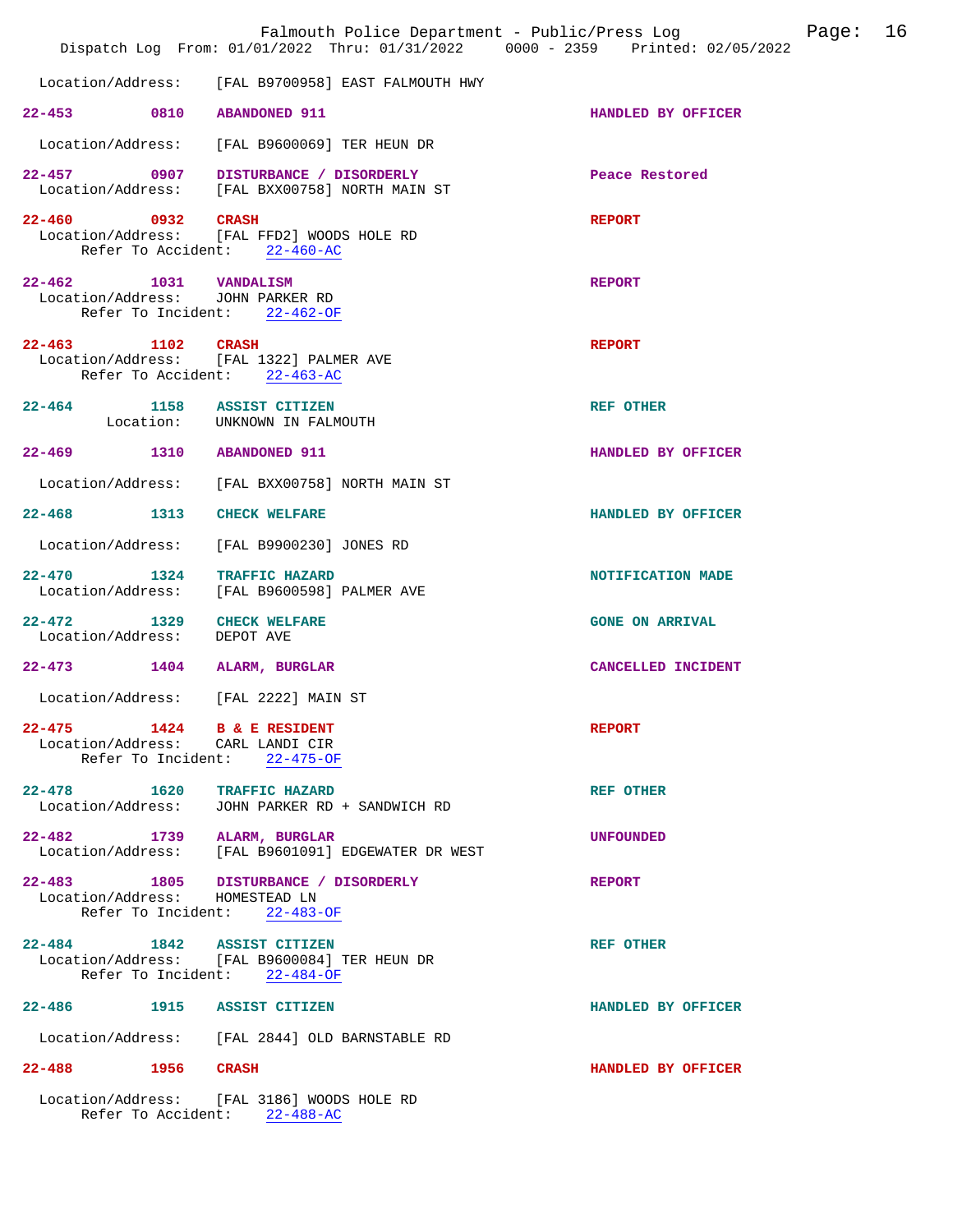Location/Address: [FAL B9700958] EAST FALMOUTH HWY

**22-453** 0810 ABANDONED 911 — HANDLED BY OFFICER
Location/Address: [FAL B9600069] TER HEUN DR

**22-457** 0907 DISTURBANCE / DISORDERLY — Peace Restored
Location/Address: [FAL BXX00758] NORTH MAIN ST

**22-460** 0932 CRASH — REPORT
Location/Address: [FAL FFD2] WOODS HOLE RD
Refer To Accident: 22-460-AC

**22-462** 1031 VANDALISM — REPORT
Location/Address: JOHN PARKER RD
Refer To Incident: 22-462-OF

**22-463** 1102 CRASH — REPORT
Location/Address: [FAL 1322] PALMER AVE
Refer To Accident: 22-463-AC

**22-464** 1158 ASSIST CITIZEN — REF OTHER
Location: UNKNOWN IN FALMOUTH

**22-469** 1310 ABANDONED 911 — HANDLED BY OFFICER
Location/Address: [FAL BXX00758] NORTH MAIN ST

**22-468** 1313 CHECK WELFARE — HANDLED BY OFFICER
Location/Address: [FAL B9900230] JONES RD

**22-470** 1324 TRAFFIC HAZARD — NOTIFICATION MADE
Location/Address: [FAL B9600598] PALMER AVE

**22-472** 1329 CHECK WELFARE — GONE ON ARRIVAL
Location/Address: DEPOT AVE

**22-473** 1404 ALARM, BURGLAR — CANCELLED INCIDENT
Location/Address: [FAL 2222] MAIN ST

**22-475** 1424 B & E RESIDENT — REPORT
Location/Address: CARL LANDI CIR
Refer To Incident: 22-475-OF

**22-478** 1620 TRAFFIC HAZARD — REF OTHER
Location/Address: JOHN PARKER RD + SANDWICH RD

**22-482** 1739 ALARM, BURGLAR — UNFOUNDED
Location/Address: [FAL B9601091] EDGEWATER DR WEST

**22-483** 1805 DISTURBANCE / DISORDERLY — REPORT
Location/Address: HOMESTEAD LN
Refer To Incident: 22-483-OF

**22-484** 1842 ASSIST CITIZEN — REF OTHER
Location/Address: [FAL B9600084] TER HEUN DR
Refer To Incident: 22-484-OF

**22-486** 1915 ASSIST CITIZEN — HANDLED BY OFFICER
Location/Address: [FAL 2844] OLD BARNSTABLE RD

**22-488** 1956 CRASH — HANDLED BY OFFICER
Location/Address: [FAL 3186] WOODS HOLE RD
Refer To Accident: 22-488-AC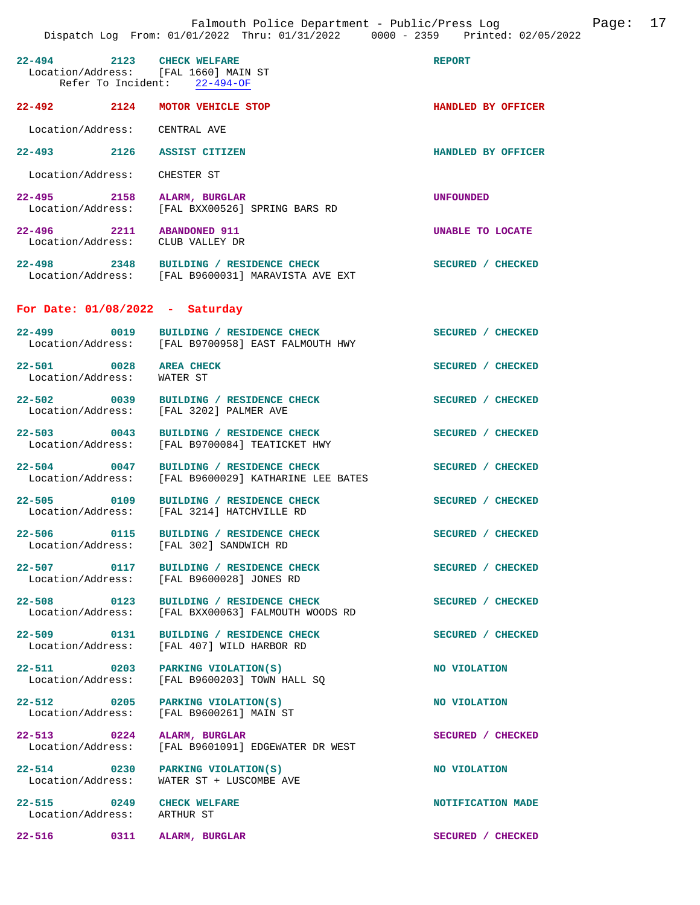22-494 2123 **CHECK WELFARE** REPORT
Location/Address: [FAL 1660] MAIN ST
Refer To Incident: 22-494-OF

22-492 2124 **MOTOR VEHICLE STOP** HANDLED BY OFFICER
Location/Address: CENTRAL AVE

22-493 2126 **ASSIST CITIZEN** HANDLED BY OFFICER
Location/Address: CHESTER ST

22-495 2158 **ALARM, BURGLAR** UNFOUNDED
Location/Address: [FAL BXX00526] SPRING BARS RD

22-496 2211 **ABANDONED 911** UNABLE TO LOCATE
Location/Address: CLUB VALLEY DR

22-498 2348 **BUILDING / RESIDENCE CHECK** SECURED / CHECKED
Location/Address: [FAL B9600031] MARAVISTA AVE EXT

## For Date: 01/08/2022 - Saturday

22-499 0019 **BUILDING / RESIDENCE CHECK** SECURED / CHECKED
Location/Address: [FAL B9700958] EAST FALMOUTH HWY

22-501 0028 **AREA CHECK** SECURED / CHECKED
Location/Address: WATER ST

22-502 0039 **BUILDING / RESIDENCE CHECK** SECURED / CHECKED
Location/Address: [FAL 3202] PALMER AVE

22-503 0043 **BUILDING / RESIDENCE CHECK** SECURED / CHECKED
Location/Address: [FAL B9700084] TEATICKET HWY

22-504 0047 **BUILDING / RESIDENCE CHECK** SECURED / CHECKED
Location/Address: [FAL B9600029] KATHARINE LEE BATES

22-505 0109 **BUILDING / RESIDENCE CHECK** SECURED / CHECKED
Location/Address: [FAL 3214] HATCHVILLE RD

22-506 0115 **BUILDING / RESIDENCE CHECK** SECURED / CHECKED
Location/Address: [FAL 302] SANDWICH RD

22-507 0117 **BUILDING / RESIDENCE CHECK** SECURED / CHECKED
Location/Address: [FAL B9600028] JONES RD

22-508 0123 **BUILDING / RESIDENCE CHECK** SECURED / CHECKED
Location/Address: [FAL BXX00063] FALMOUTH WOODS RD

22-509 0131 **BUILDING / RESIDENCE CHECK** SECURED / CHECKED
Location/Address: [FAL 407] WILD HARBOR RD

22-511 0203 **PARKING VIOLATION(S)** NO VIOLATION
Location/Address: [FAL B9600203] TOWN HALL SQ

22-512 0205 **PARKING VIOLATION(S)** NO VIOLATION
Location/Address: [FAL B9600261] MAIN ST

22-513 0224 **ALARM, BURGLAR** SECURED / CHECKED
Location/Address: [FAL B9601091] EDGEWATER DR WEST

22-514 0230 **PARKING VIOLATION(S)** NO VIOLATION
Location/Address: WATER ST + LUSCOMBE AVE

22-515 0249 **CHECK WELFARE** NOTIFICATION MADE
Location/Address: ARTHUR ST

22-516 0311 **ALARM, BURGLAR** SECURED / CHECKED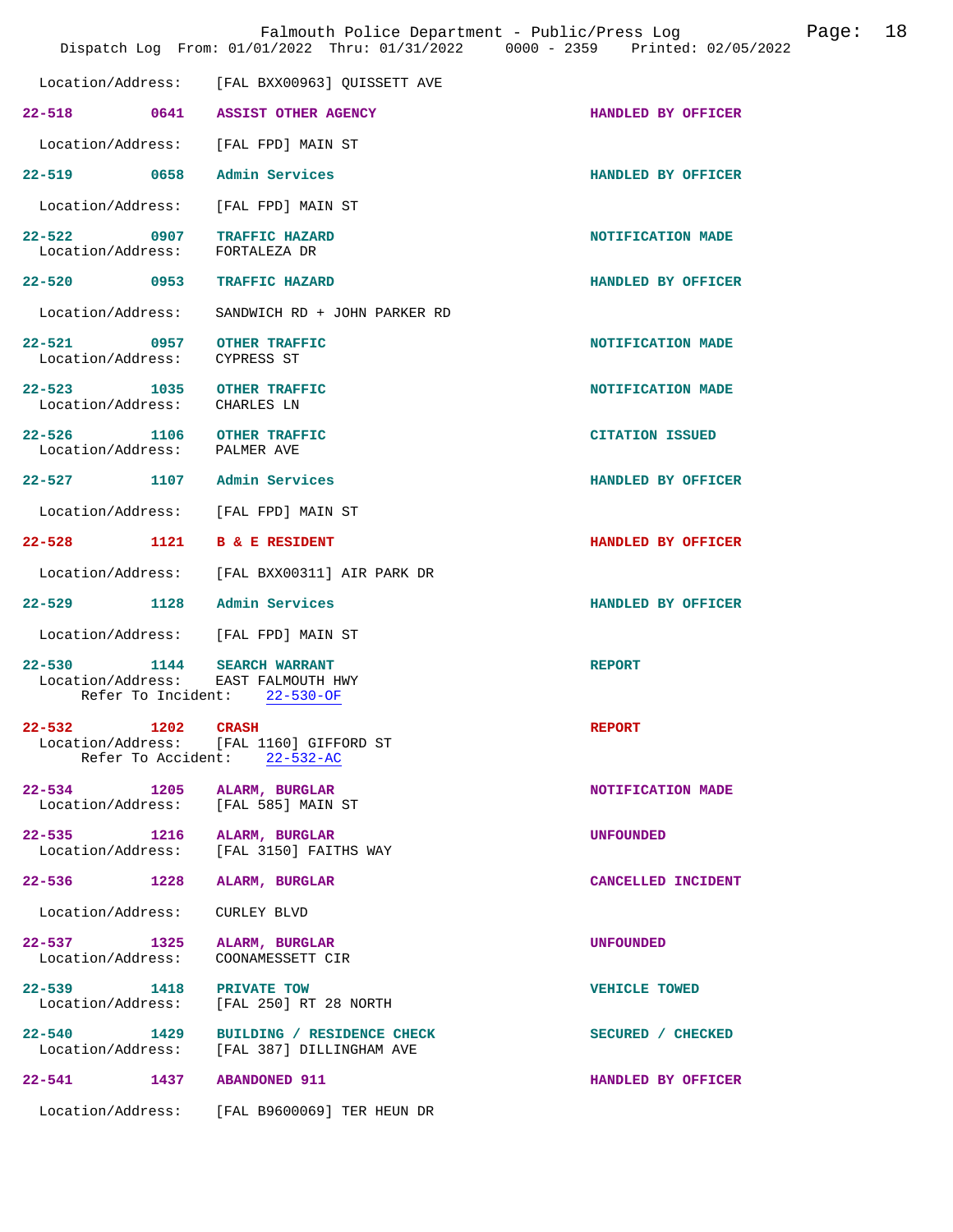Location/Address: [FAL BXX00963] QUISSETT AVE

**22-518** 0641 **ASSIST OTHER AGENCY** HANDLED BY OFFICER
Location/Address: [FAL FPD] MAIN ST

**22-519** 0658 **Admin Services** HANDLED BY OFFICER
Location/Address: [FAL FPD] MAIN ST

**22-522** 0907 **TRAFFIC HAZARD** NOTIFICATION MADE
Location/Address: FORTALEZA DR

**22-520** 0953 **TRAFFIC HAZARD** HANDLED BY OFFICER
Location/Address: SANDWICH RD + JOHN PARKER RD

**22-521** 0957 **OTHER TRAFFIC** NOTIFICATION MADE
Location/Address: CYPRESS ST

**22-523** 1035 **OTHER TRAFFIC** NOTIFICATION MADE
Location/Address: CHARLES LN

**22-526** 1106 **OTHER TRAFFIC** CITATION ISSUED
Location/Address: PALMER AVE

**22-527** 1107 **Admin Services** HANDLED BY OFFICER
Location/Address: [FAL FPD] MAIN ST

**22-528** 1121 **B & E RESIDENT** HANDLED BY OFFICER
Location/Address: [FAL BXX00311] AIR PARK DR

**22-529** 1128 **Admin Services** HANDLED BY OFFICER
Location/Address: [FAL FPD] MAIN ST

**22-530** 1144 **SEARCH WARRANT** REPORT
Location/Address: EAST FALMOUTH HWY
Refer To Incident: 22-530-OF

**22-532** 1202 **CRASH** REPORT
Location/Address: [FAL 1160] GIFFORD ST
Refer To Accident: 22-532-AC

**22-534** 1205 **ALARM, BURGLAR** NOTIFICATION MADE
Location/Address: [FAL 585] MAIN ST

**22-535** 1216 **ALARM, BURGLAR** UNFOUNDED
Location/Address: [FAL 3150] FAITHS WAY

**22-536** 1228 **ALARM, BURGLAR** CANCELLED INCIDENT
Location/Address: CURLEY BLVD

**22-537** 1325 **ALARM, BURGLAR** UNFOUNDED
Location/Address: COONAMESSETT CIR

**22-539** 1418 **PRIVATE TOW** VEHICLE TOWED
Location/Address: [FAL 250] RT 28 NORTH

**22-540** 1429 **BUILDING / RESIDENCE CHECK** SECURED / CHECKED
Location/Address: [FAL 387] DILLINGHAM AVE

**22-541** 1437 **ABANDONED 911** HANDLED BY OFFICER
Location/Address: [FAL B9600069] TER HEUN DR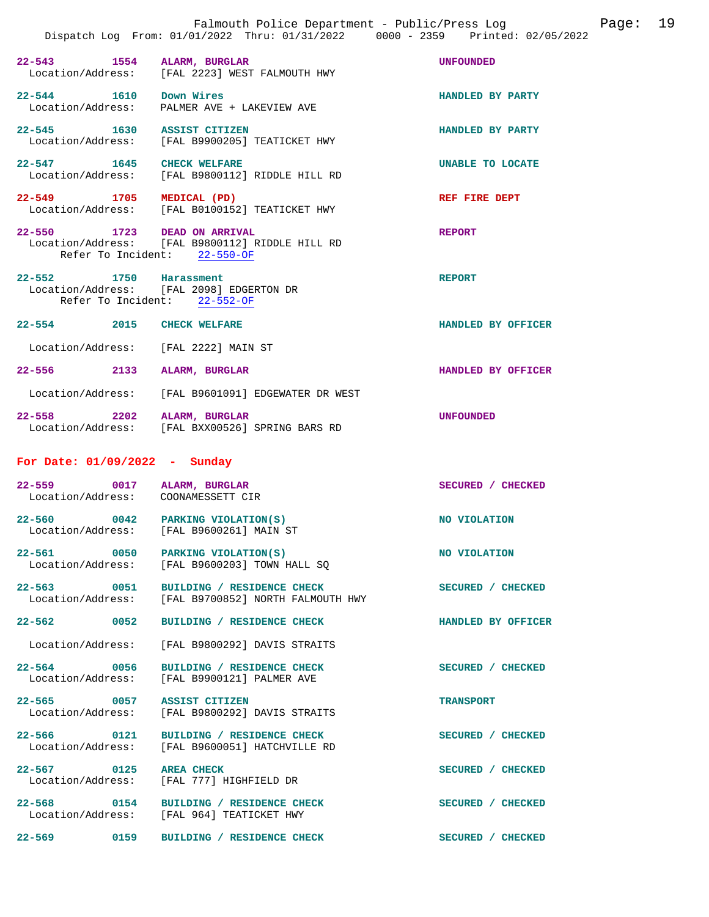22-543 1554 ALARM, BURGLAR UNFOUNDED
Location/Address: [FAL 2223] WEST FALMOUTH HWY

22-544 1610 Down Wires HANDLED BY PARTY
Location/Address: PALMER AVE + LAKEVIEW AVE

22-545 1630 ASSIST CITIZEN HANDLED BY PARTY
Location/Address: [FAL B9900205] TEATICKET HWY

22-547 1645 CHECK WELFARE UNABLE TO LOCATE
Location/Address: [FAL B9800112] RIDDLE HILL RD

22-549 1705 MEDICAL (PD) REF FIRE DEPT
Location/Address: [FAL B0100152] TEATICKET HWY

22-550 1723 DEAD ON ARRIVAL REPORT
Location/Address: [FAL B9800112] RIDDLE HILL RD
Refer To Incident: 22-550-OF

22-552 1750 Harassment REPORT
Location/Address: [FAL 2098] EDGERTON DR
Refer To Incident: 22-552-OF

22-554 2015 CHECK WELFARE HANDLED BY OFFICER
Location/Address: [FAL 2222] MAIN ST

22-556 2133 ALARM, BURGLAR HANDLED BY OFFICER
Location/Address: [FAL B9601091] EDGEWATER DR WEST

22-558 2202 ALARM, BURGLAR UNFOUNDED
Location/Address: [FAL BXX00526] SPRING BARS RD

## For Date: 01/09/2022 - Sunday

22-559 0017 ALARM, BURGLAR SECURED / CHECKED
Location/Address: COONAMESSETT CIR

22-560 0042 PARKING VIOLATION(S) NO VIOLATION
Location/Address: [FAL B9600261] MAIN ST

22-561 0050 PARKING VIOLATION(S) NO VIOLATION
Location/Address: [FAL B9600203] TOWN HALL SQ

22-563 0051 BUILDING / RESIDENCE CHECK SECURED / CHECKED
Location/Address: [FAL B9700852] NORTH FALMOUTH HWY

22-562 0052 BUILDING / RESIDENCE CHECK HANDLED BY OFFICER
Location/Address: [FAL B9800292] DAVIS STRAITS

22-564 0056 BUILDING / RESIDENCE CHECK SECURED / CHECKED
Location/Address: [FAL B9900121] PALMER AVE

22-565 0057 ASSIST CITIZEN TRANSPORT
Location/Address: [FAL B9800292] DAVIS STRAITS

22-566 0121 BUILDING / RESIDENCE CHECK SECURED / CHECKED
Location/Address: [FAL B9600051] HATCHVILLE RD

22-567 0125 AREA CHECK SECURED / CHECKED
Location/Address: [FAL 777] HIGHFIELD DR

22-568 0154 BUILDING / RESIDENCE CHECK SECURED / CHECKED
Location/Address: [FAL 964] TEATICKET HWY

22-569 0159 BUILDING / RESIDENCE CHECK SECURED / CHECKED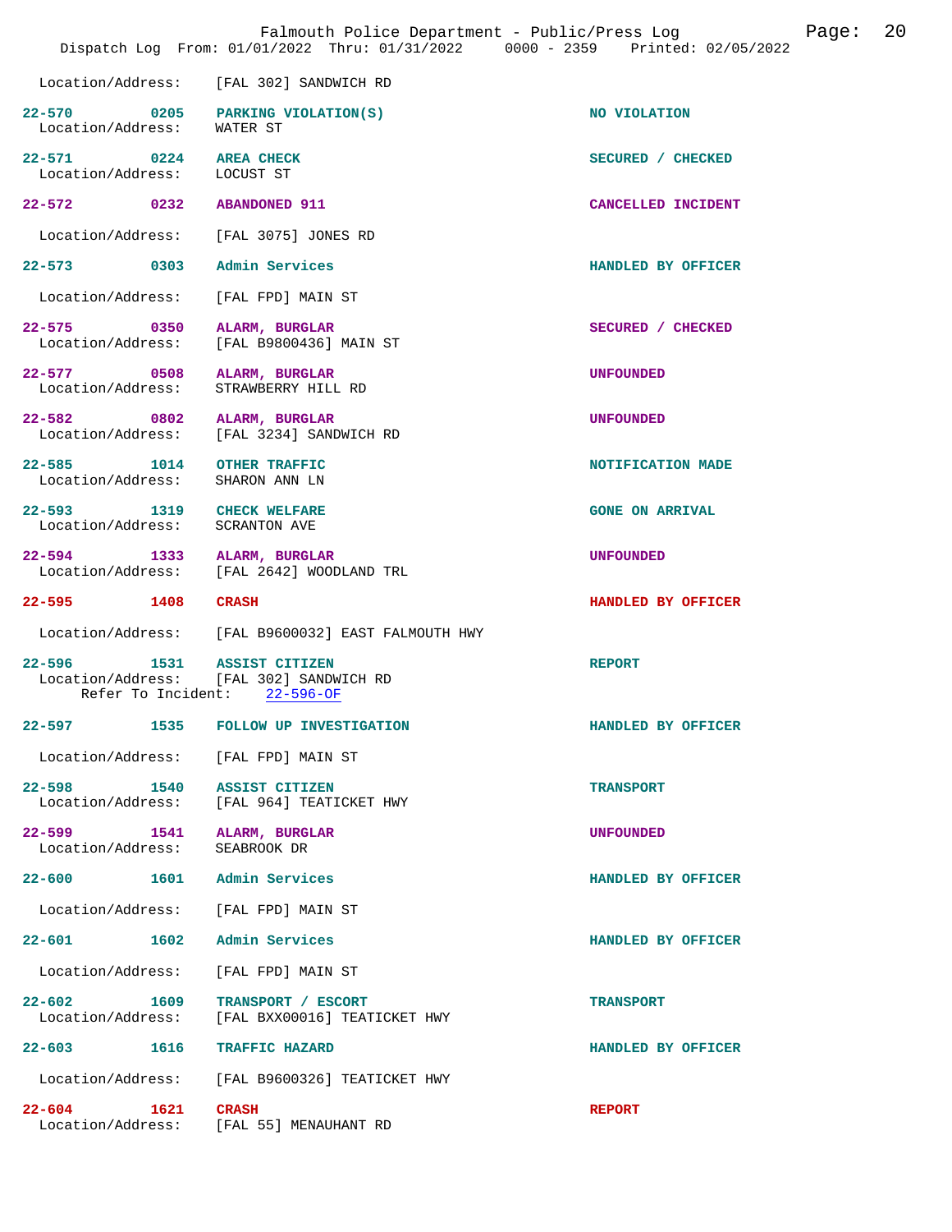Location/Address: [FAL 302] SANDWICH RD

| Incident | Time | Call Type | Disposition |
|---|---|---|---|
| 22-570 | 0205 | PARKING VIOLATION(S) | NO VIOLATION |
| | | Location/Address: WATER ST | |
| 22-571 | 0224 | AREA CHECK | SECURED / CHECKED |
| | | Location/Address: LOCUST ST | |
| 22-572 | 0232 | ABANDONED 911 | CANCELLED INCIDENT |
| | | Location/Address: [FAL 3075] JONES RD | |
| 22-573 | 0303 | Admin Services | HANDLED BY OFFICER |
| | | Location/Address: [FAL FPD] MAIN ST | |
| 22-575 | 0350 | ALARM, BURGLAR | SECURED / CHECKED |
| | | Location/Address: [FAL B9800436] MAIN ST | |
| 22-577 | 0508 | ALARM, BURGLAR | UNFOUNDED |
| | | Location/Address: STRAWBERRY HILL RD | |
| 22-582 | 0802 | ALARM, BURGLAR | UNFOUNDED |
| | | Location/Address: [FAL 3234] SANDWICH RD | |
| 22-585 | 1014 | OTHER TRAFFIC | NOTIFICATION MADE |
| | | Location/Address: SHARON ANN LN | |
| 22-593 | 1319 | CHECK WELFARE | GONE ON ARRIVAL |
| | | Location/Address: SCRANTON AVE | |
| 22-594 | 1333 | ALARM, BURGLAR | UNFOUNDED |
| | | Location/Address: [FAL 2642] WOODLAND TRL | |
| 22-595 | 1408 | CRASH | HANDLED BY OFFICER |
| | | Location/Address: [FAL B9600032] EAST FALMOUTH HWY | |
| 22-596 | 1531 | ASSIST CITIZEN | REPORT |
| | | Location/Address: [FAL 302] SANDWICH RD | |
| | | Refer To Incident: 22-596-OF | |
| 22-597 | 1535 | FOLLOW UP INVESTIGATION | HANDLED BY OFFICER |
| | | Location/Address: [FAL FPD] MAIN ST | |
| 22-598 | 1540 | ASSIST CITIZEN | TRANSPORT |
| | | Location/Address: [FAL 964] TEATICKET HWY | |
| 22-599 | 1541 | ALARM, BURGLAR | UNFOUNDED |
| | | Location/Address: SEABROOK DR | |
| 22-600 | 1601 | Admin Services | HANDLED BY OFFICER |
| | | Location/Address: [FAL FPD] MAIN ST | |
| 22-601 | 1602 | Admin Services | HANDLED BY OFFICER |
| | | Location/Address: [FAL FPD] MAIN ST | |
| 22-602 | 1609 | TRANSPORT / ESCORT | TRANSPORT |
| | | Location/Address: [FAL BXX00016] TEATICKET HWY | |
| 22-603 | 1616 | TRAFFIC HAZARD | HANDLED BY OFFICER |
| | | Location/Address: [FAL B9600326] TEATICKET HWY | |
| 22-604 | 1621 | CRASH | REPORT |
| | | Location/Address: [FAL 55] MENAUHANT RD | |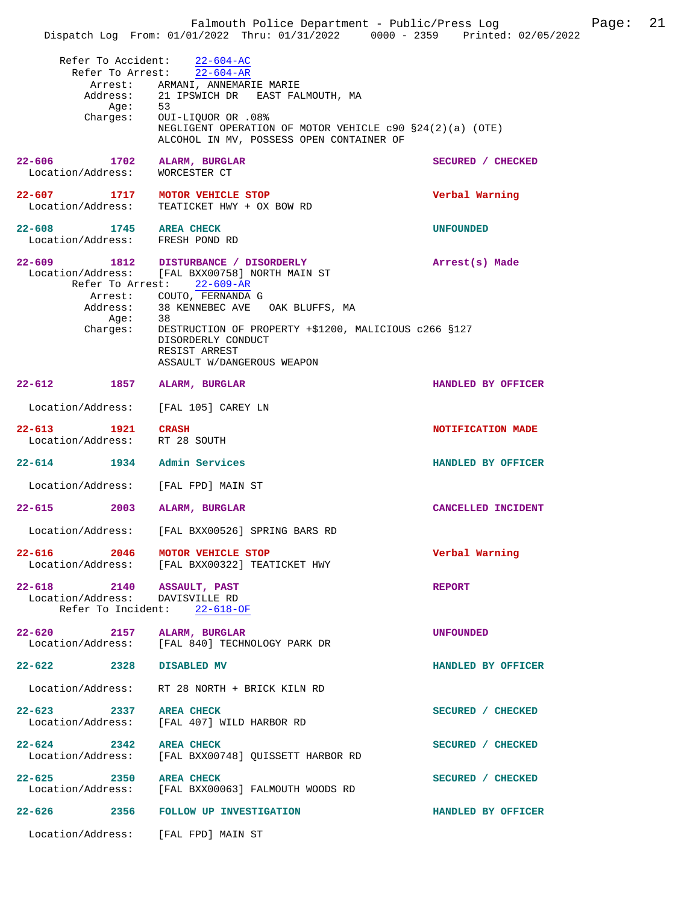Refer To Accident: 22-604-AC
Refer To Arrest: 22-604-AR
Arrest: ARMANI, ANNEMARIE MARIE
Address: 21 IPSWICH DR EAST FALMOUTH, MA
Age: 53
Charges: OUI-LIQUOR OR .08%
NEGLIGENT OPERATION OF MOTOR VEHICLE c90 §24(2)(a) (OTE)
ALCOHOL IN MV, POSSESS OPEN CONTAINER OF

**22-606** 1702 **ALARM, BURGLAR** — SECURED / CHECKED
Location/Address: WORCESTER CT

**22-607** 1717 **MOTOR VEHICLE STOP** — Verbal Warning
Location/Address: TEATICKET HWY + OX BOW RD

**22-608** 1745 **AREA CHECK** — UNFOUNDED
Location/Address: FRESH POND RD

**22-609** 1812 **DISTURBANCE / DISORDERLY** — Arrest(s) Made
Location/Address: [FAL BXX00758] NORTH MAIN ST
Refer To Arrest: 22-609-AR
Arrest: COUTO, FERNANDA G
Address: 38 KENNEBEC AVE OAK BLUFFS, MA
Age: 38
Charges: DESTRUCTION OF PROPERTY +$1200, MALICIOUS c266 §127
DISORDERLY CONDUCT
RESIST ARREST
ASSAULT W/DANGEROUS WEAPON

**22-612** 1857 **ALARM, BURGLAR** — HANDLED BY OFFICER
Location/Address: [FAL 105] CAREY LN

**22-613** 1921 **CRASH** — NOTIFICATION MADE
Location/Address: RT 28 SOUTH

**22-614** 1934 **Admin Services** — HANDLED BY OFFICER
Location/Address: [FAL FPD] MAIN ST

**22-615** 2003 **ALARM, BURGLAR** — CANCELLED INCIDENT
Location/Address: [FAL BXX00526] SPRING BARS RD

**22-616** 2046 **MOTOR VEHICLE STOP** — Verbal Warning
Location/Address: [FAL BXX00322] TEATICKET HWY

**22-618** 2140 **ASSAULT, PAST** — REPORT
Location/Address: DAVISVILLE RD
Refer To Incident: 22-618-OF

**22-620** 2157 **ALARM, BURGLAR** — UNFOUNDED
Location/Address: [FAL 840] TECHNOLOGY PARK DR

**22-622** 2328 **DISABLED MV** — HANDLED BY OFFICER
Location/Address: RT 28 NORTH + BRICK KILN RD

**22-623** 2337 **AREA CHECK** — SECURED / CHECKED
Location/Address: [FAL 407] WILD HARBOR RD

**22-624** 2342 **AREA CHECK** — SECURED / CHECKED
Location/Address: [FAL BXX00748] QUISSETT HARBOR RD

**22-625** 2350 **AREA CHECK** — SECURED / CHECKED
Location/Address: [FAL BXX00063] FALMOUTH WOODS RD

**22-626** 2356 **FOLLOW UP INVESTIGATION** — HANDLED BY OFFICER
Location/Address: [FAL FPD] MAIN ST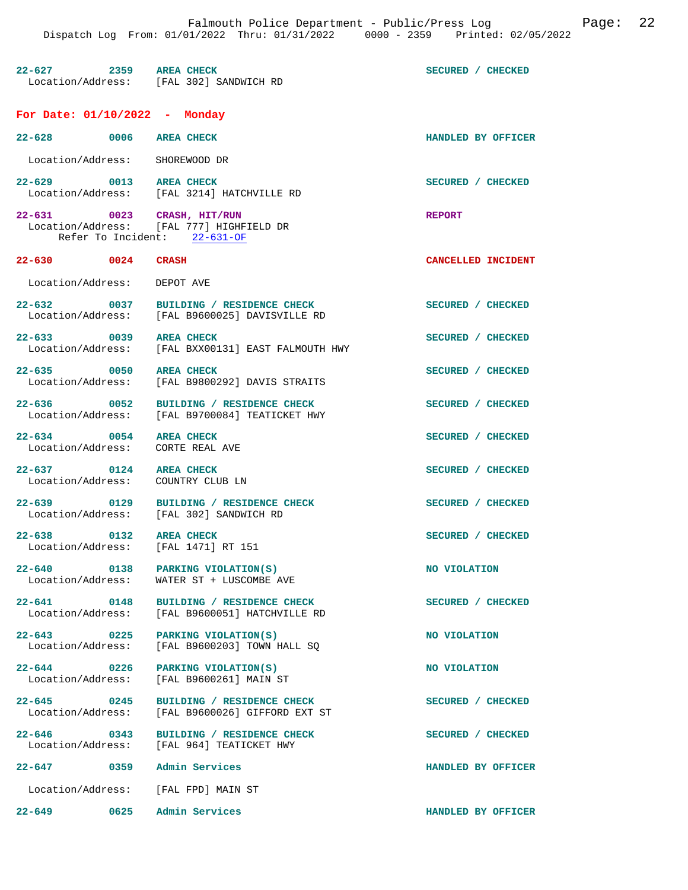22-627 2359 **AREA CHECK** SECURED / CHECKED
Location/Address: [FAL 302] SANDWICH RD

## For Date: 01/10/2022 - Monday

22-628 0006 **AREA CHECK** HANDLED BY OFFICER
Location/Address: SHOREWOOD DR

22-629 0013 **AREA CHECK** SECURED / CHECKED
Location/Address: [FAL 3214] HATCHVILLE RD

22-631 0023 **CRASH, HIT/RUN** REPORT
Location/Address: [FAL 777] HIGHFIELD DR
Refer To Incident: 22-631-OF

22-630 0024 **CRASH** CANCELLED INCIDENT
Location/Address: DEPOT AVE

22-632 0037 **BUILDING / RESIDENCE CHECK** SECURED / CHECKED
Location/Address: [FAL B9600025] DAVISVILLE RD

22-633 0039 **AREA CHECK** SECURED / CHECKED
Location/Address: [FAL BXX00131] EAST FALMOUTH HWY

22-635 0050 **AREA CHECK** SECURED / CHECKED
Location/Address: [FAL B9800292] DAVIS STRAITS

22-636 0052 **BUILDING / RESIDENCE CHECK** SECURED / CHECKED
Location/Address: [FAL B9700084] TEATICKET HWY

22-634 0054 **AREA CHECK** SECURED / CHECKED
Location/Address: CORTE REAL AVE

22-637 0124 **AREA CHECK** SECURED / CHECKED
Location/Address: COUNTRY CLUB LN

22-639 0129 **BUILDING / RESIDENCE CHECK** SECURED / CHECKED
Location/Address: [FAL 302] SANDWICH RD

22-638 0132 **AREA CHECK** SECURED / CHECKED
Location/Address: [FAL 1471] RT 151

22-640 0138 **PARKING VIOLATION(S)** NO VIOLATION
Location/Address: WATER ST + LUSCOMBE AVE

22-641 0148 **BUILDING / RESIDENCE CHECK** SECURED / CHECKED
Location/Address: [FAL B9600051] HATCHVILLE RD

22-643 0225 **PARKING VIOLATION(S)** NO VIOLATION
Location/Address: [FAL B9600203] TOWN HALL SQ

22-644 0226 **PARKING VIOLATION(S)** NO VIOLATION
Location/Address: [FAL B9600261] MAIN ST

22-645 0245 **BUILDING / RESIDENCE CHECK** SECURED / CHECKED
Location/Address: [FAL B9600026] GIFFORD EXT ST

22-646 0343 **BUILDING / RESIDENCE CHECK** SECURED / CHECKED
Location/Address: [FAL 964] TEATICKET HWY

22-647 0359 **Admin Services** HANDLED BY OFFICER
Location/Address: [FAL FPD] MAIN ST

22-649 0625 **Admin Services** HANDLED BY OFFICER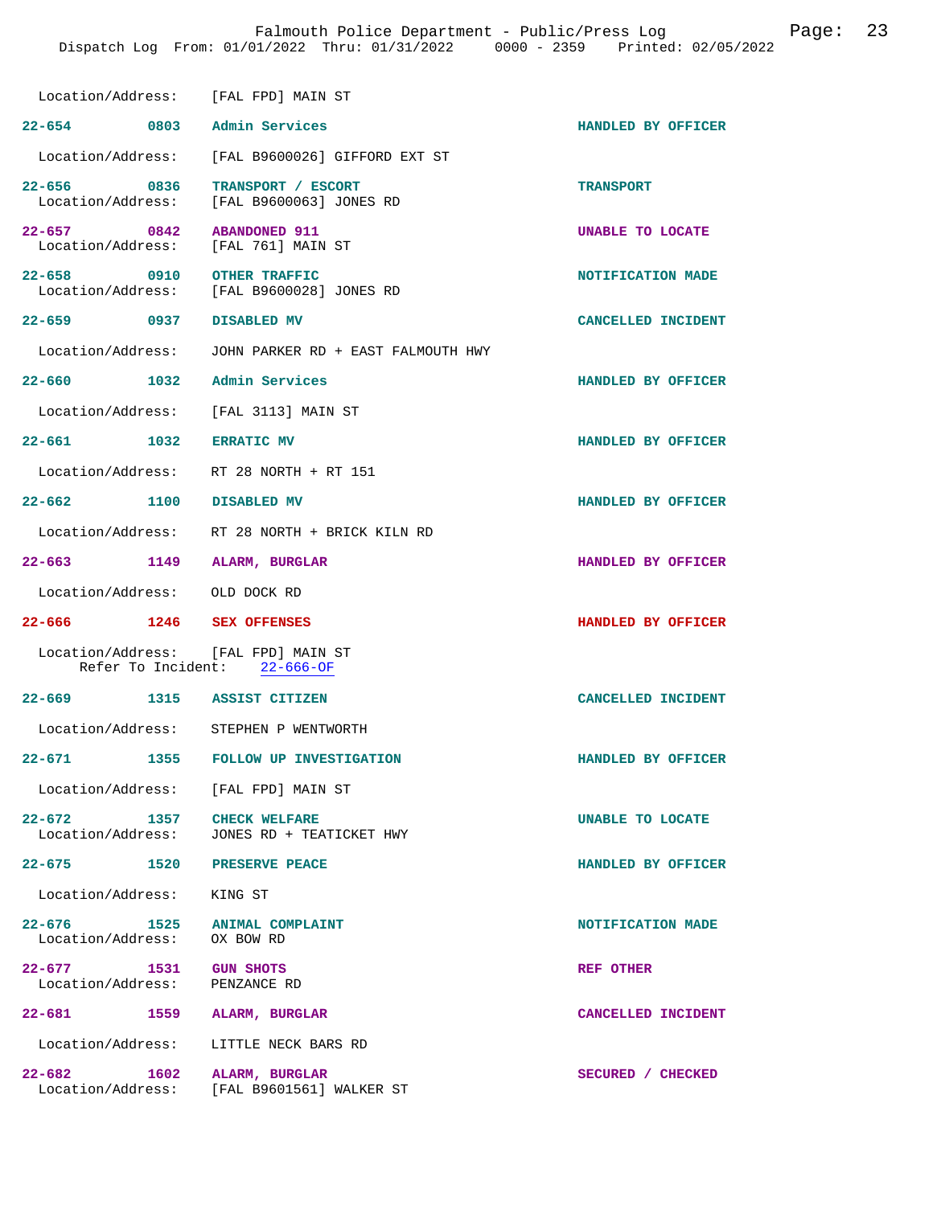Location/Address: [FAL FPD] MAIN ST

| Incident | Time | Call Type | Disposition |
|---|---|---|---|
| 22-654 | 0803 | Admin Services | HANDLED BY OFFICER |

Location/Address: [FAL B9600026] GIFFORD EXT ST

| Incident | Time | Call Type | Disposition |
|---|---|---|---|
| 22-656 | 0836 | TRANSPORT / ESCORT | TRANSPORT |

Location/Address: [FAL B9600063] JONES RD

| Incident | Time | Call Type | Disposition |
|---|---|---|---|
| 22-657 | 0842 | ABANDONED 911 | UNABLE TO LOCATE |

Location/Address: [FAL 761] MAIN ST

| Incident | Time | Call Type | Disposition |
|---|---|---|---|
| 22-658 | 0910 | OTHER TRAFFIC | NOTIFICATION MADE |

Location/Address: [FAL B9600028] JONES RD

| Incident | Time | Call Type | Disposition |
|---|---|---|---|
| 22-659 | 0937 | DISABLED MV | CANCELLED INCIDENT |

Location/Address: JOHN PARKER RD + EAST FALMOUTH HWY

| Incident | Time | Call Type | Disposition |
|---|---|---|---|
| 22-660 | 1032 | Admin Services | HANDLED BY OFFICER |

Location/Address: [FAL 3113] MAIN ST

| Incident | Time | Call Type | Disposition |
|---|---|---|---|
| 22-661 | 1032 | ERRATIC MV | HANDLED BY OFFICER |

Location/Address: RT 28 NORTH + RT 151

| Incident | Time | Call Type | Disposition |
|---|---|---|---|
| 22-662 | 1100 | DISABLED MV | HANDLED BY OFFICER |

Location/Address: RT 28 NORTH + BRICK KILN RD

| Incident | Time | Call Type | Disposition |
|---|---|---|---|
| 22-663 | 1149 | ALARM, BURGLAR | HANDLED BY OFFICER |

Location/Address: OLD DOCK RD

| Incident | Time | Call Type | Disposition |
|---|---|---|---|
| 22-666 | 1246 | SEX OFFENSES | HANDLED BY OFFICER |

Location/Address: [FAL FPD] MAIN ST
Refer To Incident: 22-666-OF

| Incident | Time | Call Type | Disposition |
|---|---|---|---|
| 22-669 | 1315 | ASSIST CITIZEN | CANCELLED INCIDENT |

Location/Address: STEPHEN P WENTWORTH

| Incident | Time | Call Type | Disposition |
|---|---|---|---|
| 22-671 | 1355 | FOLLOW UP INVESTIGATION | HANDLED BY OFFICER |

Location/Address: [FAL FPD] MAIN ST

| Incident | Time | Call Type | Disposition |
|---|---|---|---|
| 22-672 | 1357 | CHECK WELFARE | UNABLE TO LOCATE |

Location/Address: JONES RD + TEATICKET HWY

| Incident | Time | Call Type | Disposition |
|---|---|---|---|
| 22-675 | 1520 | PRESERVE PEACE | HANDLED BY OFFICER |

Location/Address: KING ST

| Incident | Time | Call Type | Disposition |
|---|---|---|---|
| 22-676 | 1525 | ANIMAL COMPLAINT | NOTIFICATION MADE |

Location/Address: OX BOW RD

| Incident | Time | Call Type | Disposition |
|---|---|---|---|
| 22-677 | 1531 | GUN SHOTS | REF OTHER |

Location/Address: PENZANCE RD

| Incident | Time | Call Type | Disposition |
|---|---|---|---|
| 22-681 | 1559 | ALARM, BURGLAR | CANCELLED INCIDENT |

Location/Address: LITTLE NECK BARS RD

| Incident | Time | Call Type | Disposition |
|---|---|---|---|
| 22-682 | 1602 | ALARM, BURGLAR | SECURED / CHECKED |

Location/Address: [FAL B9601561] WALKER ST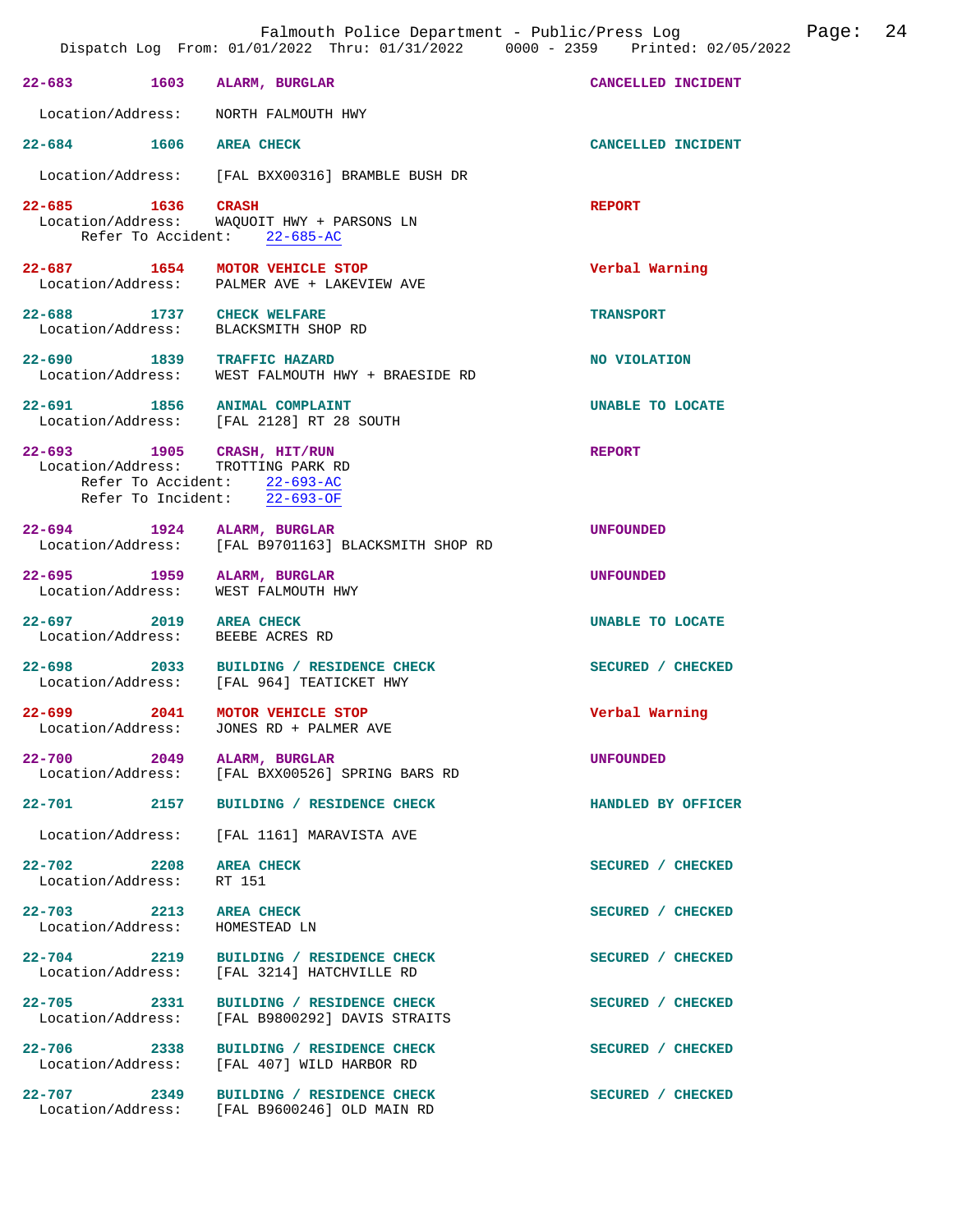| Incident | Time | Type | Location/Address | Disposition |
|---|---|---|---|---|
| 22-683 | 1603 | ALARM, BURGLAR | NORTH FALMOUTH HWY | CANCELLED INCIDENT |
| 22-684 | 1606 | AREA CHECK | [FAL BXX00316] BRAMBLE BUSH DR | CANCELLED INCIDENT |
| 22-685 | 1636 | CRASH | WAQUOIT HWY + PARSONS LN (Refer To Accident: 22-685-AC) | REPORT |
| 22-687 | 1654 | MOTOR VEHICLE STOP | PALMER AVE + LAKEVIEW AVE | Verbal Warning |
| 22-688 | 1737 | CHECK WELFARE | BLACKSMITH SHOP RD | TRANSPORT |
| 22-690 | 1839 | TRAFFIC HAZARD | WEST FALMOUTH HWY + BRAESIDE RD | NO VIOLATION |
| 22-691 | 1856 | ANIMAL COMPLAINT | [FAL 2128] RT 28 SOUTH | UNABLE TO LOCATE |
| 22-693 | 1905 | CRASH, HIT/RUN | TROTTING PARK RD (Refer To Accident: 22-693-AC; Refer To Incident: 22-693-OF) | REPORT |
| 22-694 | 1924 | ALARM, BURGLAR | [FAL B9701163] BLACKSMITH SHOP RD | UNFOUNDED |
| 22-695 | 1959 | ALARM, BURGLAR | WEST FALMOUTH HWY | UNFOUNDED |
| 22-697 | 2019 | AREA CHECK | BEEBE ACRES RD | UNABLE TO LOCATE |
| 22-698 | 2033 | BUILDING / RESIDENCE CHECK | [FAL 964] TEATICKET HWY | SECURED / CHECKED |
| 22-699 | 2041 | MOTOR VEHICLE STOP | JONES RD + PALMER AVE | Verbal Warning |
| 22-700 | 2049 | ALARM, BURGLAR | [FAL BXX00526] SPRING BARS RD | UNFOUNDED |
| 22-701 | 2157 | BUILDING / RESIDENCE CHECK | [FAL 1161] MARAVISTA AVE | HANDLED BY OFFICER |
| 22-702 | 2208 | AREA CHECK | RT 151 | SECURED / CHECKED |
| 22-703 | 2213 | AREA CHECK | HOMESTEAD LN | SECURED / CHECKED |
| 22-704 | 2219 | BUILDING / RESIDENCE CHECK | [FAL 3214] HATCHVILLE RD | SECURED / CHECKED |
| 22-705 | 2331 | BUILDING / RESIDENCE CHECK | [FAL B9800292] DAVIS STRAITS | SECURED / CHECKED |
| 22-706 | 2338 | BUILDING / RESIDENCE CHECK | [FAL 407] WILD HARBOR RD | SECURED / CHECKED |
| 22-707 | 2349 | BUILDING / RESIDENCE CHECK | [FAL B9600246] OLD MAIN RD | SECURED / CHECKED |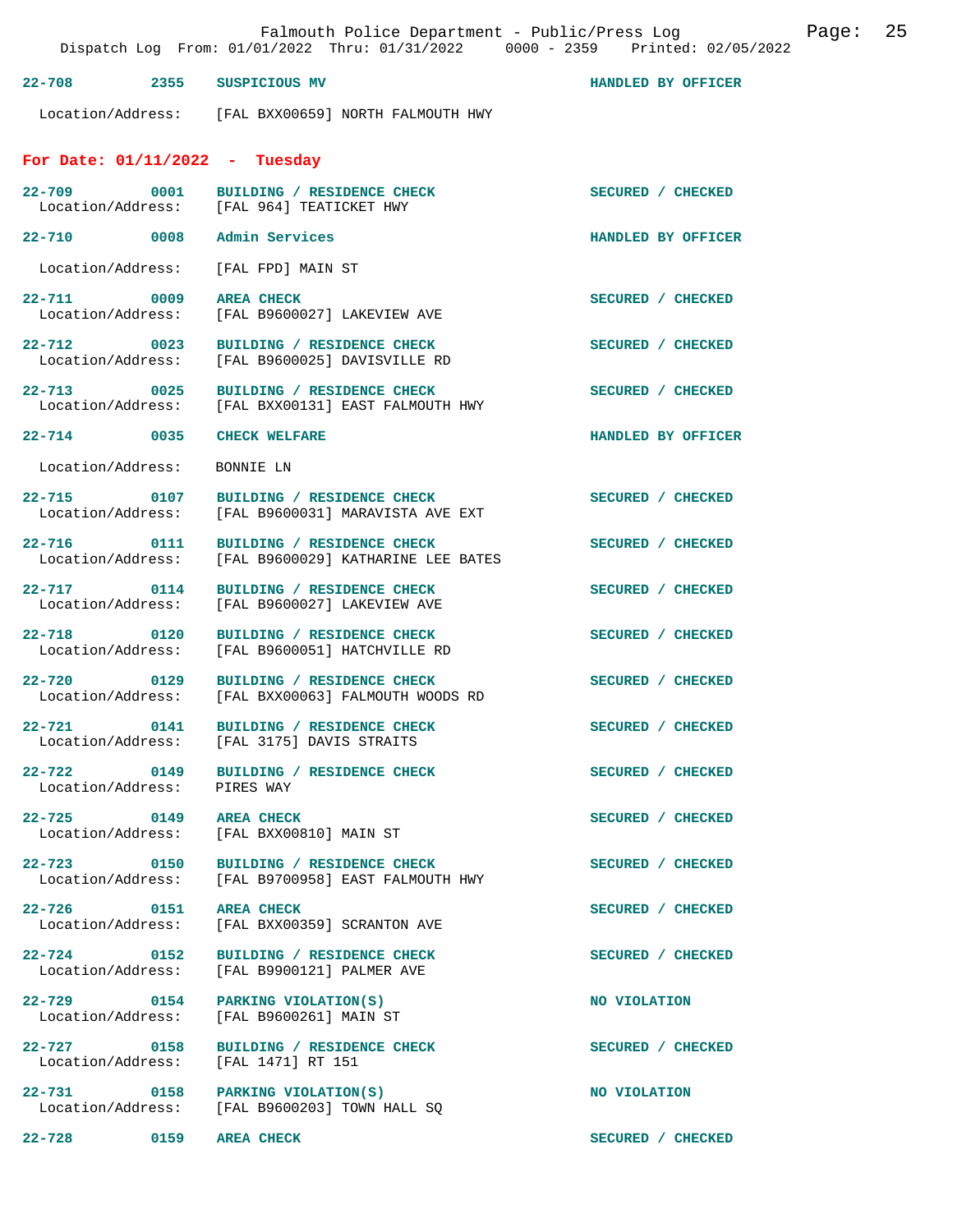22-708 2355 **SUSPICIOUS MV** HANDLED BY OFFICER

Location/Address: [FAL BXX00659] NORTH FALMOUTH HWY

## For Date: 01/11/2022 - Tuesday

22-709 0001 **BUILDING / RESIDENCE CHECK** SECURED / CHECKED
Location/Address: [FAL 964] TEATICKET HWY

22-710 0008 **Admin Services** HANDLED BY OFFICER

Location/Address: [FAL FPD] MAIN ST

22-711 0009 **AREA CHECK** SECURED / CHECKED
Location/Address: [FAL B9600027] LAKEVIEW AVE

22-712 0023 **BUILDING / RESIDENCE CHECK** SECURED / CHECKED
Location/Address: [FAL B9600025] DAVISVILLE RD

22-713 0025 **BUILDING / RESIDENCE CHECK** SECURED / CHECKED
Location/Address: [FAL BXX00131] EAST FALMOUTH HWY

22-714 0035 **CHECK WELFARE** HANDLED BY OFFICER

Location/Address: BONNIE LN

22-715 0107 **BUILDING / RESIDENCE CHECK** SECURED / CHECKED
Location/Address: [FAL B9600031] MARAVISTA AVE EXT

22-716 0111 **BUILDING / RESIDENCE CHECK** SECURED / CHECKED
Location/Address: [FAL B9600029] KATHARINE LEE BATES

22-717 0114 **BUILDING / RESIDENCE CHECK** SECURED / CHECKED
Location/Address: [FAL B9600027] LAKEVIEW AVE

22-718 0120 **BUILDING / RESIDENCE CHECK** SECURED / CHECKED
Location/Address: [FAL B9600051] HATCHVILLE RD

22-720 0129 **BUILDING / RESIDENCE CHECK** SECURED / CHECKED
Location/Address: [FAL BXX00063] FALMOUTH WOODS RD

22-721 0141 **BUILDING / RESIDENCE CHECK** SECURED / CHECKED
Location/Address: [FAL 3175] DAVIS STRAITS

22-722 0149 **BUILDING / RESIDENCE CHECK** SECURED / CHECKED
Location/Address: PIRES WAY

22-725 0149 **AREA CHECK** SECURED / CHECKED
Location/Address: [FAL BXX00810] MAIN ST

22-723 0150 **BUILDING / RESIDENCE CHECK** SECURED / CHECKED
Location/Address: [FAL B9700958] EAST FALMOUTH HWY

22-726 0151 **AREA CHECK** SECURED / CHECKED
Location/Address: [FAL BXX00359] SCRANTON AVE

22-724 0152 **BUILDING / RESIDENCE CHECK** SECURED / CHECKED
Location/Address: [FAL B9900121] PALMER AVE

22-729 0154 **PARKING VIOLATION(S)** NO VIOLATION
Location/Address: [FAL B9600261] MAIN ST

22-727 0158 **BUILDING / RESIDENCE CHECK** SECURED / CHECKED
Location/Address: [FAL 1471] RT 151

22-731 0158 **PARKING VIOLATION(S)** NO VIOLATION
Location/Address: [FAL B9600203] TOWN HALL SQ

22-728 0159 **AREA CHECK** SECURED / CHECKED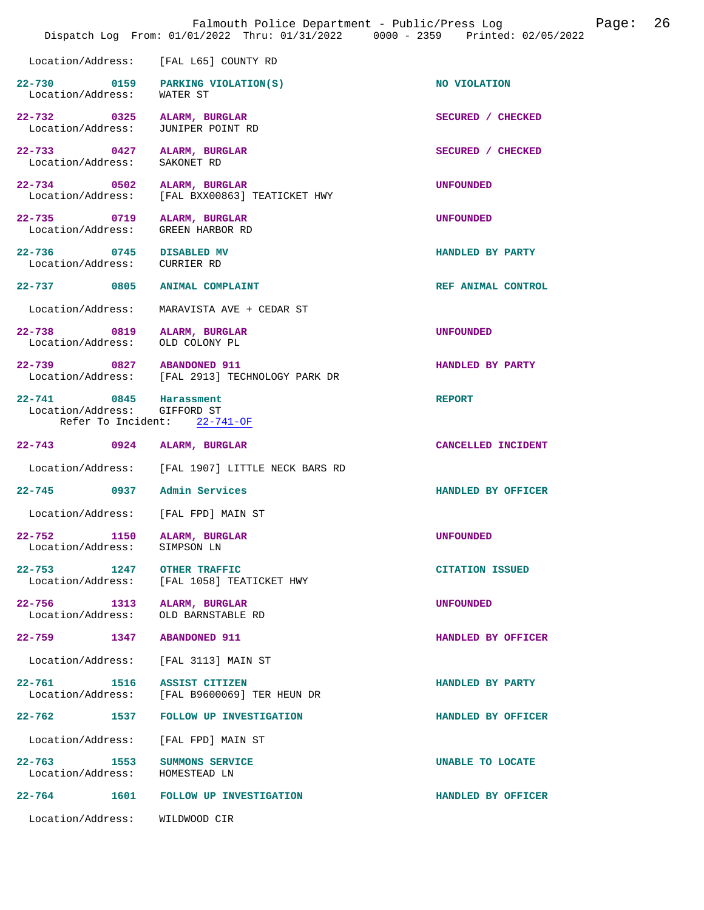Location/Address: [FAL L65] COUNTY RD

| Incident | Time | Type | Disposition |
|---|---|---|---|
| 22-730 | 0159 | PARKING VIOLATION(S) | NO VIOLATION |
| Location/Address: WATER ST | | | |
| 22-732 | 0325 | ALARM, BURGLAR | SECURED / CHECKED |
| Location/Address: JUNIPER POINT RD | | | |
| 22-733 | 0427 | ALARM, BURGLAR | SECURED / CHECKED |
| Location/Address: SAKONET RD | | | |
| 22-734 | 0502 | ALARM, BURGLAR | UNFOUNDED |
| Location/Address: [FAL BXX00863] TEATICKET HWY | | | |
| 22-735 | 0719 | ALARM, BURGLAR | UNFOUNDED |
| Location/Address: GREEN HARBOR RD | | | |
| 22-736 | 0745 | DISABLED MV | HANDLED BY PARTY |
| Location/Address: CURRIER RD | | | |
| 22-737 | 0805 | ANIMAL COMPLAINT | REF ANIMAL CONTROL |
| Location/Address: MARAVISTA AVE + CEDAR ST | | | |
| 22-738 | 0819 | ALARM, BURGLAR | UNFOUNDED |
| Location/Address: OLD COLONY PL | | | |
| 22-739 | 0827 | ABANDONED 911 | HANDLED BY PARTY |
| Location/Address: [FAL 2913] TECHNOLOGY PARK DR | | | |
| 22-741 | 0845 | Harassment | REPORT |
| Location/Address: GIFFORD ST; Refer To Incident: 22-741-OF | | | |
| 22-743 | 0924 | ALARM, BURGLAR | CANCELLED INCIDENT |
| Location/Address: [FAL 1907] LITTLE NECK BARS RD | | | |
| 22-745 | 0937 | Admin Services | HANDLED BY OFFICER |
| Location/Address: [FAL FPD] MAIN ST | | | |
| 22-752 | 1150 | ALARM, BURGLAR | UNFOUNDED |
| Location/Address: SIMPSON LN | | | |
| 22-753 | 1247 | OTHER TRAFFIC | CITATION ISSUED |
| Location/Address: [FAL 1058] TEATICKET HWY | | | |
| 22-756 | 1313 | ALARM, BURGLAR | UNFOUNDED |
| Location/Address: OLD BARNSTABLE RD | | | |
| 22-759 | 1347 | ABANDONED 911 | HANDLED BY OFFICER |
| Location/Address: [FAL 3113] MAIN ST | | | |
| 22-761 | 1516 | ASSIST CITIZEN | HANDLED BY PARTY |
| Location/Address: [FAL B9600069] TER HEUN DR | | | |
| 22-762 | 1537 | FOLLOW UP INVESTIGATION | HANDLED BY OFFICER |
| Location/Address: [FAL FPD] MAIN ST | | | |
| 22-763 | 1553 | SUMMONS SERVICE | UNABLE TO LOCATE |
| Location/Address: HOMESTEAD LN | | | |
| 22-764 | 1601 | FOLLOW UP INVESTIGATION | HANDLED BY OFFICER |
| Location/Address: WILDWOOD CIR | | | |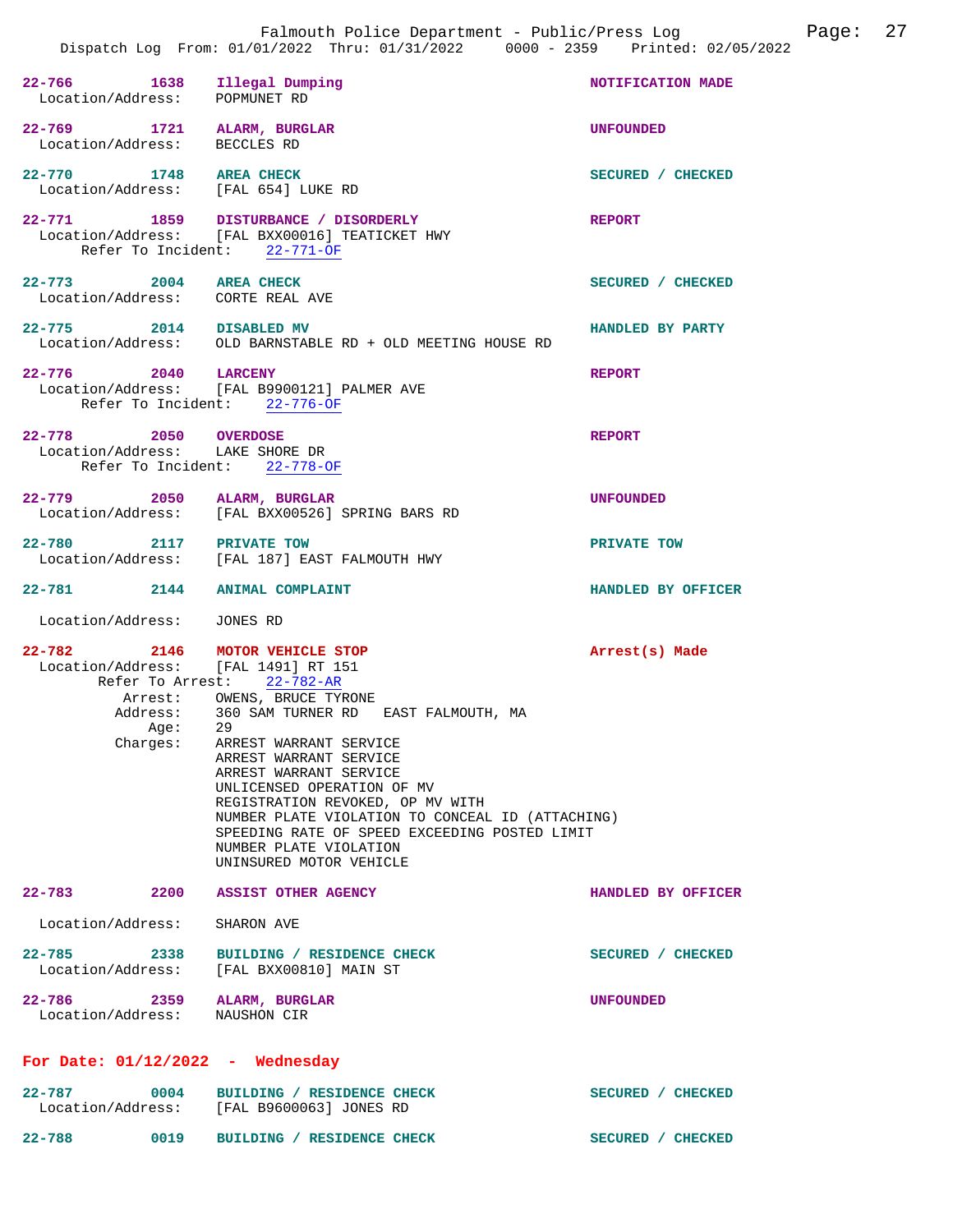**22-766** 1638 **Illegal Dumping** — NOTIFICATION MADE
Location/Address: POPMUNET RD

**22-769** 1721 **ALARM, BURGLAR** — UNFOUNDED
Location/Address: BECCLES RD

**22-770** 1748 **AREA CHECK** — SECURED / CHECKED
Location/Address: [FAL 654] LUKE RD

**22-771** 1859 **DISTURBANCE / DISORDERLY** — REPORT
Location/Address: [FAL BXX00016] TEATICKET HWY
Refer To Incident: 22-771-OF

**22-773** 2004 **AREA CHECK** — SECURED / CHECKED
Location/Address: CORTE REAL AVE

**22-775** 2014 **DISABLED MV** — HANDLED BY PARTY
Location/Address: OLD BARNSTABLE RD + OLD MEETING HOUSE RD

**22-776** 2040 **LARCENY** — REPORT
Location/Address: [FAL B9900121] PALMER AVE
Refer To Incident: 22-776-OF

**22-778** 2050 **OVERDOSE** — REPORT
Location/Address: LAKE SHORE DR
Refer To Incident: 22-778-OF

**22-779** 2050 **ALARM, BURGLAR** — UNFOUNDED
Location/Address: [FAL BXX00526] SPRING BARS RD

**22-780** 2117 **PRIVATE TOW** — PRIVATE TOW
Location/Address: [FAL 187] EAST FALMOUTH HWY

**22-781** 2144 **ANIMAL COMPLAINT** — HANDLED BY OFFICER
Location/Address: JONES RD

**22-782** 2146 **MOTOR VEHICLE STOP** — Arrest(s) Made
Location/Address: [FAL 1491] RT 151
Refer To Arrest: 22-782-AR
Arrest: OWENS, BRUCE TYRONE
Address: 360 SAM TURNER RD EAST FALMOUTH, MA
Age: 29
Charges:
- ARREST WARRANT SERVICE
- ARREST WARRANT SERVICE
- ARREST WARRANT SERVICE
- UNLICENSED OPERATION OF MV
- REGISTRATION REVOKED, OP MV WITH
- NUMBER PLATE VIOLATION TO CONCEAL ID (ATTACHING)
- SPEEDING RATE OF SPEED EXCEEDING POSTED LIMIT
- NUMBER PLATE VIOLATION
- UNINSURED MOTOR VEHICLE

**22-783** 2200 **ASSIST OTHER AGENCY** — HANDLED BY OFFICER
Location/Address: SHARON AVE

**22-785** 2338 **BUILDING / RESIDENCE CHECK** — SECURED / CHECKED
Location/Address: [FAL BXX00810] MAIN ST

**22-786** 2359 **ALARM, BURGLAR** — UNFOUNDED
Location/Address: NAUSHON CIR

## For Date: 01/12/2022 - Wednesday

**22-787** 0004 **BUILDING / RESIDENCE CHECK** — SECURED / CHECKED
Location/Address: [FAL B9600063] JONES RD

**22-788** 0019 **BUILDING / RESIDENCE CHECK** — SECURED / CHECKED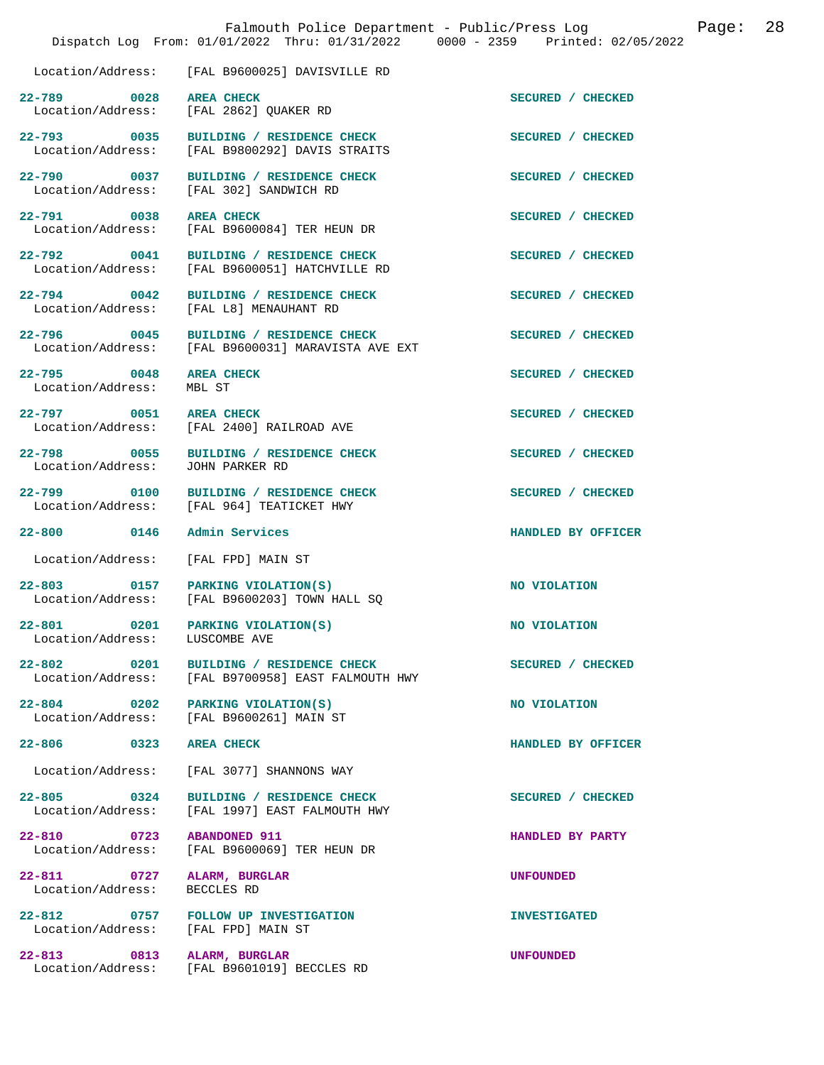Location/Address: [FAL B9600025] DAVISVILLE RD

| Call # | Time | Call Type | Disposition |
|---|---|---|---|
| 22-789 | 0028 | AREA CHECK | SECURED / CHECKED |
| Location/Address: | | [FAL 2862] QUAKER RD | |
| 22-793 | 0035 | BUILDING / RESIDENCE CHECK | SECURED / CHECKED |
| Location/Address: | | [FAL B9800292] DAVIS STRAITS | |
| 22-790 | 0037 | BUILDING / RESIDENCE CHECK | SECURED / CHECKED |
| Location/Address: | | [FAL 302] SANDWICH RD | |
| 22-791 | 0038 | AREA CHECK | SECURED / CHECKED |
| Location/Address: | | [FAL B9600084] TER HEUN DR | |
| 22-792 | 0041 | BUILDING / RESIDENCE CHECK | SECURED / CHECKED |
| Location/Address: | | [FAL B9600051] HATCHVILLE RD | |
| 22-794 | 0042 | BUILDING / RESIDENCE CHECK | SECURED / CHECKED |
| Location/Address: | | [FAL L8] MENAUHANT RD | |
| 22-796 | 0045 | BUILDING / RESIDENCE CHECK | SECURED / CHECKED |
| Location/Address: | | [FAL B9600031] MARAVISTA AVE EXT | |
| 22-795 | 0048 | AREA CHECK | SECURED / CHECKED |
| Location/Address: | | MBL ST | |
| 22-797 | 0051 | AREA CHECK | SECURED / CHECKED |
| Location/Address: | | [FAL 2400] RAILROAD AVE | |
| 22-798 | 0055 | BUILDING / RESIDENCE CHECK | SECURED / CHECKED |
| Location/Address: | | JOHN PARKER RD | |
| 22-799 | 0100 | BUILDING / RESIDENCE CHECK | SECURED / CHECKED |
| Location/Address: | | [FAL 964] TEATICKET HWY | |
| 22-800 | 0146 | Admin Services | HANDLED BY OFFICER |
| Location/Address: | | [FAL FPD] MAIN ST | |
| 22-803 | 0157 | PARKING VIOLATION(S) | NO VIOLATION |
| Location/Address: | | [FAL B9600203] TOWN HALL SQ | |
| 22-801 | 0201 | PARKING VIOLATION(S) | NO VIOLATION |
| Location/Address: | | LUSCOMBE AVE | |
| 22-802 | 0201 | BUILDING / RESIDENCE CHECK | SECURED / CHECKED |
| Location/Address: | | [FAL B9700958] EAST FALMOUTH HWY | |
| 22-804 | 0202 | PARKING VIOLATION(S) | NO VIOLATION |
| Location/Address: | | [FAL B9600261] MAIN ST | |
| 22-806 | 0323 | AREA CHECK | HANDLED BY OFFICER |
| Location/Address: | | [FAL 3077] SHANNONS WAY | |
| 22-805 | 0324 | BUILDING / RESIDENCE CHECK | SECURED / CHECKED |
| Location/Address: | | [FAL 1997] EAST FALMOUTH HWY | |
| 22-810 | 0723 | ABANDONED 911 | HANDLED BY PARTY |
| Location/Address: | | [FAL B9600069] TER HEUN DR | |
| 22-811 | 0727 | ALARM, BURGLAR | UNFOUNDED |
| Location/Address: | | BECCLES RD | |
| 22-812 | 0757 | FOLLOW UP INVESTIGATION | INVESTIGATED |
| Location/Address: | | [FAL FPD] MAIN ST | |
| 22-813 | 0813 | ALARM, BURGLAR | UNFOUNDED |
| Location/Address: | | [FAL B9601019] BECCLES RD | |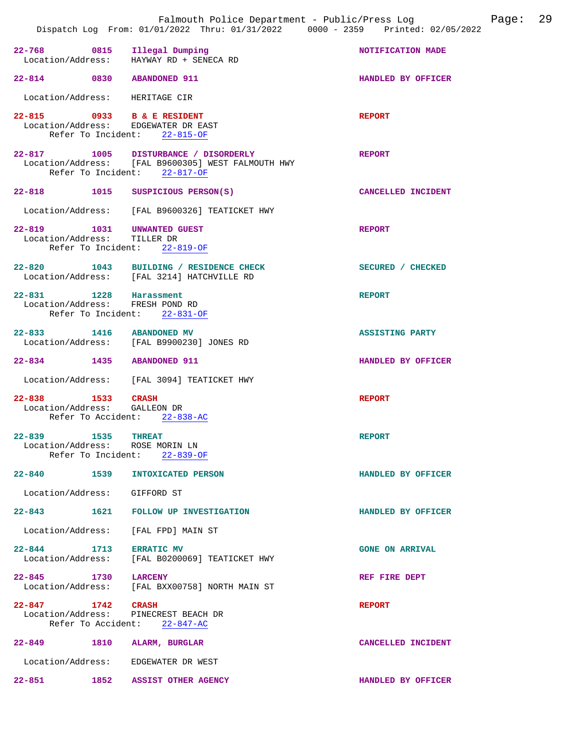Falmouth Police Department - Public/Press Log

Dispatch Log From: 01/01/2022 Thru: 01/31/2022 0000 - 2359 Printed: 02/05/2022

**22-768** 0815 **Illegal Dumping** — NOTIFICATION MADE
Location/Address: HAYWAY RD + SENECA RD

**22-814** 0830 **ABANDONED 911** — HANDLED BY OFFICER
Location/Address: HERITAGE CIR

**22-815** 0933 **B & E RESIDENT** — REPORT
Location/Address: EDGEWATER DR EAST
Refer To Incident: 22-815-OF

**22-817** 1005 **DISTURBANCE / DISORDERLY** — REPORT
Location/Address: [FAL B9600305] WEST FALMOUTH HWY
Refer To Incident: 22-817-OF

**22-818** 1015 **SUSPICIOUS PERSON(S)** — CANCELLED INCIDENT
Location/Address: [FAL B9600326] TEATICKET HWY

**22-819** 1031 **UNWANTED GUEST** — REPORT
Location/Address: TILLER DR
Refer To Incident: 22-819-OF

**22-820** 1043 **BUILDING / RESIDENCE CHECK** — SECURED / CHECKED
Location/Address: [FAL 3214] HATCHVILLE RD

**22-831** 1228 **Harassment** — REPORT
Location/Address: FRESH POND RD
Refer To Incident: 22-831-OF

**22-833** 1416 **ABANDONED MV** — ASSISTING PARTY
Location/Address: [FAL B9900230] JONES RD

**22-834** 1435 **ABANDONED 911** — HANDLED BY OFFICER
Location/Address: [FAL 3094] TEATICKET HWY

**22-838** 1533 **CRASH** — REPORT
Location/Address: GALLEON DR
Refer To Accident: 22-838-AC

**22-839** 1535 **THREAT** — REPORT
Location/Address: ROSE MORIN LN
Refer To Incident: 22-839-OF

**22-840** 1539 **INTOXICATED PERSON** — HANDLED BY OFFICER
Location/Address: GIFFORD ST

**22-843** 1621 **FOLLOW UP INVESTIGATION** — HANDLED BY OFFICER
Location/Address: [FAL FPD] MAIN ST

**22-844** 1713 **ERRATIC MV** — GONE ON ARRIVAL
Location/Address: [FAL B0200069] TEATICKET HWY

**22-845** 1730 **LARCENY** — REF FIRE DEPT
Location/Address: [FAL BXX00758] NORTH MAIN ST

**22-847** 1742 **CRASH** — REPORT
Location/Address: PINECREST BEACH DR
Refer To Accident: 22-847-AC

**22-849** 1810 **ALARM, BURGLAR** — CANCELLED INCIDENT
Location/Address: EDGEWATER DR WEST

**22-851** 1852 **ASSIST OTHER AGENCY** — HANDLED BY OFFICER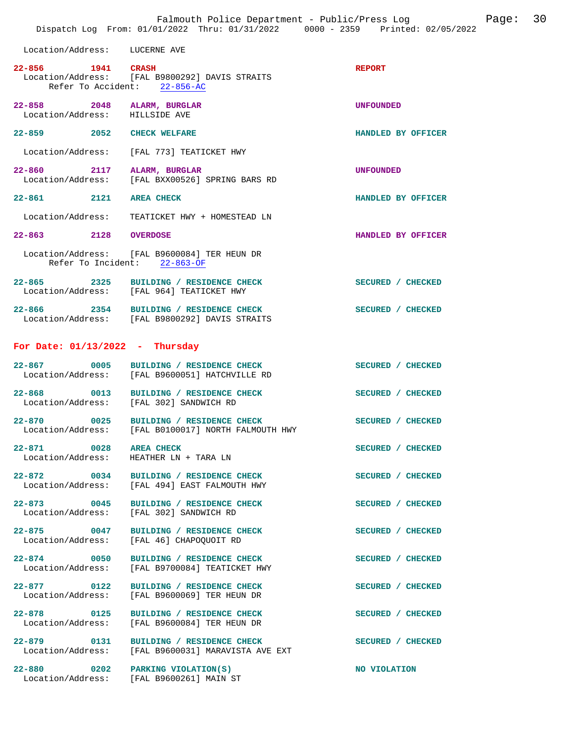Location/Address: LUCERNE AVE

**22-856** 1941 **CRASH** — **REPORT**
Location/Address: [FAL B9800292] DAVIS STRAITS
Refer To Accident: 22-856-AC

**22-858** 2048 **ALARM, BURGLAR** — **UNFOUNDED**
Location/Address: HILLSIDE AVE

**22-859** 2052 **CHECK WELFARE** — **HANDLED BY OFFICER**
Location/Address: [FAL 773] TEATICKET HWY

**22-860** 2117 **ALARM, BURGLAR** — **UNFOUNDED**
Location/Address: [FAL BXX00526] SPRING BARS RD

**22-861** 2121 **AREA CHECK** — **HANDLED BY OFFICER**
Location/Address: TEATICKET HWY + HOMESTEAD LN

**22-863** 2128 **OVERDOSE** — **HANDLED BY OFFICER**
Location/Address: [FAL B9600084] TER HEUN DR
Refer To Incident: 22-863-OF

**22-865** 2325 **BUILDING / RESIDENCE CHECK** — **SECURED / CHECKED**
Location/Address: [FAL 964] TEATICKET HWY

**22-866** 2354 **BUILDING / RESIDENCE CHECK** — **SECURED / CHECKED**
Location/Address: [FAL B9800292] DAVIS STRAITS

## For Date: 01/13/2022 - Thursday

**22-867** 0005 **BUILDING / RESIDENCE CHECK** — **SECURED / CHECKED**
Location/Address: [FAL B9600051] HATCHVILLE RD

**22-868** 0013 **BUILDING / RESIDENCE CHECK** — **SECURED / CHECKED**
Location/Address: [FAL 302] SANDWICH RD

**22-870** 0025 **BUILDING / RESIDENCE CHECK** — **SECURED / CHECKED**
Location/Address: [FAL B0100017] NORTH FALMOUTH HWY

**22-871** 0028 **AREA CHECK** — **SECURED / CHECKED**
Location/Address: HEATHER LN + TARA LN

**22-872** 0034 **BUILDING / RESIDENCE CHECK** — **SECURED / CHECKED**
Location/Address: [FAL 494] EAST FALMOUTH HWY

**22-873** 0045 **BUILDING / RESIDENCE CHECK** — **SECURED / CHECKED**
Location/Address: [FAL 302] SANDWICH RD

**22-875** 0047 **BUILDING / RESIDENCE CHECK** — **SECURED / CHECKED**
Location/Address: [FAL 46] CHAPOQUOIT RD

**22-874** 0050 **BUILDING / RESIDENCE CHECK** — **SECURED / CHECKED**
Location/Address: [FAL B9700084] TEATICKET HWY

**22-877** 0122 **BUILDING / RESIDENCE CHECK** — **SECURED / CHECKED**
Location/Address: [FAL B9600069] TER HEUN DR

**22-878** 0125 **BUILDING / RESIDENCE CHECK** — **SECURED / CHECKED**
Location/Address: [FAL B9600084] TER HEUN DR

**22-879** 0131 **BUILDING / RESIDENCE CHECK** — **SECURED / CHECKED**
Location/Address: [FAL B9600031] MARAVISTA AVE EXT

**22-880** 0202 **PARKING VIOLATION(S)** — **NO VIOLATION**
Location/Address: [FAL B9600261] MAIN ST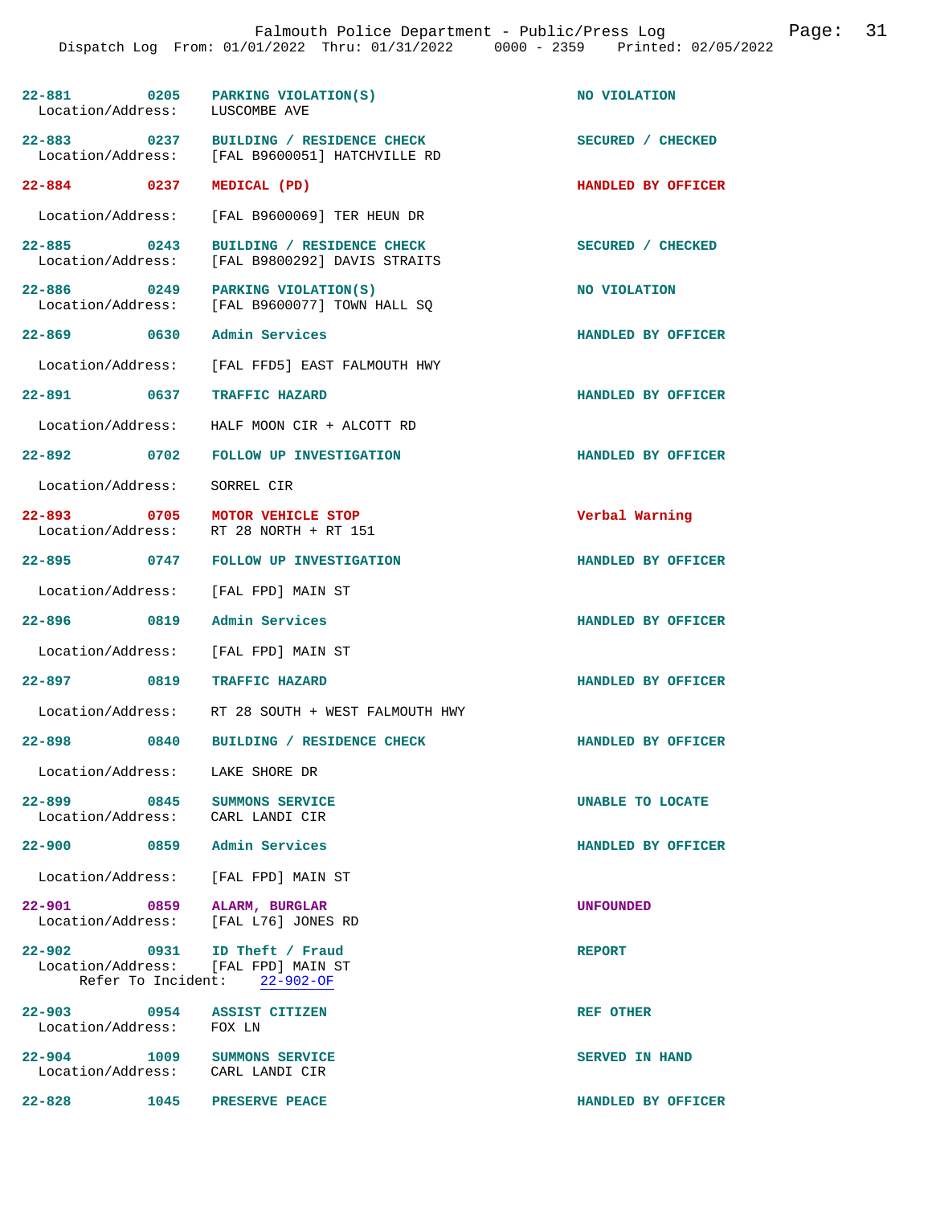22-881 0205 **PARKING VIOLATION(S)** NO VIOLATION
Location/Address: LUSCOMBE AVE

22-883 0237 **BUILDING / RESIDENCE CHECK** SECURED / CHECKED
Location/Address: [FAL B9600051] HATCHVILLE RD

22-884 0237 **MEDICAL (PD)** HANDLED BY OFFICER
Location/Address: [FAL B9600069] TER HEUN DR

22-885 0243 **BUILDING / RESIDENCE CHECK** SECURED / CHECKED
Location/Address: [FAL B9800292] DAVIS STRAITS

22-886 0249 **PARKING VIOLATION(S)** NO VIOLATION
Location/Address: [FAL B9600077] TOWN HALL SQ

22-869 0630 **Admin Services** HANDLED BY OFFICER
Location/Address: [FAL FFD5] EAST FALMOUTH HWY

22-891 0637 **TRAFFIC HAZARD** HANDLED BY OFFICER
Location/Address: HALF MOON CIR + ALCOTT RD

22-892 0702 **FOLLOW UP INVESTIGATION** HANDLED BY OFFICER
Location/Address: SORREL CIR

22-893 0705 **MOTOR VEHICLE STOP** Verbal Warning
Location/Address: RT 28 NORTH + RT 151

22-895 0747 **FOLLOW UP INVESTIGATION** HANDLED BY OFFICER
Location/Address: [FAL FPD] MAIN ST

22-896 0819 **Admin Services** HANDLED BY OFFICER
Location/Address: [FAL FPD] MAIN ST

22-897 0819 **TRAFFIC HAZARD** HANDLED BY OFFICER
Location/Address: RT 28 SOUTH + WEST FALMOUTH HWY

22-898 0840 **BUILDING / RESIDENCE CHECK** HANDLED BY OFFICER
Location/Address: LAKE SHORE DR

22-899 0845 **SUMMONS SERVICE** UNABLE TO LOCATE
Location/Address: CARL LANDI CIR

22-900 0859 **Admin Services** HANDLED BY OFFICER
Location/Address: [FAL FPD] MAIN ST

22-901 0859 **ALARM, BURGLAR** UNFOUNDED
Location/Address: [FAL L76] JONES RD

22-902 0931 **ID Theft / Fraud** REPORT
Location/Address: [FAL FPD] MAIN ST
Refer To Incident: 22-902-OF

22-903 0954 **ASSIST CITIZEN** REF OTHER
Location/Address: FOX LN

22-904 1009 **SUMMONS SERVICE** SERVED IN HAND
Location/Address: CARL LANDI CIR

22-828 1045 **PRESERVE PEACE** HANDLED BY OFFICER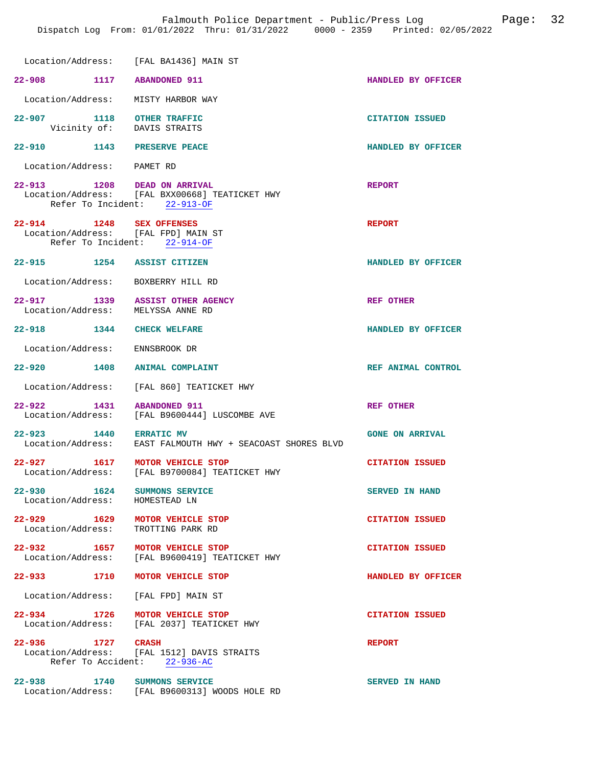Location/Address: [FAL BA1436] MAIN ST

**22-908** 1117 **ABANDONED 911** HANDLED BY OFFICER
Location/Address: MISTY HARBOR WAY

**22-907** 1118 **OTHER TRAFFIC** CITATION ISSUED
Vicinity of: DAVIS STRAITS

**22-910** 1143 **PRESERVE PEACE** HANDLED BY OFFICER
Location/Address: PAMET RD

**22-913** 1208 **DEAD ON ARRIVAL** REPORT
Location/Address: [FAL BXX00668] TEATICKET HWY
Refer To Incident: 22-913-OF

**22-914** 1248 **SEX OFFENSES** REPORT
Location/Address: [FAL FPD] MAIN ST
Refer To Incident: 22-914-OF

**22-915** 1254 **ASSIST CITIZEN** HANDLED BY OFFICER
Location/Address: BOXBERRY HILL RD

**22-917** 1339 **ASSIST OTHER AGENCY** REF OTHER
Location/Address: MELYSSA ANNE RD

**22-918** 1344 **CHECK WELFARE** HANDLED BY OFFICER
Location/Address: ENNSBROOK DR

**22-920** 1408 **ANIMAL COMPLAINT** REF ANIMAL CONTROL
Location/Address: [FAL 860] TEATICKET HWY

**22-922** 1431 **ABANDONED 911** REF OTHER
Location/Address: [FAL B9600444] LUSCOMBE AVE

**22-923** 1440 **ERRATIC MV** GONE ON ARRIVAL
Location/Address: EAST FALMOUTH HWY + SEACOAST SHORES BLVD

**22-927** 1617 **MOTOR VEHICLE STOP** CITATION ISSUED
Location/Address: [FAL B9700084] TEATICKET HWY

**22-930** 1624 **SUMMONS SERVICE** SERVED IN HAND
Location/Address: HOMESTEAD LN

**22-929** 1629 **MOTOR VEHICLE STOP** CITATION ISSUED
Location/Address: TROTTING PARK RD

**22-932** 1657 **MOTOR VEHICLE STOP** CITATION ISSUED
Location/Address: [FAL B9600419] TEATICKET HWY

**22-933** 1710 **MOTOR VEHICLE STOP** HANDLED BY OFFICER
Location/Address: [FAL FPD] MAIN ST

**22-934** 1726 **MOTOR VEHICLE STOP** CITATION ISSUED
Location/Address: [FAL 2037] TEATICKET HWY

**22-936** 1727 **CRASH** REPORT
Location/Address: [FAL 1512] DAVIS STRAITS
Refer To Accident: 22-936-AC

**22-938** 1740 **SUMMONS SERVICE** SERVED IN HAND
Location/Address: [FAL B9600313] WOODS HOLE RD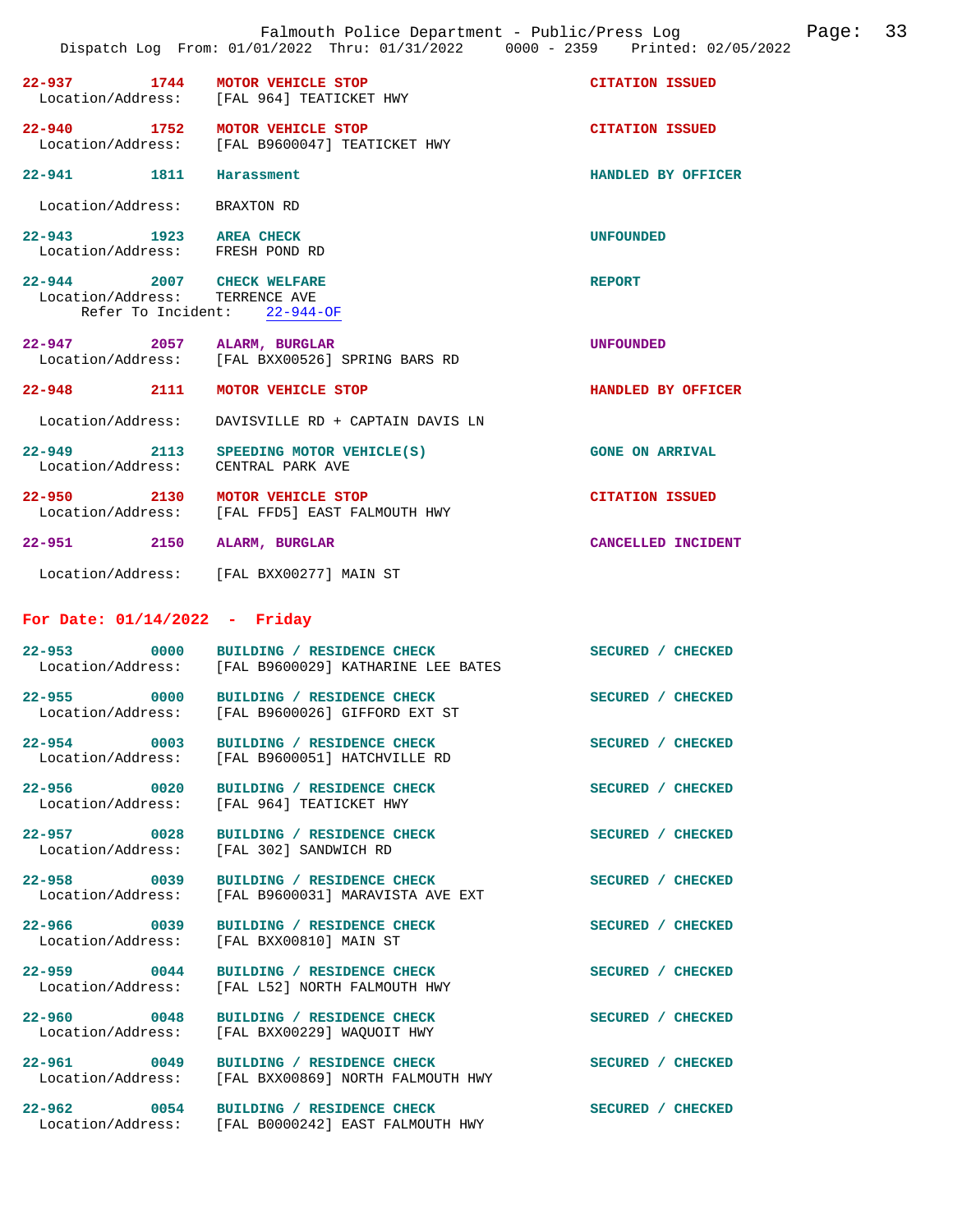| Call # | Time | Call Reason | Action |
|---|---|---|---|
| 22-937 | 1744 | MOTOR VEHICLE STOP | CITATION ISSUED |
| | | Location/Address: [FAL 964] TEATICKET HWY | |
| 22-940 | 1752 | MOTOR VEHICLE STOP | CITATION ISSUED |
| | | Location/Address: [FAL B9600047] TEATICKET HWY | |
| 22-941 | 1811 | Harassment | HANDLED BY OFFICER |
| | | Location/Address: BRAXTON RD | |
| 22-943 | 1923 | AREA CHECK | UNFOUNDED |
| | | Location/Address: FRESH POND RD | |
| 22-944 | 2007 | CHECK WELFARE | REPORT |
| | | Location/Address: TERRENCE AVE; Refer To Incident: 22-944-OF | |
| 22-947 | 2057 | ALARM, BURGLAR | UNFOUNDED |
| | | Location/Address: [FAL BXX00526] SPRING BARS RD | |
| 22-948 | 2111 | MOTOR VEHICLE STOP | HANDLED BY OFFICER |
| | | Location/Address: DAVISVILLE RD + CAPTAIN DAVIS LN | |
| 22-949 | 2113 | SPEEDING MOTOR VEHICLE(S) | GONE ON ARRIVAL |
| | | Location/Address: CENTRAL PARK AVE | |
| 22-950 | 2130 | MOTOR VEHICLE STOP | CITATION ISSUED |
| | | Location/Address: [FAL FFD5] EAST FALMOUTH HWY | |
| 22-951 | 2150 | ALARM, BURGLAR | CANCELLED INCIDENT |
| | | Location/Address: [FAL BXX00277] MAIN ST | |

## For Date: 01/14/2022 - Friday

| Call # | Time | Call Reason | Action |
|---|---|---|---|
| 22-953 | 0000 | BUILDING / RESIDENCE CHECK | SECURED / CHECKED |
| | | Location/Address: [FAL B9600029] KATHARINE LEE BATES | |
| 22-955 | 0000 | BUILDING / RESIDENCE CHECK | SECURED / CHECKED |
| | | Location/Address: [FAL B9600026] GIFFORD EXT ST | |
| 22-954 | 0003 | BUILDING / RESIDENCE CHECK | SECURED / CHECKED |
| | | Location/Address: [FAL B9600051] HATCHVILLE RD | |
| 22-956 | 0020 | BUILDING / RESIDENCE CHECK | SECURED / CHECKED |
| | | Location/Address: [FAL 964] TEATICKET HWY | |
| 22-957 | 0028 | BUILDING / RESIDENCE CHECK | SECURED / CHECKED |
| | | Location/Address: [FAL 302] SANDWICH RD | |
| 22-958 | 0039 | BUILDING / RESIDENCE CHECK | SECURED / CHECKED |
| | | Location/Address: [FAL B9600031] MARAVISTA AVE EXT | |
| 22-966 | 0039 | BUILDING / RESIDENCE CHECK | SECURED / CHECKED |
| | | Location/Address: [FAL BXX00810] MAIN ST | |
| 22-959 | 0044 | BUILDING / RESIDENCE CHECK | SECURED / CHECKED |
| | | Location/Address: [FAL L52] NORTH FALMOUTH HWY | |
| 22-960 | 0048 | BUILDING / RESIDENCE CHECK | SECURED / CHECKED |
| | | Location/Address: [FAL BXX00229] WAQUOIT HWY | |
| 22-961 | 0049 | BUILDING / RESIDENCE CHECK | SECURED / CHECKED |
| | | Location/Address: [FAL BXX00869] NORTH FALMOUTH HWY | |
| 22-962 | 0054 | BUILDING / RESIDENCE CHECK | SECURED / CHECKED |
| | | Location/Address: [FAL B0000242] EAST FALMOUTH HWY | |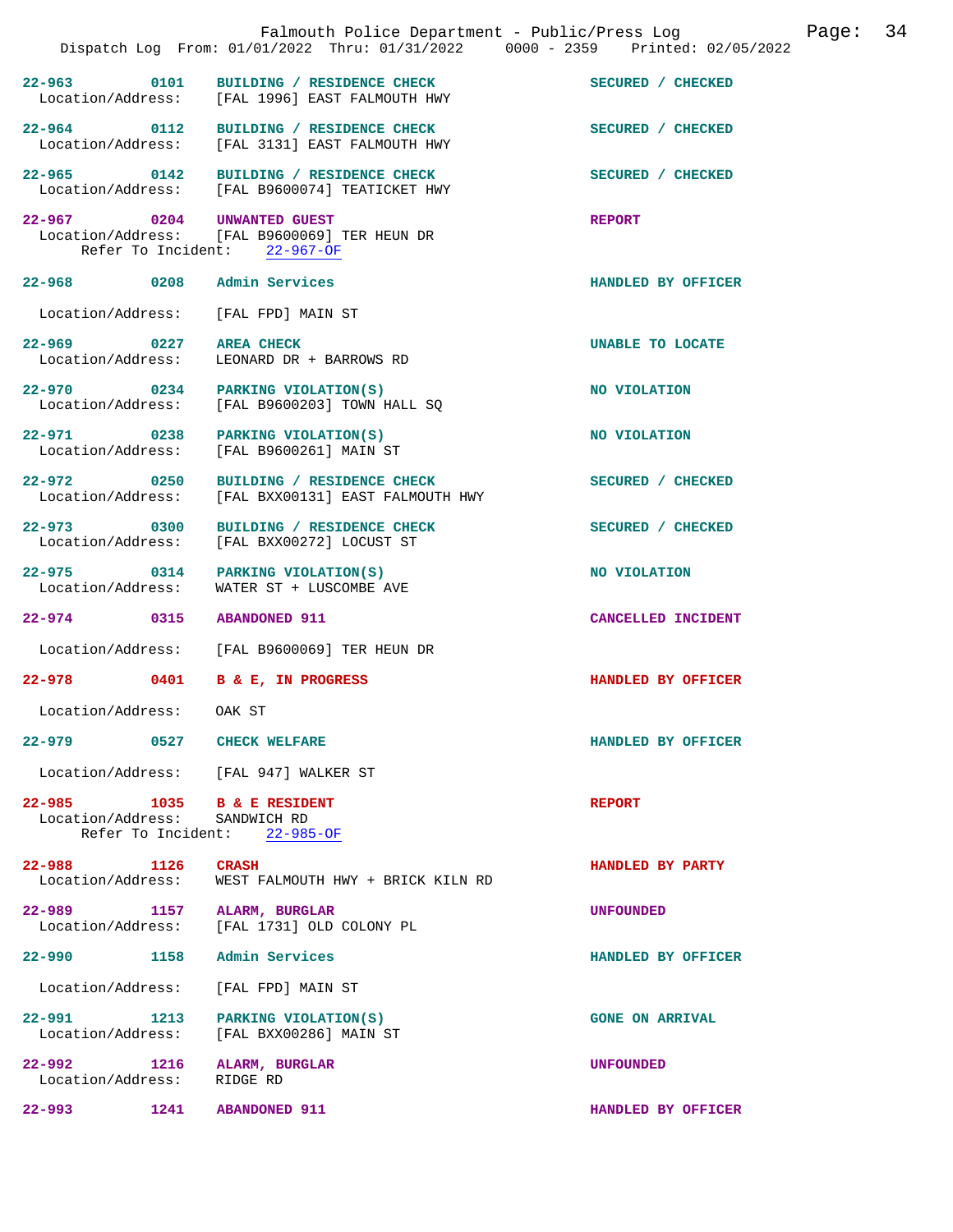22-963 0101 BUILDING / RESIDENCE CHECK SECURED / CHECKED
Location/Address: [FAL 1996] EAST FALMOUTH HWY

22-964 0112 BUILDING / RESIDENCE CHECK SECURED / CHECKED
Location/Address: [FAL 3131] EAST FALMOUTH HWY

22-965 0142 BUILDING / RESIDENCE CHECK SECURED / CHECKED
Location/Address: [FAL B9600074] TEATICKET HWY

22-967 0204 UNWANTED GUEST REPORT
Location/Address: [FAL B9600069] TER HEUN DR
Refer To Incident: 22-967-OF

22-968 0208 Admin Services HANDLED BY OFFICER
Location/Address: [FAL FPD] MAIN ST

22-969 0227 AREA CHECK UNABLE TO LOCATE
Location/Address: LEONARD DR + BARROWS RD

22-970 0234 PARKING VIOLATION(S) NO VIOLATION
Location/Address: [FAL B9600203] TOWN HALL SQ

22-971 0238 PARKING VIOLATION(S) NO VIOLATION
Location/Address: [FAL B9600261] MAIN ST

22-972 0250 BUILDING / RESIDENCE CHECK SECURED / CHECKED
Location/Address: [FAL BXX00131] EAST FALMOUTH HWY

22-973 0300 BUILDING / RESIDENCE CHECK SECURED / CHECKED
Location/Address: [FAL BXX00272] LOCUST ST

22-975 0314 PARKING VIOLATION(S) NO VIOLATION
Location/Address: WATER ST + LUSCOMBE AVE

22-974 0315 ABANDONED 911 CANCELLED INCIDENT
Location/Address: [FAL B9600069] TER HEUN DR

22-978 0401 B & E, IN PROGRESS HANDLED BY OFFICER
Location/Address: OAK ST

22-979 0527 CHECK WELFARE HANDLED BY OFFICER
Location/Address: [FAL 947] WALKER ST

22-985 1035 B & E RESIDENT REPORT
Location/Address: SANDWICH RD
Refer To Incident: 22-985-OF

22-988 1126 CRASH HANDLED BY PARTY
Location/Address: WEST FALMOUTH HWY + BRICK KILN RD

22-989 1157 ALARM, BURGLAR UNFOUNDED
Location/Address: [FAL 1731] OLD COLONY PL

22-990 1158 Admin Services HANDLED BY OFFICER
Location/Address: [FAL FPD] MAIN ST

22-991 1213 PARKING VIOLATION(S) GONE ON ARRIVAL
Location/Address: [FAL BXX00286] MAIN ST

22-992 1216 ALARM, BURGLAR UNFOUNDED
Location/Address: RIDGE RD

22-993 1241 ABANDONED 911 HANDLED BY OFFICER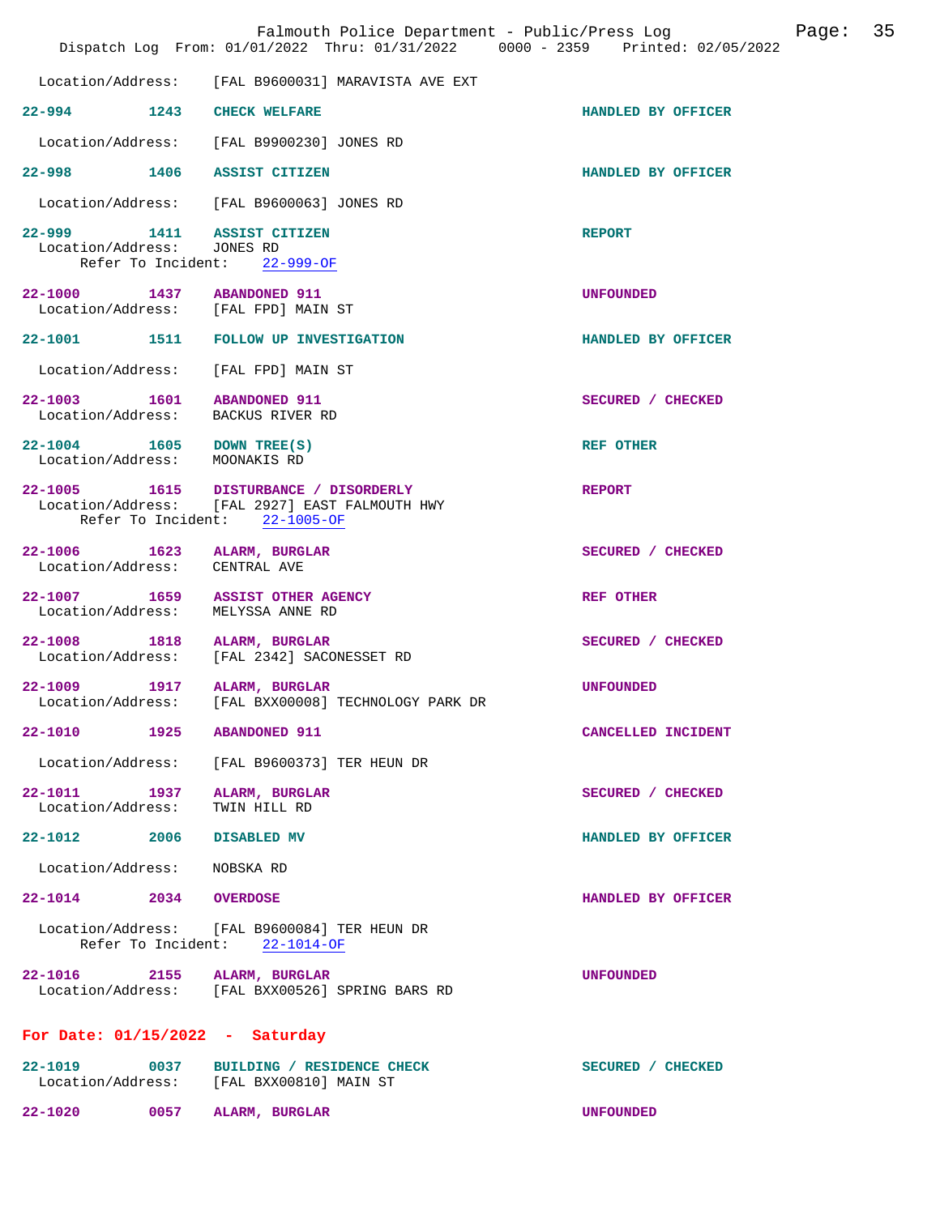Location/Address: [FAL B9600031] MARAVISTA AVE EXT

**22-994** 1243 **CHECK WELFARE** **HANDLED BY OFFICER**

Location/Address: [FAL B9900230] JONES RD

**22-998** 1406 **ASSIST CITIZEN** **HANDLED BY OFFICER**

Location/Address: [FAL B9600063] JONES RD

**22-999** 1411 **ASSIST CITIZEN** **REPORT**
Location/Address: JONES RD
Refer To Incident: 22-999-OF

**22-1000** 1437 **ABANDONED 911** **UNFOUNDED**
Location/Address: [FAL FPD] MAIN ST

**22-1001** 1511 **FOLLOW UP INVESTIGATION** **HANDLED BY OFFICER**

Location/Address: [FAL FPD] MAIN ST

**22-1003** 1601 **ABANDONED 911** **SECURED / CHECKED**
Location/Address: BACKUS RIVER RD

**22-1004** 1605 **DOWN TREE(S)** **REF OTHER**
Location/Address: MOONAKIS RD

**22-1005** 1615 **DISTURBANCE / DISORDERLY** **REPORT**
Location/Address: [FAL 2927] EAST FALMOUTH HWY
Refer To Incident: 22-1005-OF

**22-1006** 1623 **ALARM, BURGLAR** **SECURED / CHECKED**
Location/Address: CENTRAL AVE

**22-1007** 1659 **ASSIST OTHER AGENCY** **REF OTHER**
Location/Address: MELYSSA ANNE RD

**22-1008** 1818 **ALARM, BURGLAR** **SECURED / CHECKED**
Location/Address: [FAL 2342] SACONESSET RD

**22-1009** 1917 **ALARM, BURGLAR** **UNFOUNDED**
Location/Address: [FAL BXX00008] TECHNOLOGY PARK DR

**22-1010** 1925 **ABANDONED 911** **CANCELLED INCIDENT**

Location/Address: [FAL B9600373] TER HEUN DR

**22-1011** 1937 **ALARM, BURGLAR** **SECURED / CHECKED**
Location/Address: TWIN HILL RD

**22-1012** 2006 **DISABLED MV** **HANDLED BY OFFICER**

Location/Address: NOBSKA RD

**22-1014** 2034 **OVERDOSE** **HANDLED BY OFFICER**

Location/Address: [FAL B9600084] TER HEUN DR
Refer To Incident: 22-1014-OF

**22-1016** 2155 **ALARM, BURGLAR** **UNFOUNDED**
Location/Address: [FAL BXX00526] SPRING BARS RD

## For Date: 01/15/2022 - Saturday

**22-1019** 0037 **BUILDING / RESIDENCE CHECK** **SECURED / CHECKED**
Location/Address: [FAL BXX00810] MAIN ST

**22-1020** 0057 **ALARM, BURGLAR** **UNFOUNDED**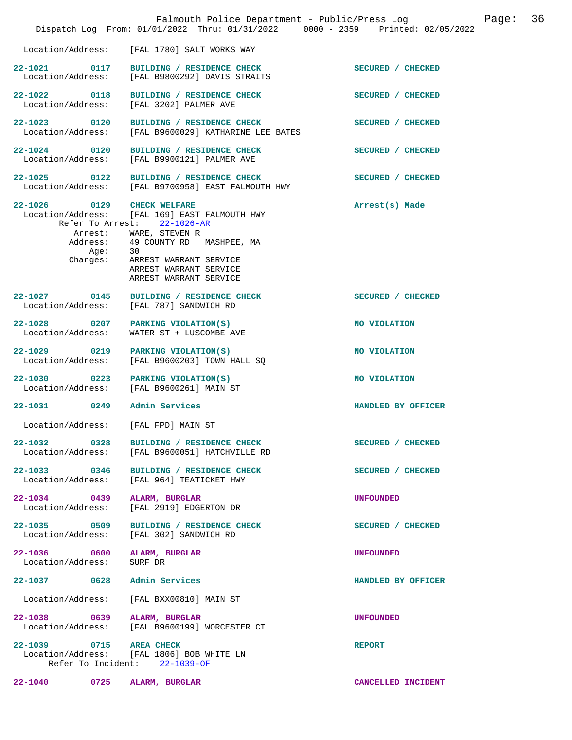Location/Address: [FAL 1780] SALT WORKS WAY

**22-1021** 0117 **BUILDING / RESIDENCE CHECK** — SECURED / CHECKED
Location/Address: [FAL B9800292] DAVIS STRAITS

**22-1022** 0118 **BUILDING / RESIDENCE CHECK** — SECURED / CHECKED
Location/Address: [FAL 3202] PALMER AVE

**22-1023** 0120 **BUILDING / RESIDENCE CHECK** — SECURED / CHECKED
Location/Address: [FAL B9600029] KATHARINE LEE BATES

**22-1024** 0120 **BUILDING / RESIDENCE CHECK** — SECURED / CHECKED
Location/Address: [FAL B9900121] PALMER AVE

**22-1025** 0122 **BUILDING / RESIDENCE CHECK** — SECURED / CHECKED
Location/Address: [FAL B9700958] EAST FALMOUTH HWY

**22-1026** 0129 **CHECK WELFARE** — Arrest(s) Made
Location/Address: [FAL 169] EAST FALMOUTH HWY
Refer To Arrest: 22-1026-AR
Arrest: WARE, STEVEN R
Address: 49 COUNTY RD MASHPEE, MA
Age: 30
Charges: ARREST WARRANT SERVICE
ARREST WARRANT SERVICE
ARREST WARRANT SERVICE

**22-1027** 0145 **BUILDING / RESIDENCE CHECK** — SECURED / CHECKED
Location/Address: [FAL 787] SANDWICH RD

**22-1028** 0207 **PARKING VIOLATION(S)** — NO VIOLATION
Location/Address: WATER ST + LUSCOMBE AVE

**22-1029** 0219 **PARKING VIOLATION(S)** — NO VIOLATION
Location/Address: [FAL B9600203] TOWN HALL SQ

**22-1030** 0223 **PARKING VIOLATION(S)** — NO VIOLATION
Location/Address: [FAL B9600261] MAIN ST

**22-1031** 0249 **Admin Services** — HANDLED BY OFFICER
Location/Address: [FAL FPD] MAIN ST

**22-1032** 0328 **BUILDING / RESIDENCE CHECK** — SECURED / CHECKED
Location/Address: [FAL B9600051] HATCHVILLE RD

**22-1033** 0346 **BUILDING / RESIDENCE CHECK** — SECURED / CHECKED
Location/Address: [FAL 964] TEATICKET HWY

**22-1034** 0439 **ALARM, BURGLAR** — UNFOUNDED
Location/Address: [FAL 2919] EDGERTON DR

**22-1035** 0509 **BUILDING / RESIDENCE CHECK** — SECURED / CHECKED
Location/Address: [FAL 302] SANDWICH RD

**22-1036** 0600 **ALARM, BURGLAR** — UNFOUNDED
Location/Address: SURF DR

**22-1037** 0628 **Admin Services** — HANDLED BY OFFICER
Location/Address: [FAL BXX00810] MAIN ST

**22-1038** 0639 **ALARM, BURGLAR** — UNFOUNDED
Location/Address: [FAL B9600199] WORCESTER CT

**22-1039** 0715 **AREA CHECK** — REPORT
Location/Address: [FAL 1806] BOB WHITE LN
Refer To Incident: 22-1039-OF

**22-1040** 0725 **ALARM, BURGLAR** — CANCELLED INCIDENT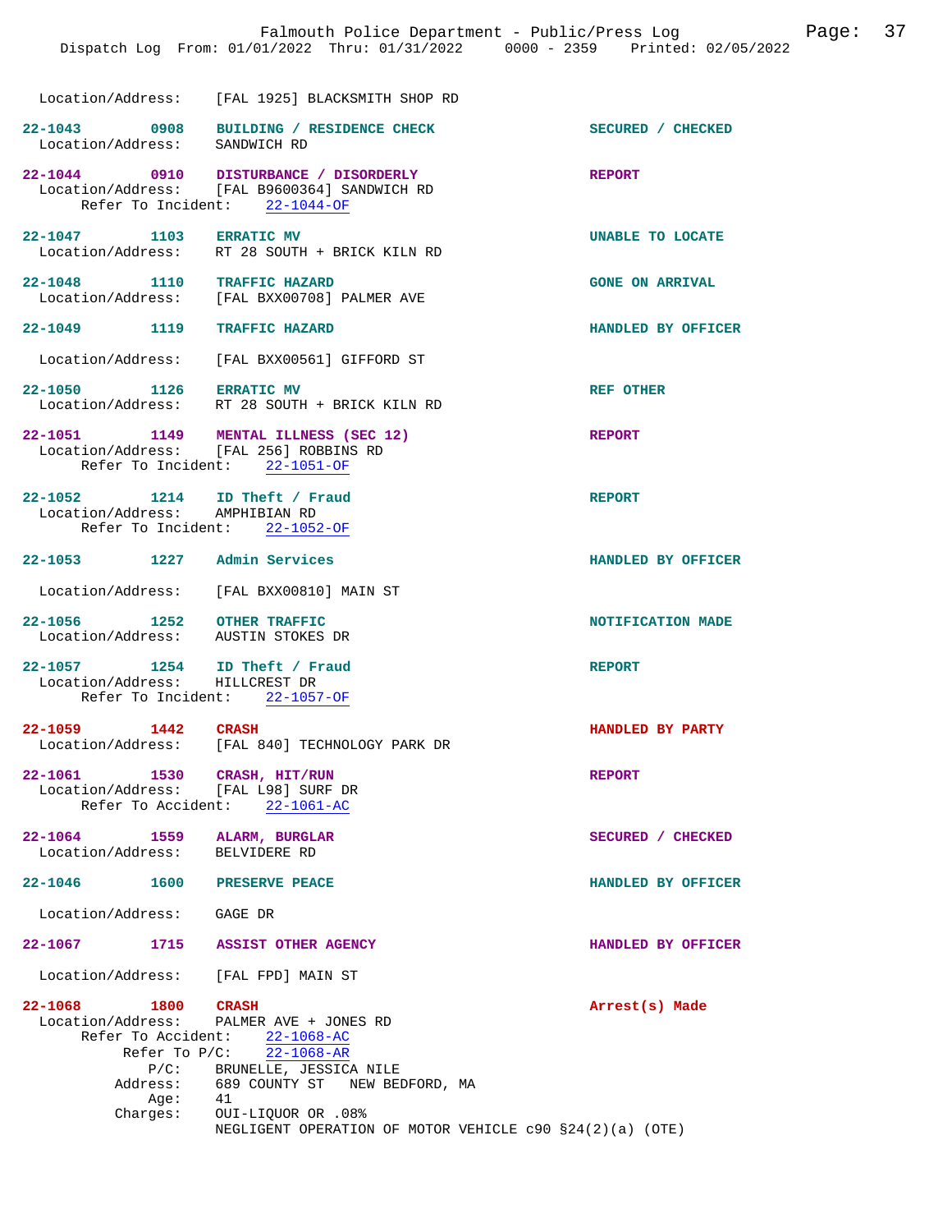Location/Address: [FAL 1925] BLACKSMITH SHOP RD

**22-1043** 0908 **BUILDING / RESIDENCE CHECK** — SECURED / CHECKED
Location/Address: SANDWICH RD

**22-1044** 0910 **DISTURBANCE / DISORDERLY** — REPORT
Location/Address: [FAL B9600364] SANDWICH RD
Refer To Incident: 22-1044-OF

**22-1047** 1103 **ERRATIC MV** — UNABLE TO LOCATE
Location/Address: RT 28 SOUTH + BRICK KILN RD

**22-1048** 1110 **TRAFFIC HAZARD** — GONE ON ARRIVAL
Location/Address: [FAL BXX00708] PALMER AVE

**22-1049** 1119 **TRAFFIC HAZARD** — HANDLED BY OFFICER
Location/Address: [FAL BXX00561] GIFFORD ST

**22-1050** 1126 **ERRATIC MV** — REF OTHER
Location/Address: RT 28 SOUTH + BRICK KILN RD

**22-1051** 1149 **MENTAL ILLNESS (SEC 12)** — REPORT
Location/Address: [FAL 256] ROBBINS RD
Refer To Incident: 22-1051-OF

**22-1052** 1214 **ID Theft / Fraud** — REPORT
Location/Address: AMPHIBIAN RD
Refer To Incident: 22-1052-OF

**22-1053** 1227 **Admin Services** — HANDLED BY OFFICER
Location/Address: [FAL BXX00810] MAIN ST

**22-1056** 1252 **OTHER TRAFFIC** — NOTIFICATION MADE
Location/Address: AUSTIN STOKES DR

**22-1057** 1254 **ID Theft / Fraud** — REPORT
Location/Address: HILLCREST DR
Refer To Incident: 22-1057-OF

**22-1059** 1442 **CRASH** — HANDLED BY PARTY
Location/Address: [FAL 840] TECHNOLOGY PARK DR

**22-1061** 1530 **CRASH, HIT/RUN** — REPORT
Location/Address: [FAL L98] SURF DR
Refer To Accident: 22-1061-AC

**22-1064** 1559 **ALARM, BURGLAR** — SECURED / CHECKED
Location/Address: BELVIDERE RD

**22-1046** 1600 **PRESERVE PEACE** — HANDLED BY OFFICER
Location/Address: GAGE DR

**22-1067** 1715 **ASSIST OTHER AGENCY** — HANDLED BY OFFICER
Location/Address: [FAL FPD] MAIN ST

**22-1068** 1800 **CRASH** — Arrest(s) Made
Location/Address: PALMER AVE + JONES RD
Refer To Accident: 22-1068-AC
Refer To P/C: 22-1068-AR
P/C: BRUNELLE, JESSICA NILE
Address: 689 COUNTY ST NEW BEDFORD, MA
Age: 41
Charges: OUI-LIQUOR OR .08%
NEGLIGENT OPERATION OF MOTOR VEHICLE c90 §24(2)(a) (OTE)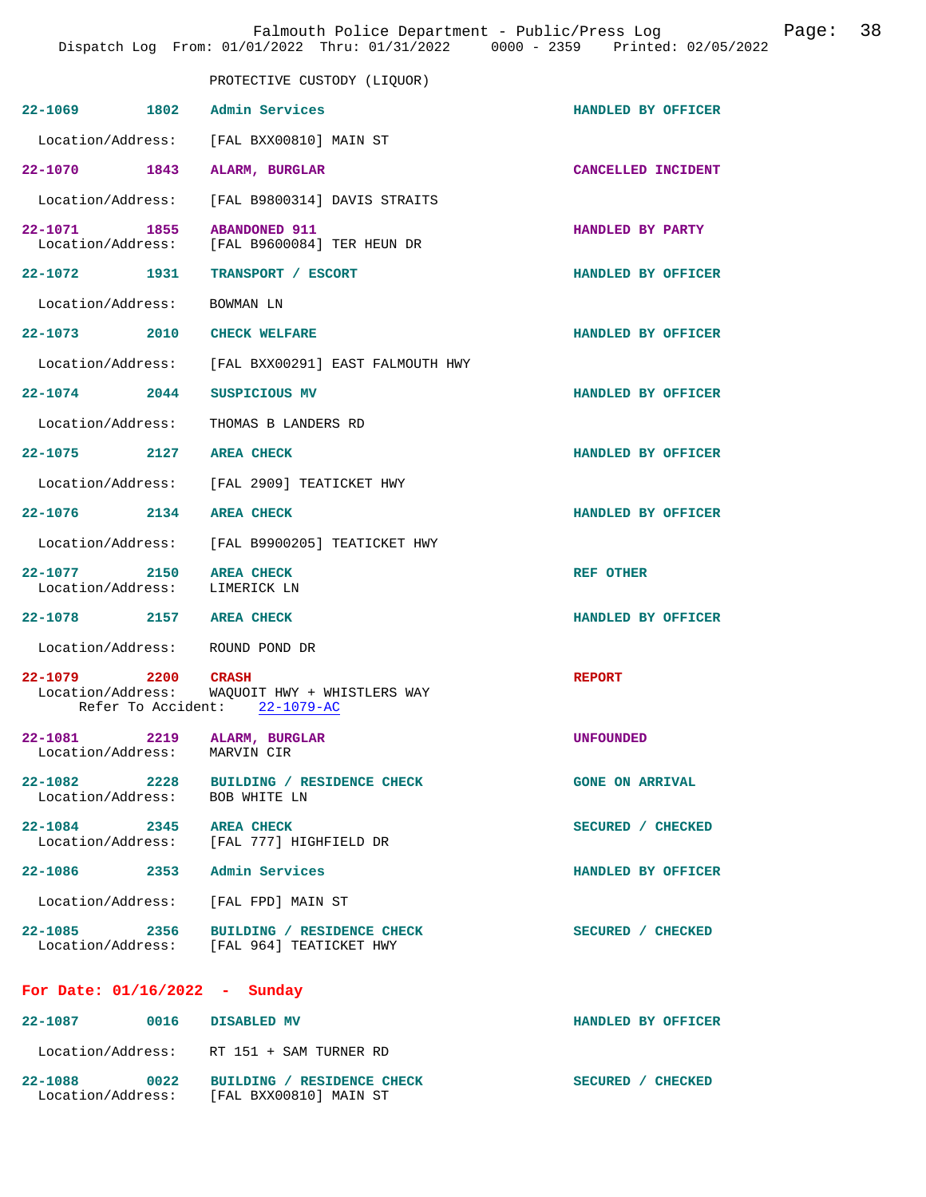PROTECTIVE CUSTODY (LIQUOR)

22-1069 1802 Admin Services HANDLED BY OFFICER
Location/Address: [FAL BXX00810] MAIN ST

22-1070 1843 ALARM, BURGLAR CANCELLED INCIDENT
Location/Address: [FAL B9800314] DAVIS STRAITS

22-1071 1855 ABANDONED 911 HANDLED BY PARTY
Location/Address: [FAL B9600084] TER HEUN DR

22-1072 1931 TRANSPORT / ESCORT HANDLED BY OFFICER
Location/Address: BOWMAN LN

22-1073 2010 CHECK WELFARE HANDLED BY OFFICER
Location/Address: [FAL BXX00291] EAST FALMOUTH HWY

22-1074 2044 SUSPICIOUS MV HANDLED BY OFFICER
Location/Address: THOMAS B LANDERS RD

22-1075 2127 AREA CHECK HANDLED BY OFFICER
Location/Address: [FAL 2909] TEATICKET HWY

22-1076 2134 AREA CHECK HANDLED BY OFFICER
Location/Address: [FAL B9900205] TEATICKET HWY

22-1077 2150 AREA CHECK REF OTHER
Location/Address: LIMERICK LN

22-1078 2157 AREA CHECK HANDLED BY OFFICER
Location/Address: ROUND POND DR

22-1079 2200 CRASH REPORT
Location/Address: WAQUOIT HWY + WHISTLERS WAY
Refer To Accident: 22-1079-AC

22-1081 2219 ALARM, BURGLAR UNFOUNDED
Location/Address: MARVIN CIR

22-1082 2228 BUILDING / RESIDENCE CHECK GONE ON ARRIVAL
Location/Address: BOB WHITE LN

22-1084 2345 AREA CHECK SECURED / CHECKED
Location/Address: [FAL 777] HIGHFIELD DR

22-1086 2353 Admin Services HANDLED BY OFFICER
Location/Address: [FAL FPD] MAIN ST

22-1085 2356 BUILDING / RESIDENCE CHECK SECURED / CHECKED
Location/Address: [FAL 964] TEATICKET HWY

## For Date: 01/16/2022 - Sunday

22-1087 0016 DISABLED MV HANDLED BY OFFICER
Location/Address: RT 151 + SAM TURNER RD

22-1088 0022 BUILDING / RESIDENCE CHECK SECURED / CHECKED
Location/Address: [FAL BXX00810] MAIN ST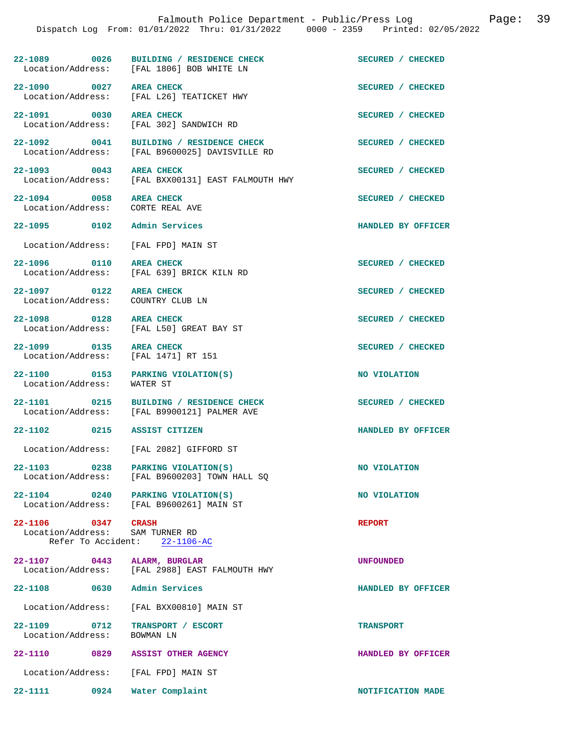| Call # | Time | Call Type | Disposition |
| --- | --- | --- | --- |
| 22-1089 | 0026 | BUILDING / RESIDENCE CHECK | SECURED / CHECKED |
| Location/Address: | | [FAL 1806] BOB WHITE LN | |
| 22-1090 | 0027 | AREA CHECK | SECURED / CHECKED |
| Location/Address: | | [FAL L26] TEATICKET HWY | |
| 22-1091 | 0030 | AREA CHECK | SECURED / CHECKED |
| Location/Address: | | [FAL 302] SANDWICH RD | |
| 22-1092 | 0041 | BUILDING / RESIDENCE CHECK | SECURED / CHECKED |
| Location/Address: | | [FAL B9600025] DAVISVILLE RD | |
| 22-1093 | 0043 | AREA CHECK | SECURED / CHECKED |
| Location/Address: | | [FAL BXX00131] EAST FALMOUTH HWY | |
| 22-1094 | 0058 | AREA CHECK | SECURED / CHECKED |
| Location/Address: | | CORTE REAL AVE | |
| 22-1095 | 0102 | Admin Services | HANDLED BY OFFICER |
| Location/Address: | | [FAL FPD] MAIN ST | |
| 22-1096 | 0110 | AREA CHECK | SECURED / CHECKED |
| Location/Address: | | [FAL 639] BRICK KILN RD | |
| 22-1097 | 0122 | AREA CHECK | SECURED / CHECKED |
| Location/Address: | | COUNTRY CLUB LN | |
| 22-1098 | 0128 | AREA CHECK | SECURED / CHECKED |
| Location/Address: | | [FAL L50] GREAT BAY ST | |
| 22-1099 | 0135 | AREA CHECK | SECURED / CHECKED |
| Location/Address: | | [FAL 1471] RT 151 | |
| 22-1100 | 0153 | PARKING VIOLATION(S) | NO VIOLATION |
| Location/Address: | | WATER ST | |
| 22-1101 | 0215 | BUILDING / RESIDENCE CHECK | SECURED / CHECKED |
| Location/Address: | | [FAL B9900121] PALMER AVE | |
| 22-1102 | 0215 | ASSIST CITIZEN | HANDLED BY OFFICER |
| Location/Address: | | [FAL 2082] GIFFORD ST | |
| 22-1103 | 0238 | PARKING VIOLATION(S) | NO VIOLATION |
| Location/Address: | | [FAL B9600203] TOWN HALL SQ | |
| 22-1104 | 0240 | PARKING VIOLATION(S) | NO VIOLATION |
| Location/Address: | | [FAL B9600261] MAIN ST | |
| 22-1106 | 0347 | CRASH | REPORT |
| Location/Address: | | SAM TURNER RD | |
| Refer To Accident: | | 22-1106-AC | |
| 22-1107 | 0443 | ALARM, BURGLAR | UNFOUNDED |
| Location/Address: | | [FAL 2988] EAST FALMOUTH HWY | |
| 22-1108 | 0630 | Admin Services | HANDLED BY OFFICER |
| Location/Address: | | [FAL BXX00810] MAIN ST | |
| 22-1109 | 0712 | TRANSPORT / ESCORT | TRANSPORT |
| Location/Address: | | BOWMAN LN | |
| 22-1110 | 0829 | ASSIST OTHER AGENCY | HANDLED BY OFFICER |
| Location/Address: | | [FAL FPD] MAIN ST | |
| 22-1111 | 0924 | Water Complaint | NOTIFICATION MADE |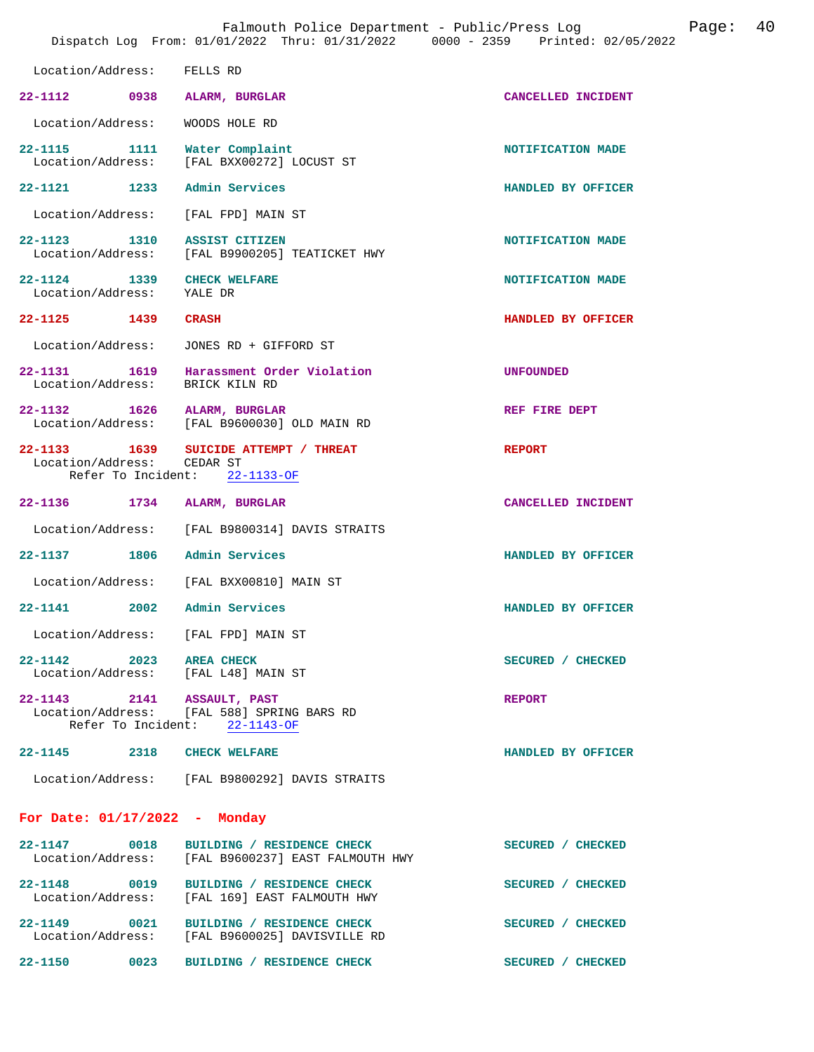Location/Address: FELLS RD

**22-1112** 0938 **ALARM, BURGLAR** CANCELLED INCIDENT

Location/Address: WOODS HOLE RD

**22-1115** 1111 **Water Complaint** NOTIFICATION MADE
Location/Address: [FAL BXX00272] LOCUST ST

**22-1121** 1233 **Admin Services** HANDLED BY OFFICER

Location/Address: [FAL FPD] MAIN ST

**22-1123** 1310 **ASSIST CITIZEN** NOTIFICATION MADE
Location/Address: [FAL B9900205] TEATICKET HWY

**22-1124** 1339 **CHECK WELFARE** NOTIFICATION MADE
Location/Address: YALE DR

**22-1125** 1439 **CRASH** HANDLED BY OFFICER

Location/Address: JONES RD + GIFFORD ST

**22-1131** 1619 **Harassment Order Violation** UNFOUNDED
Location/Address: BRICK KILN RD

**22-1132** 1626 **ALARM, BURGLAR** REF FIRE DEPT
Location/Address: [FAL B9600030] OLD MAIN RD

**22-1133** 1639 **SUICIDE ATTEMPT / THREAT** REPORT
Location/Address: CEDAR ST
Refer To Incident: 22-1133-OF

**22-1136** 1734 **ALARM, BURGLAR** CANCELLED INCIDENT

Location/Address: [FAL B9800314] DAVIS STRAITS

**22-1137** 1806 **Admin Services** HANDLED BY OFFICER

Location/Address: [FAL BXX00810] MAIN ST

**22-1141** 2002 **Admin Services** HANDLED BY OFFICER

Location/Address: [FAL FPD] MAIN ST

**22-1142** 2023 **AREA CHECK** SECURED / CHECKED
Location/Address: [FAL L48] MAIN ST

**22-1143** 2141 **ASSAULT, PAST** REPORT
Location/Address: [FAL 588] SPRING BARS RD
Refer To Incident: 22-1143-OF

**22-1145** 2318 **CHECK WELFARE** HANDLED BY OFFICER

Location/Address: [FAL B9800292] DAVIS STRAITS

## For Date: 01/17/2022 - Monday

**22-1147** 0018 **BUILDING / RESIDENCE CHECK** SECURED / CHECKED
Location/Address: [FAL B9600237] EAST FALMOUTH HWY

**22-1148** 0019 **BUILDING / RESIDENCE CHECK** SECURED / CHECKED
Location/Address: [FAL 169] EAST FALMOUTH HWY

**22-1149** 0021 **BUILDING / RESIDENCE CHECK** SECURED / CHECKED
Location/Address: [FAL B9600025] DAVISVILLE RD

**22-1150** 0023 **BUILDING / RESIDENCE CHECK** SECURED / CHECKED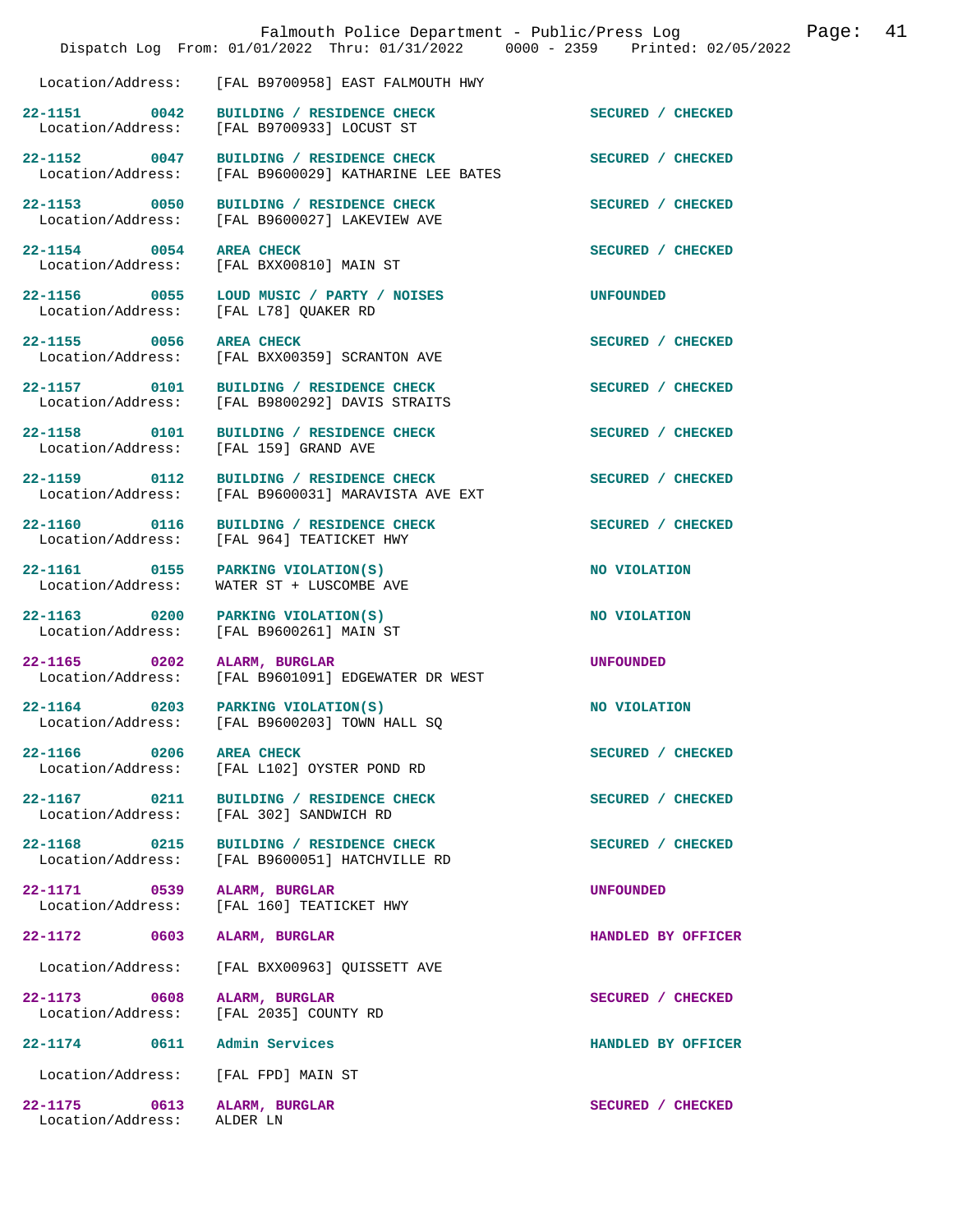Location/Address: [FAL B9700958] EAST FALMOUTH HWY

| Call # | Time | Call Type | Disposition |
|---|---|---|---|
| 22-1151 | 0042 | BUILDING / RESIDENCE CHECK | SECURED / CHECKED |
| Location/Address: | | [FAL B9700933] LOCUST ST | |
| 22-1152 | 0047 | BUILDING / RESIDENCE CHECK | SECURED / CHECKED |
| Location/Address: | | [FAL B9600029] KATHARINE LEE BATES | |
| 22-1153 | 0050 | BUILDING / RESIDENCE CHECK | SECURED / CHECKED |
| Location/Address: | | [FAL B9600027] LAKEVIEW AVE | |
| 22-1154 | 0054 | AREA CHECK | SECURED / CHECKED |
| Location/Address: | | [FAL BXX00810] MAIN ST | |
| 22-1156 | 0055 | LOUD MUSIC / PARTY / NOISES | UNFOUNDED |
| Location/Address: | | [FAL L78] QUAKER RD | |
| 22-1155 | 0056 | AREA CHECK | SECURED / CHECKED |
| Location/Address: | | [FAL BXX00359] SCRANTON AVE | |
| 22-1157 | 0101 | BUILDING / RESIDENCE CHECK | SECURED / CHECKED |
| Location/Address: | | [FAL B9800292] DAVIS STRAITS | |
| 22-1158 | 0101 | BUILDING / RESIDENCE CHECK | SECURED / CHECKED |
| Location/Address: | | [FAL 159] GRAND AVE | |
| 22-1159 | 0112 | BUILDING / RESIDENCE CHECK | SECURED / CHECKED |
| Location/Address: | | [FAL B9600031] MARAVISTA AVE EXT | |
| 22-1160 | 0116 | BUILDING / RESIDENCE CHECK | SECURED / CHECKED |
| Location/Address: | | [FAL 964] TEATICKET HWY | |
| 22-1161 | 0155 | PARKING VIOLATION(S) | NO VIOLATION |
| Location/Address: | | WATER ST + LUSCOMBE AVE | |
| 22-1163 | 0200 | PARKING VIOLATION(S) | NO VIOLATION |
| Location/Address: | | [FAL B9600261] MAIN ST | |
| 22-1165 | 0202 | ALARM, BURGLAR | UNFOUNDED |
| Location/Address: | | [FAL B9601091] EDGEWATER DR WEST | |
| 22-1164 | 0203 | PARKING VIOLATION(S) | NO VIOLATION |
| Location/Address: | | [FAL B9600203] TOWN HALL SQ | |
| 22-1166 | 0206 | AREA CHECK | SECURED / CHECKED |
| Location/Address: | | [FAL L102] OYSTER POND RD | |
| 22-1167 | 0211 | BUILDING / RESIDENCE CHECK | SECURED / CHECKED |
| Location/Address: | | [FAL 302] SANDWICH RD | |
| 22-1168 | 0215 | BUILDING / RESIDENCE CHECK | SECURED / CHECKED |
| Location/Address: | | [FAL B9600051] HATCHVILLE RD | |
| 22-1171 | 0539 | ALARM, BURGLAR | UNFOUNDED |
| Location/Address: | | [FAL 160] TEATICKET HWY | |
| 22-1172 | 0603 | ALARM, BURGLAR | HANDLED BY OFFICER |
| Location/Address: | | [FAL BXX00963] QUISSETT AVE | |
| 22-1173 | 0608 | ALARM, BURGLAR | SECURED / CHECKED |
| Location/Address: | | [FAL 2035] COUNTY RD | |
| 22-1174 | 0611 | Admin Services | HANDLED BY OFFICER |
| Location/Address: | | [FAL FPD] MAIN ST | |
| 22-1175 | 0613 | ALARM, BURGLAR | SECURED / CHECKED |
| Location/Address: | | ALDER LN | |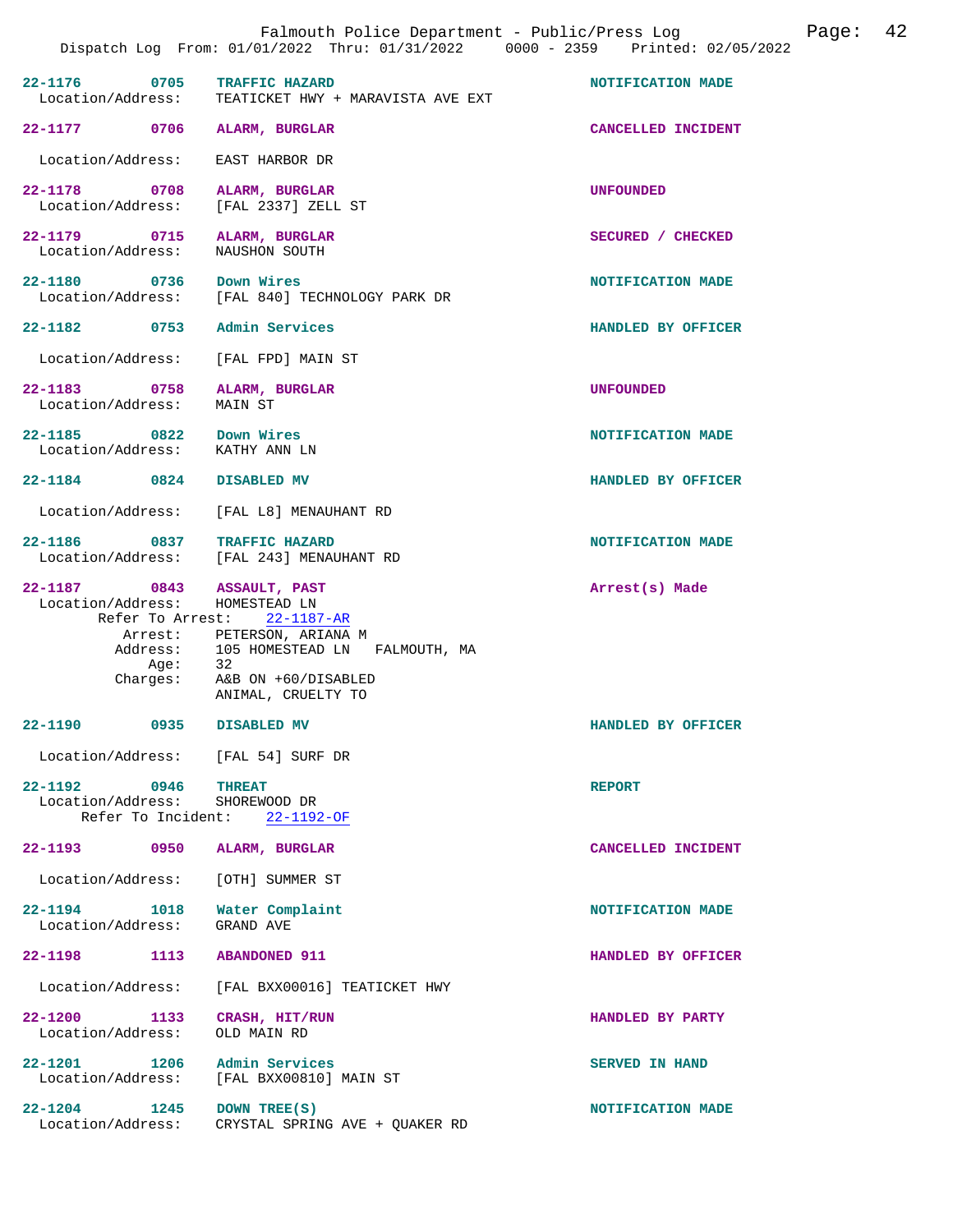Falmouth Police Department - Public/Press Log

Dispatch Log From: 01/01/2022 Thru: 01/31/2022 0000 - 2359 Printed: 02/05/2022

**22-1176** 0705 **TRAFFIC HAZARD** — NOTIFICATION MADE
Location/Address: TEATICKET HWY + MARAVISTA AVE EXT

**22-1177** 0706 **ALARM, BURGLAR** — CANCELLED INCIDENT
Location/Address: EAST HARBOR DR

**22-1178** 0708 **ALARM, BURGLAR** — UNFOUNDED
Location/Address: [FAL 2337] ZELL ST

**22-1179** 0715 **ALARM, BURGLAR** — SECURED / CHECKED
Location/Address: NAUSHON SOUTH

**22-1180** 0736 **Down Wires** — NOTIFICATION MADE
Location/Address: [FAL 840] TECHNOLOGY PARK DR

**22-1182** 0753 **Admin Services** — HANDLED BY OFFICER
Location/Address: [FAL FPD] MAIN ST

**22-1183** 0758 **ALARM, BURGLAR** — UNFOUNDED
Location/Address: MAIN ST

**22-1185** 0822 **Down Wires** — NOTIFICATION MADE
Location/Address: KATHY ANN LN

**22-1184** 0824 **DISABLED MV** — HANDLED BY OFFICER
Location/Address: [FAL L8] MENAUHANT RD

**22-1186** 0837 **TRAFFIC HAZARD** — NOTIFICATION MADE
Location/Address: [FAL 243] MENAUHANT RD

**22-1187** 0843 **ASSAULT, PAST** — Arrest(s) Made
Location/Address: HOMESTEAD LN
Refer To Arrest: 22-1187-AR
Arrest: PETERSON, ARIANA M
Address: 105 HOMESTEAD LN FALMOUTH, MA
Age: 32
Charges: A&B ON +60/DISABLED
ANIMAL, CRUELTY TO

**22-1190** 0935 **DISABLED MV** — HANDLED BY OFFICER
Location/Address: [FAL 54] SURF DR

**22-1192** 0946 **THREAT** — REPORT
Location/Address: SHOREWOOD DR
Refer To Incident: 22-1192-OF

**22-1193** 0950 **ALARM, BURGLAR** — CANCELLED INCIDENT
Location/Address: [OTH] SUMMER ST

**22-1194** 1018 **Water Complaint** — NOTIFICATION MADE
Location/Address: GRAND AVE

**22-1198** 1113 **ABANDONED 911** — HANDLED BY OFFICER
Location/Address: [FAL BXX00016] TEATICKET HWY

**22-1200** 1133 **CRASH, HIT/RUN** — HANDLED BY PARTY
Location/Address: OLD MAIN RD

**22-1201** 1206 **Admin Services** — SERVED IN HAND
Location/Address: [FAL BXX00810] MAIN ST

**22-1204** 1245 **DOWN TREE(S)** — NOTIFICATION MADE
Location/Address: CRYSTAL SPRING AVE + QUAKER RD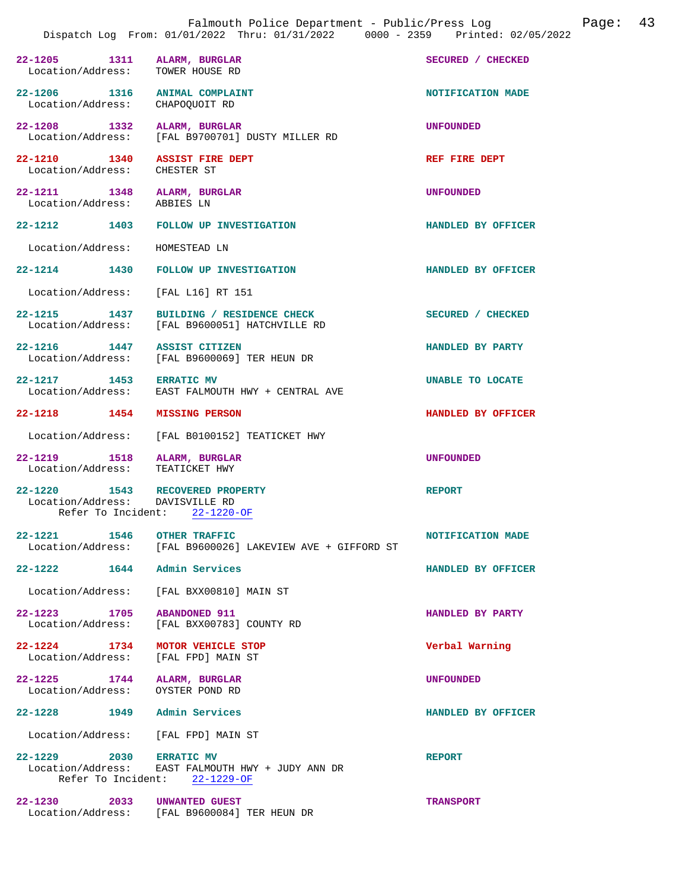22-1205 1311 ALARM, BURGLAR SECURED / CHECKED
Location/Address: TOWER HOUSE RD

22-1206 1316 ANIMAL COMPLAINT NOTIFICATION MADE
Location/Address: CHAPOQUOIT RD

22-1208 1332 ALARM, BURGLAR UNFOUNDED
Location/Address: [FAL B9700701] DUSTY MILLER RD

22-1210 1340 ASSIST FIRE DEPT REF FIRE DEPT
Location/Address: CHESTER ST

22-1211 1348 ALARM, BURGLAR UNFOUNDED
Location/Address: ABBIES LN

22-1212 1403 FOLLOW UP INVESTIGATION HANDLED BY OFFICER
Location/Address: HOMESTEAD LN

22-1214 1430 FOLLOW UP INVESTIGATION HANDLED BY OFFICER
Location/Address: [FAL L16] RT 151

22-1215 1437 BUILDING / RESIDENCE CHECK SECURED / CHECKED
Location/Address: [FAL B9600051] HATCHVILLE RD

22-1216 1447 ASSIST CITIZEN HANDLED BY PARTY
Location/Address: [FAL B9600069] TER HEUN DR

22-1217 1453 ERRATIC MV UNABLE TO LOCATE
Location/Address: EAST FALMOUTH HWY + CENTRAL AVE

22-1218 1454 MISSING PERSON HANDLED BY OFFICER
Location/Address: [FAL B0100152] TEATICKET HWY

22-1219 1518 ALARM, BURGLAR UNFOUNDED
Location/Address: TEATICKET HWY

22-1220 1543 RECOVERED PROPERTY REPORT
Location/Address: DAVISVILLE RD
Refer To Incident: 22-1220-OF

22-1221 1546 OTHER TRAFFIC NOTIFICATION MADE
Location/Address: [FAL B9600026] LAKEVIEW AVE + GIFFORD ST

22-1222 1644 Admin Services HANDLED BY OFFICER
Location/Address: [FAL BXX00810] MAIN ST

22-1223 1705 ABANDONED 911 HANDLED BY PARTY
Location/Address: [FAL BXX00783] COUNTY RD

22-1224 1734 MOTOR VEHICLE STOP Verbal Warning
Location/Address: [FAL FPD] MAIN ST

22-1225 1744 ALARM, BURGLAR UNFOUNDED
Location/Address: OYSTER POND RD

22-1228 1949 Admin Services HANDLED BY OFFICER
Location/Address: [FAL FPD] MAIN ST

22-1229 2030 ERRATIC MV REPORT
Location/Address: EAST FALMOUTH HWY + JUDY ANN DR
Refer To Incident: 22-1229-OF

22-1230 2033 UNWANTED GUEST TRANSPORT
Location/Address: [FAL B9600084] TER HEUN DR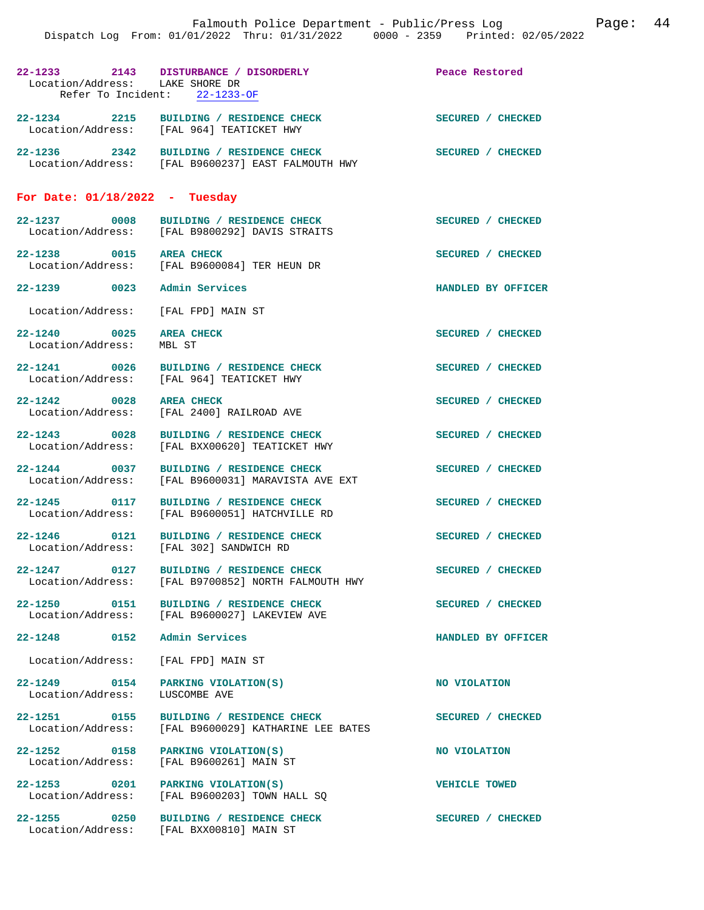**22-1233 2143 DISTURBANCE / DISORDERLY** — Peace Restored
Location/Address: LAKE SHORE DR
Refer To Incident: 22-1233-OF

**22-1234 2215 BUILDING / RESIDENCE CHECK** — SECURED / CHECKED
Location/Address: [FAL 964] TEATICKET HWY

**22-1236 2342 BUILDING / RESIDENCE CHECK** — SECURED / CHECKED
Location/Address: [FAL B9600237] EAST FALMOUTH HWY

## For Date: 01/18/2022 - Tuesday

**22-1237 0008 BUILDING / RESIDENCE CHECK** — SECURED / CHECKED
Location/Address: [FAL B9800292] DAVIS STRAITS

**22-1238 0015 AREA CHECK** — SECURED / CHECKED
Location/Address: [FAL B9600084] TER HEUN DR

**22-1239 0023 Admin Services** — HANDLED BY OFFICER
Location/Address: [FAL FPD] MAIN ST

**22-1240 0025 AREA CHECK** — SECURED / CHECKED
Location/Address: MBL ST

**22-1241 0026 BUILDING / RESIDENCE CHECK** — SECURED / CHECKED
Location/Address: [FAL 964] TEATICKET HWY

**22-1242 0028 AREA CHECK** — SECURED / CHECKED
Location/Address: [FAL 2400] RAILROAD AVE

**22-1243 0028 BUILDING / RESIDENCE CHECK** — SECURED / CHECKED
Location/Address: [FAL BXX00620] TEATICKET HWY

**22-1244 0037 BUILDING / RESIDENCE CHECK** — SECURED / CHECKED
Location/Address: [FAL B9600031] MARAVISTA AVE EXT

**22-1245 0117 BUILDING / RESIDENCE CHECK** — SECURED / CHECKED
Location/Address: [FAL B9600051] HATCHVILLE RD

**22-1246 0121 BUILDING / RESIDENCE CHECK** — SECURED / CHECKED
Location/Address: [FAL 302] SANDWICH RD

**22-1247 0127 BUILDING / RESIDENCE CHECK** — SECURED / CHECKED
Location/Address: [FAL B9700852] NORTH FALMOUTH HWY

**22-1250 0151 BUILDING / RESIDENCE CHECK** — SECURED / CHECKED
Location/Address: [FAL B9600027] LAKEVIEW AVE

**22-1248 0152 Admin Services** — HANDLED BY OFFICER
Location/Address: [FAL FPD] MAIN ST

**22-1249 0154 PARKING VIOLATION(S)** — NO VIOLATION
Location/Address: LUSCOMBE AVE

**22-1251 0155 BUILDING / RESIDENCE CHECK** — SECURED / CHECKED
Location/Address: [FAL B9600029] KATHARINE LEE BATES

**22-1252 0158 PARKING VIOLATION(S)** — NO VIOLATION
Location/Address: [FAL B9600261] MAIN ST

**22-1253 0201 PARKING VIOLATION(S)** — VEHICLE TOWED
Location/Address: [FAL B9600203] TOWN HALL SQ

**22-1255 0250 BUILDING / RESIDENCE CHECK** — SECURED / CHECKED
Location/Address: [FAL BXX00810] MAIN ST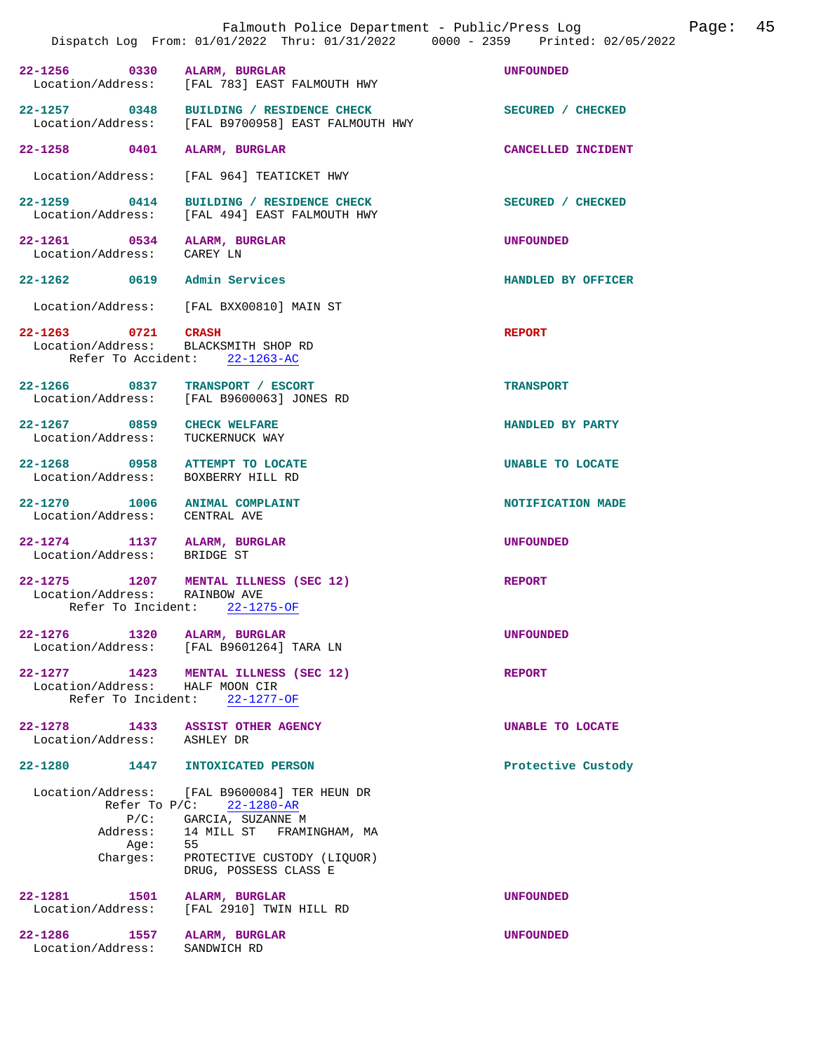22-1256 0330 ALARM, BURGLAR UNFOUNDED
Location/Address: [FAL 783] EAST FALMOUTH HWY

22-1257 0348 BUILDING / RESIDENCE CHECK SECURED / CHECKED
Location/Address: [FAL B9700958] EAST FALMOUTH HWY

22-1258 0401 ALARM, BURGLAR CANCELLED INCIDENT
Location/Address: [FAL 964] TEATICKET HWY

22-1259 0414 BUILDING / RESIDENCE CHECK SECURED / CHECKED
Location/Address: [FAL 494] EAST FALMOUTH HWY

22-1261 0534 ALARM, BURGLAR UNFOUNDED
Location/Address: CAREY LN

22-1262 0619 Admin Services HANDLED BY OFFICER
Location/Address: [FAL BXX00810] MAIN ST

22-1263 0721 CRASH REPORT
Location/Address: BLACKSMITH SHOP RD
Refer To Accident: 22-1263-AC

22-1266 0837 TRANSPORT / ESCORT TRANSPORT
Location/Address: [FAL B9600063] JONES RD

22-1267 0859 CHECK WELFARE HANDLED BY PARTY
Location/Address: TUCKERNUCK WAY

22-1268 0958 ATTEMPT TO LOCATE UNABLE TO LOCATE
Location/Address: BOXBERRY HILL RD

22-1270 1006 ANIMAL COMPLAINT NOTIFICATION MADE
Location/Address: CENTRAL AVE

22-1274 1137 ALARM, BURGLAR UNFOUNDED
Location/Address: BRIDGE ST

22-1275 1207 MENTAL ILLNESS (SEC 12) REPORT
Location/Address: RAINBOW AVE
Refer To Incident: 22-1275-OF

22-1276 1320 ALARM, BURGLAR UNFOUNDED
Location/Address: [FAL B9601264] TARA LN

22-1277 1423 MENTAL ILLNESS (SEC 12) REPORT
Location/Address: HALF MOON CIR
Refer To Incident: 22-1277-OF

22-1278 1433 ASSIST OTHER AGENCY UNABLE TO LOCATE
Location/Address: ASHLEY DR

22-1280 1447 INTOXICATED PERSON Protective Custody
Location/Address: [FAL B9600084] TER HEUN DR
Refer To P/C: 22-1280-AR
P/C: GARCIA, SUZANNE M
Address: 14 MILL ST FRAMINGHAM, MA
Age: 55
Charges: PROTECTIVE CUSTODY (LIQUOR)
DRUG, POSSESS CLASS E

22-1281 1501 ALARM, BURGLAR UNFOUNDED
Location/Address: [FAL 2910] TWIN HILL RD

22-1286 1557 ALARM, BURGLAR UNFOUNDED
Location/Address: SANDWICH RD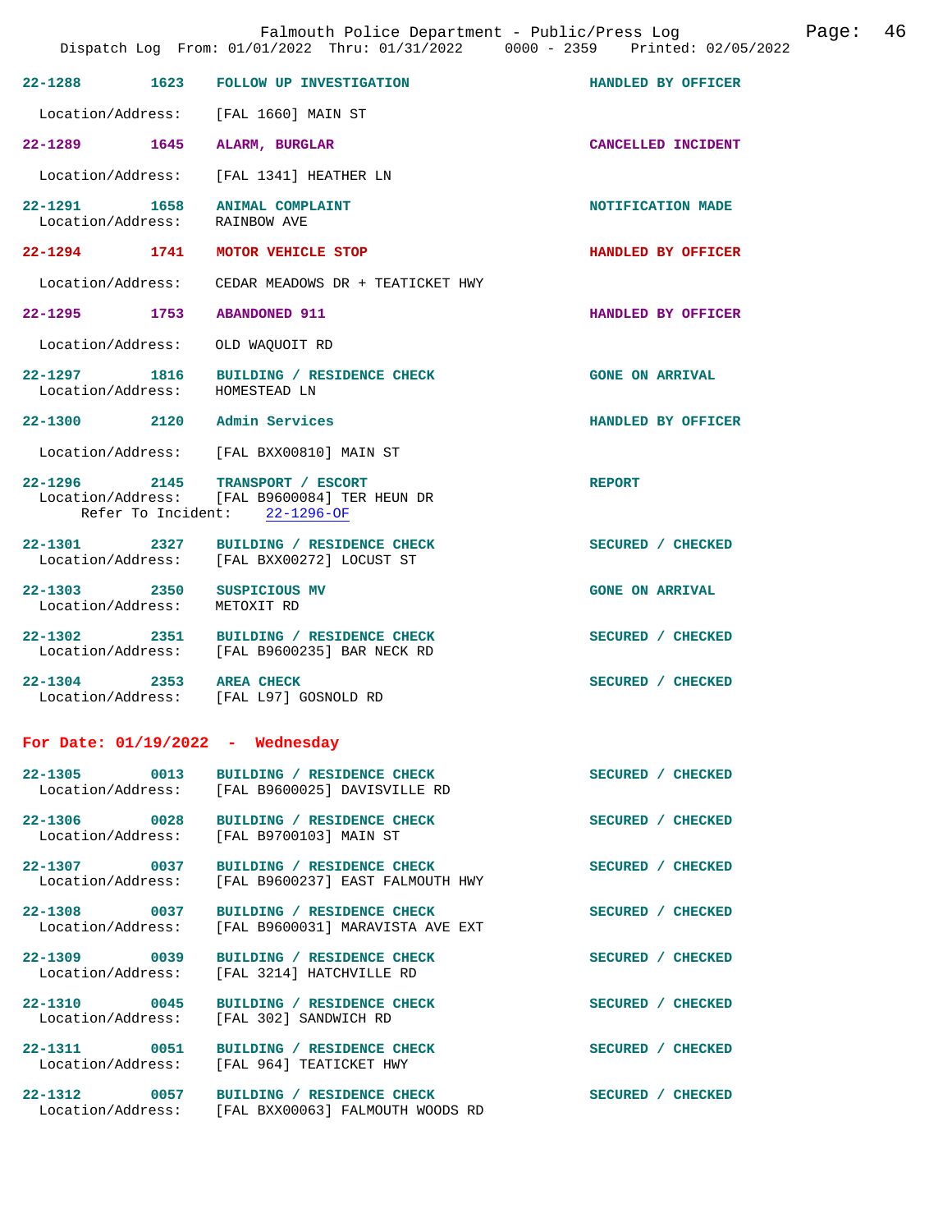| Incident | Time | Call Type | Disposition |
|---|---|---|---|
| 22-1288 | 1623 | FOLLOW UP INVESTIGATION | HANDLED BY OFFICER |
| Location/Address: | | [FAL 1660] MAIN ST | |
| 22-1289 | 1645 | ALARM, BURGLAR | CANCELLED INCIDENT |
| Location/Address: | | [FAL 1341] HEATHER LN | |
| 22-1291 | 1658 | ANIMAL COMPLAINT | NOTIFICATION MADE |
| Location/Address: | | RAINBOW AVE | |
| 22-1294 | 1741 | MOTOR VEHICLE STOP | HANDLED BY OFFICER |
| Location/Address: | | CEDAR MEADOWS DR + TEATICKET HWY | |
| 22-1295 | 1753 | ABANDONED 911 | HANDLED BY OFFICER |
| Location/Address: | | OLD WAQUOIT RD | |
| 22-1297 | 1816 | BUILDING / RESIDENCE CHECK | GONE ON ARRIVAL |
| Location/Address: | | HOMESTEAD LN | |
| 22-1300 | 2120 | Admin Services | HANDLED BY OFFICER |
| Location/Address: | | [FAL BXX00810] MAIN ST | |
| 22-1296 | 2145 | TRANSPORT / ESCORT | REPORT |
| Location/Address: | | [FAL B9600084] TER HEUN DR | |
| Refer To Incident: | | 22-1296-OF | |
| 22-1301 | 2327 | BUILDING / RESIDENCE CHECK | SECURED / CHECKED |
| Location/Address: | | [FAL BXX00272] LOCUST ST | |
| 22-1303 | 2350 | SUSPICIOUS MV | GONE ON ARRIVAL |
| Location/Address: | | METOXIT RD | |
| 22-1302 | 2351 | BUILDING / RESIDENCE CHECK | SECURED / CHECKED |
| Location/Address: | | [FAL B9600235] BAR NECK RD | |
| 22-1304 | 2353 | AREA CHECK | SECURED / CHECKED |
| Location/Address: | | [FAL L97] GOSNOLD RD | |

## For Date: 01/19/2022 - Wednesday

| Incident | Time | Call Type | Disposition |
|---|---|---|---|
| 22-1305 | 0013 | BUILDING / RESIDENCE CHECK | SECURED / CHECKED |
| Location/Address: | | [FAL B9600025] DAVISVILLE RD | |
| 22-1306 | 0028 | BUILDING / RESIDENCE CHECK | SECURED / CHECKED |
| Location/Address: | | [FAL B9700103] MAIN ST | |
| 22-1307 | 0037 | BUILDING / RESIDENCE CHECK | SECURED / CHECKED |
| Location/Address: | | [FAL B9600237] EAST FALMOUTH HWY | |
| 22-1308 | 0037 | BUILDING / RESIDENCE CHECK | SECURED / CHECKED |
| Location/Address: | | [FAL B9600031] MARAVISTA AVE EXT | |
| 22-1309 | 0039 | BUILDING / RESIDENCE CHECK | SECURED / CHECKED |
| Location/Address: | | [FAL 3214] HATCHVILLE RD | |
| 22-1310 | 0045 | BUILDING / RESIDENCE CHECK | SECURED / CHECKED |
| Location/Address: | | [FAL 302] SANDWICH RD | |
| 22-1311 | 0051 | BUILDING / RESIDENCE CHECK | SECURED / CHECKED |
| Location/Address: | | [FAL 964] TEATICKET HWY | |
| 22-1312 | 0057 | BUILDING / RESIDENCE CHECK | SECURED / CHECKED |
| Location/Address: | | [FAL BXX00063] FALMOUTH WOODS RD | |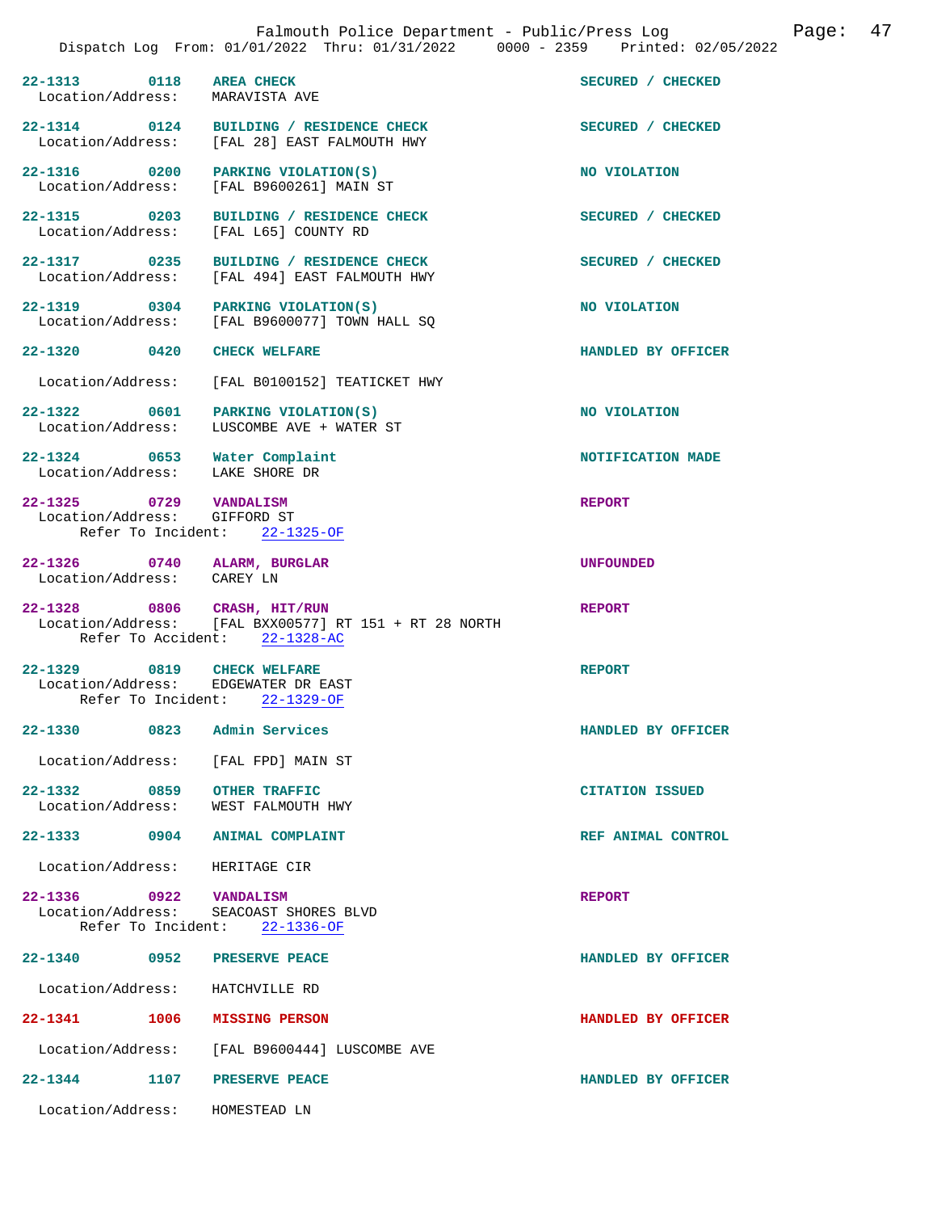| Call # | Time | Call Type | Disposition |
|---|---|---|---|
| 22-1313 | 0118 | AREA CHECK | SECURED / CHECKED |
| Location/Address: | | MARAVISTA AVE | |
| 22-1314 | 0124 | BUILDING / RESIDENCE CHECK | SECURED / CHECKED |
| Location/Address: | | [FAL 28] EAST FALMOUTH HWY | |
| 22-1316 | 0200 | PARKING VIOLATION(S) | NO VIOLATION |
| Location/Address: | | [FAL B9600261] MAIN ST | |
| 22-1315 | 0203 | BUILDING / RESIDENCE CHECK | SECURED / CHECKED |
| Location/Address: | | [FAL L65] COUNTY RD | |
| 22-1317 | 0235 | BUILDING / RESIDENCE CHECK | SECURED / CHECKED |
| Location/Address: | | [FAL 494] EAST FALMOUTH HWY | |
| 22-1319 | 0304 | PARKING VIOLATION(S) | NO VIOLATION |
| Location/Address: | | [FAL B9600077] TOWN HALL SQ | |
| 22-1320 | 0420 | CHECK WELFARE | HANDLED BY OFFICER |
| Location/Address: | | [FAL B0100152] TEATICKET HWY | |
| 22-1322 | 0601 | PARKING VIOLATION(S) | NO VIOLATION |
| Location/Address: | | LUSCOMBE AVE + WATER ST | |
| 22-1324 | 0653 | Water Complaint | NOTIFICATION MADE |
| Location/Address: | | LAKE SHORE DR | |
| 22-1325 | 0729 | VANDALISM | REPORT |
| Location/Address: | | GIFFORD ST | |
| Refer To Incident: | | 22-1325-OF | |
| 22-1326 | 0740 | ALARM, BURGLAR | UNFOUNDED |
| Location/Address: | | CAREY LN | |
| 22-1328 | 0806 | CRASH, HIT/RUN | REPORT |
| Location/Address: | | [FAL BXX00577] RT 151 + RT 28 NORTH | |
| Refer To Accident: | | 22-1328-AC | |
| 22-1329 | 0819 | CHECK WELFARE | REPORT |
| Location/Address: | | EDGEWATER DR EAST | |
| Refer To Incident: | | 22-1329-OF | |
| 22-1330 | 0823 | Admin Services | HANDLED BY OFFICER |
| Location/Address: | | [FAL FPD] MAIN ST | |
| 22-1332 | 0859 | OTHER TRAFFIC | CITATION ISSUED |
| Location/Address: | | WEST FALMOUTH HWY | |
| 22-1333 | 0904 | ANIMAL COMPLAINT | REF ANIMAL CONTROL |
| Location/Address: | | HERITAGE CIR | |
| 22-1336 | 0922 | VANDALISM | REPORT |
| Location/Address: | | SEACOAST SHORES BLVD | |
| Refer To Incident: | | 22-1336-OF | |
| 22-1340 | 0952 | PRESERVE PEACE | HANDLED BY OFFICER |
| Location/Address: | | HATCHVILLE RD | |
| 22-1341 | 1006 | MISSING PERSON | HANDLED BY OFFICER |
| Location/Address: | | [FAL B9600444] LUSCOMBE AVE | |
| 22-1344 | 1107 | PRESERVE PEACE | HANDLED BY OFFICER |
| Location/Address: | | HOMESTEAD LN | |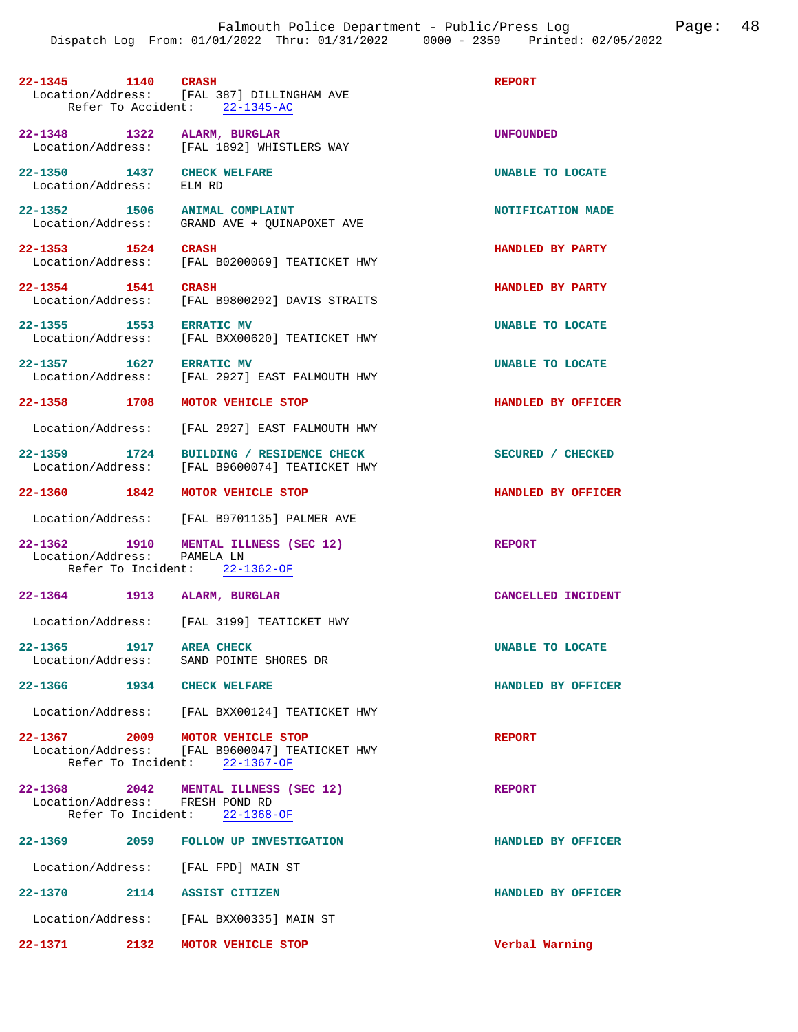**22-1345** 1140 **CRASH** — **REPORT**
Location/Address: [FAL 387] DILLINGHAM AVE
Refer To Accident: 22-1345-AC

**22-1348** 1322 **ALARM, BURGLAR** — **UNFOUNDED**
Location/Address: [FAL 1892] WHISTLERS WAY

**22-1350** 1437 **CHECK WELFARE** — **UNABLE TO LOCATE**
Location/Address: ELM RD

**22-1352** 1506 **ANIMAL COMPLAINT** — **NOTIFICATION MADE**
Location/Address: GRAND AVE + QUINAPOXET AVE

**22-1353** 1524 **CRASH** — **HANDLED BY PARTY**
Location/Address: [FAL B0200069] TEATICKET HWY

**22-1354** 1541 **CRASH** — **HANDLED BY PARTY**
Location/Address: [FAL B9800292] DAVIS STRAITS

**22-1355** 1553 **ERRATIC MV** — **UNABLE TO LOCATE**
Location/Address: [FAL BXX00620] TEATICKET HWY

**22-1357** 1627 **ERRATIC MV** — **UNABLE TO LOCATE**
Location/Address: [FAL 2927] EAST FALMOUTH HWY

**22-1358** 1708 **MOTOR VEHICLE STOP** — **HANDLED BY OFFICER**
Location/Address: [FAL 2927] EAST FALMOUTH HWY

**22-1359** 1724 **BUILDING / RESIDENCE CHECK** — **SECURED / CHECKED**
Location/Address: [FAL B9600074] TEATICKET HWY

**22-1360** 1842 **MOTOR VEHICLE STOP** — **HANDLED BY OFFICER**
Location/Address: [FAL B9701135] PALMER AVE

**22-1362** 1910 **MENTAL ILLNESS (SEC 12)** — **REPORT**
Location/Address: PAMELA LN
Refer To Incident: 22-1362-OF

**22-1364** 1913 **ALARM, BURGLAR** — **CANCELLED INCIDENT**
Location/Address: [FAL 3199] TEATICKET HWY

**22-1365** 1917 **AREA CHECK** — **UNABLE TO LOCATE**
Location/Address: SAND POINTE SHORES DR

**22-1366** 1934 **CHECK WELFARE** — **HANDLED BY OFFICER**
Location/Address: [FAL BXX00124] TEATICKET HWY

**22-1367** 2009 **MOTOR VEHICLE STOP** — **REPORT**
Location/Address: [FAL B9600047] TEATICKET HWY
Refer To Incident: 22-1367-OF

**22-1368** 2042 **MENTAL ILLNESS (SEC 12)** — **REPORT**
Location/Address: FRESH POND RD
Refer To Incident: 22-1368-OF

**22-1369** 2059 **FOLLOW UP INVESTIGATION** — **HANDLED BY OFFICER**
Location/Address: [FAL FPD] MAIN ST

**22-1370** 2114 **ASSIST CITIZEN** — **HANDLED BY OFFICER**
Location/Address: [FAL BXX00335] MAIN ST

**22-1371** 2132 **MOTOR VEHICLE STOP** — **Verbal Warning**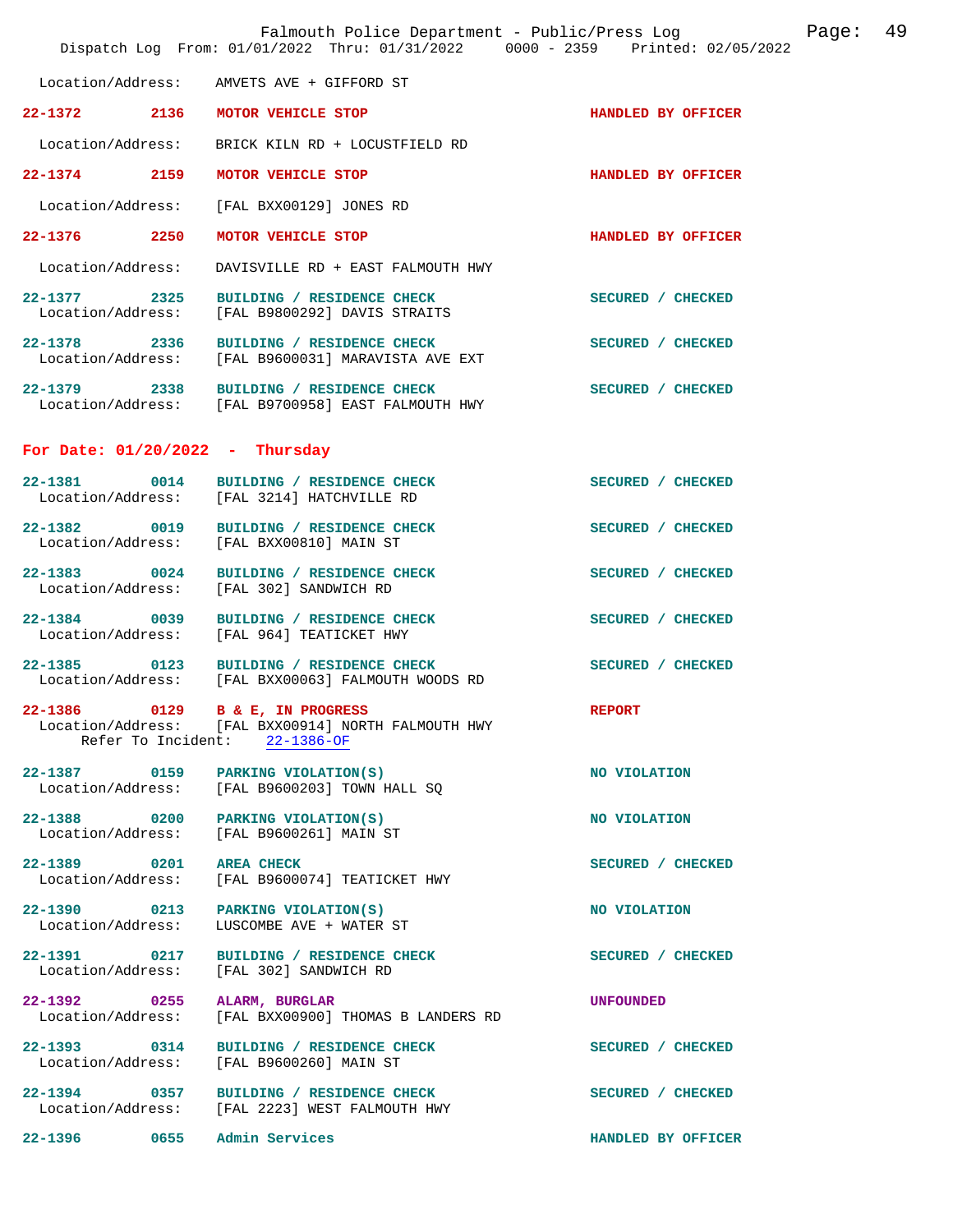Location/Address: AMVETS AVE + GIFFORD ST

**22-1372 2136 MOTOR VEHICLE STOP** HANDLED BY OFFICER

Location/Address: BRICK KILN RD + LOCUSTFIELD RD

**22-1374 2159 MOTOR VEHICLE STOP** HANDLED BY OFFICER

Location/Address: [FAL BXX00129] JONES RD

**22-1376 2250 MOTOR VEHICLE STOP** HANDLED BY OFFICER

Location/Address: DAVISVILLE RD + EAST FALMOUTH HWY

**22-1377 2325 BUILDING / RESIDENCE CHECK** SECURED / CHECKED
Location/Address: [FAL B9800292] DAVIS STRAITS

**22-1378 2336 BUILDING / RESIDENCE CHECK** SECURED / CHECKED
Location/Address: [FAL B9600031] MARAVISTA AVE EXT

**22-1379 2338 BUILDING / RESIDENCE CHECK** SECURED / CHECKED
Location/Address: [FAL B9700958] EAST FALMOUTH HWY

## For Date: 01/20/2022 - Thursday

**22-1381 0014 BUILDING / RESIDENCE CHECK** SECURED / CHECKED
Location/Address: [FAL 3214] HATCHVILLE RD

**22-1382 0019 BUILDING / RESIDENCE CHECK** SECURED / CHECKED
Location/Address: [FAL BXX00810] MAIN ST

**22-1383 0024 BUILDING / RESIDENCE CHECK** SECURED / CHECKED
Location/Address: [FAL 302] SANDWICH RD

**22-1384 0039 BUILDING / RESIDENCE CHECK** SECURED / CHECKED
Location/Address: [FAL 964] TEATICKET HWY

**22-1385 0123 BUILDING / RESIDENCE CHECK** SECURED / CHECKED
Location/Address: [FAL BXX00063] FALMOUTH WOODS RD

**22-1386 0129 B & E, IN PROGRESS** REPORT
Location/Address: [FAL BXX00914] NORTH FALMOUTH HWY
Refer To Incident: 22-1386-OF

**22-1387 0159 PARKING VIOLATION(S)** NO VIOLATION
Location/Address: [FAL B9600203] TOWN HALL SQ

**22-1388 0200 PARKING VIOLATION(S)** NO VIOLATION
Location/Address: [FAL B9600261] MAIN ST

**22-1389 0201 AREA CHECK** SECURED / CHECKED
Location/Address: [FAL B9600074] TEATICKET HWY

**22-1390 0213 PARKING VIOLATION(S)** NO VIOLATION
Location/Address: LUSCOMBE AVE + WATER ST

**22-1391 0217 BUILDING / RESIDENCE CHECK** SECURED / CHECKED
Location/Address: [FAL 302] SANDWICH RD

**22-1392 0255 ALARM, BURGLAR** UNFOUNDED
Location/Address: [FAL BXX00900] THOMAS B LANDERS RD

**22-1393 0314 BUILDING / RESIDENCE CHECK** SECURED / CHECKED
Location/Address: [FAL B9600260] MAIN ST

**22-1394 0357 BUILDING / RESIDENCE CHECK** SECURED / CHECKED
Location/Address: [FAL 2223] WEST FALMOUTH HWY

**22-1396 0655 Admin Services** HANDLED BY OFFICER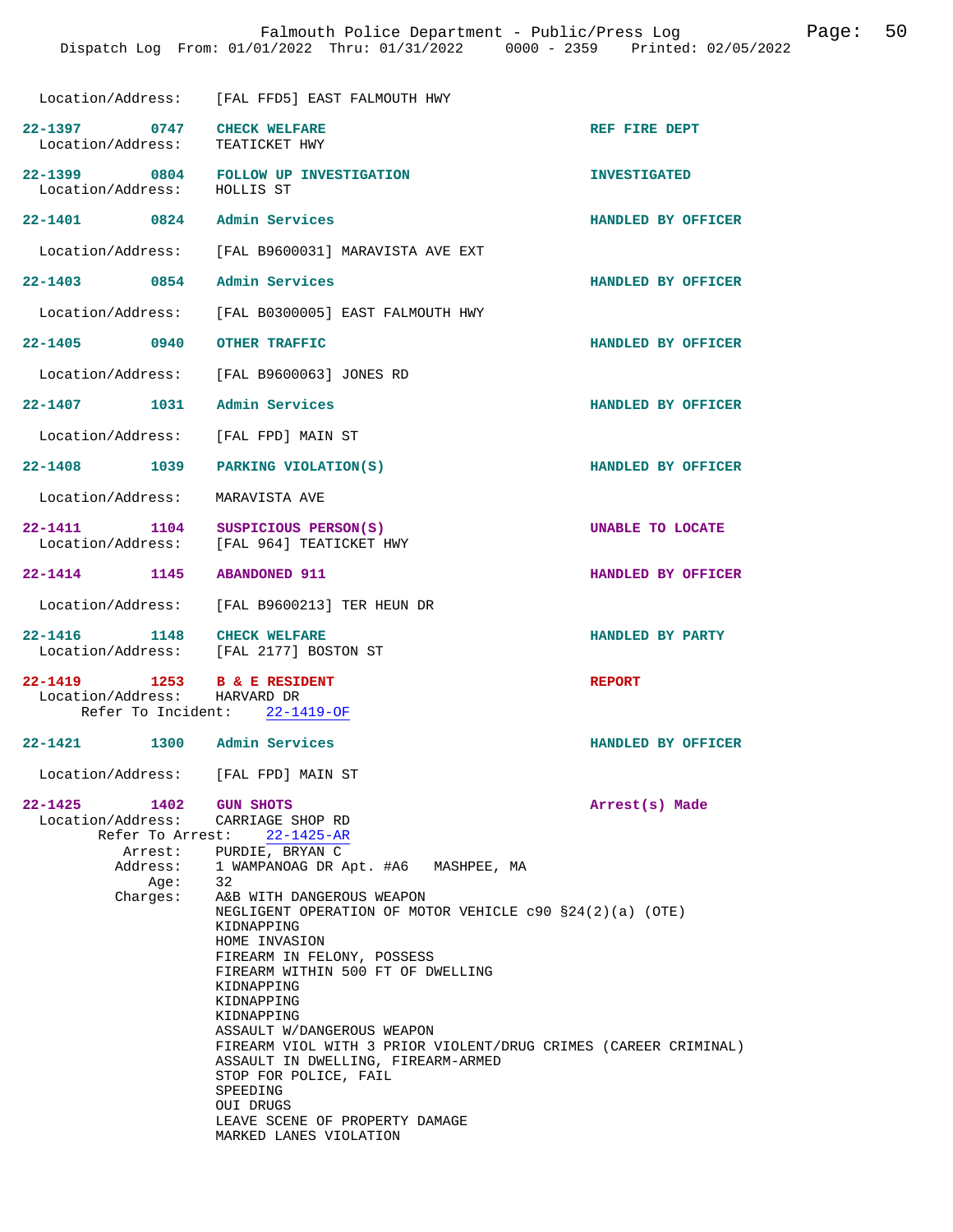Location/Address: [FAL FFD5] EAST FALMOUTH HWY

**22-1397** 0747 **CHECK WELFARE** — REF FIRE DEPT
Location/Address: TEATICKET HWY

**22-1399** 0804 **FOLLOW UP INVESTIGATION** — INVESTIGATED
Location/Address: HOLLIS ST

**22-1401** 0824 **Admin Services** — HANDLED BY OFFICER
Location/Address: [FAL B9600031] MARAVISTA AVE EXT

**22-1403** 0854 **Admin Services** — HANDLED BY OFFICER
Location/Address: [FAL B0300005] EAST FALMOUTH HWY

**22-1405** 0940 **OTHER TRAFFIC** — HANDLED BY OFFICER
Location/Address: [FAL B9600063] JONES RD

**22-1407** 1031 **Admin Services** — HANDLED BY OFFICER
Location/Address: [FAL FPD] MAIN ST

**22-1408** 1039 **PARKING VIOLATION(S)** — HANDLED BY OFFICER
Location/Address: MARAVISTA AVE

**22-1411** 1104 **SUSPICIOUS PERSON(S)** — UNABLE TO LOCATE
Location/Address: [FAL 964] TEATICKET HWY

**22-1414** 1145 **ABANDONED 911** — HANDLED BY OFFICER
Location/Address: [FAL B9600213] TER HEUN DR

**22-1416** 1148 **CHECK WELFARE** — HANDLED BY PARTY
Location/Address: [FAL 2177] BOSTON ST

**22-1419** 1253 **B & E RESIDENT** — REPORT
Location/Address: HARVARD DR
Refer To Incident: 22-1419-OF

**22-1421** 1300 **Admin Services** — HANDLED BY OFFICER
Location/Address: [FAL FPD] MAIN ST

**22-1425** 1402 **GUN SHOTS** — Arrest(s) Made
Location/Address: CARRIAGE SHOP RD
Refer To Arrest: 22-1425-AR
Arrest: PURDIE, BRYAN C
Address: 1 WAMPANOAG DR Apt. #A6 MASHPEE, MA
Age: 32
Charges:
A&B WITH DANGEROUS WEAPON
NEGLIGENT OPERATION OF MOTOR VEHICLE c90 §24(2)(a) (OTE)
KIDNAPPING
HOME INVASION
FIREARM IN FELONY, POSSESS
FIREARM WITHIN 500 FT OF DWELLING
KIDNAPPING
KIDNAPPING
KIDNAPPING
ASSAULT W/DANGEROUS WEAPON
FIREARM VIOL WITH 3 PRIOR VIOLENT/DRUG CRIMES (CAREER CRIMINAL)
ASSAULT IN DWELLING, FIREARM-ARMED
STOP FOR POLICE, FAIL
SPEEDING
OUI DRUGS
LEAVE SCENE OF PROPERTY DAMAGE
MARKED LANES VIOLATION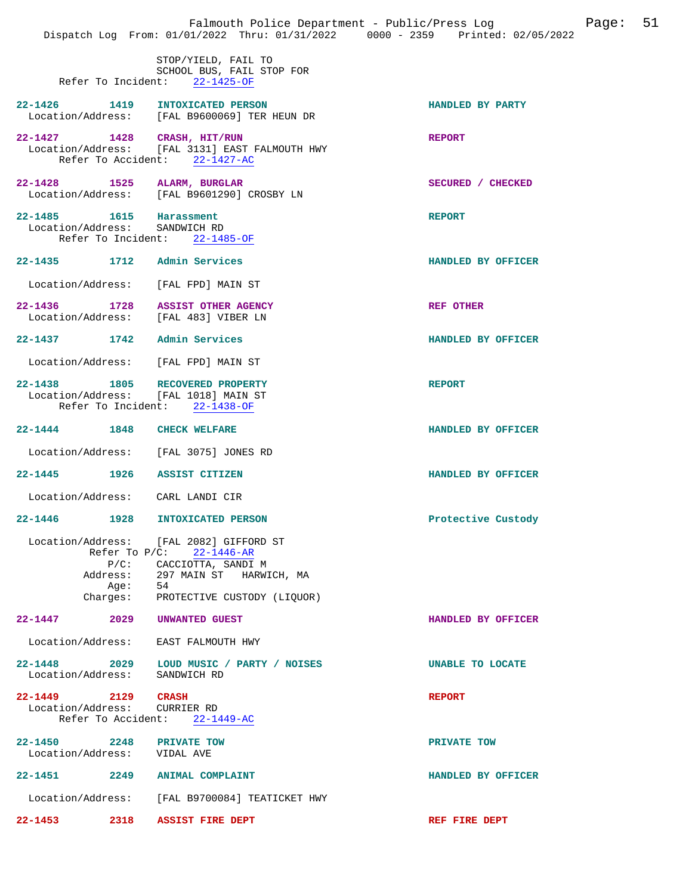STOP/YIELD, FAIL TO
SCHOOL BUS, FAIL STOP FOR
Refer To Incident: 22-1425-OF

**22-1426 1419 INTOXICATED PERSON** — HANDLED BY PARTY
Location/Address: [FAL B9600069] TER HEUN DR

**22-1427 1428 CRASH, HIT/RUN** — REPORT
Location/Address: [FAL 3131] EAST FALMOUTH HWY
Refer To Accident: 22-1427-AC

**22-1428 1525 ALARM, BURGLAR** — SECURED / CHECKED
Location/Address: [FAL B9601290] CROSBY LN

**22-1485 1615 Harassment** — REPORT
Location/Address: SANDWICH RD
Refer To Incident: 22-1485-OF

**22-1435 1712 Admin Services** — HANDLED BY OFFICER
Location/Address: [FAL FPD] MAIN ST

**22-1436 1728 ASSIST OTHER AGENCY** — REF OTHER
Location/Address: [FAL 483] VIBER LN

**22-1437 1742 Admin Services** — HANDLED BY OFFICER
Location/Address: [FAL FPD] MAIN ST

**22-1438 1805 RECOVERED PROPERTY** — REPORT
Location/Address: [FAL 1018] MAIN ST
Refer To Incident: 22-1438-OF

**22-1444 1848 CHECK WELFARE** — HANDLED BY OFFICER
Location/Address: [FAL 3075] JONES RD

**22-1445 1926 ASSIST CITIZEN** — HANDLED BY OFFICER
Location/Address: CARL LANDI CIR

**22-1446 1928 INTOXICATED PERSON** — Protective Custody
Location/Address: [FAL 2082] GIFFORD ST
Refer To P/C: 22-1446-AR
P/C: CACCIOTTA, SANDI M
Address: 297 MAIN ST HARWICH, MA
Age: 54
Charges: PROTECTIVE CUSTODY (LIQUOR)

**22-1447 2029 UNWANTED GUEST** — HANDLED BY OFFICER
Location/Address: EAST FALMOUTH HWY

**22-1448 2029 LOUD MUSIC / PARTY / NOISES** — UNABLE TO LOCATE
Location/Address: SANDWICH RD

**22-1449 2129 CRASH** — REPORT
Location/Address: CURRIER RD
Refer To Accident: 22-1449-AC

**22-1450 2248 PRIVATE TOW** — PRIVATE TOW
Location/Address: VIDAL AVE

**22-1451 2249 ANIMAL COMPLAINT** — HANDLED BY OFFICER
Location/Address: [FAL B9700084] TEATICKET HWY

**22-1453 2318 ASSIST FIRE DEPT** — REF FIRE DEPT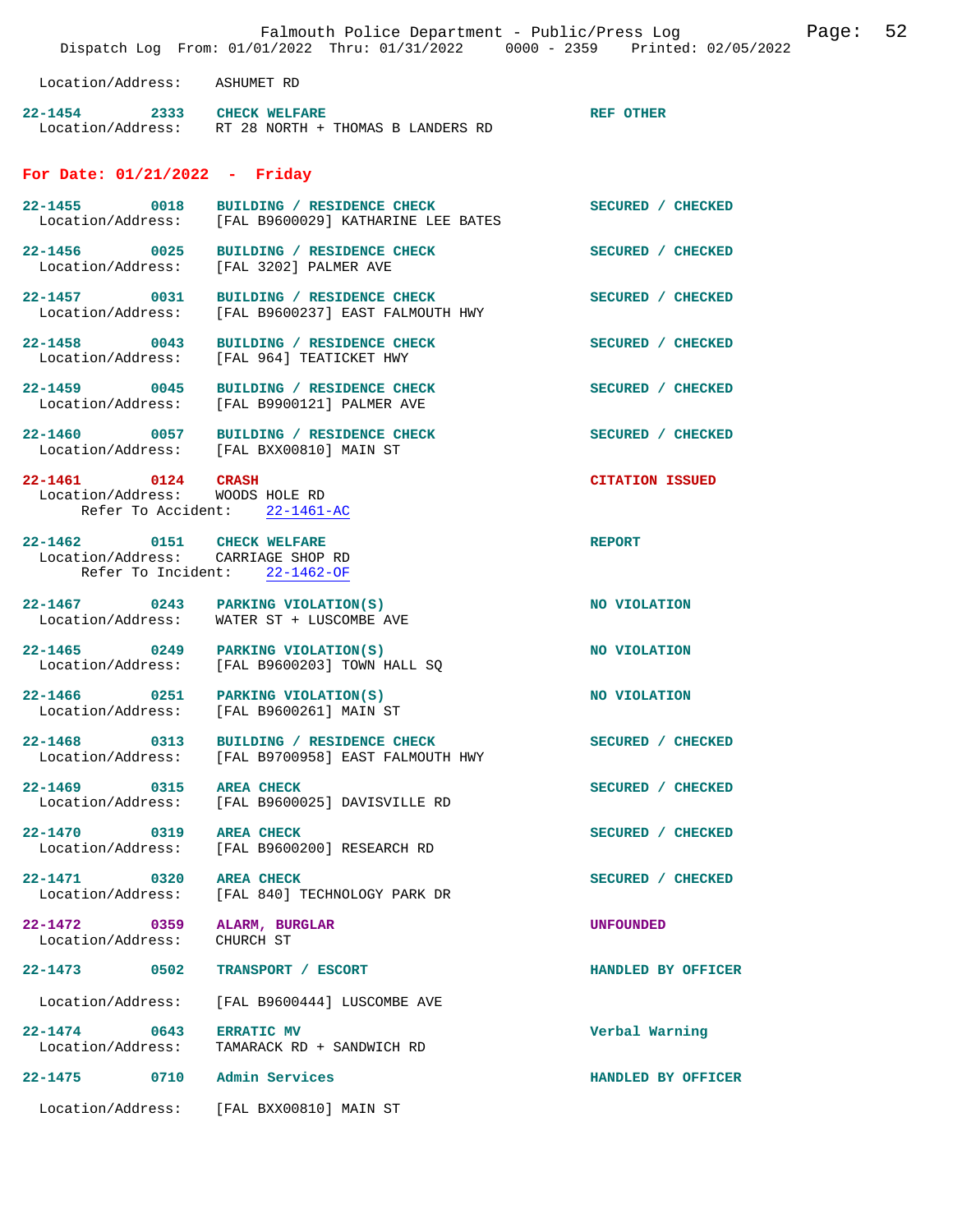Location/Address: ASHUMET RD

22-1454 2333 CHECK WELFARE REF OTHER
Location/Address: RT 28 NORTH + THOMAS B LANDERS RD

## For Date: 01/21/2022 - Friday

22-1455 0018 BUILDING / RESIDENCE CHECK SECURED / CHECKED
Location/Address: [FAL B9600029] KATHARINE LEE BATES

22-1456 0025 BUILDING / RESIDENCE CHECK SECURED / CHECKED
Location/Address: [FAL 3202] PALMER AVE

22-1457 0031 BUILDING / RESIDENCE CHECK SECURED / CHECKED
Location/Address: [FAL B9600237] EAST FALMOUTH HWY

22-1458 0043 BUILDING / RESIDENCE CHECK SECURED / CHECKED
Location/Address: [FAL 964] TEATICKET HWY

22-1459 0045 BUILDING / RESIDENCE CHECK SECURED / CHECKED
Location/Address: [FAL B9900121] PALMER AVE

22-1460 0057 BUILDING / RESIDENCE CHECK SECURED / CHECKED
Location/Address: [FAL BXX00810] MAIN ST

22-1461 0124 CRASH CITATION ISSUED
Location/Address: WOODS HOLE RD
Refer To Accident: 22-1461-AC

22-1462 0151 CHECK WELFARE REPORT
Location/Address: CARRIAGE SHOP RD
Refer To Incident: 22-1462-OF

22-1467 0243 PARKING VIOLATION(S) NO VIOLATION
Location/Address: WATER ST + LUSCOMBE AVE

22-1465 0249 PARKING VIOLATION(S) NO VIOLATION
Location/Address: [FAL B9600203] TOWN HALL SQ

22-1466 0251 PARKING VIOLATION(S) NO VIOLATION
Location/Address: [FAL B9600261] MAIN ST

22-1468 0313 BUILDING / RESIDENCE CHECK SECURED / CHECKED
Location/Address: [FAL B9700958] EAST FALMOUTH HWY

22-1469 0315 AREA CHECK SECURED / CHECKED
Location/Address: [FAL B9600025] DAVISVILLE RD

22-1470 0319 AREA CHECK SECURED / CHECKED
Location/Address: [FAL B9600200] RESEARCH RD

22-1471 0320 AREA CHECK SECURED / CHECKED
Location/Address: [FAL 840] TECHNOLOGY PARK DR

22-1472 0359 ALARM, BURGLAR UNFOUNDED
Location/Address: CHURCH ST

22-1473 0502 TRANSPORT / ESCORT HANDLED BY OFFICER
Location/Address: [FAL B9600444] LUSCOMBE AVE

22-1474 0643 ERRATIC MV Verbal Warning
Location/Address: TAMARACK RD + SANDWICH RD

22-1475 0710 Admin Services HANDLED BY OFFICER
Location/Address: [FAL BXX00810] MAIN ST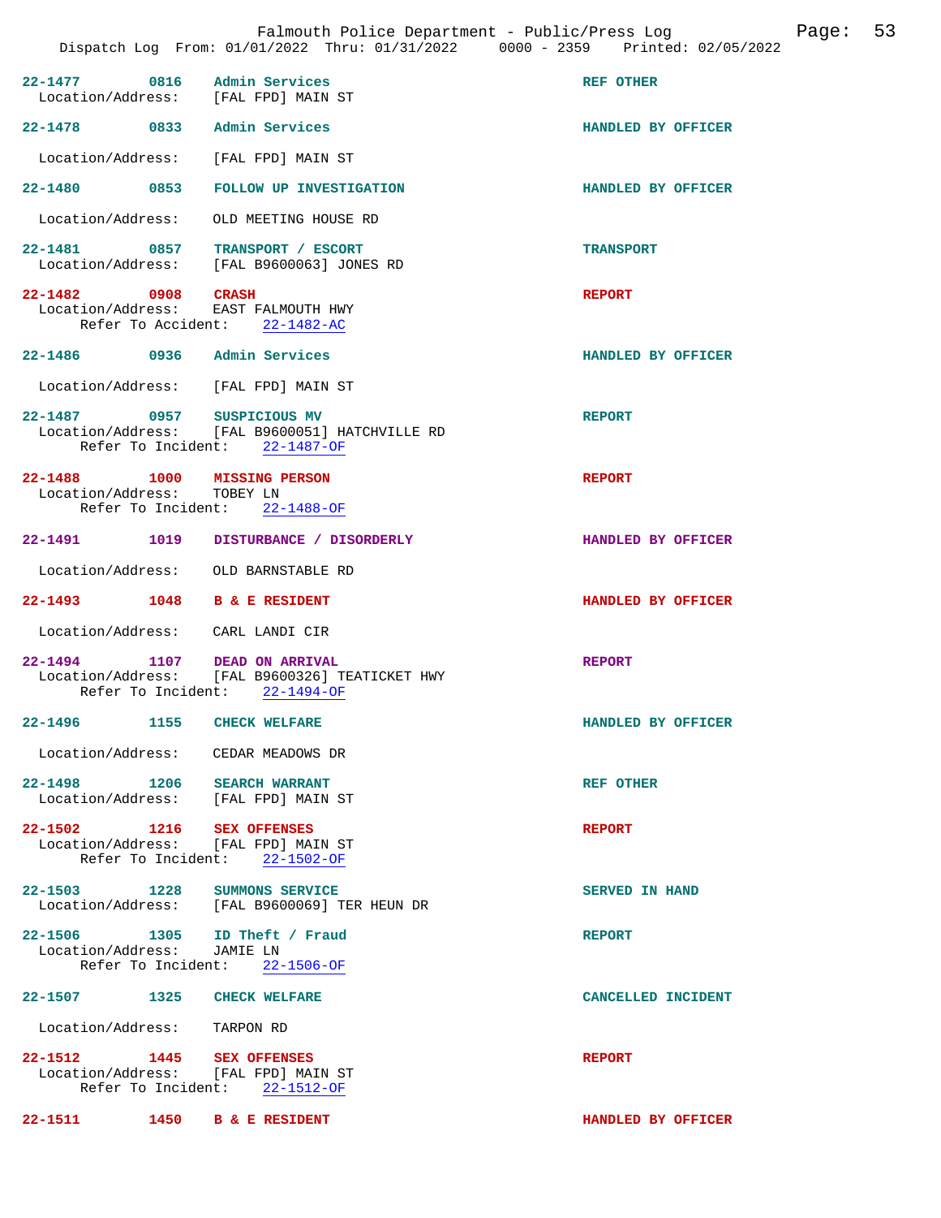Dispatch Log From: 01/01/2022 Thru: 01/31/2022 0000 - 2359 Printed: 02/05/2022

**22-1477** 0816 **Admin Services** — REF OTHER
Location/Address: [FAL FPD] MAIN ST

**22-1478** 0833 **Admin Services** — HANDLED BY OFFICER
Location/Address: [FAL FPD] MAIN ST

**22-1480** 0853 **FOLLOW UP INVESTIGATION** — HANDLED BY OFFICER
Location/Address: OLD MEETING HOUSE RD

**22-1481** 0857 **TRANSPORT / ESCORT** — TRANSPORT
Location/Address: [FAL B9600063] JONES RD

**22-1482** 0908 **CRASH** — REPORT
Location/Address: EAST FALMOUTH HWY
Refer To Accident: 22-1482-AC

**22-1486** 0936 **Admin Services** — HANDLED BY OFFICER
Location/Address: [FAL FPD] MAIN ST

**22-1487** 0957 **SUSPICIOUS MV** — REPORT
Location/Address: [FAL B9600051] HATCHVILLE RD
Refer To Incident: 22-1487-OF

**22-1488** 1000 **MISSING PERSON** — REPORT
Location/Address: TOBEY LN
Refer To Incident: 22-1488-OF

**22-1491** 1019 **DISTURBANCE / DISORDERLY** — HANDLED BY OFFICER
Location/Address: OLD BARNSTABLE RD

**22-1493** 1048 **B & E RESIDENT** — HANDLED BY OFFICER
Location/Address: CARL LANDI CIR

**22-1494** 1107 **DEAD ON ARRIVAL** — REPORT
Location/Address: [FAL B9600326] TEATICKET HWY
Refer To Incident: 22-1494-OF

**22-1496** 1155 **CHECK WELFARE** — HANDLED BY OFFICER
Location/Address: CEDAR MEADOWS DR

**22-1498** 1206 **SEARCH WARRANT** — REF OTHER
Location/Address: [FAL FPD] MAIN ST

**22-1502** 1216 **SEX OFFENSES** — REPORT
Location/Address: [FAL FPD] MAIN ST
Refer To Incident: 22-1502-OF

**22-1503** 1228 **SUMMONS SERVICE** — SERVED IN HAND
Location/Address: [FAL B9600069] TER HEUN DR

**22-1506** 1305 **ID Theft / Fraud** — REPORT
Location/Address: JAMIE LN
Refer To Incident: 22-1506-OF

**22-1507** 1325 **CHECK WELFARE** — CANCELLED INCIDENT
Location/Address: TARPON RD

**22-1512** 1445 **SEX OFFENSES** — REPORT
Location/Address: [FAL FPD] MAIN ST
Refer To Incident: 22-1512-OF

**22-1511** 1450 **B & E RESIDENT** — HANDLED BY OFFICER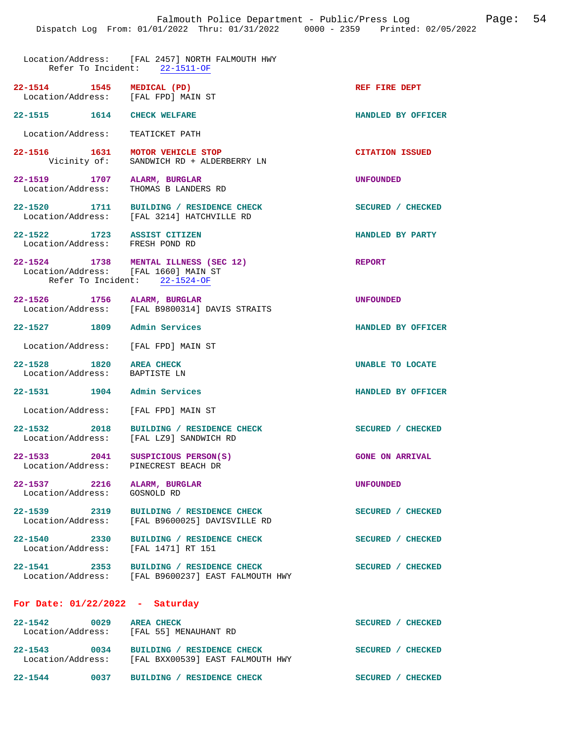Location/Address: [FAL 2457] NORTH FALMOUTH HWY
Refer To Incident: 22-1511-OF

**22-1514 1545 MEDICAL (PD)** — REF FIRE DEPT
Location/Address: [FAL FPD] MAIN ST

**22-1515 1614 CHECK WELFARE** — HANDLED BY OFFICER
Location/Address: TEATICKET PATH

**22-1516 1631 MOTOR VEHICLE STOP** — CITATION ISSUED
Vicinity of: SANDWICH RD + ALDERBERRY LN

**22-1519 1707 ALARM, BURGLAR** — UNFOUNDED
Location/Address: THOMAS B LANDERS RD

**22-1520 1711 BUILDING / RESIDENCE CHECK** — SECURED / CHECKED
Location/Address: [FAL 3214] HATCHVILLE RD

**22-1522 1723 ASSIST CITIZEN** — HANDLED BY PARTY
Location/Address: FRESH POND RD

**22-1524 1738 MENTAL ILLNESS (SEC 12)** — REPORT
Location/Address: [FAL 1660] MAIN ST
Refer To Incident: 22-1524-OF

**22-1526 1756 ALARM, BURGLAR** — UNFOUNDED
Location/Address: [FAL B9800314] DAVIS STRAITS

**22-1527 1809 Admin Services** — HANDLED BY OFFICER
Location/Address: [FAL FPD] MAIN ST

**22-1528 1820 AREA CHECK** — UNABLE TO LOCATE
Location/Address: BAPTISTE LN

**22-1531 1904 Admin Services** — HANDLED BY OFFICER
Location/Address: [FAL FPD] MAIN ST

**22-1532 2018 BUILDING / RESIDENCE CHECK** — SECURED / CHECKED
Location/Address: [FAL LZ9] SANDWICH RD

**22-1533 2041 SUSPICIOUS PERSON(S)** — GONE ON ARRIVAL
Location/Address: PINECREST BEACH DR

**22-1537 2216 ALARM, BURGLAR** — UNFOUNDED
Location/Address: GOSNOLD RD

**22-1539 2319 BUILDING / RESIDENCE CHECK** — SECURED / CHECKED
Location/Address: [FAL B9600025] DAVISVILLE RD

**22-1540 2330 BUILDING / RESIDENCE CHECK** — SECURED / CHECKED
Location/Address: [FAL 1471] RT 151

**22-1541 2353 BUILDING / RESIDENCE CHECK** — SECURED / CHECKED
Location/Address: [FAL B9600237] EAST FALMOUTH HWY

## For Date: 01/22/2022 - Saturday

**22-1542 0029 AREA CHECK** — SECURED / CHECKED
Location/Address: [FAL 55] MENAUHANT RD

**22-1543 0034 BUILDING / RESIDENCE CHECK** — SECURED / CHECKED
Location/Address: [FAL BXX00539] EAST FALMOUTH HWY

**22-1544 0037 BUILDING / RESIDENCE CHECK** — SECURED / CHECKED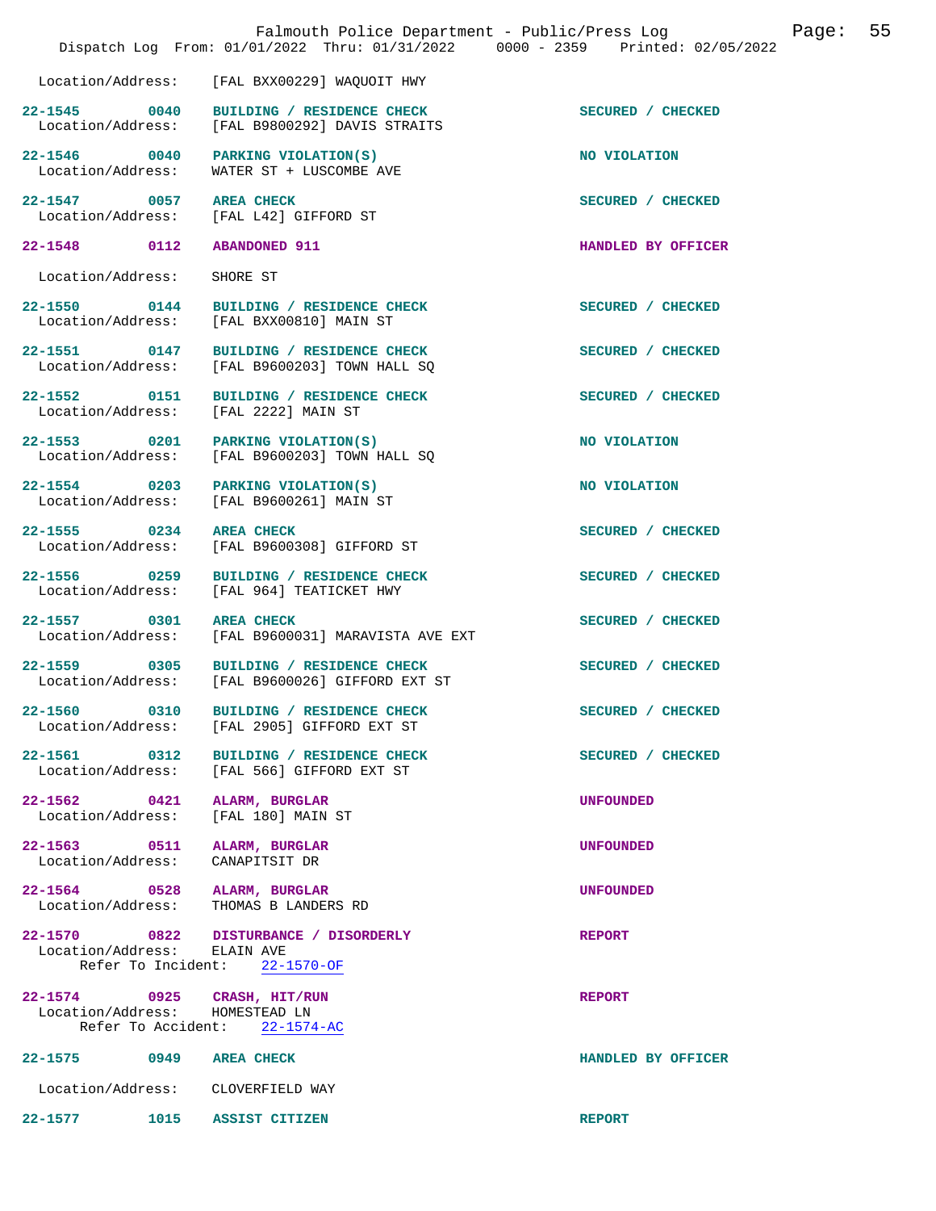Location/Address: [FAL BXX00229] WAQUOIT HWY

**22-1545 0040 BUILDING / RESIDENCE CHECK** SECURED / CHECKED
Location/Address: [FAL B9800292] DAVIS STRAITS

**22-1546 0040 PARKING VIOLATION(S)** NO VIOLATION
Location/Address: WATER ST + LUSCOMBE AVE

**22-1547 0057 AREA CHECK** SECURED / CHECKED
Location/Address: [FAL L42] GIFFORD ST

**22-1548 0112 ABANDONED 911** HANDLED BY OFFICER

Location/Address: SHORE ST

**22-1550 0144 BUILDING / RESIDENCE CHECK** SECURED / CHECKED
Location/Address: [FAL BXX00810] MAIN ST

**22-1551 0147 BUILDING / RESIDENCE CHECK** SECURED / CHECKED
Location/Address: [FAL B9600203] TOWN HALL SQ

**22-1552 0151 BUILDING / RESIDENCE CHECK** SECURED / CHECKED
Location/Address: [FAL 2222] MAIN ST

**22-1553 0201 PARKING VIOLATION(S)** NO VIOLATION
Location/Address: [FAL B9600203] TOWN HALL SQ

**22-1554 0203 PARKING VIOLATION(S)** NO VIOLATION
Location/Address: [FAL B9600261] MAIN ST

**22-1555 0234 AREA CHECK** SECURED / CHECKED
Location/Address: [FAL B9600308] GIFFORD ST

**22-1556 0259 BUILDING / RESIDENCE CHECK** SECURED / CHECKED
Location/Address: [FAL 964] TEATICKET HWY

**22-1557 0301 AREA CHECK** SECURED / CHECKED
Location/Address: [FAL B9600031] MARAVISTA AVE EXT

**22-1559 0305 BUILDING / RESIDENCE CHECK** SECURED / CHECKED
Location/Address: [FAL B9600026] GIFFORD EXT ST

**22-1560 0310 BUILDING / RESIDENCE CHECK** SECURED / CHECKED
Location/Address: [FAL 2905] GIFFORD EXT ST

**22-1561 0312 BUILDING / RESIDENCE CHECK** SECURED / CHECKED
Location/Address: [FAL 566] GIFFORD EXT ST

**22-1562 0421 ALARM, BURGLAR** UNFOUNDED
Location/Address: [FAL 180] MAIN ST

**22-1563 0511 ALARM, BURGLAR** UNFOUNDED
Location/Address: CANAPITSIT DR

**22-1564 0528 ALARM, BURGLAR** UNFOUNDED
Location/Address: THOMAS B LANDERS RD

**22-1570 0822 DISTURBANCE / DISORDERLY** REPORT
Location/Address: ELAIN AVE
Refer To Incident: 22-1570-OF

**22-1574 0925 CRASH, HIT/RUN** REPORT
Location/Address: HOMESTEAD LN
Refer To Accident: 22-1574-AC

**22-1575 0949 AREA CHECK** HANDLED BY OFFICER

Location/Address: CLOVERFIELD WAY

**22-1577 1015 ASSIST CITIZEN** REPORT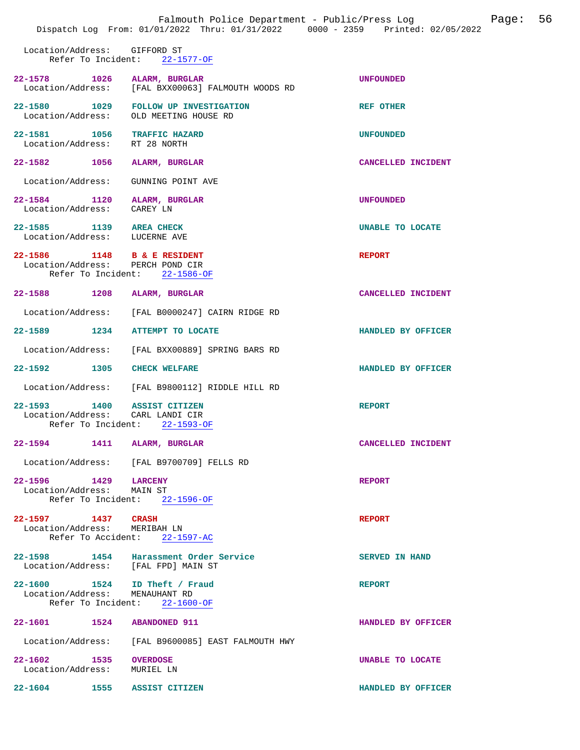Location/Address: GIFFORD ST
Refer To Incident: 22-1577-OF

**22-1578** **1026** **ALARM, BURGLAR** **UNFOUNDED**
Location/Address: [FAL BXX00063] FALMOUTH WOODS RD

**22-1580** **1029** **FOLLOW UP INVESTIGATION** **REF OTHER**
Location/Address: OLD MEETING HOUSE RD

**22-1581** **1056** **TRAFFIC HAZARD** **UNFOUNDED**
Location/Address: RT 28 NORTH

**22-1582** **1056** **ALARM, BURGLAR** **CANCELLED INCIDENT**
Location/Address: GUNNING POINT AVE

**22-1584** **1120** **ALARM, BURGLAR** **UNFOUNDED**
Location/Address: CAREY LN

**22-1585** **1139** **AREA CHECK** **UNABLE TO LOCATE**
Location/Address: LUCERNE AVE

**22-1586** **1148** **B & E RESIDENT** **REPORT**
Location/Address: PERCH POND CIR
Refer To Incident: 22-1586-OF

**22-1588** **1208** **ALARM, BURGLAR** **CANCELLED INCIDENT**
Location/Address: [FAL B0000247] CAIRN RIDGE RD

**22-1589** **1234** **ATTEMPT TO LOCATE** **HANDLED BY OFFICER**
Location/Address: [FAL BXX00889] SPRING BARS RD

**22-1592** **1305** **CHECK WELFARE** **HANDLED BY OFFICER**
Location/Address: [FAL B9800112] RIDDLE HILL RD

**22-1593** **1400** **ASSIST CITIZEN** **REPORT**
Location/Address: CARL LANDI CIR
Refer To Incident: 22-1593-OF

**22-1594** **1411** **ALARM, BURGLAR** **CANCELLED INCIDENT**
Location/Address: [FAL B9700709] FELLS RD

**22-1596** **1429** **LARCENY** **REPORT**
Location/Address: MAIN ST
Refer To Incident: 22-1596-OF

**22-1597** **1437** **CRASH** **REPORT**
Location/Address: MERIBAH LN
Refer To Accident: 22-1597-AC

**22-1598** **1454** **Harassment Order Service** **SERVED IN HAND**
Location/Address: [FAL FPD] MAIN ST

**22-1600** **1524** **ID Theft / Fraud** **REPORT**
Location/Address: MENAUHANT RD
Refer To Incident: 22-1600-OF

**22-1601** **1524** **ABANDONED 911** **HANDLED BY OFFICER**
Location/Address: [FAL B9600085] EAST FALMOUTH HWY

**22-1602** **1535** **OVERDOSE** **UNABLE TO LOCATE**
Location/Address: MURIEL LN

**22-1604** **1555** **ASSIST CITIZEN** **HANDLED BY OFFICER**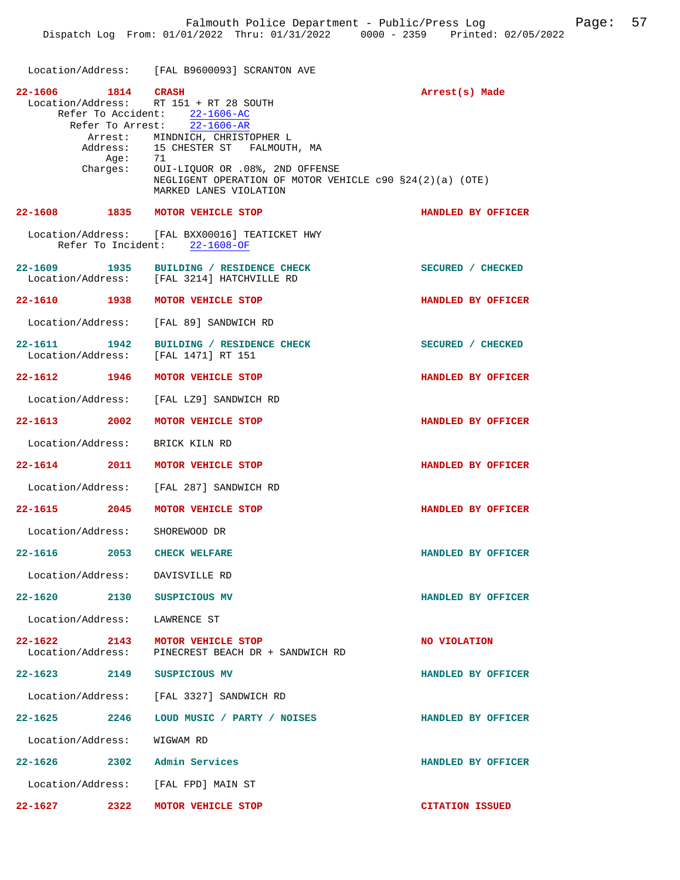Location/Address: [FAL B9600093] SCRANTON AVE

**22-1606 1814 CRASH** — **Arrest(s) Made**
Location/Address: RT 151 + RT 28 SOUTH
Refer To Accident: 22-1606-AC
Refer To Arrest: 22-1606-AR
Arrest: MINDNICH, CHRISTOPHER L
Address: 15 CHESTER ST FALMOUTH, MA
Age: 71
Charges: OUI-LIQUOR OR .08%, 2ND OFFENSE
NEGLIGENT OPERATION OF MOTOR VEHICLE c90 §24(2)(a) (OTE)
MARKED LANES VIOLATION

**22-1608 1835 MOTOR VEHICLE STOP** — **HANDLED BY OFFICER**
Location/Address: [FAL BXX00016] TEATICKET HWY
Refer To Incident: 22-1608-OF

**22-1609 1935 BUILDING / RESIDENCE CHECK** — **SECURED / CHECKED**
Location/Address: [FAL 3214] HATCHVILLE RD

**22-1610 1938 MOTOR VEHICLE STOP** — **HANDLED BY OFFICER**
Location/Address: [FAL 89] SANDWICH RD

**22-1611 1942 BUILDING / RESIDENCE CHECK** — **SECURED / CHECKED**
Location/Address: [FAL 1471] RT 151

**22-1612 1946 MOTOR VEHICLE STOP** — **HANDLED BY OFFICER**
Location/Address: [FAL LZ9] SANDWICH RD

**22-1613 2002 MOTOR VEHICLE STOP** — **HANDLED BY OFFICER**
Location/Address: BRICK KILN RD

**22-1614 2011 MOTOR VEHICLE STOP** — **HANDLED BY OFFICER**
Location/Address: [FAL 287] SANDWICH RD

**22-1615 2045 MOTOR VEHICLE STOP** — **HANDLED BY OFFICER**
Location/Address: SHOREWOOD DR

**22-1616 2053 CHECK WELFARE** — **HANDLED BY OFFICER**
Location/Address: DAVISVILLE RD

**22-1620 2130 SUSPICIOUS MV** — **HANDLED BY OFFICER**
Location/Address: LAWRENCE ST

**22-1622 2143 MOTOR VEHICLE STOP** — **NO VIOLATION**
Location/Address: PINECREST BEACH DR + SANDWICH RD

**22-1623 2149 SUSPICIOUS MV** — **HANDLED BY OFFICER**
Location/Address: [FAL 3327] SANDWICH RD

**22-1625 2246 LOUD MUSIC / PARTY / NOISES** — **HANDLED BY OFFICER**
Location/Address: WIGWAM RD

**22-1626 2302 Admin Services** — **HANDLED BY OFFICER**
Location/Address: [FAL FPD] MAIN ST

**22-1627 2322 MOTOR VEHICLE STOP** — **CITATION ISSUED**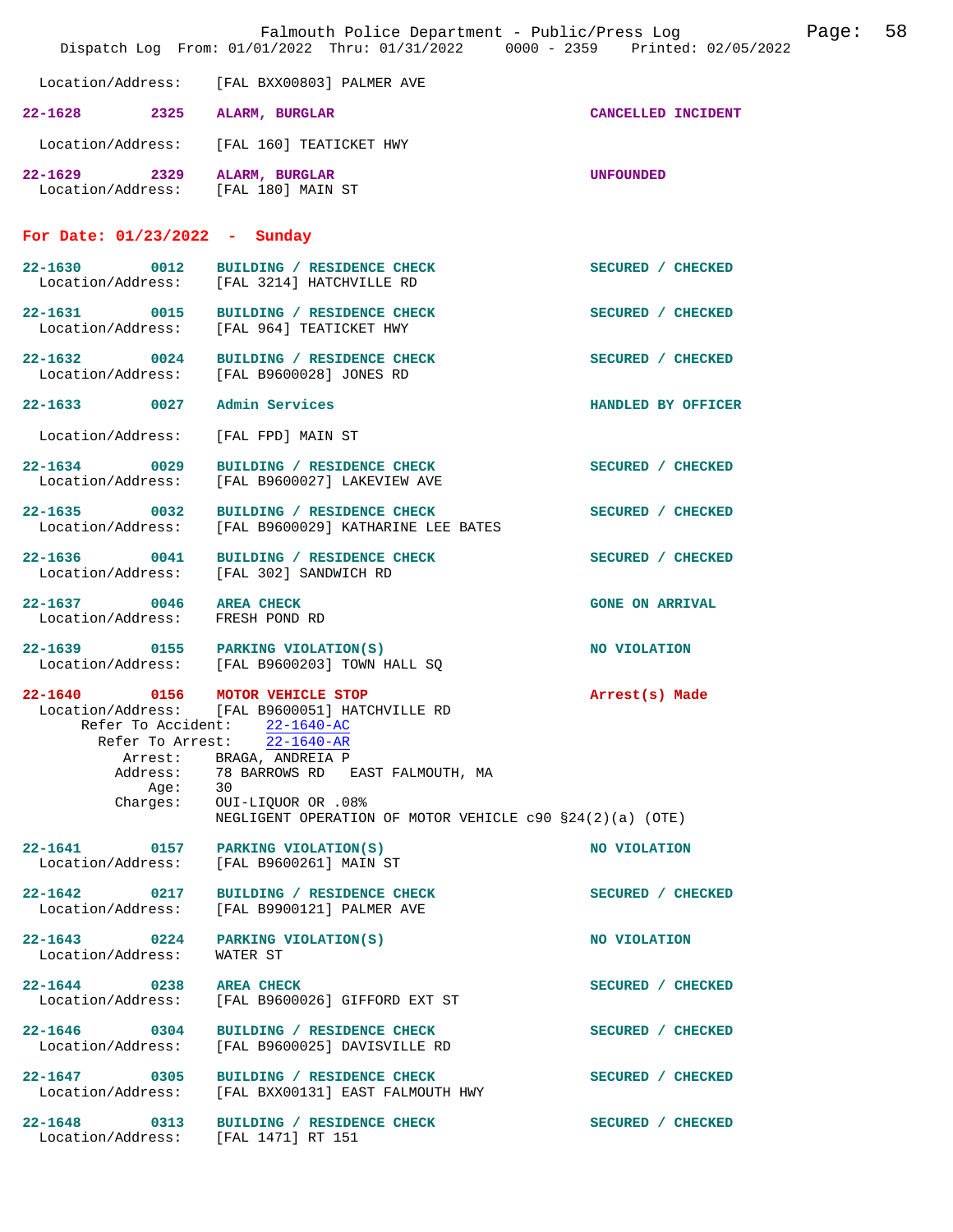Location/Address: [FAL BXX00803] PALMER AVE

**22-1628** 2325 ALARM, BURGLAR — CANCELLED INCIDENT
Location/Address: [FAL 160] TEATICKET HWY

**22-1629** 2329 ALARM, BURGLAR — UNFOUNDED
Location/Address: [FAL 180] MAIN ST

## For Date: 01/23/2022 - Sunday

**22-1630** 0012 BUILDING / RESIDENCE CHECK — SECURED / CHECKED
Location/Address: [FAL 3214] HATCHVILLE RD

**22-1631** 0015 BUILDING / RESIDENCE CHECK — SECURED / CHECKED
Location/Address: [FAL 964] TEATICKET HWY

**22-1632** 0024 BUILDING / RESIDENCE CHECK — SECURED / CHECKED
Location/Address: [FAL B9600028] JONES RD

**22-1633** 0027 Admin Services — HANDLED BY OFFICER
Location/Address: [FAL FPD] MAIN ST

**22-1634** 0029 BUILDING / RESIDENCE CHECK — SECURED / CHECKED
Location/Address: [FAL B9600027] LAKEVIEW AVE

**22-1635** 0032 BUILDING / RESIDENCE CHECK — SECURED / CHECKED
Location/Address: [FAL B9600029] KATHARINE LEE BATES

**22-1636** 0041 BUILDING / RESIDENCE CHECK — SECURED / CHECKED
Location/Address: [FAL 302] SANDWICH RD

**22-1637** 0046 AREA CHECK — GONE ON ARRIVAL
Location/Address: FRESH POND RD

**22-1639** 0155 PARKING VIOLATION(S) — NO VIOLATION
Location/Address: [FAL B9600203] TOWN HALL SQ

**22-1640** 0156 MOTOR VEHICLE STOP — Arrest(s) Made
Location/Address: [FAL B9600051] HATCHVILLE RD
Refer To Accident: 22-1640-AC
Refer To Arrest: 22-1640-AR
Arrest: BRAGA, ANDREIA P
Address: 78 BARROWS RD EAST FALMOUTH, MA
Age: 30
Charges: OUI-LIQUOR OR .08%
NEGLIGENT OPERATION OF MOTOR VEHICLE c90 §24(2)(a) (OTE)

**22-1641** 0157 PARKING VIOLATION(S) — NO VIOLATION
Location/Address: [FAL B9600261] MAIN ST

**22-1642** 0217 BUILDING / RESIDENCE CHECK — SECURED / CHECKED
Location/Address: [FAL B9900121] PALMER AVE

**22-1643** 0224 PARKING VIOLATION(S) — NO VIOLATION
Location/Address: WATER ST

**22-1644** 0238 AREA CHECK — SECURED / CHECKED
Location/Address: [FAL B9600026] GIFFORD EXT ST

**22-1646** 0304 BUILDING / RESIDENCE CHECK — SECURED / CHECKED
Location/Address: [FAL B9600025] DAVISVILLE RD

**22-1647** 0305 BUILDING / RESIDENCE CHECK — SECURED / CHECKED
Location/Address: [FAL BXX00131] EAST FALMOUTH HWY

**22-1648** 0313 BUILDING / RESIDENCE CHECK — SECURED / CHECKED
Location/Address: [FAL 1471] RT 151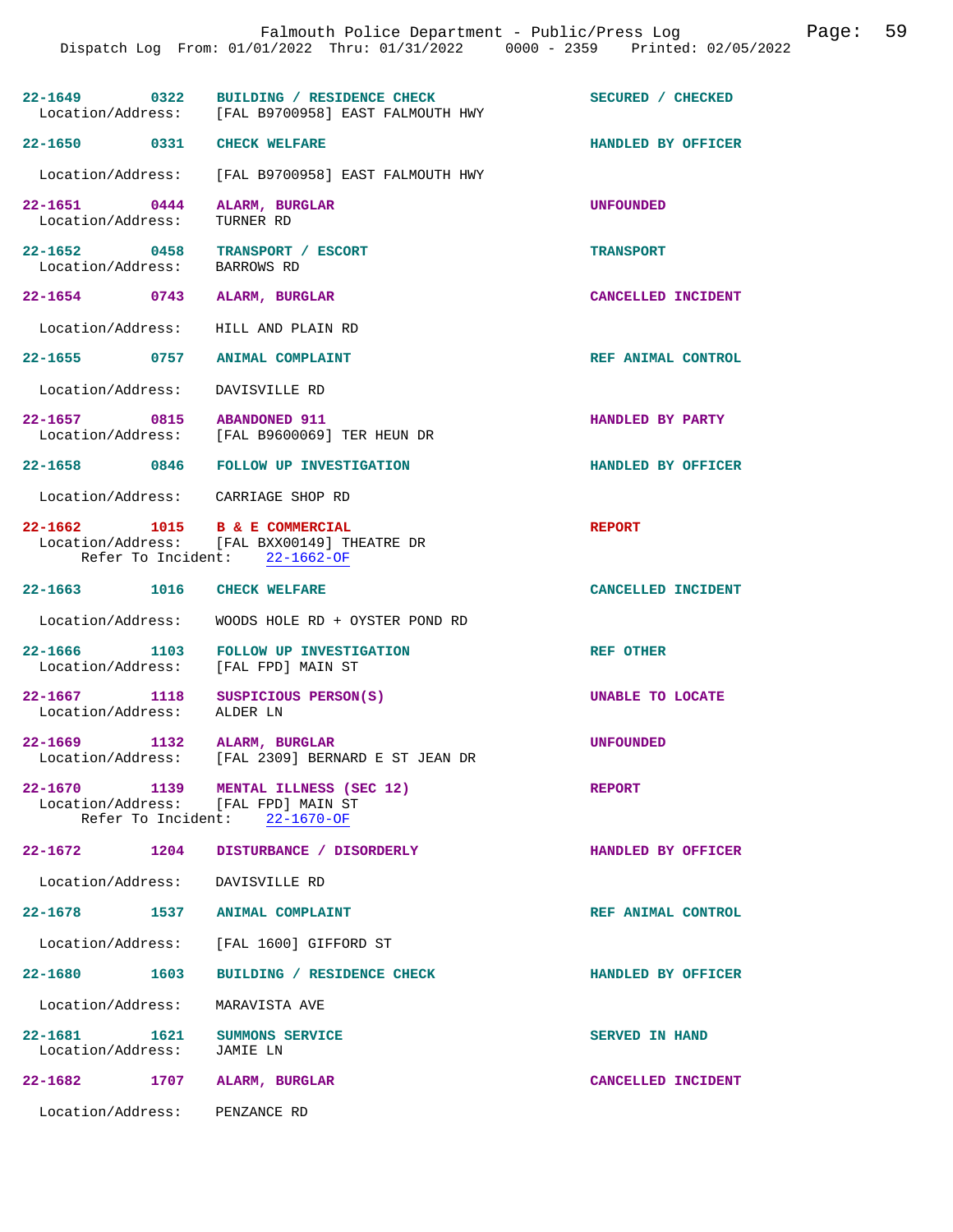**22-1649** 0322 **BUILDING / RESIDENCE CHECK** — **SECURED / CHECKED**
Location/Address: [FAL B9700958] EAST FALMOUTH HWY

**22-1650** 0331 **CHECK WELFARE** — **HANDLED BY OFFICER**
Location/Address: [FAL B9700958] EAST FALMOUTH HWY

**22-1651** 0444 **ALARM, BURGLAR** — **UNFOUNDED**
Location/Address: TURNER RD

**22-1652** 0458 **TRANSPORT / ESCORT** — **TRANSPORT**
Location/Address: BARROWS RD

**22-1654** 0743 **ALARM, BURGLAR** — **CANCELLED INCIDENT**
Location/Address: HILL AND PLAIN RD

**22-1655** 0757 **ANIMAL COMPLAINT** — **REF ANIMAL CONTROL**
Location/Address: DAVISVILLE RD

**22-1657** 0815 **ABANDONED 911** — **HANDLED BY PARTY**
Location/Address: [FAL B9600069] TER HEUN DR

**22-1658** 0846 **FOLLOW UP INVESTIGATION** — **HANDLED BY OFFICER**
Location/Address: CARRIAGE SHOP RD

**22-1662** 1015 **B & E COMMERCIAL** — **REPORT**
Location/Address: [FAL BXX00149] THEATRE DR
Refer To Incident: 22-1662-OF

**22-1663** 1016 **CHECK WELFARE** — **CANCELLED INCIDENT**
Location/Address: WOODS HOLE RD + OYSTER POND RD

**22-1666** 1103 **FOLLOW UP INVESTIGATION** — **REF OTHER**
Location/Address: [FAL FPD] MAIN ST

**22-1667** 1118 **SUSPICIOUS PERSON(S)** — **UNABLE TO LOCATE**
Location/Address: ALDER LN

**22-1669** 1132 **ALARM, BURGLAR** — **UNFOUNDED**
Location/Address: [FAL 2309] BERNARD E ST JEAN DR

**22-1670** 1139 **MENTAL ILLNESS (SEC 12)** — **REPORT**
Location/Address: [FAL FPD] MAIN ST
Refer To Incident: 22-1670-OF

**22-1672** 1204 **DISTURBANCE / DISORDERLY** — **HANDLED BY OFFICER**
Location/Address: DAVISVILLE RD

**22-1678** 1537 **ANIMAL COMPLAINT** — **REF ANIMAL CONTROL**
Location/Address: [FAL 1600] GIFFORD ST

**22-1680** 1603 **BUILDING / RESIDENCE CHECK** — **HANDLED BY OFFICER**
Location/Address: MARAVISTA AVE

**22-1681** 1621 **SUMMONS SERVICE** — **SERVED IN HAND**
Location/Address: JAMIE LN

**22-1682** 1707 **ALARM, BURGLAR** — **CANCELLED INCIDENT**
Location/Address: PENZANCE RD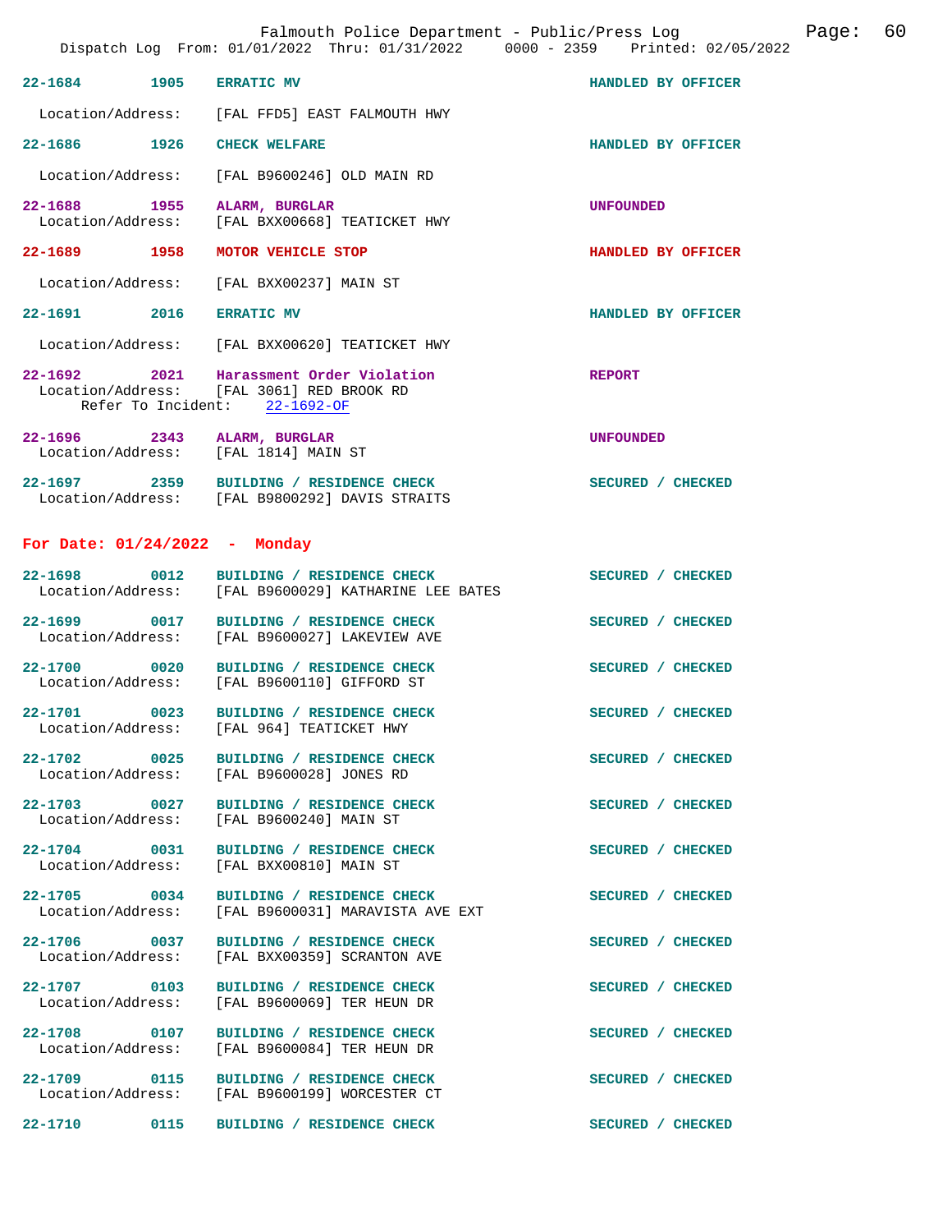22-1684 1905 ERRATIC MV HANDLED BY OFFICER

Location/Address: [FAL FFD5] EAST FALMOUTH HWY

22-1686 1926 CHECK WELFARE HANDLED BY OFFICER

Location/Address: [FAL B9600246] OLD MAIN RD

22-1688 1955 ALARM, BURGLAR UNFOUNDED
Location/Address: [FAL BXX00668] TEATICKET HWY

22-1689 1958 MOTOR VEHICLE STOP HANDLED BY OFFICER

Location/Address: [FAL BXX00237] MAIN ST

22-1691 2016 ERRATIC MV HANDLED BY OFFICER

Location/Address: [FAL BXX00620] TEATICKET HWY

22-1692 2021 Harassment Order Violation REPORT
Location/Address: [FAL 3061] RED BROOK RD
Refer To Incident: 22-1692-OF

22-1696 2343 ALARM, BURGLAR UNFOUNDED
Location/Address: [FAL 1814] MAIN ST

22-1697 2359 BUILDING / RESIDENCE CHECK SECURED / CHECKED
Location/Address: [FAL B9800292] DAVIS STRAITS

## For Date: 01/24/2022 - Monday

22-1698 0012 BUILDING / RESIDENCE CHECK SECURED / CHECKED
Location/Address: [FAL B9600029] KATHARINE LEE BATES

22-1699 0017 BUILDING / RESIDENCE CHECK SECURED / CHECKED
Location/Address: [FAL B9600027] LAKEVIEW AVE

22-1700 0020 BUILDING / RESIDENCE CHECK SECURED / CHECKED
Location/Address: [FAL B9600110] GIFFORD ST

22-1701 0023 BUILDING / RESIDENCE CHECK SECURED / CHECKED
Location/Address: [FAL 964] TEATICKET HWY

22-1702 0025 BUILDING / RESIDENCE CHECK SECURED / CHECKED
Location/Address: [FAL B9600028] JONES RD

22-1703 0027 BUILDING / RESIDENCE CHECK SECURED / CHECKED
Location/Address: [FAL B9600240] MAIN ST

22-1704 0031 BUILDING / RESIDENCE CHECK SECURED / CHECKED
Location/Address: [FAL BXX00810] MAIN ST

22-1705 0034 BUILDING / RESIDENCE CHECK SECURED / CHECKED
Location/Address: [FAL B9600031] MARAVISTA AVE EXT

22-1706 0037 BUILDING / RESIDENCE CHECK SECURED / CHECKED
Location/Address: [FAL BXX00359] SCRANTON AVE

22-1707 0103 BUILDING / RESIDENCE CHECK SECURED / CHECKED
Location/Address: [FAL B9600069] TER HEUN DR

22-1708 0107 BUILDING / RESIDENCE CHECK SECURED / CHECKED
Location/Address: [FAL B9600084] TER HEUN DR

22-1709 0115 BUILDING / RESIDENCE CHECK SECURED / CHECKED
Location/Address: [FAL B9600199] WORCESTER CT

22-1710 0115 BUILDING / RESIDENCE CHECK SECURED / CHECKED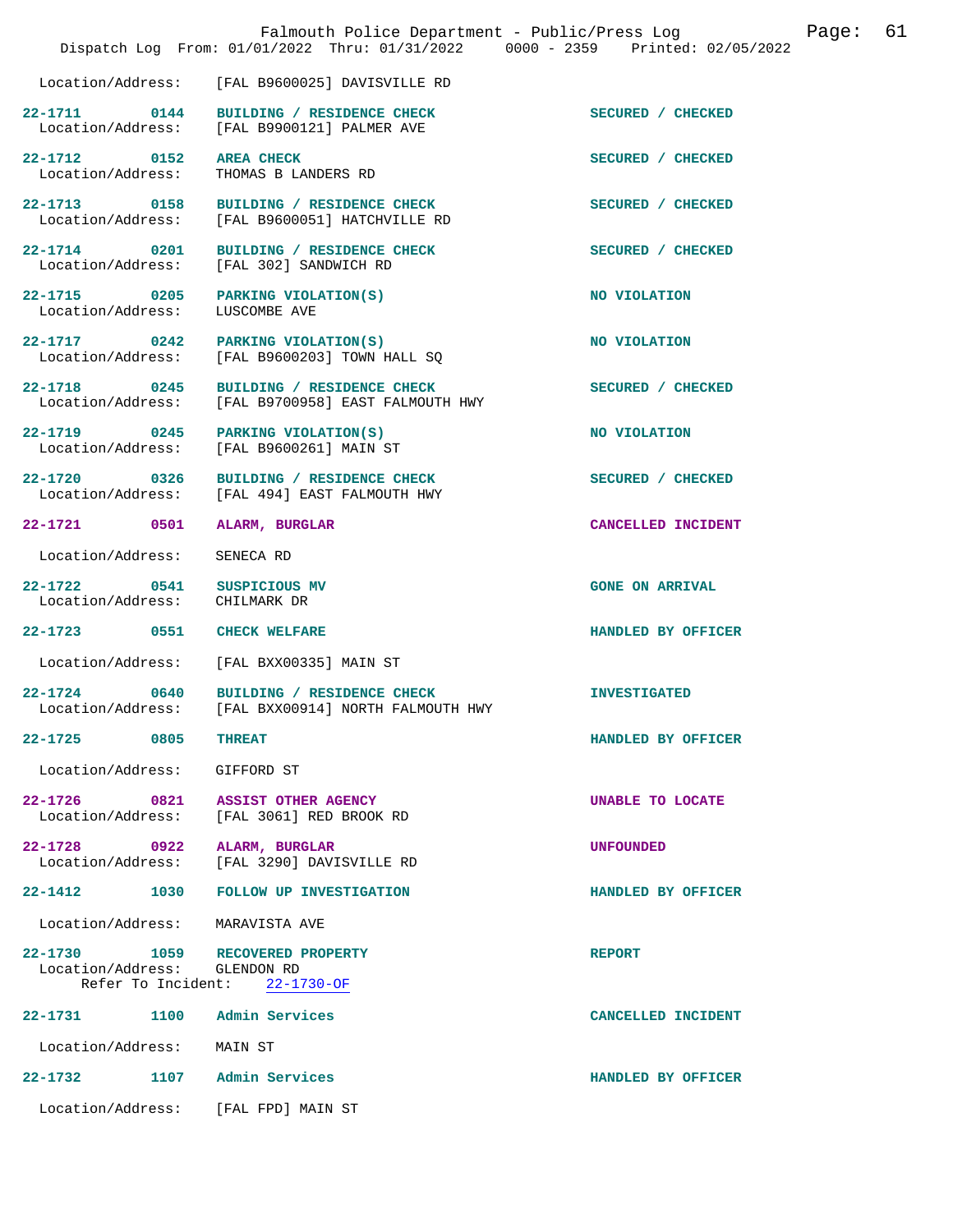Location/Address: [FAL B9600025] DAVISVILLE RD

**22-1711** 0144 **BUILDING / RESIDENCE CHECK** SECURED / CHECKED
Location/Address: [FAL B9900121] PALMER AVE

**22-1712** 0152 **AREA CHECK** SECURED / CHECKED
Location/Address: THOMAS B LANDERS RD

**22-1713** 0158 **BUILDING / RESIDENCE CHECK** SECURED / CHECKED
Location/Address: [FAL B9600051] HATCHVILLE RD

**22-1714** 0201 **BUILDING / RESIDENCE CHECK** SECURED / CHECKED
Location/Address: [FAL 302] SANDWICH RD

**22-1715** 0205 **PARKING VIOLATION(S)** NO VIOLATION
Location/Address: LUSCOMBE AVE

**22-1717** 0242 **PARKING VIOLATION(S)** NO VIOLATION
Location/Address: [FAL B9600203] TOWN HALL SQ

**22-1718** 0245 **BUILDING / RESIDENCE CHECK** SECURED / CHECKED
Location/Address: [FAL B9700958] EAST FALMOUTH HWY

**22-1719** 0245 **PARKING VIOLATION(S)** NO VIOLATION
Location/Address: [FAL B9600261] MAIN ST

**22-1720** 0326 **BUILDING / RESIDENCE CHECK** SECURED / CHECKED
Location/Address: [FAL 494] EAST FALMOUTH HWY

**22-1721** 0501 **ALARM, BURGLAR** CANCELLED INCIDENT
Location/Address: SENECA RD

**22-1722** 0541 **SUSPICIOUS MV** GONE ON ARRIVAL
Location/Address: CHILMARK DR

**22-1723** 0551 **CHECK WELFARE** HANDLED BY OFFICER
Location/Address: [FAL BXX00335] MAIN ST

**22-1724** 0640 **BUILDING / RESIDENCE CHECK** INVESTIGATED
Location/Address: [FAL BXX00914] NORTH FALMOUTH HWY

**22-1725** 0805 **THREAT** HANDLED BY OFFICER
Location/Address: GIFFORD ST

**22-1726** 0821 **ASSIST OTHER AGENCY** UNABLE TO LOCATE
Location/Address: [FAL 3061] RED BROOK RD

**22-1728** 0922 **ALARM, BURGLAR** UNFOUNDED
Location/Address: [FAL 3290] DAVISVILLE RD

**22-1412** 1030 **FOLLOW UP INVESTIGATION** HANDLED BY OFFICER
Location/Address: MARAVISTA AVE

**22-1730** 1059 **RECOVERED PROPERTY** REPORT
Location/Address: GLENDON RD
Refer To Incident: 22-1730-OF

**22-1731** 1100 **Admin Services** CANCELLED INCIDENT
Location/Address: MAIN ST

**22-1732** 1107 **Admin Services** HANDLED BY OFFICER
Location/Address: [FAL FPD] MAIN ST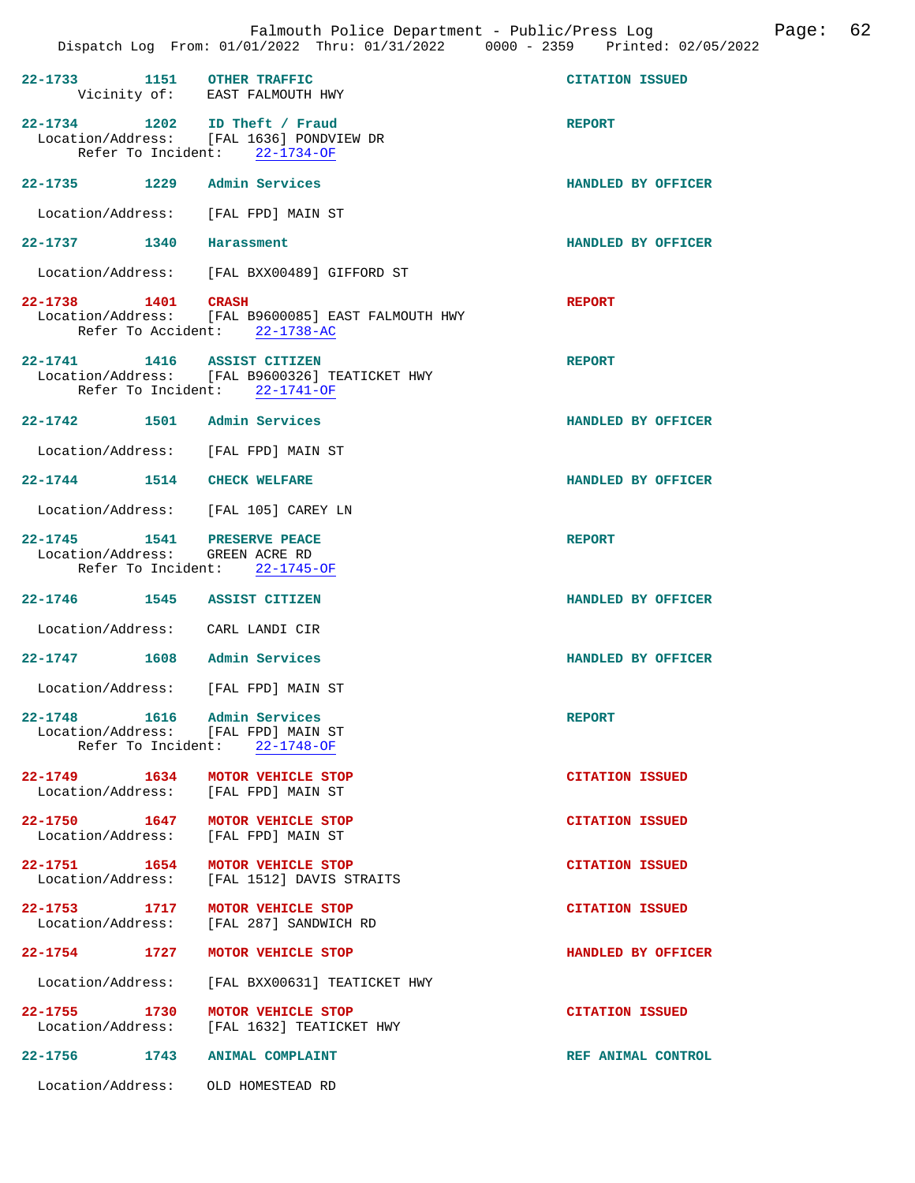Falmouth Police Department - Public/Press Log

Dispatch Log From: 01/01/2022 Thru: 01/31/2022 0000 - 2359 Printed: 02/05/2022

**22-1733** 1151 **OTHER TRAFFIC** — **CITATION ISSUED**
Vicinity of: EAST FALMOUTH HWY

**22-1734** 1202 **ID Theft / Fraud** — **REPORT**
Location/Address: [FAL 1636] PONDVIEW DR
Refer To Incident: 22-1734-OF

**22-1735** 1229 **Admin Services** — **HANDLED BY OFFICER**
Location/Address: [FAL FPD] MAIN ST

**22-1737** 1340 **Harassment** — **HANDLED BY OFFICER**
Location/Address: [FAL BXX00489] GIFFORD ST

**22-1738** 1401 **CRASH** — **REPORT**
Location/Address: [FAL B9600085] EAST FALMOUTH HWY
Refer To Accident: 22-1738-AC

**22-1741** 1416 **ASSIST CITIZEN** — **REPORT**
Location/Address: [FAL B9600326] TEATICKET HWY
Refer To Incident: 22-1741-OF

**22-1742** 1501 **Admin Services** — **HANDLED BY OFFICER**
Location/Address: [FAL FPD] MAIN ST

**22-1744** 1514 **CHECK WELFARE** — **HANDLED BY OFFICER**
Location/Address: [FAL 105] CAREY LN

**22-1745** 1541 **PRESERVE PEACE** — **REPORT**
Location/Address: GREEN ACRE RD
Refer To Incident: 22-1745-OF

**22-1746** 1545 **ASSIST CITIZEN** — **HANDLED BY OFFICER**
Location/Address: CARL LANDI CIR

**22-1747** 1608 **Admin Services** — **HANDLED BY OFFICER**
Location/Address: [FAL FPD] MAIN ST

**22-1748** 1616 **Admin Services** — **REPORT**
Location/Address: [FAL FPD] MAIN ST
Refer To Incident: 22-1748-OF

**22-1749** 1634 **MOTOR VEHICLE STOP** — **CITATION ISSUED**
Location/Address: [FAL FPD] MAIN ST

**22-1750** 1647 **MOTOR VEHICLE STOP** — **CITATION ISSUED**
Location/Address: [FAL FPD] MAIN ST

**22-1751** 1654 **MOTOR VEHICLE STOP** — **CITATION ISSUED**
Location/Address: [FAL 1512] DAVIS STRAITS

**22-1753** 1717 **MOTOR VEHICLE STOP** — **CITATION ISSUED**
Location/Address: [FAL 287] SANDWICH RD

**22-1754** 1727 **MOTOR VEHICLE STOP** — **HANDLED BY OFFICER**
Location/Address: [FAL BXX00631] TEATICKET HWY

**22-1755** 1730 **MOTOR VEHICLE STOP** — **CITATION ISSUED**
Location/Address: [FAL 1632] TEATICKET HWY

**22-1756** 1743 **ANIMAL COMPLAINT** — **REF ANIMAL CONTROL**
Location/Address: OLD HOMESTEAD RD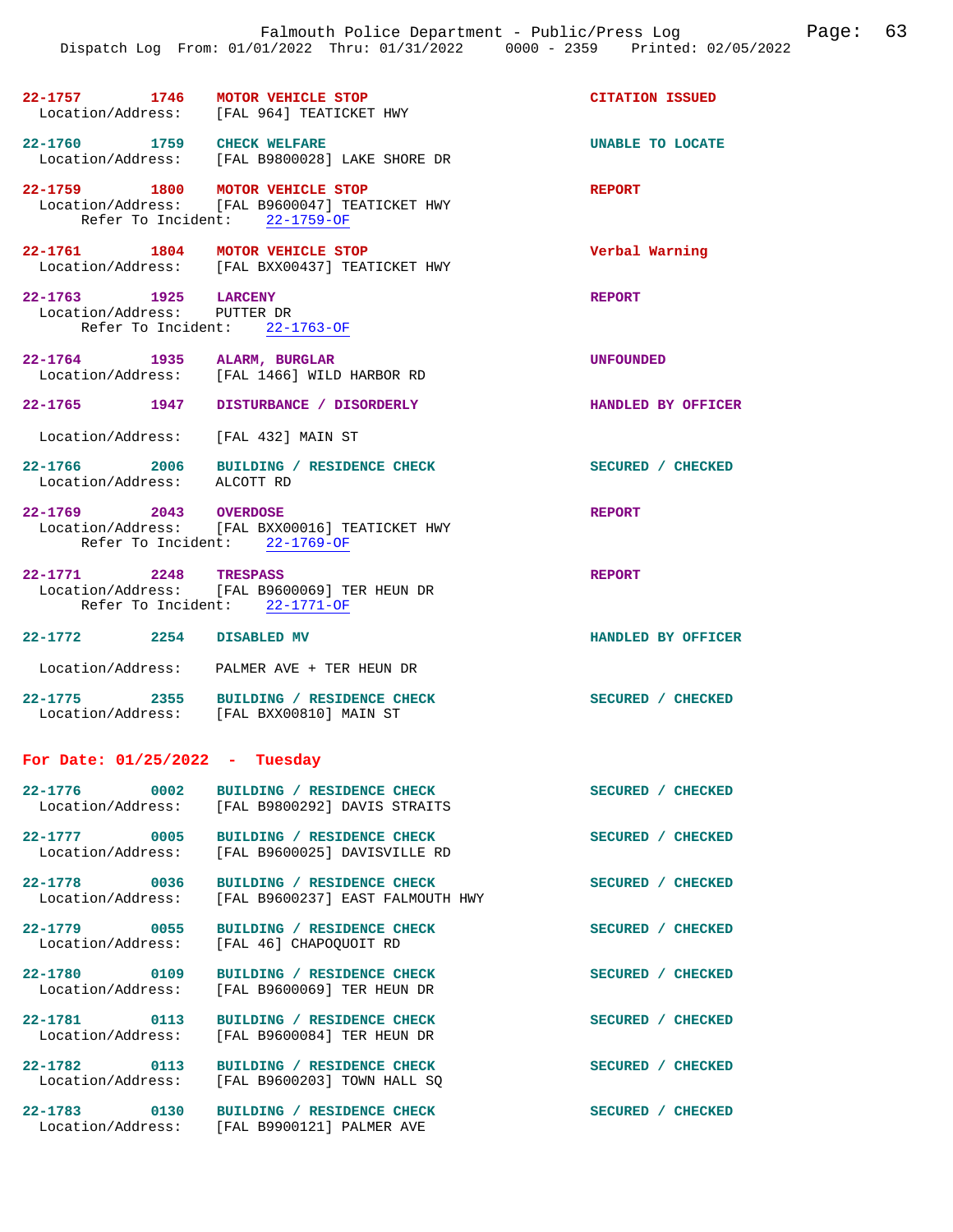**22-1757** 1746 **MOTOR VEHICLE STOP** — **CITATION ISSUED**
Location/Address: [FAL 964] TEATICKET HWY

**22-1760** 1759 **CHECK WELFARE** — **UNABLE TO LOCATE**
Location/Address: [FAL B9800028] LAKE SHORE DR

**22-1759** 1800 **MOTOR VEHICLE STOP** — **REPORT**
Location/Address: [FAL B9600047] TEATICKET HWY
Refer To Incident: 22-1759-OF

**22-1761** 1804 **MOTOR VEHICLE STOP** — **Verbal Warning**
Location/Address: [FAL BXX00437] TEATICKET HWY

**22-1763** 1925 **LARCENY** — **REPORT**
Location/Address: PUTTER DR
Refer To Incident: 22-1763-OF

**22-1764** 1935 **ALARM, BURGLAR** — **UNFOUNDED**
Location/Address: [FAL 1466] WILD HARBOR RD

**22-1765** 1947 **DISTURBANCE / DISORDERLY** — **HANDLED BY OFFICER**
Location/Address: [FAL 432] MAIN ST

**22-1766** 2006 **BUILDING / RESIDENCE CHECK** — **SECURED / CHECKED**
Location/Address: ALCOTT RD

**22-1769** 2043 **OVERDOSE** — **REPORT**
Location/Address: [FAL BXX00016] TEATICKET HWY
Refer To Incident: 22-1769-OF

**22-1771** 2248 **TRESPASS** — **REPORT**
Location/Address: [FAL B9600069] TER HEUN DR
Refer To Incident: 22-1771-OF

**22-1772** 2254 **DISABLED MV** — **HANDLED BY OFFICER**
Location/Address: PALMER AVE + TER HEUN DR

**22-1775** 2355 **BUILDING / RESIDENCE CHECK** — **SECURED / CHECKED**
Location/Address: [FAL BXX00810] MAIN ST

## For Date: 01/25/2022 - Tuesday

**22-1776** 0002 **BUILDING / RESIDENCE CHECK** — **SECURED / CHECKED**
Location/Address: [FAL B9800292] DAVIS STRAITS

**22-1777** 0005 **BUILDING / RESIDENCE CHECK** — **SECURED / CHECKED**
Location/Address: [FAL B9600025] DAVISVILLE RD

**22-1778** 0036 **BUILDING / RESIDENCE CHECK** — **SECURED / CHECKED**
Location/Address: [FAL B9600237] EAST FALMOUTH HWY

**22-1779** 0055 **BUILDING / RESIDENCE CHECK** — **SECURED / CHECKED**
Location/Address: [FAL 46] CHAPOQUOIT RD

**22-1780** 0109 **BUILDING / RESIDENCE CHECK** — **SECURED / CHECKED**
Location/Address: [FAL B9600069] TER HEUN DR

**22-1781** 0113 **BUILDING / RESIDENCE CHECK** — **SECURED / CHECKED**
Location/Address: [FAL B9600084] TER HEUN DR

**22-1782** 0113 **BUILDING / RESIDENCE CHECK** — **SECURED / CHECKED**
Location/Address: [FAL B9600203] TOWN HALL SQ

**22-1783** 0130 **BUILDING / RESIDENCE CHECK** — **SECURED / CHECKED**
Location/Address: [FAL B9900121] PALMER AVE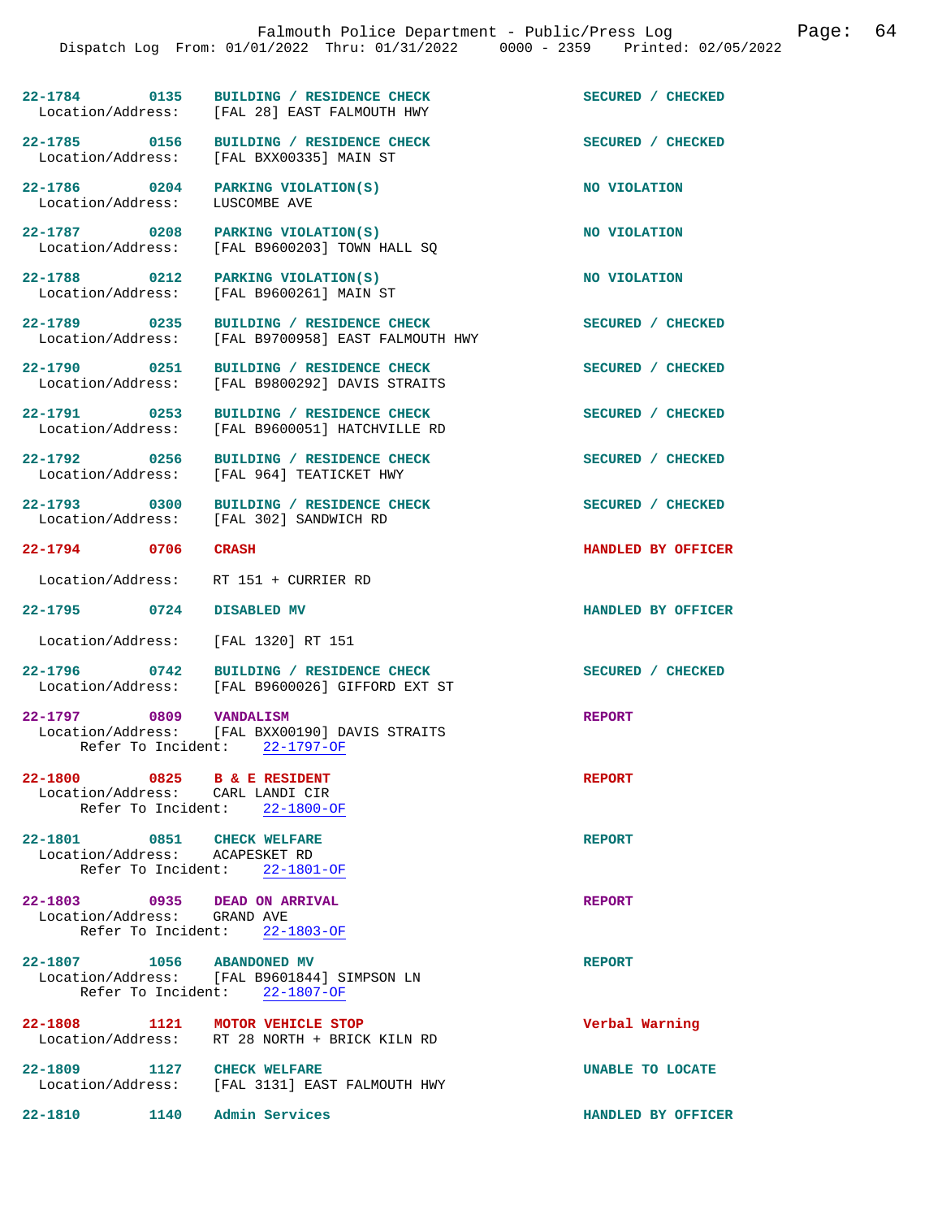22-1784 0135 BUILDING / RESIDENCE CHECK SECURED / CHECKED
Location/Address: [FAL 28] EAST FALMOUTH HWY

22-1785 0156 BUILDING / RESIDENCE CHECK SECURED / CHECKED
Location/Address: [FAL BXX00335] MAIN ST

22-1786 0204 PARKING VIOLATION(S) NO VIOLATION
Location/Address: LUSCOMBE AVE

22-1787 0208 PARKING VIOLATION(S) NO VIOLATION
Location/Address: [FAL B9600203] TOWN HALL SQ

22-1788 0212 PARKING VIOLATION(S) NO VIOLATION
Location/Address: [FAL B9600261] MAIN ST

22-1789 0235 BUILDING / RESIDENCE CHECK SECURED / CHECKED
Location/Address: [FAL B9700958] EAST FALMOUTH HWY

22-1790 0251 BUILDING / RESIDENCE CHECK SECURED / CHECKED
Location/Address: [FAL B9800292] DAVIS STRAITS

22-1791 0253 BUILDING / RESIDENCE CHECK SECURED / CHECKED
Location/Address: [FAL B9600051] HATCHVILLE RD

22-1792 0256 BUILDING / RESIDENCE CHECK SECURED / CHECKED
Location/Address: [FAL 964] TEATICKET HWY

22-1793 0300 BUILDING / RESIDENCE CHECK SECURED / CHECKED
Location/Address: [FAL 302] SANDWICH RD

22-1794 0706 CRASH HANDLED BY OFFICER
Location/Address: RT 151 + CURRIER RD

22-1795 0724 DISABLED MV HANDLED BY OFFICER
Location/Address: [FAL 1320] RT 151

22-1796 0742 BUILDING / RESIDENCE CHECK SECURED / CHECKED
Location/Address: [FAL B9600026] GIFFORD EXT ST

22-1797 0809 VANDALISM REPORT
Location/Address: [FAL BXX00190] DAVIS STRAITS
Refer To Incident: 22-1797-OF

22-1800 0825 B & E RESIDENT REPORT
Location/Address: CARL LANDI CIR
Refer To Incident: 22-1800-OF

22-1801 0851 CHECK WELFARE REPORT
Location/Address: ACAPESKET RD
Refer To Incident: 22-1801-OF

22-1803 0935 DEAD ON ARRIVAL REPORT
Location/Address: GRAND AVE
Refer To Incident: 22-1803-OF

22-1807 1056 ABANDONED MV REPORT
Location/Address: [FAL B9601844] SIMPSON LN
Refer To Incident: 22-1807-OF

22-1808 1121 MOTOR VEHICLE STOP Verbal Warning
Location/Address: RT 28 NORTH + BRICK KILN RD

22-1809 1127 CHECK WELFARE UNABLE TO LOCATE
Location/Address: [FAL 3131] EAST FALMOUTH HWY

22-1810 1140 Admin Services HANDLED BY OFFICER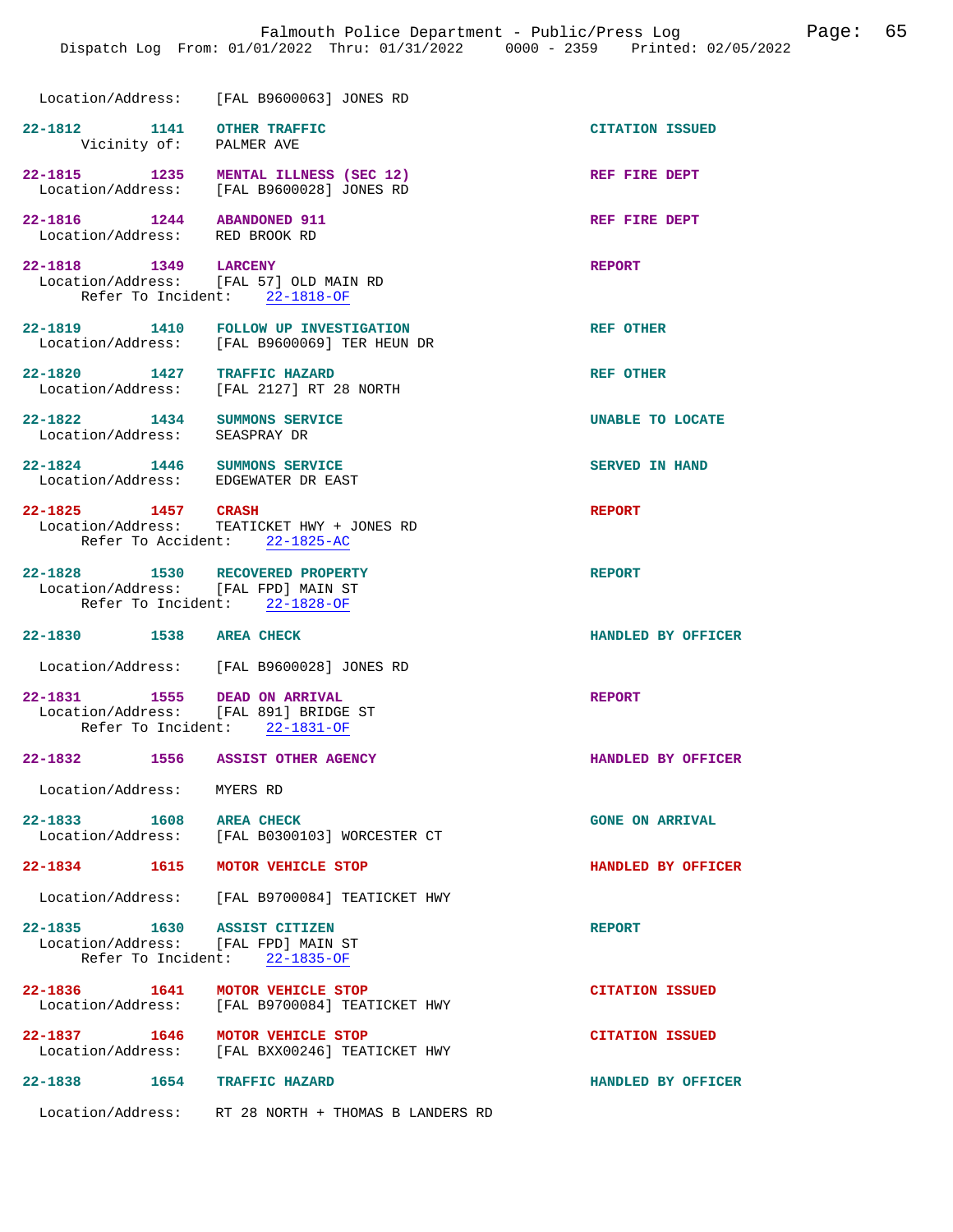Location/Address: [FAL B9600063] JONES RD

22-1812 1141 **OTHER TRAFFIC** CITATION ISSUED
Vicinity of: PALMER AVE

22-1815 1235 **MENTAL ILLNESS (SEC 12)** REF FIRE DEPT
Location/Address: [FAL B9600028] JONES RD

22-1816 1244 **ABANDONED 911** REF FIRE DEPT
Location/Address: RED BROOK RD

22-1818 1349 **LARCENY** REPORT
Location/Address: [FAL 57] OLD MAIN RD
Refer To Incident: 22-1818-OF

22-1819 1410 **FOLLOW UP INVESTIGATION** REF OTHER
Location/Address: [FAL B9600069] TER HEUN DR

22-1820 1427 **TRAFFIC HAZARD** REF OTHER
Location/Address: [FAL 2127] RT 28 NORTH

22-1822 1434 **SUMMONS SERVICE** UNABLE TO LOCATE
Location/Address: SEASPRAY DR

22-1824 1446 **SUMMONS SERVICE** SERVED IN HAND
Location/Address: EDGEWATER DR EAST

22-1825 1457 **CRASH** REPORT
Location/Address: TEATICKET HWY + JONES RD
Refer To Accident: 22-1825-AC

22-1828 1530 **RECOVERED PROPERTY** REPORT
Location/Address: [FAL FPD] MAIN ST
Refer To Incident: 22-1828-OF

22-1830 1538 **AREA CHECK** HANDLED BY OFFICER
Location/Address: [FAL B9600028] JONES RD

22-1831 1555 **DEAD ON ARRIVAL** REPORT
Location/Address: [FAL 891] BRIDGE ST
Refer To Incident: 22-1831-OF

22-1832 1556 **ASSIST OTHER AGENCY** HANDLED BY OFFICER
Location/Address: MYERS RD

22-1833 1608 **AREA CHECK** GONE ON ARRIVAL
Location/Address: [FAL B0300103] WORCESTER CT

22-1834 1615 **MOTOR VEHICLE STOP** HANDLED BY OFFICER
Location/Address: [FAL B9700084] TEATICKET HWY

22-1835 1630 **ASSIST CITIZEN** REPORT
Location/Address: [FAL FPD] MAIN ST
Refer To Incident: 22-1835-OF

22-1836 1641 **MOTOR VEHICLE STOP** CITATION ISSUED
Location/Address: [FAL B9700084] TEATICKET HWY

22-1837 1646 **MOTOR VEHICLE STOP** CITATION ISSUED
Location/Address: [FAL BXX00246] TEATICKET HWY

22-1838 1654 **TRAFFIC HAZARD** HANDLED BY OFFICER
Location/Address: RT 28 NORTH + THOMAS B LANDERS RD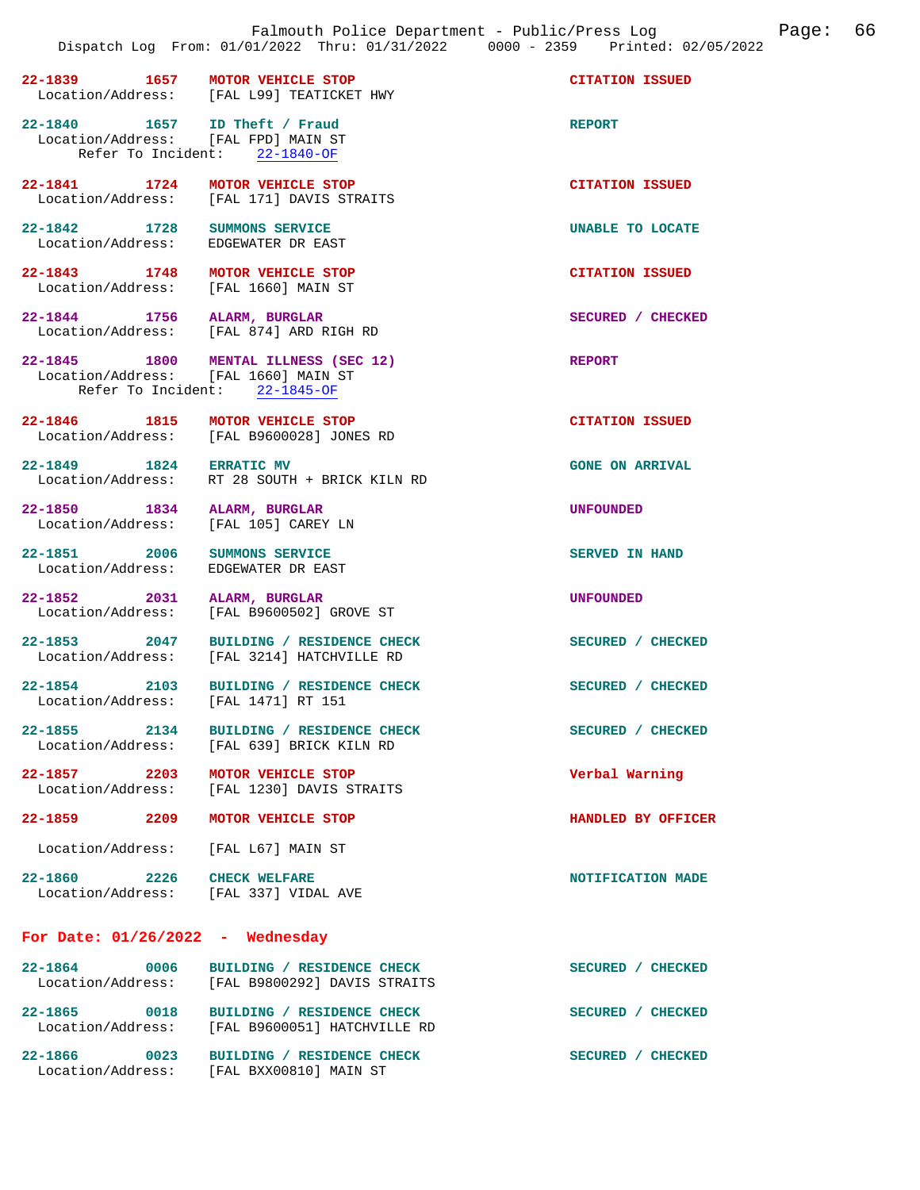22-1839 1657 **MOTOR VEHICLE STOP** CITATION ISSUED
Location/Address: [FAL L99] TEATICKET HWY

22-1840 1657 **ID Theft / Fraud** REPORT
Location/Address: [FAL FPD] MAIN ST
Refer To Incident: 22-1840-OF

22-1841 1724 **MOTOR VEHICLE STOP** CITATION ISSUED
Location/Address: [FAL 171] DAVIS STRAITS

22-1842 1728 **SUMMONS SERVICE** UNABLE TO LOCATE
Location/Address: EDGEWATER DR EAST

22-1843 1748 **MOTOR VEHICLE STOP** CITATION ISSUED
Location/Address: [FAL 1660] MAIN ST

22-1844 1756 **ALARM, BURGLAR** SECURED / CHECKED
Location/Address: [FAL 874] ARD RIGH RD

22-1845 1800 **MENTAL ILLNESS (SEC 12)** REPORT
Location/Address: [FAL 1660] MAIN ST
Refer To Incident: 22-1845-OF

22-1846 1815 **MOTOR VEHICLE STOP** CITATION ISSUED
Location/Address: [FAL B9600028] JONES RD

22-1849 1824 **ERRATIC MV** GONE ON ARRIVAL
Location/Address: RT 28 SOUTH + BRICK KILN RD

22-1850 1834 **ALARM, BURGLAR** UNFOUNDED
Location/Address: [FAL 105] CAREY LN

22-1851 2006 **SUMMONS SERVICE** SERVED IN HAND
Location/Address: EDGEWATER DR EAST

22-1852 2031 **ALARM, BURGLAR** UNFOUNDED
Location/Address: [FAL B9600502] GROVE ST

22-1853 2047 **BUILDING / RESIDENCE CHECK** SECURED / CHECKED
Location/Address: [FAL 3214] HATCHVILLE RD

22-1854 2103 **BUILDING / RESIDENCE CHECK** SECURED / CHECKED
Location/Address: [FAL 1471] RT 151

22-1855 2134 **BUILDING / RESIDENCE CHECK** SECURED / CHECKED
Location/Address: [FAL 639] BRICK KILN RD

22-1857 2203 **MOTOR VEHICLE STOP** Verbal Warning
Location/Address: [FAL 1230] DAVIS STRAITS

22-1859 2209 **MOTOR VEHICLE STOP** HANDLED BY OFFICER
Location/Address: [FAL L67] MAIN ST

22-1860 2226 **CHECK WELFARE** NOTIFICATION MADE
Location/Address: [FAL 337] VIDAL AVE

## For Date: 01/26/2022 - Wednesday

22-1864 0006 **BUILDING / RESIDENCE CHECK** SECURED / CHECKED
Location/Address: [FAL B9800292] DAVIS STRAITS

22-1865 0018 **BUILDING / RESIDENCE CHECK** SECURED / CHECKED
Location/Address: [FAL B9600051] HATCHVILLE RD

22-1866 0023 **BUILDING / RESIDENCE CHECK** SECURED / CHECKED
Location/Address: [FAL BXX00810] MAIN ST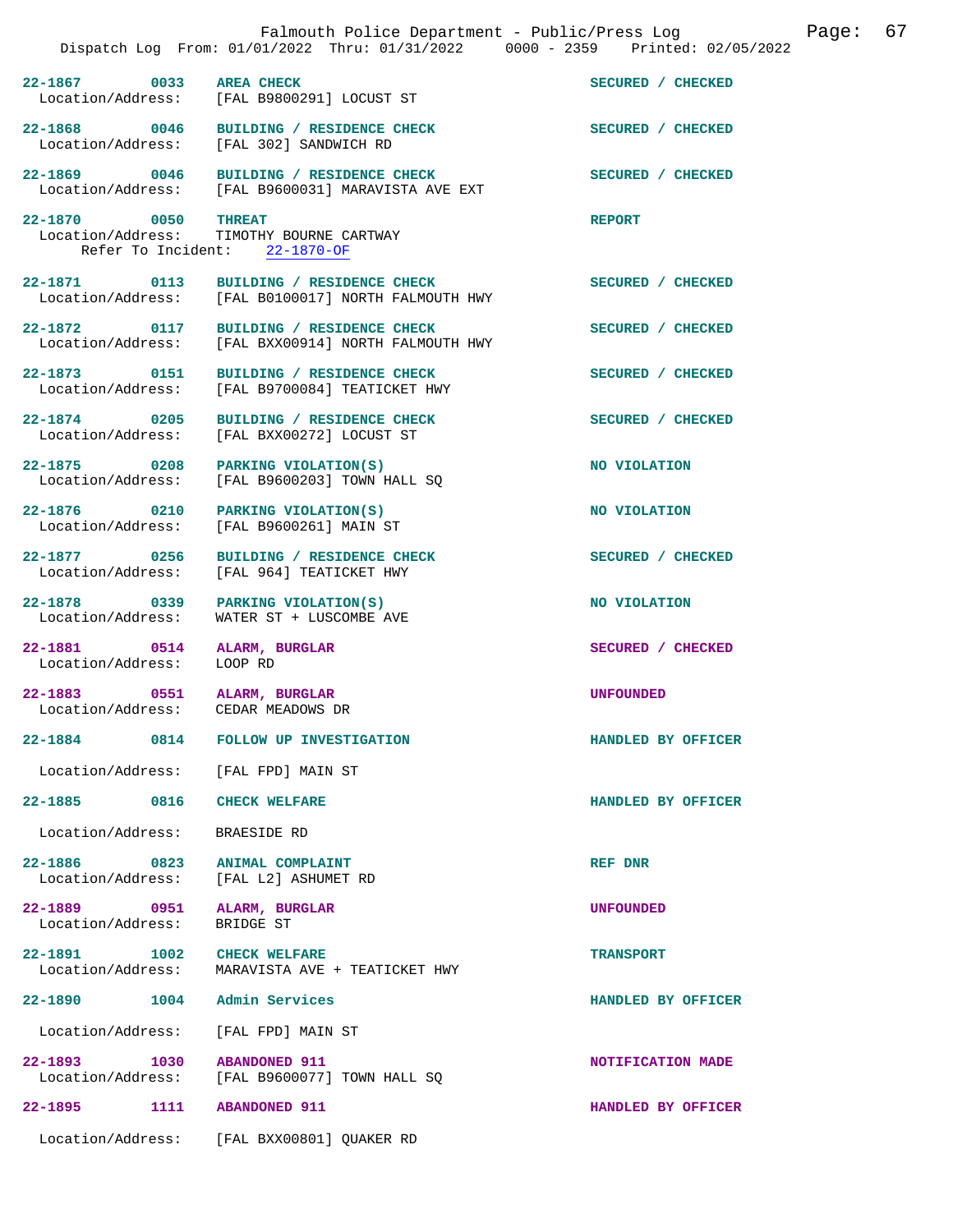22-1867 0033 AREA CHECK — SECURED / CHECKED
Location/Address: [FAL B9800291] LOCUST ST

22-1868 0046 BUILDING / RESIDENCE CHECK — SECURED / CHECKED
Location/Address: [FAL 302] SANDWICH RD

22-1869 0046 BUILDING / RESIDENCE CHECK — SECURED / CHECKED
Location/Address: [FAL B9600031] MARAVISTA AVE EXT

22-1870 0050 THREAT — REPORT
Location/Address: TIMOTHY BOURNE CARTWAY
Refer To Incident: 22-1870-OF

22-1871 0113 BUILDING / RESIDENCE CHECK — SECURED / CHECKED
Location/Address: [FAL B0100017] NORTH FALMOUTH HWY

22-1872 0117 BUILDING / RESIDENCE CHECK — SECURED / CHECKED
Location/Address: [FAL BXX00914] NORTH FALMOUTH HWY

22-1873 0151 BUILDING / RESIDENCE CHECK — SECURED / CHECKED
Location/Address: [FAL B9700084] TEATICKET HWY

22-1874 0205 BUILDING / RESIDENCE CHECK — SECURED / CHECKED
Location/Address: [FAL BXX00272] LOCUST ST

22-1875 0208 PARKING VIOLATION(S) — NO VIOLATION
Location/Address: [FAL B9600203] TOWN HALL SQ

22-1876 0210 PARKING VIOLATION(S) — NO VIOLATION
Location/Address: [FAL B9600261] MAIN ST

22-1877 0256 BUILDING / RESIDENCE CHECK — SECURED / CHECKED
Location/Address: [FAL 964] TEATICKET HWY

22-1878 0339 PARKING VIOLATION(S) — NO VIOLATION
Location/Address: WATER ST + LUSCOMBE AVE

22-1881 0514 ALARM, BURGLAR — SECURED / CHECKED
Location/Address: LOOP RD

22-1883 0551 ALARM, BURGLAR — UNFOUNDED
Location/Address: CEDAR MEADOWS DR

22-1884 0814 FOLLOW UP INVESTIGATION — HANDLED BY OFFICER
Location/Address: [FAL FPD] MAIN ST

22-1885 0816 CHECK WELFARE — HANDLED BY OFFICER
Location/Address: BRAESIDE RD

22-1886 0823 ANIMAL COMPLAINT — REF DNR
Location/Address: [FAL L2] ASHUMET RD

22-1889 0951 ALARM, BURGLAR — UNFOUNDED
Location/Address: BRIDGE ST

22-1891 1002 CHECK WELFARE — TRANSPORT
Location/Address: MARAVISTA AVE + TEATICKET HWY

22-1890 1004 Admin Services — HANDLED BY OFFICER
Location/Address: [FAL FPD] MAIN ST

22-1893 1030 ABANDONED 911 — NOTIFICATION MADE
Location/Address: [FAL B9600077] TOWN HALL SQ

22-1895 1111 ABANDONED 911 — HANDLED BY OFFICER
Location/Address: [FAL BXX00801] QUAKER RD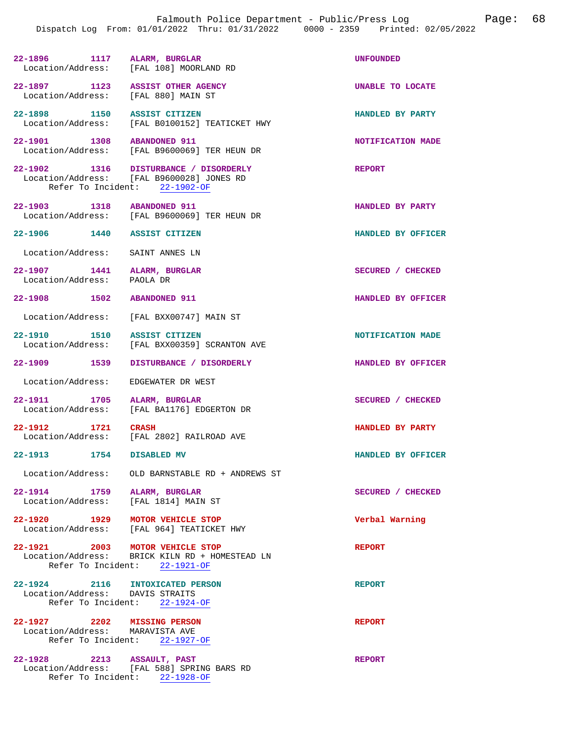22-1896 1117 **ALARM, BURGLAR** UNFOUNDED
Location/Address: [FAL 108] MOORLAND RD

22-1897 1123 **ASSIST OTHER AGENCY** UNABLE TO LOCATE
Location/Address: [FAL 880] MAIN ST

22-1898 1150 **ASSIST CITIZEN** HANDLED BY PARTY
Location/Address: [FAL B0100152] TEATICKET HWY

22-1901 1308 **ABANDONED 911** NOTIFICATION MADE
Location/Address: [FAL B9600069] TER HEUN DR

22-1902 1316 **DISTURBANCE / DISORDERLY** REPORT
Location/Address: [FAL B9600028] JONES RD
Refer To Incident: 22-1902-OF

22-1903 1318 **ABANDONED 911** HANDLED BY PARTY
Location/Address: [FAL B9600069] TER HEUN DR

22-1906 1440 **ASSIST CITIZEN** HANDLED BY OFFICER
Location/Address: SAINT ANNES LN

22-1907 1441 **ALARM, BURGLAR** SECURED / CHECKED
Location/Address: PAOLA DR

22-1908 1502 **ABANDONED 911** HANDLED BY OFFICER
Location/Address: [FAL BXX00747] MAIN ST

22-1910 1510 **ASSIST CITIZEN** NOTIFICATION MADE
Location/Address: [FAL BXX00359] SCRANTON AVE

22-1909 1539 **DISTURBANCE / DISORDERLY** HANDLED BY OFFICER
Location/Address: EDGEWATER DR WEST

22-1911 1705 **ALARM, BURGLAR** SECURED / CHECKED
Location/Address: [FAL BA1176] EDGERTON DR

22-1912 1721 **CRASH** HANDLED BY PARTY
Location/Address: [FAL 2802] RAILROAD AVE

22-1913 1754 **DISABLED MV** HANDLED BY OFFICER
Location/Address: OLD BARNSTABLE RD + ANDREWS ST

22-1914 1759 **ALARM, BURGLAR** SECURED / CHECKED
Location/Address: [FAL 1814] MAIN ST

22-1920 1929 **MOTOR VEHICLE STOP** Verbal Warning
Location/Address: [FAL 964] TEATICKET HWY

22-1921 2003 **MOTOR VEHICLE STOP** REPORT
Location/Address: BRICK KILN RD + HOMESTEAD LN
Refer To Incident: 22-1921-OF

22-1924 2116 **INTOXICATED PERSON** REPORT
Location/Address: DAVIS STRAITS
Refer To Incident: 22-1924-OF

22-1927 2202 **MISSING PERSON** REPORT
Location/Address: MARAVISTA AVE
Refer To Incident: 22-1927-OF

22-1928 2213 **ASSAULT, PAST** REPORT
Location/Address: [FAL 588] SPRING BARS RD
Refer To Incident: 22-1928-OF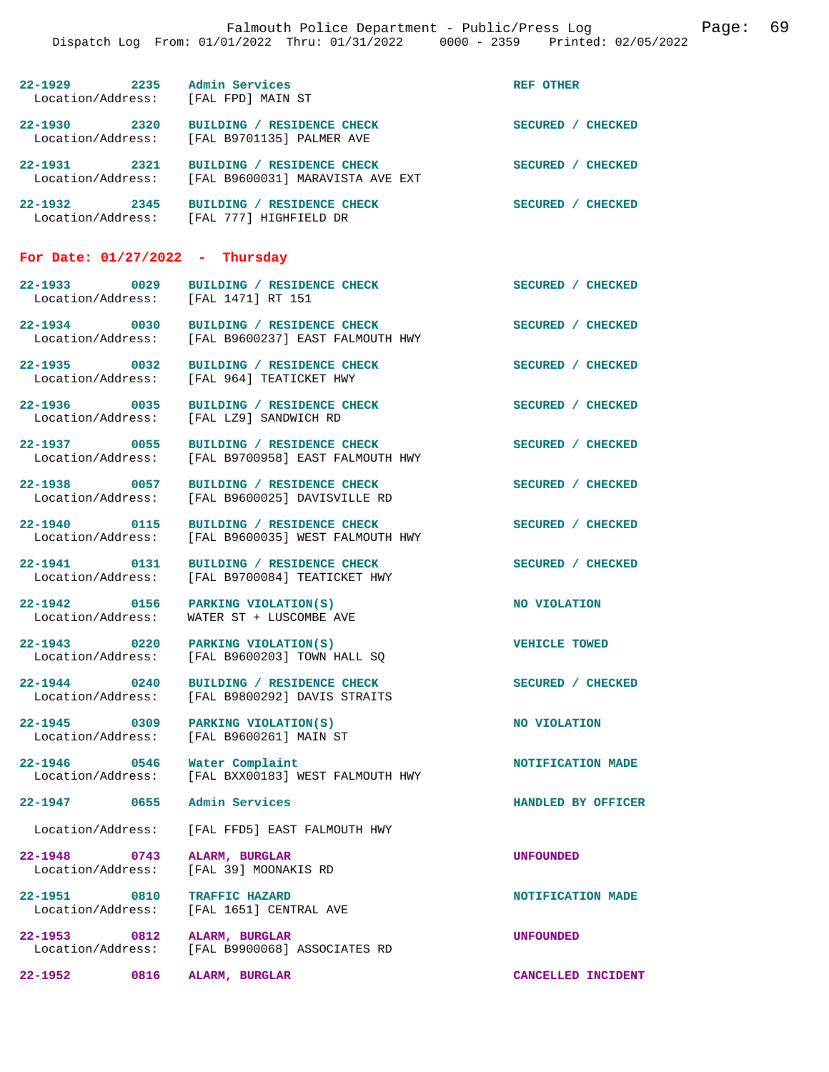22-1929 2235 Admin Services REF OTHER
Location/Address: [FAL FPD] MAIN ST

22-1930 2320 BUILDING / RESIDENCE CHECK SECURED / CHECKED
Location/Address: [FAL B9701135] PALMER AVE

22-1931 2321 BUILDING / RESIDENCE CHECK SECURED / CHECKED
Location/Address: [FAL B9600031] MARAVISTA AVE EXT

22-1932 2345 BUILDING / RESIDENCE CHECK SECURED / CHECKED
Location/Address: [FAL 777] HIGHFIELD DR

## For Date: 01/27/2022 - Thursday

22-1933 0029 BUILDING / RESIDENCE CHECK SECURED / CHECKED
Location/Address: [FAL 1471] RT 151

22-1934 0030 BUILDING / RESIDENCE CHECK SECURED / CHECKED
Location/Address: [FAL B9600237] EAST FALMOUTH HWY

22-1935 0032 BUILDING / RESIDENCE CHECK SECURED / CHECKED
Location/Address: [FAL 964] TEATICKET HWY

22-1936 0035 BUILDING / RESIDENCE CHECK SECURED / CHECKED
Location/Address: [FAL LZ9] SANDWICH RD

22-1937 0055 BUILDING / RESIDENCE CHECK SECURED / CHECKED
Location/Address: [FAL B9700958] EAST FALMOUTH HWY

22-1938 0057 BUILDING / RESIDENCE CHECK SECURED / CHECKED
Location/Address: [FAL B9600025] DAVISVILLE RD

22-1940 0115 BUILDING / RESIDENCE CHECK SECURED / CHECKED
Location/Address: [FAL B9600035] WEST FALMOUTH HWY

22-1941 0131 BUILDING / RESIDENCE CHECK SECURED / CHECKED
Location/Address: [FAL B9700084] TEATICKET HWY

22-1942 0156 PARKING VIOLATION(S) NO VIOLATION
Location/Address: WATER ST + LUSCOMBE AVE

22-1943 0220 PARKING VIOLATION(S) VEHICLE TOWED
Location/Address: [FAL B9600203] TOWN HALL SQ

22-1944 0240 BUILDING / RESIDENCE CHECK SECURED / CHECKED
Location/Address: [FAL B9800292] DAVIS STRAITS

22-1945 0309 PARKING VIOLATION(S) NO VIOLATION
Location/Address: [FAL B9600261] MAIN ST

22-1946 0546 Water Complaint NOTIFICATION MADE
Location/Address: [FAL BXX00183] WEST FALMOUTH HWY

22-1947 0655 Admin Services HANDLED BY OFFICER
Location/Address: [FAL FFD5] EAST FALMOUTH HWY

22-1948 0743 ALARM, BURGLAR UNFOUNDED
Location/Address: [FAL 39] MOONAKIS RD

22-1951 0810 TRAFFIC HAZARD NOTIFICATION MADE
Location/Address: [FAL 1651] CENTRAL AVE

22-1953 0812 ALARM, BURGLAR UNFOUNDED
Location/Address: [FAL B9900068] ASSOCIATES RD

22-1952 0816 ALARM, BURGLAR CANCELLED INCIDENT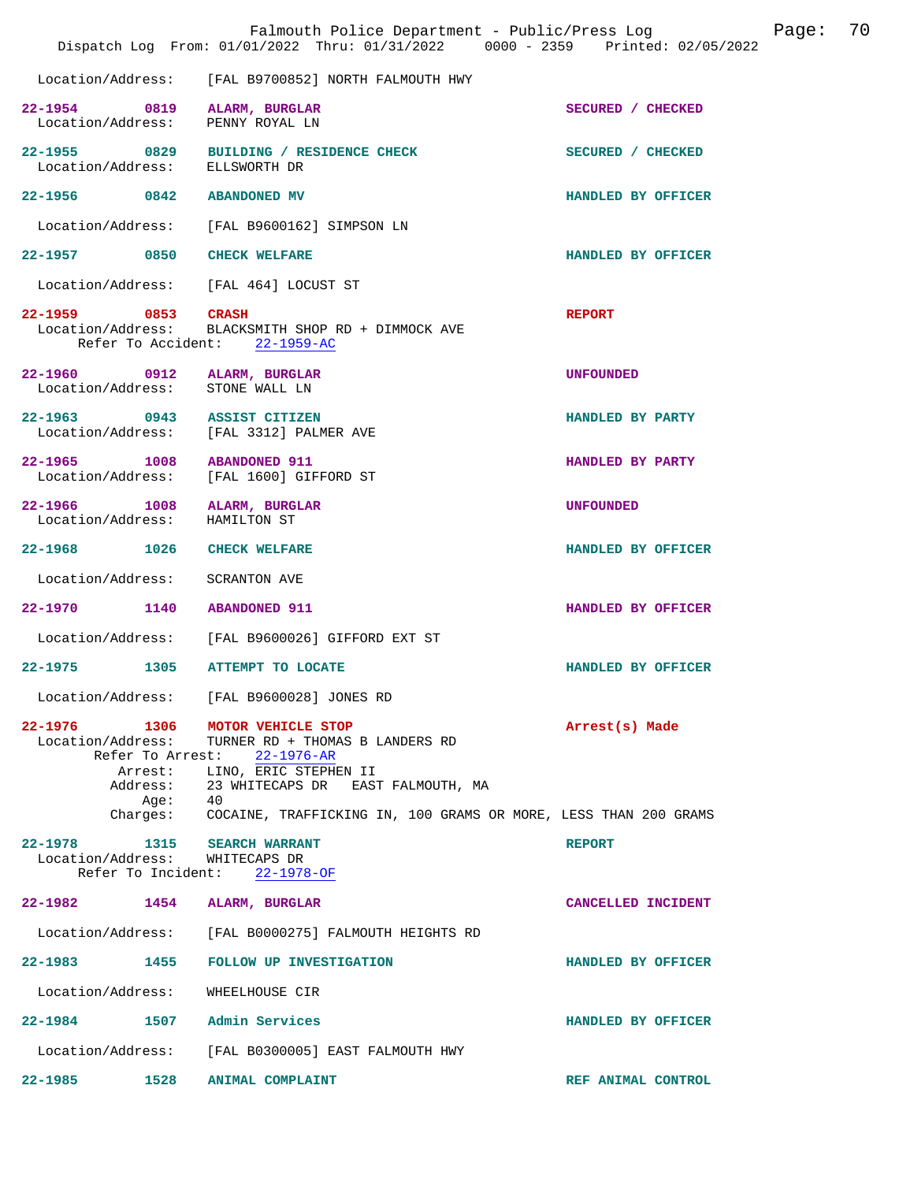Location/Address: [FAL B9700852] NORTH FALMOUTH HWY

**22-1954 0819 ALARM, BURGLAR** — SECURED / CHECKED
Location/Address: PENNY ROYAL LN

**22-1955 0829 BUILDING / RESIDENCE CHECK** — SECURED / CHECKED
Location/Address: ELLSWORTH DR

**22-1956 0842 ABANDONED MV** — HANDLED BY OFFICER
Location/Address: [FAL B9600162] SIMPSON LN

**22-1957 0850 CHECK WELFARE** — HANDLED BY OFFICER
Location/Address: [FAL 464] LOCUST ST

**22-1959 0853 CRASH** — REPORT
Location/Address: BLACKSMITH SHOP RD + DIMMOCK AVE
Refer To Accident: 22-1959-AC

**22-1960 0912 ALARM, BURGLAR** — UNFOUNDED
Location/Address: STONE WALL LN

**22-1963 0943 ASSIST CITIZEN** — HANDLED BY PARTY
Location/Address: [FAL 3312] PALMER AVE

**22-1965 1008 ABANDONED 911** — HANDLED BY PARTY
Location/Address: [FAL 1600] GIFFORD ST

**22-1966 1008 ALARM, BURGLAR** — UNFOUNDED
Location/Address: HAMILTON ST

**22-1968 1026 CHECK WELFARE** — HANDLED BY OFFICER
Location/Address: SCRANTON AVE

**22-1970 1140 ABANDONED 911** — HANDLED BY OFFICER
Location/Address: [FAL B9600026] GIFFORD EXT ST

**22-1975 1305 ATTEMPT TO LOCATE** — HANDLED BY OFFICER
Location/Address: [FAL B9600028] JONES RD

**22-1976 1306 MOTOR VEHICLE STOP** — Arrest(s) Made
Location/Address: TURNER RD + THOMAS B LANDERS RD
Refer To Arrest: 22-1976-AR
Arrest: LINO, ERIC STEPHEN II
Address: 23 WHITECAPS DR EAST FALMOUTH, MA
Age: 40
Charges: COCAINE, TRAFFICKING IN, 100 GRAMS OR MORE, LESS THAN 200 GRAMS

**22-1978 1315 SEARCH WARRANT** — REPORT
Location/Address: WHITECAPS DR
Refer To Incident: 22-1978-OF

**22-1982 1454 ALARM, BURGLAR** — CANCELLED INCIDENT
Location/Address: [FAL B0000275] FALMOUTH HEIGHTS RD

**22-1983 1455 FOLLOW UP INVESTIGATION** — HANDLED BY OFFICER
Location/Address: WHEELHOUSE CIR

**22-1984 1507 Admin Services** — HANDLED BY OFFICER
Location/Address: [FAL B0300005] EAST FALMOUTH HWY

**22-1985 1528 ANIMAL COMPLAINT** — REF ANIMAL CONTROL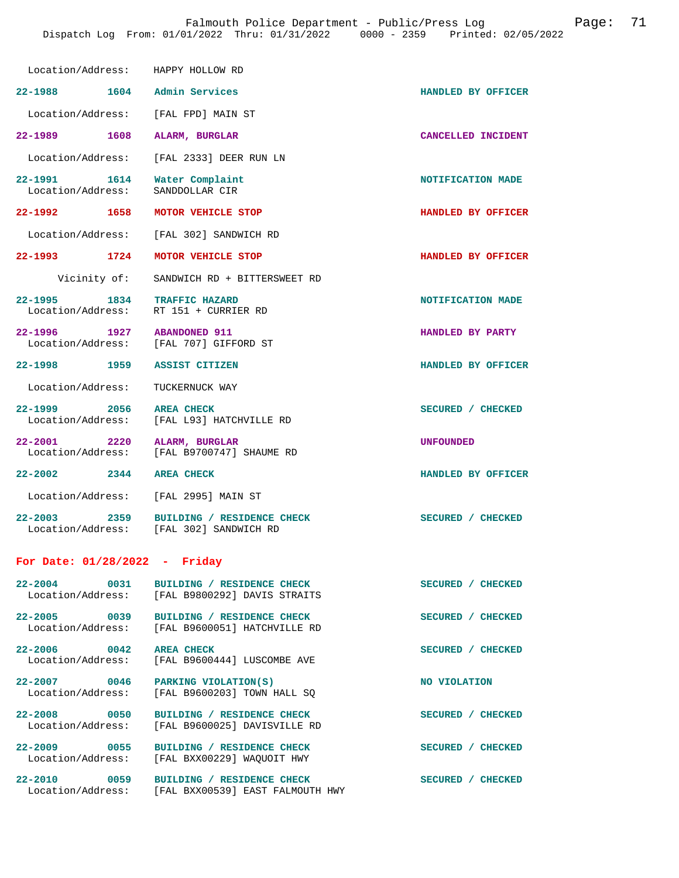Location/Address: HAPPY HOLLOW RD

| Incident | Time | Type | Disposition |
|---|---|---|---|
| 22-1988 | 1604 | Admin Services | HANDLED BY OFFICER |
| | | Location/Address: [FAL FPD] MAIN ST | |
| 22-1989 | 1608 | ALARM, BURGLAR | CANCELLED INCIDENT |
| | | Location/Address: [FAL 2333] DEER RUN LN | |
| 22-1991 | 1614 | Water Complaint | NOTIFICATION MADE |
| | | Location/Address: SANDDOLLAR CIR | |
| 22-1992 | 1658 | MOTOR VEHICLE STOP | HANDLED BY OFFICER |
| | | Location/Address: [FAL 302] SANDWICH RD | |
| 22-1993 | 1724 | MOTOR VEHICLE STOP | HANDLED BY OFFICER |
| | | Vicinity of: SANDWICH RD + BITTERSWEET RD | |
| 22-1995 | 1834 | TRAFFIC HAZARD | NOTIFICATION MADE |
| | | Location/Address: RT 151 + CURRIER RD | |
| 22-1996 | 1927 | ABANDONED 911 | HANDLED BY PARTY |
| | | Location/Address: [FAL 707] GIFFORD ST | |
| 22-1998 | 1959 | ASSIST CITIZEN | HANDLED BY OFFICER |
| | | Location/Address: TUCKERNUCK WAY | |
| 22-1999 | 2056 | AREA CHECK | SECURED / CHECKED |
| | | Location/Address: [FAL L93] HATCHVILLE RD | |
| 22-2001 | 2220 | ALARM, BURGLAR | UNFOUNDED |
| | | Location/Address: [FAL B9700747] SHAUME RD | |
| 22-2002 | 2344 | AREA CHECK | HANDLED BY OFFICER |
| | | Location/Address: [FAL 2995] MAIN ST | |
| 22-2003 | 2359 | BUILDING / RESIDENCE CHECK | SECURED / CHECKED |
| | | Location/Address: [FAL 302] SANDWICH RD | |

## For Date: 01/28/2022 - Friday

| Incident | Time | Type | Disposition |
|---|---|---|---|
| 22-2004 | 0031 | BUILDING / RESIDENCE CHECK | SECURED / CHECKED |
| | | Location/Address: [FAL B9800292] DAVIS STRAITS | |
| 22-2005 | 0039 | BUILDING / RESIDENCE CHECK | SECURED / CHECKED |
| | | Location/Address: [FAL B9600051] HATCHVILLE RD | |
| 22-2006 | 0042 | AREA CHECK | SECURED / CHECKED |
| | | Location/Address: [FAL B9600444] LUSCOMBE AVE | |
| 22-2007 | 0046 | PARKING VIOLATION(S) | NO VIOLATION |
| | | Location/Address: [FAL B9600203] TOWN HALL SQ | |
| 22-2008 | 0050 | BUILDING / RESIDENCE CHECK | SECURED / CHECKED |
| | | Location/Address: [FAL B9600025] DAVISVILLE RD | |
| 22-2009 | 0055 | BUILDING / RESIDENCE CHECK | SECURED / CHECKED |
| | | Location/Address: [FAL BXX00229] WAQUOIT HWY | |
| 22-2010 | 0059 | BUILDING / RESIDENCE CHECK | SECURED / CHECKED |
| | | Location/Address: [FAL BXX00539] EAST FALMOUTH HWY | |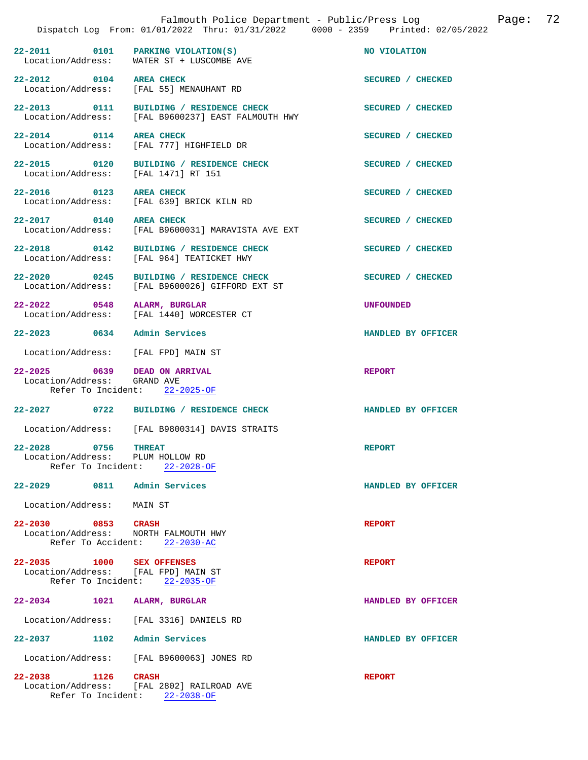Falmouth Police Department - Public/Press Log

Dispatch Log From: 01/01/2022 Thru: 01/31/2022 0000 - 2359 Printed: 02/05/2022

**22-2011 0101 PARKING VIOLATION(S)** — NO VIOLATION
Location/Address: WATER ST + LUSCOMBE AVE

**22-2012 0104 AREA CHECK** — SECURED / CHECKED
Location/Address: [FAL 55] MENAUHANT RD

**22-2013 0111 BUILDING / RESIDENCE CHECK** — SECURED / CHECKED
Location/Address: [FAL B9600237] EAST FALMOUTH HWY

**22-2014 0114 AREA CHECK** — SECURED / CHECKED
Location/Address: [FAL 777] HIGHFIELD DR

**22-2015 0120 BUILDING / RESIDENCE CHECK** — SECURED / CHECKED
Location/Address: [FAL 1471] RT 151

**22-2016 0123 AREA CHECK** — SECURED / CHECKED
Location/Address: [FAL 639] BRICK KILN RD

**22-2017 0140 AREA CHECK** — SECURED / CHECKED
Location/Address: [FAL B9600031] MARAVISTA AVE EXT

**22-2018 0142 BUILDING / RESIDENCE CHECK** — SECURED / CHECKED
Location/Address: [FAL 964] TEATICKET HWY

**22-2020 0245 BUILDING / RESIDENCE CHECK** — SECURED / CHECKED
Location/Address: [FAL B9600026] GIFFORD EXT ST

**22-2022 0548 ALARM, BURGLAR** — UNFOUNDED
Location/Address: [FAL 1440] WORCESTER CT

**22-2023 0634 Admin Services** — HANDLED BY OFFICER
Location/Address: [FAL FPD] MAIN ST

**22-2025 0639 DEAD ON ARRIVAL** — REPORT
Location/Address: GRAND AVE
Refer To Incident: 22-2025-OF

**22-2027 0722 BUILDING / RESIDENCE CHECK** — HANDLED BY OFFICER
Location/Address: [FAL B9800314] DAVIS STRAITS

**22-2028 0756 THREAT** — REPORT
Location/Address: PLUM HOLLOW RD
Refer To Incident: 22-2028-OF

**22-2029 0811 Admin Services** — HANDLED BY OFFICER
Location/Address: MAIN ST

**22-2030 0853 CRASH** — REPORT
Location/Address: NORTH FALMOUTH HWY
Refer To Accident: 22-2030-AC

**22-2035 1000 SEX OFFENSES** — REPORT
Location/Address: [FAL FPD] MAIN ST
Refer To Incident: 22-2035-OF

**22-2034 1021 ALARM, BURGLAR** — HANDLED BY OFFICER
Location/Address: [FAL 3316] DANIELS RD

**22-2037 1102 Admin Services** — HANDLED BY OFFICER
Location/Address: [FAL B9600063] JONES RD

**22-2038 1126 CRASH** — REPORT
Location/Address: [FAL 2802] RAILROAD AVE
Refer To Incident: 22-2038-OF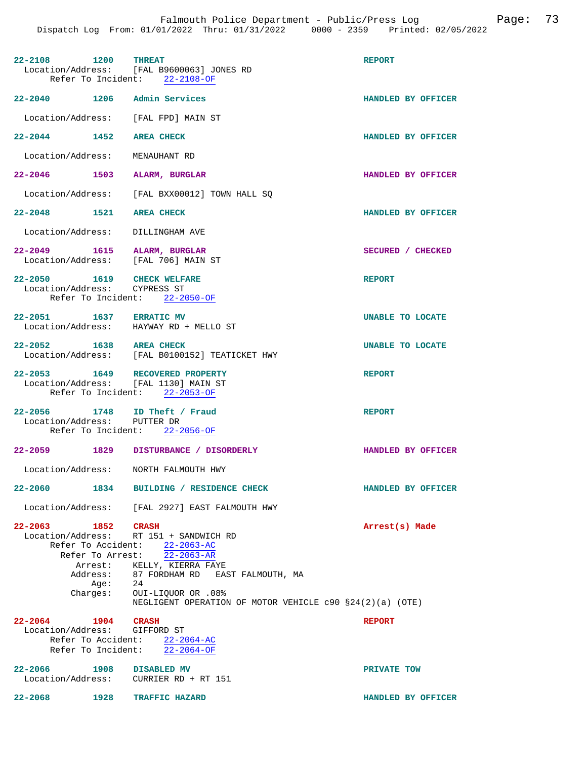**22-2108** 1200 **THREAT** **REPORT**
Location/Address: [FAL B9600063] JONES RD
Refer To Incident: 22-2108-OF

**22-2040** 1206 **Admin Services** **HANDLED BY OFFICER**
Location/Address: [FAL FPD] MAIN ST

**22-2044** 1452 **AREA CHECK** **HANDLED BY OFFICER**
Location/Address: MENAUHANT RD

**22-2046** 1503 **ALARM, BURGLAR** **HANDLED BY OFFICER**
Location/Address: [FAL BXX00012] TOWN HALL SQ

**22-2048** 1521 **AREA CHECK** **HANDLED BY OFFICER**
Location/Address: DILLINGHAM AVE

**22-2049** 1615 **ALARM, BURGLAR** **SECURED / CHECKED**
Location/Address: [FAL 706] MAIN ST

**22-2050** 1619 **CHECK WELFARE** **REPORT**
Location/Address: CYPRESS ST
Refer To Incident: 22-2050-OF

**22-2051** 1637 **ERRATIC MV** **UNABLE TO LOCATE**
Location/Address: HAYWAY RD + MELLO ST

**22-2052** 1638 **AREA CHECK** **UNABLE TO LOCATE**
Location/Address: [FAL B0100152] TEATICKET HWY

**22-2053** 1649 **RECOVERED PROPERTY** **REPORT**
Location/Address: [FAL 1130] MAIN ST
Refer To Incident: 22-2053-OF

**22-2056** 1748 **ID Theft / Fraud** **REPORT**
Location/Address: PUTTER DR
Refer To Incident: 22-2056-OF

**22-2059** 1829 **DISTURBANCE / DISORDERLY** **HANDLED BY OFFICER**
Location/Address: NORTH FALMOUTH HWY

**22-2060** 1834 **BUILDING / RESIDENCE CHECK** **HANDLED BY OFFICER**
Location/Address: [FAL 2927] EAST FALMOUTH HWY

**22-2063** 1852 **CRASH** **Arrest(s) Made**
Location/Address: RT 151 + SANDWICH RD
Refer To Accident: 22-2063-AC
Refer To Arrest: 22-2063-AR
Arrest: KELLY, KIERRA FAYE
Address: 87 FORDHAM RD EAST FALMOUTH, MA
Age: 24
Charges: OUI-LIQUOR OR .08%
NEGLIGENT OPERATION OF MOTOR VEHICLE c90 §24(2)(a) (OTE)

**22-2064** 1904 **CRASH** **REPORT**
Location/Address: GIFFORD ST
Refer To Accident: 22-2064-AC
Refer To Incident: 22-2064-OF

**22-2066** 1908 **DISABLED MV** **PRIVATE TOW**
Location/Address: CURRIER RD + RT 151

**22-2068** 1928 **TRAFFIC HAZARD** **HANDLED BY OFFICER**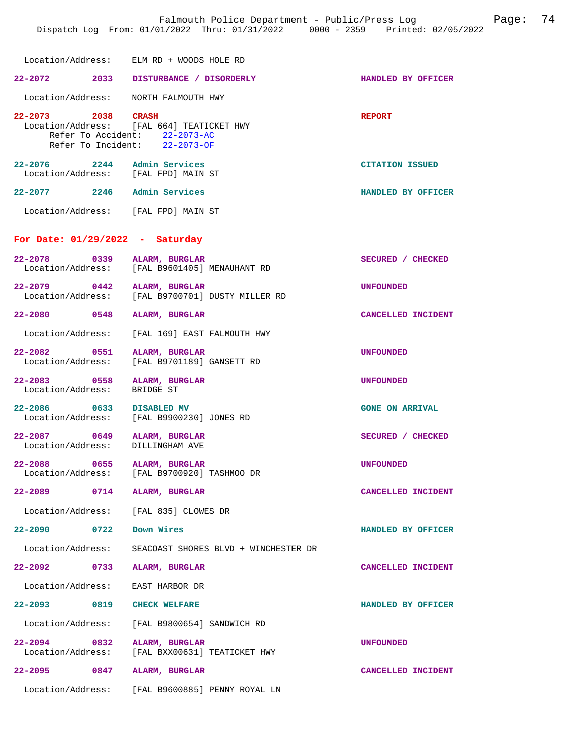Location/Address: ELM RD + WOODS HOLE RD

**22-2072** 2033 **DISTURBANCE / DISORDERLY** — **HANDLED BY OFFICER**
Location/Address: NORTH FALMOUTH HWY

**22-2073** 2038 **CRASH** — **REPORT**
Location/Address: [FAL 664] TEATICKET HWY
Refer To Accident: 22-2073-AC
Refer To Incident: 22-2073-OF

**22-2076** 2244 **Admin Services** — **CITATION ISSUED**
Location/Address: [FAL FPD] MAIN ST

**22-2077** 2246 **Admin Services** — **HANDLED BY OFFICER**
Location/Address: [FAL FPD] MAIN ST

## For Date: 01/29/2022 - Saturday

**22-2078** 0339 **ALARM, BURGLAR** — **SECURED / CHECKED**
Location/Address: [FAL B9601405] MENAUHANT RD

**22-2079** 0442 **ALARM, BURGLAR** — **UNFOUNDED**
Location/Address: [FAL B9700701] DUSTY MILLER RD

**22-2080** 0548 **ALARM, BURGLAR** — **CANCELLED INCIDENT**
Location/Address: [FAL 169] EAST FALMOUTH HWY

**22-2082** 0551 **ALARM, BURGLAR** — **UNFOUNDED**
Location/Address: [FAL B9701189] GANSETT RD

**22-2083** 0558 **ALARM, BURGLAR** — **UNFOUNDED**
Location/Address: BRIDGE ST

**22-2086** 0633 **DISABLED MV** — **GONE ON ARRIVAL**
Location/Address: [FAL B9900230] JONES RD

**22-2087** 0649 **ALARM, BURGLAR** — **SECURED / CHECKED**
Location/Address: DILLINGHAM AVE

**22-2088** 0655 **ALARM, BURGLAR** — **UNFOUNDED**
Location/Address: [FAL B9700920] TASHMOO DR

**22-2089** 0714 **ALARM, BURGLAR** — **CANCELLED INCIDENT**
Location/Address: [FAL 835] CLOWES DR

**22-2090** 0722 **Down Wires** — **HANDLED BY OFFICER**
Location/Address: SEACOAST SHORES BLVD + WINCHESTER DR

**22-2092** 0733 **ALARM, BURGLAR** — **CANCELLED INCIDENT**
Location/Address: EAST HARBOR DR

**22-2093** 0819 **CHECK WELFARE** — **HANDLED BY OFFICER**
Location/Address: [FAL B9800654] SANDWICH RD

**22-2094** 0832 **ALARM, BURGLAR** — **UNFOUNDED**
Location/Address: [FAL BXX00631] TEATICKET HWY

**22-2095** 0847 **ALARM, BURGLAR** — **CANCELLED INCIDENT**
Location/Address: [FAL B9600885] PENNY ROYAL LN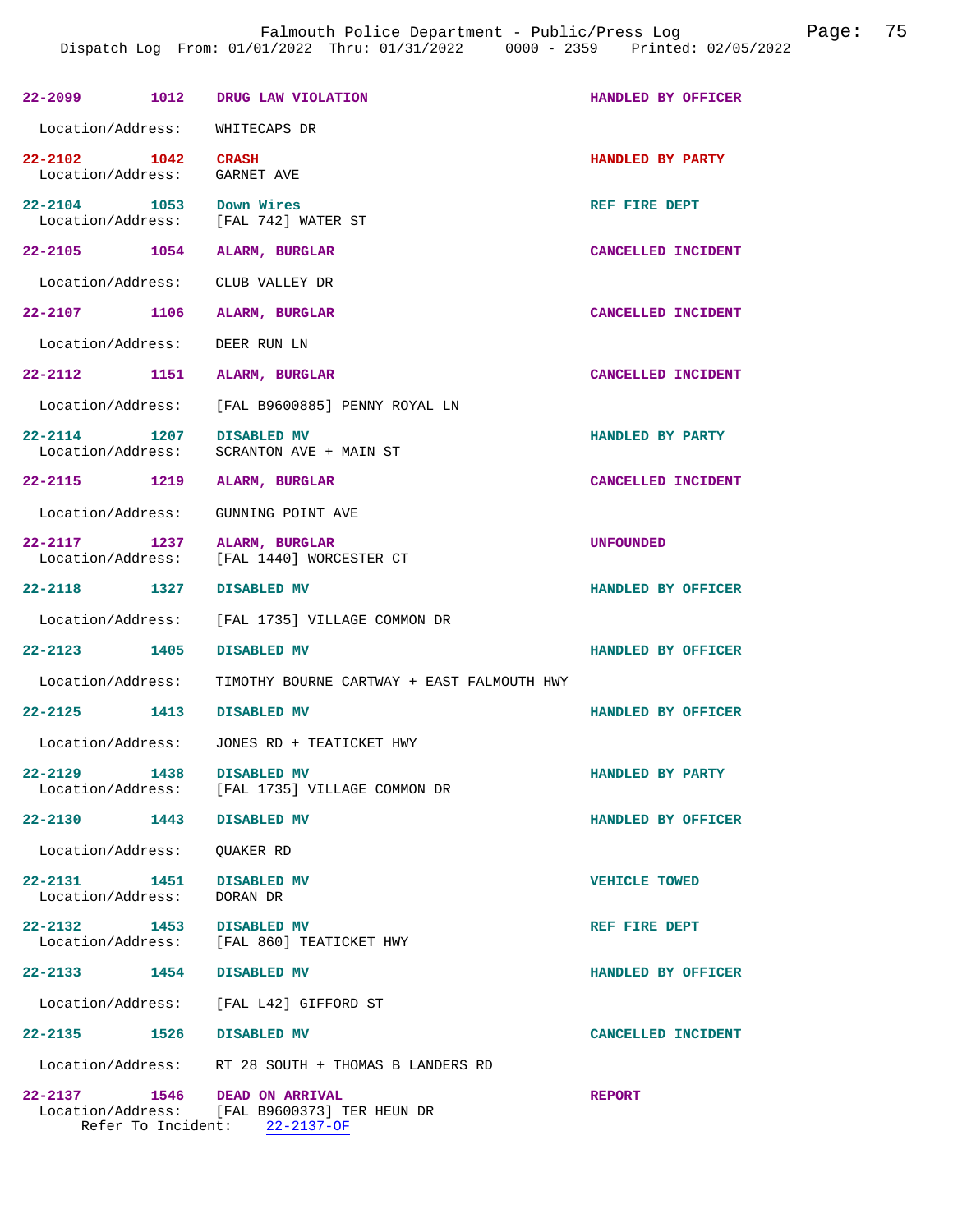**22-2099** 1012 **DRUG LAW VIOLATION** **HANDLED BY OFFICER**

Location/Address: WHITECAPS DR

**22-2102** 1042 **CRASH** **HANDLED BY PARTY**
Location/Address: GARNET AVE

**22-2104** 1053 **Down Wires** **REF FIRE DEPT**
Location/Address: [FAL 742] WATER ST

**22-2105** 1054 **ALARM, BURGLAR** **CANCELLED INCIDENT**

Location/Address: CLUB VALLEY DR

**22-2107** 1106 **ALARM, BURGLAR** **CANCELLED INCIDENT**

Location/Address: DEER RUN LN

**22-2112** 1151 **ALARM, BURGLAR** **CANCELLED INCIDENT**

Location/Address: [FAL B9600885] PENNY ROYAL LN

**22-2114** 1207 **DISABLED MV** **HANDLED BY PARTY**
Location/Address: SCRANTON AVE + MAIN ST

**22-2115** 1219 **ALARM, BURGLAR** **CANCELLED INCIDENT**

Location/Address: GUNNING POINT AVE

**22-2117** 1237 **ALARM, BURGLAR** **UNFOUNDED**
Location/Address: [FAL 1440] WORCESTER CT

**22-2118** 1327 **DISABLED MV** **HANDLED BY OFFICER**

Location/Address: [FAL 1735] VILLAGE COMMON DR

**22-2123** 1405 **DISABLED MV** **HANDLED BY OFFICER**

Location/Address: TIMOTHY BOURNE CARTWAY + EAST FALMOUTH HWY

**22-2125** 1413 **DISABLED MV** **HANDLED BY OFFICER**

Location/Address: JONES RD + TEATICKET HWY

**22-2129** 1438 **DISABLED MV** **HANDLED BY PARTY**
Location/Address: [FAL 1735] VILLAGE COMMON DR

**22-2130** 1443 **DISABLED MV** **HANDLED BY OFFICER**

Location/Address: QUAKER RD

**22-2131** 1451 **DISABLED MV** **VEHICLE TOWED**
Location/Address: DORAN DR

**22-2132** 1453 **DISABLED MV** **REF FIRE DEPT**
Location/Address: [FAL 860] TEATICKET HWY

**22-2133** 1454 **DISABLED MV** **HANDLED BY OFFICER**

Location/Address: [FAL L42] GIFFORD ST

**22-2135** 1526 **DISABLED MV** **CANCELLED INCIDENT**

Location/Address: RT 28 SOUTH + THOMAS B LANDERS RD

**22-2137** 1546 **DEAD ON ARRIVAL** **REPORT**
Location/Address: [FAL B9600373] TER HEUN DR
Refer To Incident: 22-2137-OF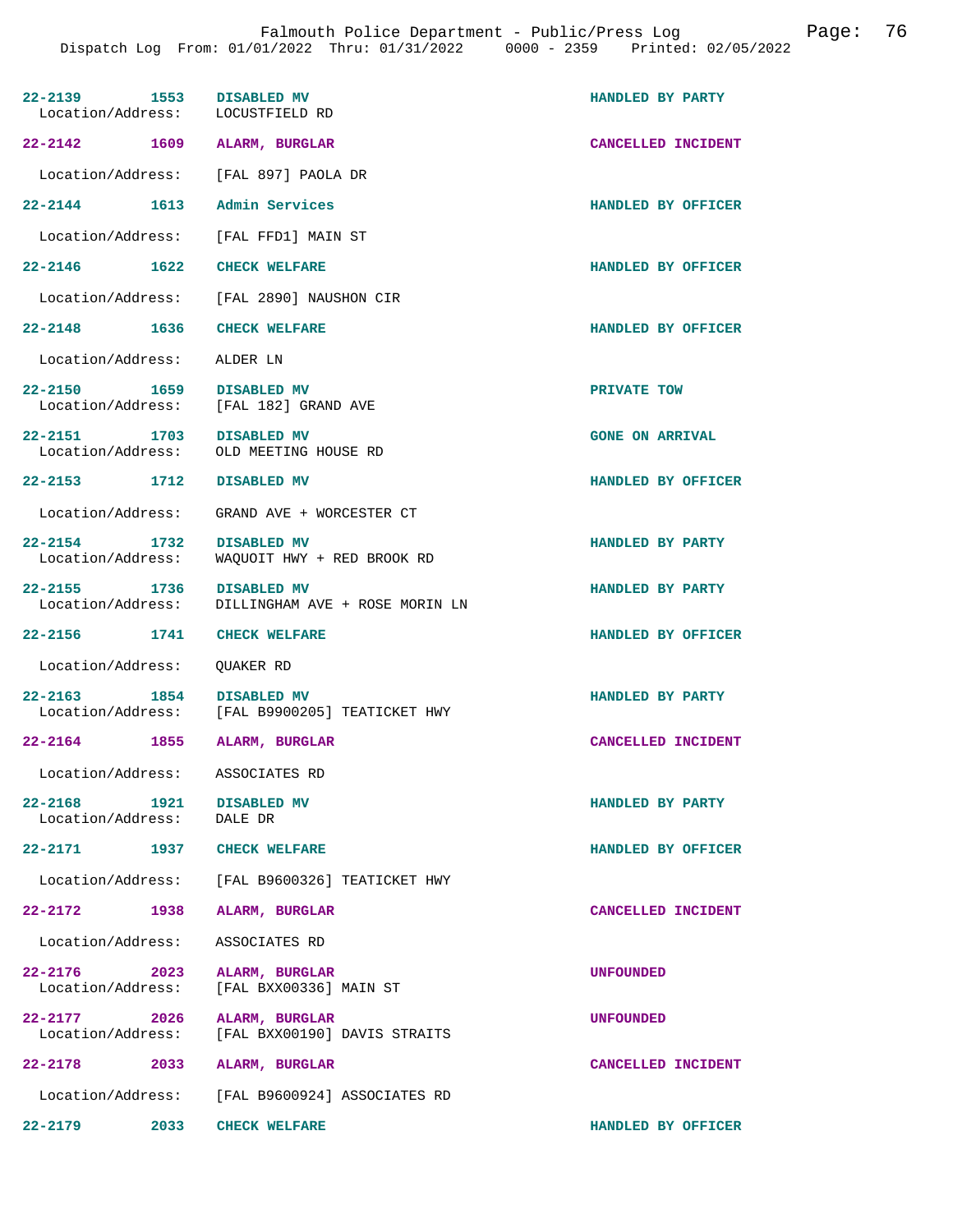22-2139 1553 **DISABLED MV** HANDLED BY PARTY
Location/Address: LOCUSTFIELD RD

22-2142 1609 **ALARM, BURGLAR** CANCELLED INCIDENT
Location/Address: [FAL 897] PAOLA DR

22-2144 1613 **Admin Services** HANDLED BY OFFICER
Location/Address: [FAL FFD1] MAIN ST

22-2146 1622 **CHECK WELFARE** HANDLED BY OFFICER
Location/Address: [FAL 2890] NAUSHON CIR

22-2148 1636 **CHECK WELFARE** HANDLED BY OFFICER
Location/Address: ALDER LN

22-2150 1659 **DISABLED MV** PRIVATE TOW
Location/Address: [FAL 182] GRAND AVE

22-2151 1703 **DISABLED MV** GONE ON ARRIVAL
Location/Address: OLD MEETING HOUSE RD

22-2153 1712 **DISABLED MV** HANDLED BY OFFICER
Location/Address: GRAND AVE + WORCESTER CT

22-2154 1732 **DISABLED MV** HANDLED BY PARTY
Location/Address: WAQUOIT HWY + RED BROOK RD

22-2155 1736 **DISABLED MV** HANDLED BY PARTY
Location/Address: DILLINGHAM AVE + ROSE MORIN LN

22-2156 1741 **CHECK WELFARE** HANDLED BY OFFICER
Location/Address: QUAKER RD

22-2163 1854 **DISABLED MV** HANDLED BY PARTY
Location/Address: [FAL B9900205] TEATICKET HWY

22-2164 1855 **ALARM, BURGLAR** CANCELLED INCIDENT
Location/Address: ASSOCIATES RD

22-2168 1921 **DISABLED MV** HANDLED BY PARTY
Location/Address: DALE DR

22-2171 1937 **CHECK WELFARE** HANDLED BY OFFICER
Location/Address: [FAL B9600326] TEATICKET HWY

22-2172 1938 **ALARM, BURGLAR** CANCELLED INCIDENT
Location/Address: ASSOCIATES RD

22-2176 2023 **ALARM, BURGLAR** UNFOUNDED
Location/Address: [FAL BXX00336] MAIN ST

22-2177 2026 **ALARM, BURGLAR** UNFOUNDED
Location/Address: [FAL BXX00190] DAVIS STRAITS

22-2178 2033 **ALARM, BURGLAR** CANCELLED INCIDENT
Location/Address: [FAL B9600924] ASSOCIATES RD

22-2179 2033 **CHECK WELFARE** HANDLED BY OFFICER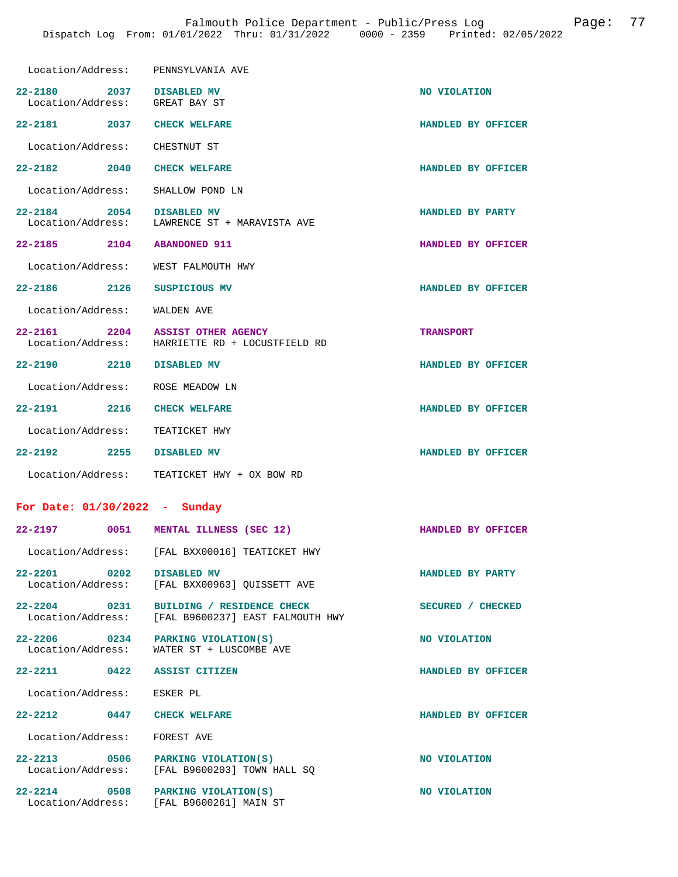Location/Address: PENNSYLVANIA AVE

**22-2180 2037 DISABLED MV** — NO VIOLATION
Location/Address: GREAT BAY ST

**22-2181 2037 CHECK WELFARE** — HANDLED BY OFFICER
Location/Address: CHESTNUT ST

**22-2182 2040 CHECK WELFARE** — HANDLED BY OFFICER
Location/Address: SHALLOW POND LN

**22-2184 2054 DISABLED MV** — HANDLED BY PARTY
Location/Address: LAWRENCE ST + MARAVISTA AVE

**22-2185 2104 ABANDONED 911** — HANDLED BY OFFICER
Location/Address: WEST FALMOUTH HWY

**22-2186 2126 SUSPICIOUS MV** — HANDLED BY OFFICER
Location/Address: WALDEN AVE

**22-2161 2204 ASSIST OTHER AGENCY** — TRANSPORT
Location/Address: HARRIETTE RD + LOCUSTFIELD RD

**22-2190 2210 DISABLED MV** — HANDLED BY OFFICER
Location/Address: ROSE MEADOW LN

**22-2191 2216 CHECK WELFARE** — HANDLED BY OFFICER
Location/Address: TEATICKET HWY

**22-2192 2255 DISABLED MV** — HANDLED BY OFFICER
Location/Address: TEATICKET HWY + OX BOW RD

## For Date: 01/30/2022 - Sunday

**22-2197 0051 MENTAL ILLNESS (SEC 12)** — HANDLED BY OFFICER
Location/Address: [FAL BXX00016] TEATICKET HWY

**22-2201 0202 DISABLED MV** — HANDLED BY PARTY
Location/Address: [FAL BXX00963] QUISSETT AVE

**22-2204 0231 BUILDING / RESIDENCE CHECK** — SECURED / CHECKED
Location/Address: [FAL B9600237] EAST FALMOUTH HWY

**22-2206 0234 PARKING VIOLATION(S)** — NO VIOLATION
Location/Address: WATER ST + LUSCOMBE AVE

**22-2211 0422 ASSIST CITIZEN** — HANDLED BY OFFICER
Location/Address: ESKER PL

**22-2212 0447 CHECK WELFARE** — HANDLED BY OFFICER
Location/Address: FOREST AVE

**22-2213 0506 PARKING VIOLATION(S)** — NO VIOLATION
Location/Address: [FAL B9600203] TOWN HALL SQ

**22-2214 0508 PARKING VIOLATION(S)** — NO VIOLATION
Location/Address: [FAL B9600261] MAIN ST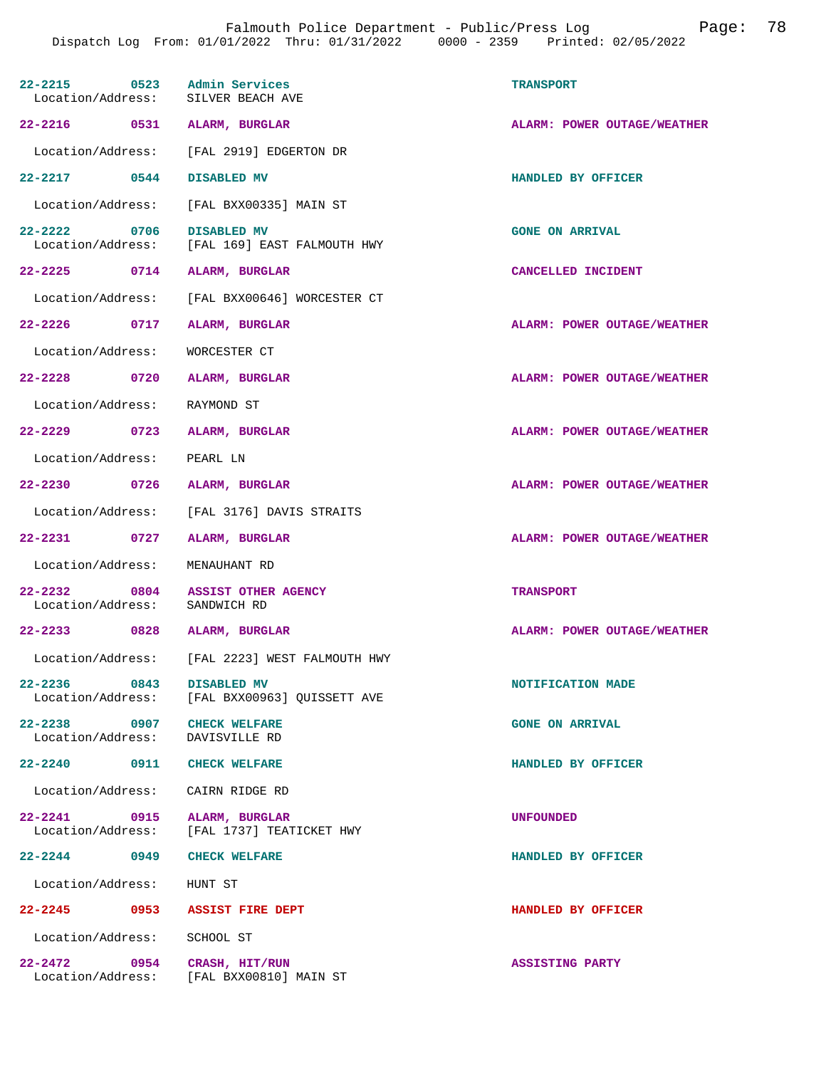| Call # | Time | Call Reason | Action |
|---|---|---|---|
| 22-2215 | 0523 | Admin Services | TRANSPORT |
| Location/Address: | | SILVER BEACH AVE | |
| 22-2216 | 0531 | ALARM, BURGLAR | ALARM: POWER OUTAGE/WEATHER |
| Location/Address: | | [FAL 2919] EDGERTON DR | |
| 22-2217 | 0544 | DISABLED MV | HANDLED BY OFFICER |
| Location/Address: | | [FAL BXX00335] MAIN ST | |
| 22-2222 | 0706 | DISABLED MV | GONE ON ARRIVAL |
| Location/Address: | | [FAL 169] EAST FALMOUTH HWY | |
| 22-2225 | 0714 | ALARM, BURGLAR | CANCELLED INCIDENT |
| Location/Address: | | [FAL BXX00646] WORCESTER CT | |
| 22-2226 | 0717 | ALARM, BURGLAR | ALARM: POWER OUTAGE/WEATHER |
| Location/Address: | | WORCESTER CT | |
| 22-2228 | 0720 | ALARM, BURGLAR | ALARM: POWER OUTAGE/WEATHER |
| Location/Address: | | RAYMOND ST | |
| 22-2229 | 0723 | ALARM, BURGLAR | ALARM: POWER OUTAGE/WEATHER |
| Location/Address: | | PEARL LN | |
| 22-2230 | 0726 | ALARM, BURGLAR | ALARM: POWER OUTAGE/WEATHER |
| Location/Address: | | [FAL 3176] DAVIS STRAITS | |
| 22-2231 | 0727 | ALARM, BURGLAR | ALARM: POWER OUTAGE/WEATHER |
| Location/Address: | | MENAUHANT RD | |
| 22-2232 | 0804 | ASSIST OTHER AGENCY | TRANSPORT |
| Location/Address: | | SANDWICH RD | |
| 22-2233 | 0828 | ALARM, BURGLAR | ALARM: POWER OUTAGE/WEATHER |
| Location/Address: | | [FAL 2223] WEST FALMOUTH HWY | |
| 22-2236 | 0843 | DISABLED MV | NOTIFICATION MADE |
| Location/Address: | | [FAL BXX00963] QUISSETT AVE | |
| 22-2238 | 0907 | CHECK WELFARE | GONE ON ARRIVAL |
| Location/Address: | | DAVISVILLE RD | |
| 22-2240 | 0911 | CHECK WELFARE | HANDLED BY OFFICER |
| Location/Address: | | CAIRN RIDGE RD | |
| 22-2241 | 0915 | ALARM, BURGLAR | UNFOUNDED |
| Location/Address: | | [FAL 1737] TEATICKET HWY | |
| 22-2244 | 0949 | CHECK WELFARE | HANDLED BY OFFICER |
| Location/Address: | | HUNT ST | |
| 22-2245 | 0953 | ASSIST FIRE DEPT | HANDLED BY OFFICER |
| Location/Address: | | SCHOOL ST | |
| 22-2472 | 0954 | CRASH, HIT/RUN | ASSISTING PARTY |
| Location/Address: | | [FAL BXX00810] MAIN ST | |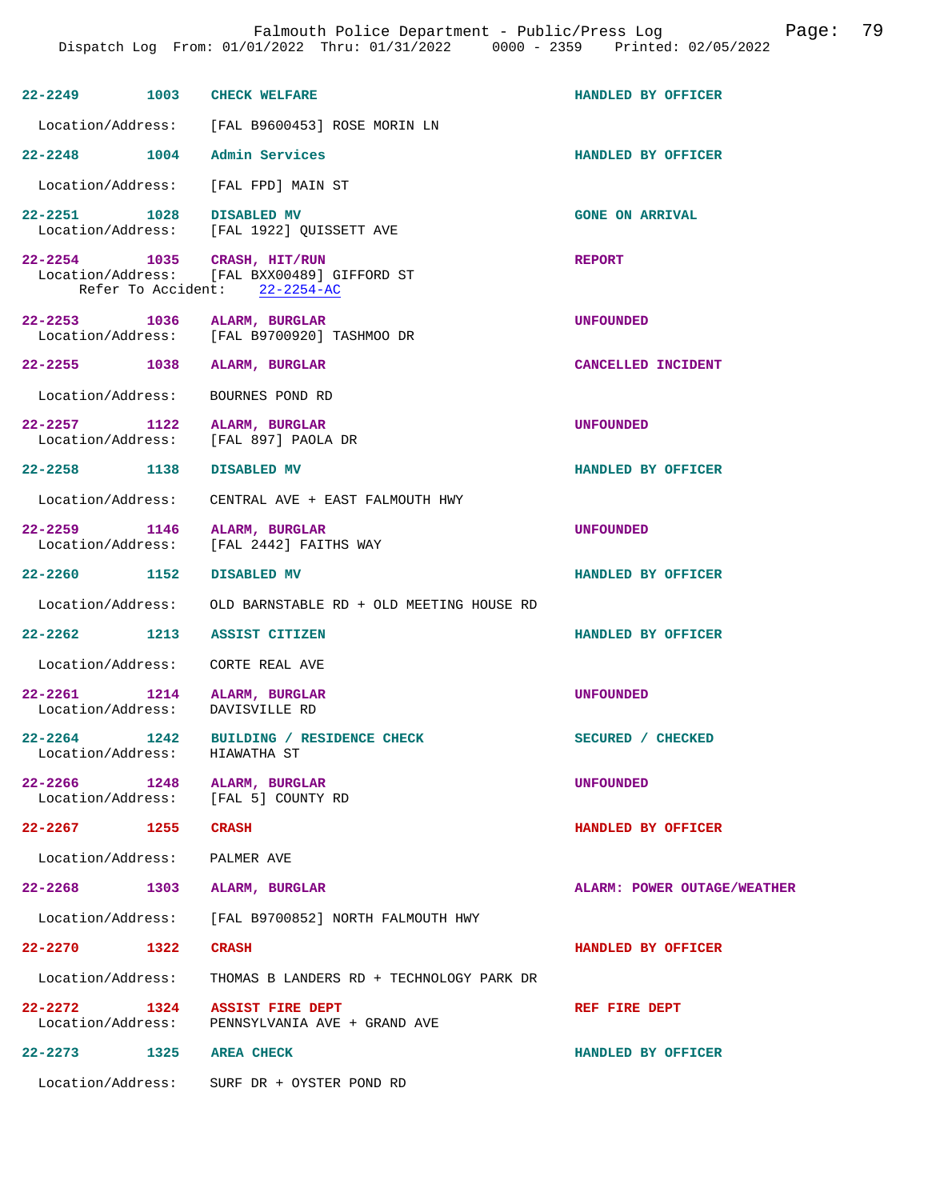| Call # | Time | Call Reason | Action |
|---|---|---|---|
| 22-2249 | 1003 | CHECK WELFARE | HANDLED BY OFFICER |
| Location/Address: | | [FAL B9600453] ROSE MORIN LN | |
| 22-2248 | 1004 | Admin Services | HANDLED BY OFFICER |
| Location/Address: | | [FAL FPD] MAIN ST | |
| 22-2251 | 1028 | DISABLED MV | GONE ON ARRIVAL |
| Location/Address: | | [FAL 1922] QUISSETT AVE | |
| 22-2254 | 1035 | CRASH, HIT/RUN | REPORT |
| Location/Address: | | [FAL BXX00489] GIFFORD ST | |
| Refer To Accident: | | 22-2254-AC | |
| 22-2253 | 1036 | ALARM, BURGLAR | UNFOUNDED |
| Location/Address: | | [FAL B9700920] TASHMOO DR | |
| 22-2255 | 1038 | ALARM, BURGLAR | CANCELLED INCIDENT |
| Location/Address: | | BOURNES POND RD | |
| 22-2257 | 1122 | ALARM, BURGLAR | UNFOUNDED |
| Location/Address: | | [FAL 897] PAOLA DR | |
| 22-2258 | 1138 | DISABLED MV | HANDLED BY OFFICER |
| Location/Address: | | CENTRAL AVE + EAST FALMOUTH HWY | |
| 22-2259 | 1146 | ALARM, BURGLAR | UNFOUNDED |
| Location/Address: | | [FAL 2442] FAITHS WAY | |
| 22-2260 | 1152 | DISABLED MV | HANDLED BY OFFICER |
| Location/Address: | | OLD BARNSTABLE RD + OLD MEETING HOUSE RD | |
| 22-2262 | 1213 | ASSIST CITIZEN | HANDLED BY OFFICER |
| Location/Address: | | CORTE REAL AVE | |
| 22-2261 | 1214 | ALARM, BURGLAR | UNFOUNDED |
| Location/Address: | | DAVISVILLE RD | |
| 22-2264 | 1242 | BUILDING / RESIDENCE CHECK | SECURED / CHECKED |
| Location/Address: | | HIAWATHA ST | |
| 22-2266 | 1248 | ALARM, BURGLAR | UNFOUNDED |
| Location/Address: | | [FAL 5] COUNTY RD | |
| 22-2267 | 1255 | CRASH | HANDLED BY OFFICER |
| Location/Address: | | PALMER AVE | |
| 22-2268 | 1303 | ALARM, BURGLAR | ALARM: POWER OUTAGE/WEATHER |
| Location/Address: | | [FAL B9700852] NORTH FALMOUTH HWY | |
| 22-2270 | 1322 | CRASH | HANDLED BY OFFICER |
| Location/Address: | | THOMAS B LANDERS RD + TECHNOLOGY PARK DR | |
| 22-2272 | 1324 | ASSIST FIRE DEPT | REF FIRE DEPT |
| Location/Address: | | PENNSYLVANIA AVE + GRAND AVE | |
| 22-2273 | 1325 | AREA CHECK | HANDLED BY OFFICER |
| Location/Address: | | SURF DR + OYSTER POND RD | |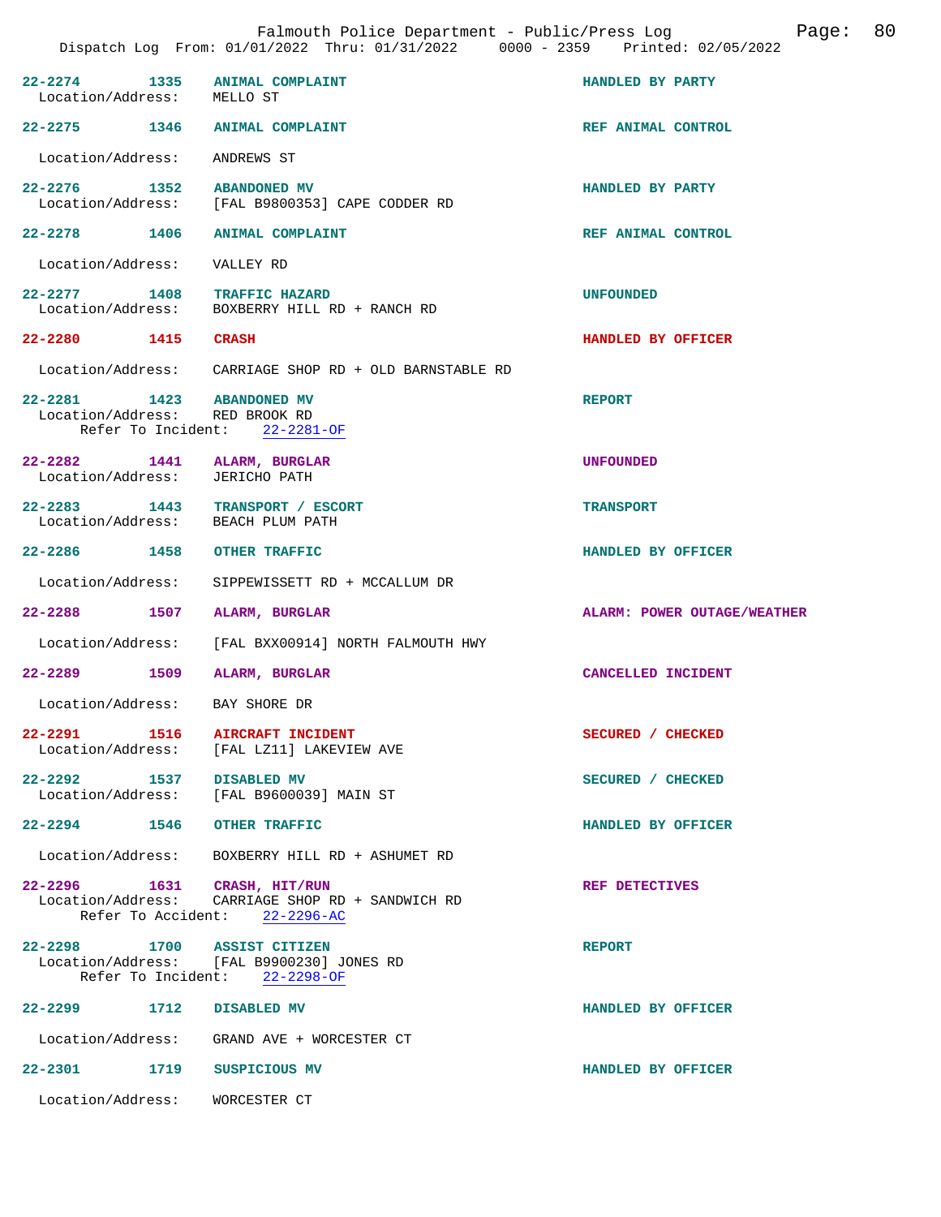| Call # | Time | Type | Disposition |
|---|---|---|---|
| 22-2274 | 1335 | ANIMAL COMPLAINT | HANDLED BY PARTY |

Location/Address: MELLO ST

| Call # | Time | Type | Disposition |
|---|---|---|---|
| 22-2275 | 1346 | ANIMAL COMPLAINT | REF ANIMAL CONTROL |

Location/Address: ANDREWS ST

**22-2276 1352 ABANDONED MV** — HANDLED BY PARTY
Location/Address: [FAL B9800353] CAPE CODDER RD

**22-2278 1406 ANIMAL COMPLAINT** — REF ANIMAL CONTROL
Location/Address: VALLEY RD

**22-2277 1408 TRAFFIC HAZARD** — UNFOUNDED
Location/Address: BOXBERRY HILL RD + RANCH RD

**22-2280 1415 CRASH** — HANDLED BY OFFICER
Location/Address: CARRIAGE SHOP RD + OLD BARNSTABLE RD

**22-2281 1423 ABANDONED MV** — REPORT
Location/Address: RED BROOK RD
Refer To Incident: 22-2281-OF

**22-2282 1441 ALARM, BURGLAR** — UNFOUNDED
Location/Address: JERICHO PATH

**22-2283 1443 TRANSPORT / ESCORT** — TRANSPORT
Location/Address: BEACH PLUM PATH

**22-2286 1458 OTHER TRAFFIC** — HANDLED BY OFFICER
Location/Address: SIPPEWISSETT RD + MCCALLUM DR

**22-2288 1507 ALARM, BURGLAR** — ALARM: POWER OUTAGE/WEATHER
Location/Address: [FAL BXX00914] NORTH FALMOUTH HWY

**22-2289 1509 ALARM, BURGLAR** — CANCELLED INCIDENT
Location/Address: BAY SHORE DR

**22-2291 1516 AIRCRAFT INCIDENT** — SECURED / CHECKED
Location/Address: [FAL LZ11] LAKEVIEW AVE

**22-2292 1537 DISABLED MV** — SECURED / CHECKED
Location/Address: [FAL B9600039] MAIN ST

**22-2294 1546 OTHER TRAFFIC** — HANDLED BY OFFICER
Location/Address: BOXBERRY HILL RD + ASHUMET RD

**22-2296 1631 CRASH, HIT/RUN** — REF DETECTIVES
Location/Address: CARRIAGE SHOP RD + SANDWICH RD
Refer To Accident: 22-2296-AC

**22-2298 1700 ASSIST CITIZEN** — REPORT
Location/Address: [FAL B9900230] JONES RD
Refer To Incident: 22-2298-OF

**22-2299 1712 DISABLED MV** — HANDLED BY OFFICER
Location/Address: GRAND AVE + WORCESTER CT

**22-2301 1719 SUSPICIOUS MV** — HANDLED BY OFFICER
Location/Address: WORCESTER CT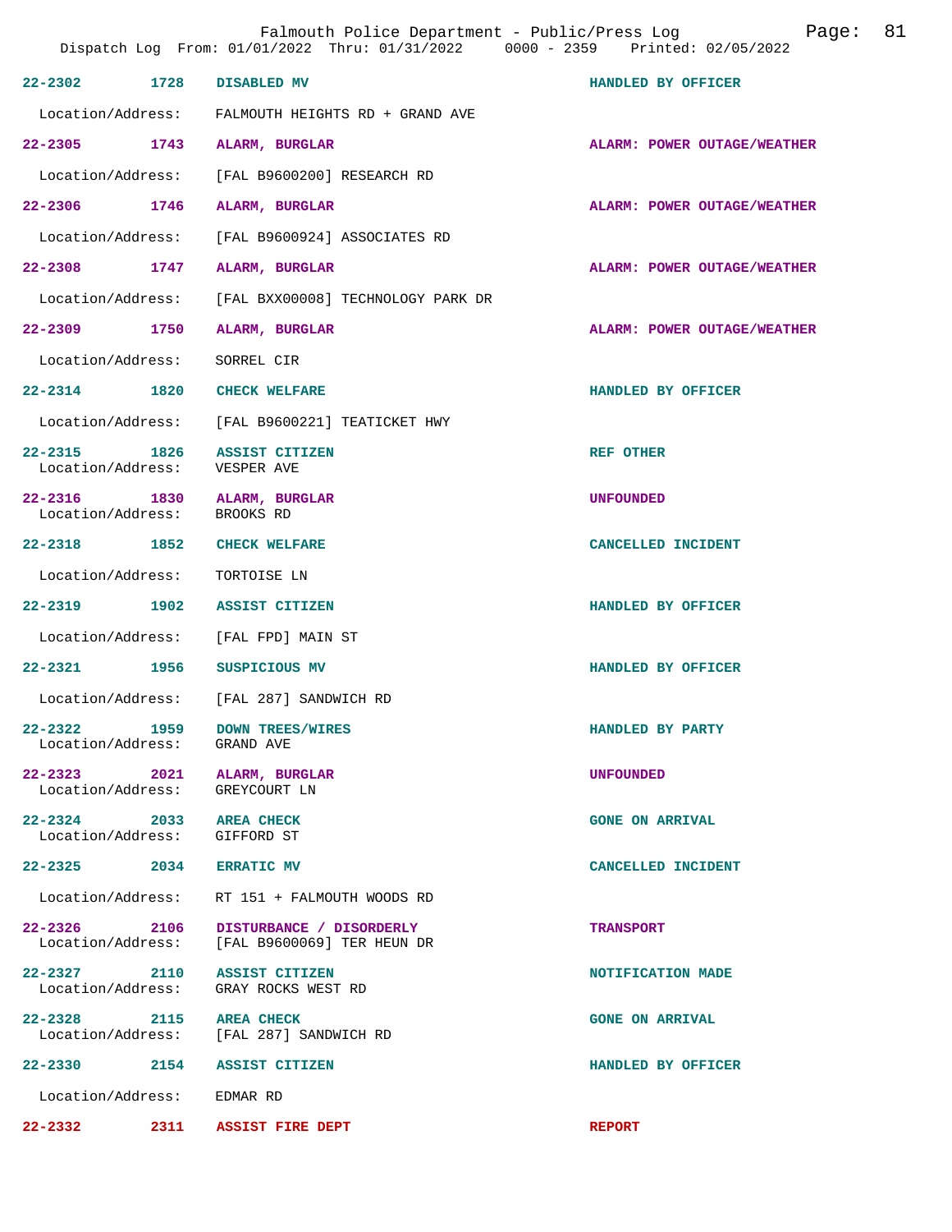Falmouth Police Department - Public/Press Log

Dispatch Log From: 01/01/2022 Thru: 01/31/2022 0000 - 2359 Printed: 02/05/2022

**22-2302** 1728 **DISABLED MV** — HANDLED BY OFFICER
Location/Address: FALMOUTH HEIGHTS RD + GRAND AVE

**22-2305** 1743 **ALARM, BURGLAR** — ALARM: POWER OUTAGE/WEATHER
Location/Address: [FAL B9600200] RESEARCH RD

**22-2306** 1746 **ALARM, BURGLAR** — ALARM: POWER OUTAGE/WEATHER
Location/Address: [FAL B9600924] ASSOCIATES RD

**22-2308** 1747 **ALARM, BURGLAR** — ALARM: POWER OUTAGE/WEATHER
Location/Address: [FAL BXX00008] TECHNOLOGY PARK DR

**22-2309** 1750 **ALARM, BURGLAR** — ALARM: POWER OUTAGE/WEATHER
Location/Address: SORREL CIR

**22-2314** 1820 **CHECK WELFARE** — HANDLED BY OFFICER
Location/Address: [FAL B9600221] TEATICKET HWY

**22-2315** 1826 **ASSIST CITIZEN** — REF OTHER
Location/Address: VESPER AVE

**22-2316** 1830 **ALARM, BURGLAR** — UNFOUNDED
Location/Address: BROOKS RD

**22-2318** 1852 **CHECK WELFARE** — CANCELLED INCIDENT
Location/Address: TORTOISE LN

**22-2319** 1902 **ASSIST CITIZEN** — HANDLED BY OFFICER
Location/Address: [FAL FPD] MAIN ST

**22-2321** 1956 **SUSPICIOUS MV** — HANDLED BY OFFICER
Location/Address: [FAL 287] SANDWICH RD

**22-2322** 1959 **DOWN TREES/WIRES** — HANDLED BY PARTY
Location/Address: GRAND AVE

**22-2323** 2021 **ALARM, BURGLAR** — UNFOUNDED
Location/Address: GREYCOURT LN

**22-2324** 2033 **AREA CHECK** — GONE ON ARRIVAL
Location/Address: GIFFORD ST

**22-2325** 2034 **ERRATIC MV** — CANCELLED INCIDENT
Location/Address: RT 151 + FALMOUTH WOODS RD

**22-2326** 2106 **DISTURBANCE / DISORDERLY** — TRANSPORT
Location/Address: [FAL B9600069] TER HEUN DR

**22-2327** 2110 **ASSIST CITIZEN** — NOTIFICATION MADE
Location/Address: GRAY ROCKS WEST RD

**22-2328** 2115 **AREA CHECK** — GONE ON ARRIVAL
Location/Address: [FAL 287] SANDWICH RD

**22-2330** 2154 **ASSIST CITIZEN** — HANDLED BY OFFICER
Location/Address: EDMAR RD

**22-2332** 2311 **ASSIST FIRE DEPT** — REPORT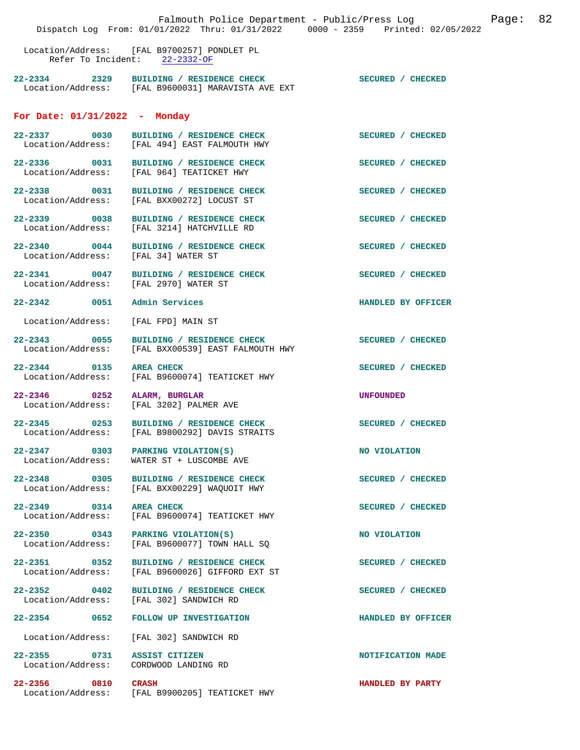Location/Address: [FAL B9700257] PONDLET PL
Refer To Incident: 22-2332-OF

22-2334 2329 BUILDING / RESIDENCE CHECK SECURED / CHECKED
Location/Address: [FAL B9600031] MARAVISTA AVE EXT

## For Date: 01/31/2022 - Monday

22-2337 0030 BUILDING / RESIDENCE CHECK SECURED / CHECKED
Location/Address: [FAL 494] EAST FALMOUTH HWY

22-2336 0031 BUILDING / RESIDENCE CHECK SECURED / CHECKED
Location/Address: [FAL 964] TEATICKET HWY

22-2338 0031 BUILDING / RESIDENCE CHECK SECURED / CHECKED
Location/Address: [FAL BXX00272] LOCUST ST

22-2339 0038 BUILDING / RESIDENCE CHECK SECURED / CHECKED
Location/Address: [FAL 3214] HATCHVILLE RD

22-2340 0044 BUILDING / RESIDENCE CHECK SECURED / CHECKED
Location/Address: [FAL 34] WATER ST

22-2341 0047 BUILDING / RESIDENCE CHECK SECURED / CHECKED
Location/Address: [FAL 2970] WATER ST

22-2342 0051 Admin Services HANDLED BY OFFICER

Location/Address: [FAL FPD] MAIN ST

22-2343 0055 BUILDING / RESIDENCE CHECK SECURED / CHECKED
Location/Address: [FAL BXX00539] EAST FALMOUTH HWY

22-2344 0135 AREA CHECK SECURED / CHECKED
Location/Address: [FAL B9600074] TEATICKET HWY

22-2346 0252 ALARM, BURGLAR UNFOUNDED
Location/Address: [FAL 3202] PALMER AVE

22-2345 0253 BUILDING / RESIDENCE CHECK SECURED / CHECKED
Location/Address: [FAL B9800292] DAVIS STRAITS

22-2347 0303 PARKING VIOLATION(S) NO VIOLATION
Location/Address: WATER ST + LUSCOMBE AVE

22-2348 0305 BUILDING / RESIDENCE CHECK SECURED / CHECKED
Location/Address: [FAL BXX00229] WAQUOIT HWY

22-2349 0314 AREA CHECK SECURED / CHECKED
Location/Address: [FAL B9600074] TEATICKET HWY

22-2350 0343 PARKING VIOLATION(S) NO VIOLATION
Location/Address: [FAL B9600077] TOWN HALL SQ

22-2351 0352 BUILDING / RESIDENCE CHECK SECURED / CHECKED
Location/Address: [FAL B9600026] GIFFORD EXT ST

22-2352 0402 BUILDING / RESIDENCE CHECK SECURED / CHECKED
Location/Address: [FAL 302] SANDWICH RD

22-2354 0652 FOLLOW UP INVESTIGATION HANDLED BY OFFICER

Location/Address: [FAL 302] SANDWICH RD

22-2355 0731 ASSIST CITIZEN NOTIFICATION MADE
Location/Address: CORDWOOD LANDING RD

22-2356 0810 CRASH HANDLED BY PARTY
Location/Address: [FAL B9900205] TEATICKET HWY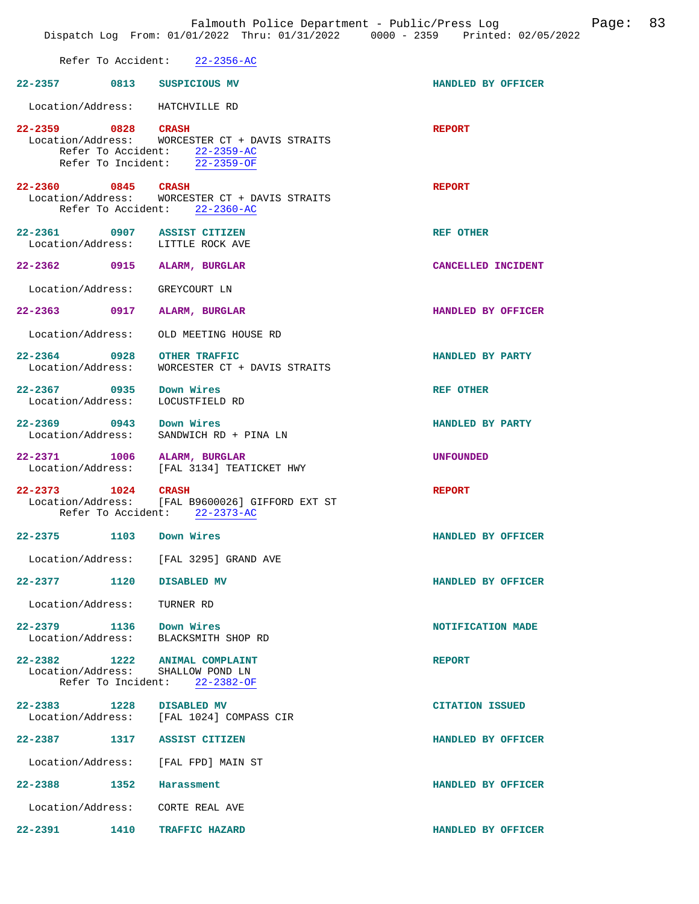Refer To Accident: 22-2356-AC

**22-2357** 0813 **SUSPICIOUS MV** HANDLED BY OFFICER
Location/Address: HATCHVILLE RD

**22-2359** 0828 **CRASH** REPORT
Location/Address: WORCESTER CT + DAVIS STRAITS
Refer To Accident: 22-2359-AC
Refer To Incident: 22-2359-OF

**22-2360** 0845 **CRASH** REPORT
Location/Address: WORCESTER CT + DAVIS STRAITS
Refer To Accident: 22-2360-AC

**22-2361** 0907 **ASSIST CITIZEN** REF OTHER
Location/Address: LITTLE ROCK AVE

**22-2362** 0915 **ALARM, BURGLAR** CANCELLED INCIDENT
Location/Address: GREYCOURT LN

**22-2363** 0917 **ALARM, BURGLAR** HANDLED BY OFFICER
Location/Address: OLD MEETING HOUSE RD

**22-2364** 0928 **OTHER TRAFFIC** HANDLED BY PARTY
Location/Address: WORCESTER CT + DAVIS STRAITS

**22-2367** 0935 **Down Wires** REF OTHER
Location/Address: LOCUSTFIELD RD

**22-2369** 0943 **Down Wires** HANDLED BY PARTY
Location/Address: SANDWICH RD + PINA LN

**22-2371** 1006 **ALARM, BURGLAR** UNFOUNDED
Location/Address: [FAL 3134] TEATICKET HWY

**22-2373** 1024 **CRASH** REPORT
Location/Address: [FAL B9600026] GIFFORD EXT ST
Refer To Accident: 22-2373-AC

**22-2375** 1103 **Down Wires** HANDLED BY OFFICER
Location/Address: [FAL 3295] GRAND AVE

**22-2377** 1120 **DISABLED MV** HANDLED BY OFFICER
Location/Address: TURNER RD

**22-2379** 1136 **Down Wires** NOTIFICATION MADE
Location/Address: BLACKSMITH SHOP RD

**22-2382** 1222 **ANIMAL COMPLAINT** REPORT
Location/Address: SHALLOW POND LN
Refer To Incident: 22-2382-OF

**22-2383** 1228 **DISABLED MV** CITATION ISSUED
Location/Address: [FAL 1024] COMPASS CIR

**22-2387** 1317 **ASSIST CITIZEN** HANDLED BY OFFICER
Location/Address: [FAL FPD] MAIN ST

**22-2388** 1352 **Harassment** HANDLED BY OFFICER
Location/Address: CORTE REAL AVE

**22-2391** 1410 **TRAFFIC HAZARD** HANDLED BY OFFICER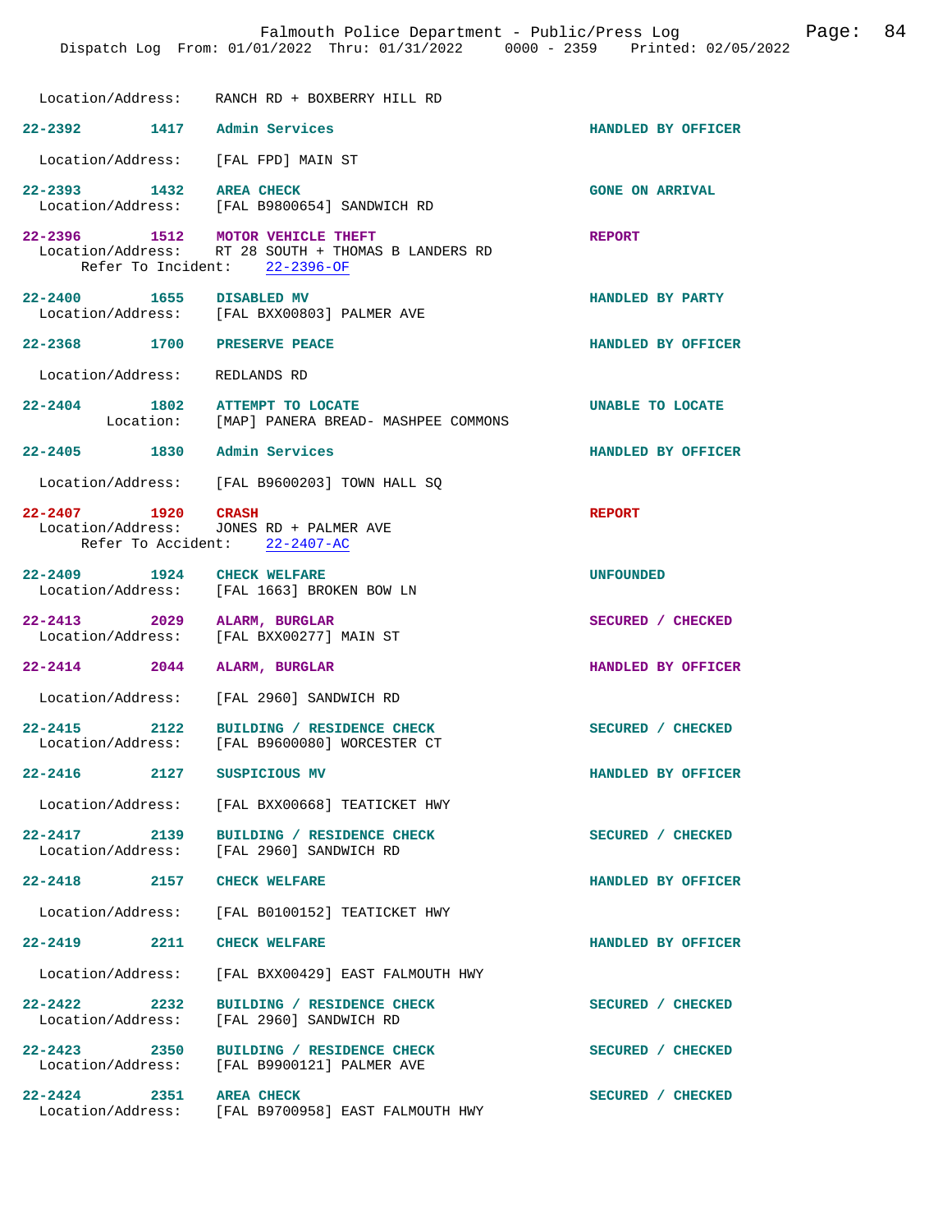Location/Address: RANCH RD + BOXBERRY HILL RD

**22-2392** 1417 **Admin Services** HANDLED BY OFFICER

Location/Address: [FAL FPD] MAIN ST

**22-2393** 1432 **AREA CHECK** GONE ON ARRIVAL
Location/Address: [FAL B9800654] SANDWICH RD

**22-2396** 1512 **MOTOR VEHICLE THEFT** REPORT
Location/Address: RT 28 SOUTH + THOMAS B LANDERS RD
Refer To Incident: 22-2396-OF

**22-2400** 1655 **DISABLED MV** HANDLED BY PARTY
Location/Address: [FAL BXX00803] PALMER AVE

**22-2368** 1700 **PRESERVE PEACE** HANDLED BY OFFICER

Location/Address: REDLANDS RD

**22-2404** 1802 **ATTEMPT TO LOCATE** UNABLE TO LOCATE
Location: [MAP] PANERA BREAD- MASHPEE COMMONS

**22-2405** 1830 **Admin Services** HANDLED BY OFFICER

Location/Address: [FAL B9600203] TOWN HALL SQ

**22-2407** 1920 **CRASH** REPORT
Location/Address: JONES RD + PALMER AVE
Refer To Accident: 22-2407-AC

**22-2409** 1924 **CHECK WELFARE** UNFOUNDED
Location/Address: [FAL 1663] BROKEN BOW LN

**22-2413** 2029 **ALARM, BURGLAR** SECURED / CHECKED
Location/Address: [FAL BXX00277] MAIN ST

**22-2414** 2044 **ALARM, BURGLAR** HANDLED BY OFFICER

Location/Address: [FAL 2960] SANDWICH RD

**22-2415** 2122 **BUILDING / RESIDENCE CHECK** SECURED / CHECKED
Location/Address: [FAL B9600080] WORCESTER CT

**22-2416** 2127 **SUSPICIOUS MV** HANDLED BY OFFICER

Location/Address: [FAL BXX00668] TEATICKET HWY

**22-2417** 2139 **BUILDING / RESIDENCE CHECK** SECURED / CHECKED
Location/Address: [FAL 2960] SANDWICH RD

**22-2418** 2157 **CHECK WELFARE** HANDLED BY OFFICER

Location/Address: [FAL B0100152] TEATICKET HWY

**22-2419** 2211 **CHECK WELFARE** HANDLED BY OFFICER

Location/Address: [FAL BXX00429] EAST FALMOUTH HWY

**22-2422** 2232 **BUILDING / RESIDENCE CHECK** SECURED / CHECKED
Location/Address: [FAL 2960] SANDWICH RD

**22-2423** 2350 **BUILDING / RESIDENCE CHECK** SECURED / CHECKED
Location/Address: [FAL B9900121] PALMER AVE

**22-2424** 2351 **AREA CHECK** SECURED / CHECKED
Location/Address: [FAL B9700958] EAST FALMOUTH HWY